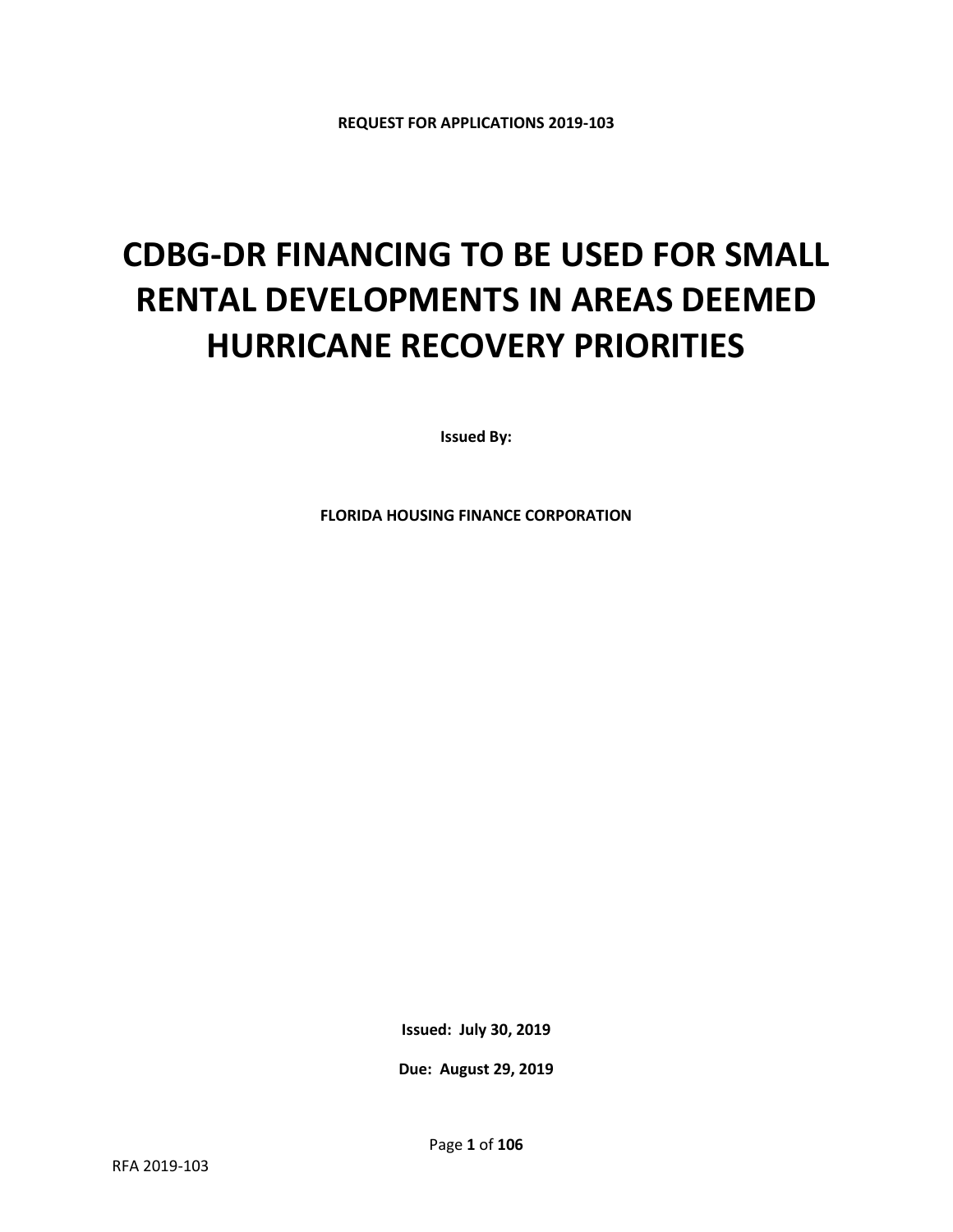**REQUEST FOR APPLICATIONS 2019-103**

# CDBG-DR FINANCING TO BE USED FOR SMALL RENTAL DEVELOPMENTS IN AREAS DEEMED HURRICANE RECOVERY PRIORITIES

**Issued By:**

**FLORIDA HOUSING FINANCE CORPORATION**

**Issued: July 30, 2019**

**Due: August 29, 2019**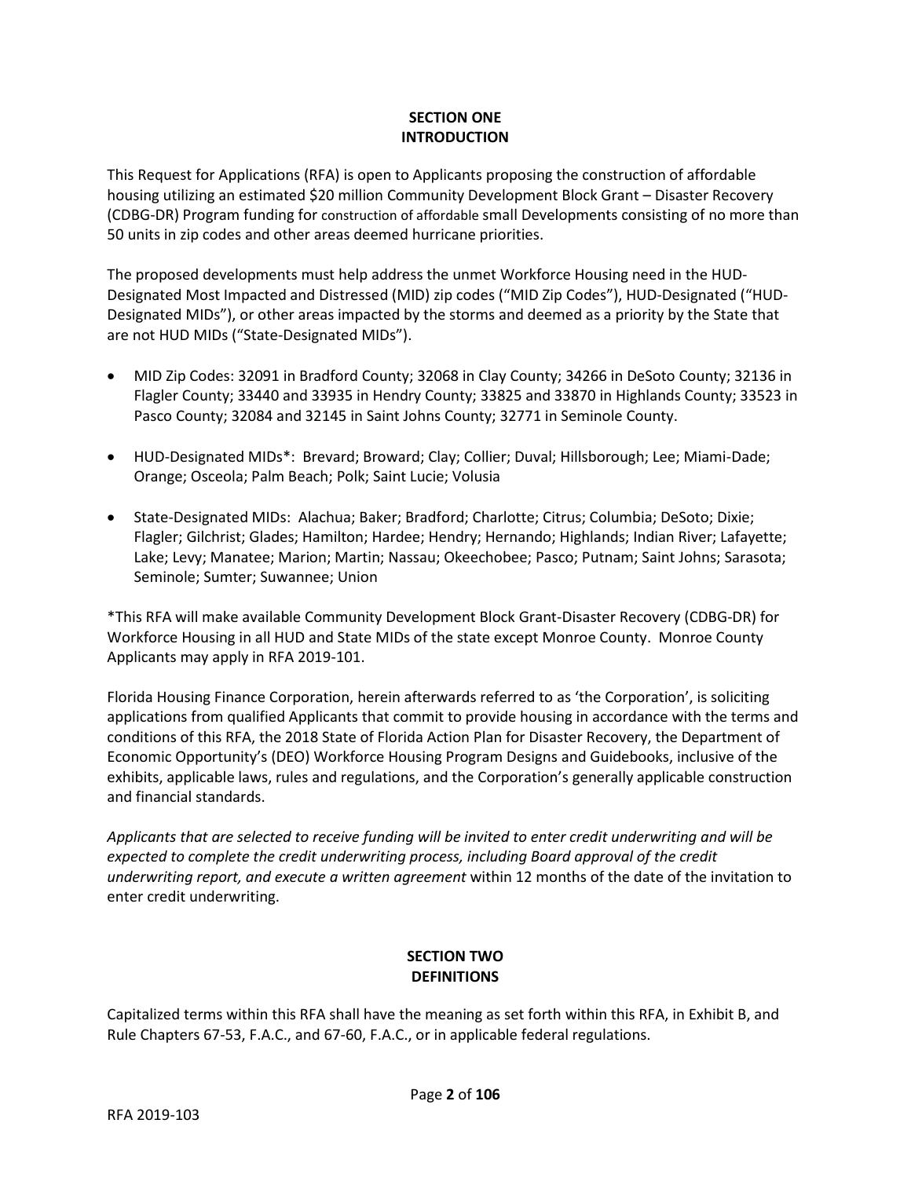## SECTION ONE
## INTRODUCTION

This Request for Applications (RFA) is open to Applicants proposing the construction of affordable housing utilizing an estimated $20 million Community Development Block Grant – Disaster Recovery (CDBG-DR) Program funding for construction of affordable small Developments consisting of no more than 50 units in zip codes and other areas deemed hurricane priorities.

The proposed developments must help address the unmet Workforce Housing need in the HUD-Designated Most Impacted and Distressed (MID) zip codes ("MID Zip Codes"), HUD-Designated ("HUD-Designated MIDs"), or other areas impacted by the storms and deemed as a priority by the State that are not HUD MIDs ("State-Designated MIDs").

- MID Zip Codes: 32091 in Bradford County; 32068 in Clay County; 34266 in DeSoto County; 32136 in Flagler County; 33440 and 33935 in Hendry County; 33825 and 33870 in Highlands County; 33523 in Pasco County; 32084 and 32145 in Saint Johns County; 32771 in Seminole County.
- HUD-Designated MIDs*: Brevard; Broward; Clay; Collier; Duval; Hillsborough; Lee; Miami-Dade; Orange; Osceola; Palm Beach; Polk; Saint Lucie; Volusia
- State-Designated MIDs: Alachua; Baker; Bradford; Charlotte; Citrus; Columbia; DeSoto; Dixie; Flagler; Gilchrist; Glades; Hamilton; Hardee; Hendry; Hernando; Highlands; Indian River; Lafayette; Lake; Levy; Manatee; Marion; Martin; Nassau; Okeechobee; Pasco; Putnam; Saint Johns; Sarasota; Seminole; Sumter; Suwannee; Union

*This RFA will make available Community Development Block Grant-Disaster Recovery (CDBG-DR) for Workforce Housing in all HUD and State MIDs of the state except Monroe County. Monroe County Applicants may apply in RFA 2019-101.

Florida Housing Finance Corporation, herein afterwards referred to as 'the Corporation', is soliciting applications from qualified Applicants that commit to provide housing in accordance with the terms and conditions of this RFA, the 2018 State of Florida Action Plan for Disaster Recovery, the Department of Economic Opportunity's (DEO) Workforce Housing Program Designs and Guidebooks, inclusive of the exhibits, applicable laws, rules and regulations, and the Corporation's generally applicable construction and financial standards.

*Applicants that are selected to receive funding will be invited to enter credit underwriting and will be expected to complete the credit underwriting process, including Board approval of the credit underwriting report, and execute a written agreement* within 12 months of the date of the invitation to enter credit underwriting.

## SECTION TWO
## DEFINITIONS

Capitalized terms within this RFA shall have the meaning as set forth within this RFA, in Exhibit B, and Rule Chapters 67-53, F.A.C., and 67-60, F.A.C., or in applicable federal regulations.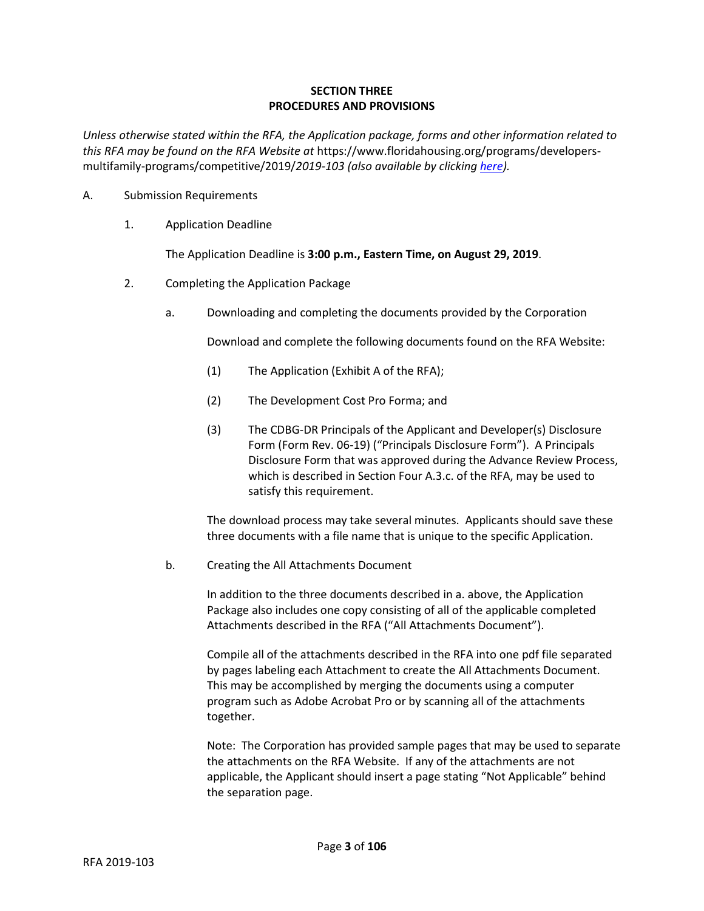## SECTION THREE
## PROCEDURES AND PROVISIONS

*Unless otherwise stated within the RFA, the Application package, forms and other information related to this RFA may be found on the RFA Website at* https://www.floridahousing.org/programs/developers-multifamily-programs/competitive/2019/*2019-103 (also available by clicking [here](https://www.floridahousing.org/programs/developers-multifamily-programs/competitive/2019/2019-103)).*

A. Submission Requirements

1. Application Deadline

   The Application Deadline is **3:00 p.m., Eastern Time, on August 29, 2019**.

2. Completing the Application Package

   a. Downloading and completing the documents provided by the Corporation

      Download and complete the following documents found on the RFA Website:

      (1) The Application (Exhibit A of the RFA);

      (2) The Development Cost Pro Forma; and

      (3) The CDBG-DR Principals of the Applicant and Developer(s) Disclosure Form (Form Rev. 06-19) ("Principals Disclosure Form"). A Principals Disclosure Form that was approved during the Advance Review Process, which is described in Section Four A.3.c. of the RFA, may be used to satisfy this requirement.

      The download process may take several minutes. Applicants should save these three documents with a file name that is unique to the specific Application.

   b. Creating the All Attachments Document

      In addition to the three documents described in a. above, the Application Package also includes one copy consisting of all of the applicable completed Attachments described in the RFA ("All Attachments Document").

      Compile all of the attachments described in the RFA into one pdf file separated by pages labeling each Attachment to create the All Attachments Document. This may be accomplished by merging the documents using a computer program such as Adobe Acrobat Pro or by scanning all of the attachments together.

      Note: The Corporation has provided sample pages that may be used to separate the attachments on the RFA Website. If any of the attachments are not applicable, the Applicant should insert a page stating "Not Applicable" behind the separation page.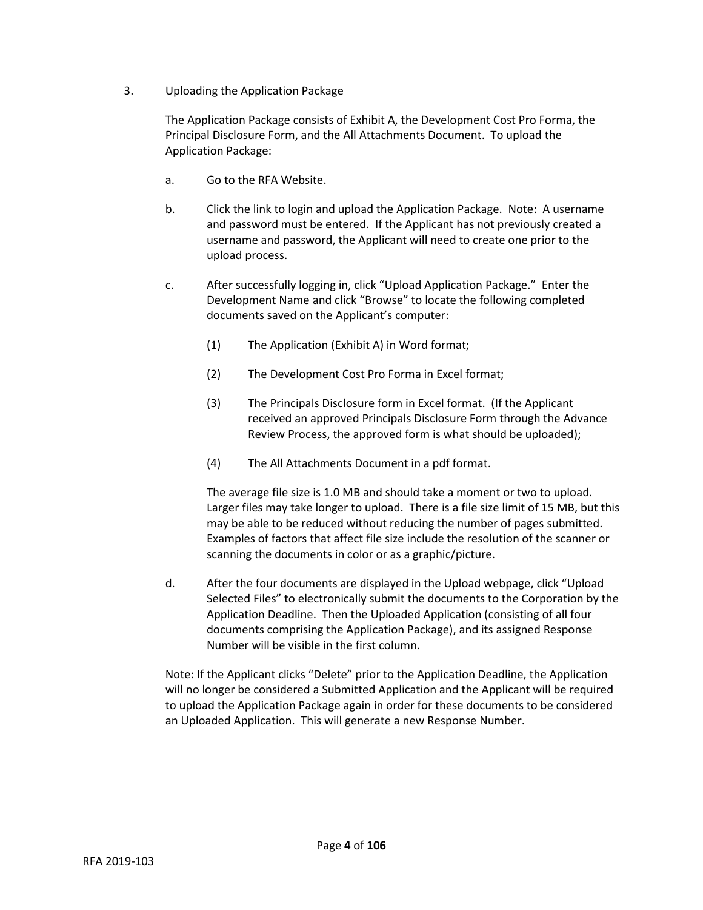3. Uploading the Application Package

The Application Package consists of Exhibit A, the Development Cost Pro Forma, the Principal Disclosure Form, and the All Attachments Document. To upload the Application Package:

a. Go to the RFA Website.

b. Click the link to login and upload the Application Package. Note: A username and password must be entered. If the Applicant has not previously created a username and password, the Applicant will need to create one prior to the upload process.

c. After successfully logging in, click "Upload Application Package." Enter the Development Name and click "Browse" to locate the following completed documents saved on the Applicant's computer:

   (1) The Application (Exhibit A) in Word format;

   (2) The Development Cost Pro Forma in Excel format;

   (3) The Principals Disclosure form in Excel format. (If the Applicant received an approved Principals Disclosure Form through the Advance Review Process, the approved form is what should be uploaded);

   (4) The All Attachments Document in a pdf format.

   The average file size is 1.0 MB and should take a moment or two to upload. Larger files may take longer to upload. There is a file size limit of 15 MB, but this may be able to be reduced without reducing the number of pages submitted. Examples of factors that affect file size include the resolution of the scanner or scanning the documents in color or as a graphic/picture.

d. After the four documents are displayed in the Upload webpage, click "Upload Selected Files" to electronically submit the documents to the Corporation by the Application Deadline. Then the Uploaded Application (consisting of all four documents comprising the Application Package), and its assigned Response Number will be visible in the first column.

Note: If the Applicant clicks "Delete" prior to the Application Deadline, the Application will no longer be considered a Submitted Application and the Applicant will be required to upload the Application Package again in order for these documents to be considered an Uploaded Application. This will generate a new Response Number.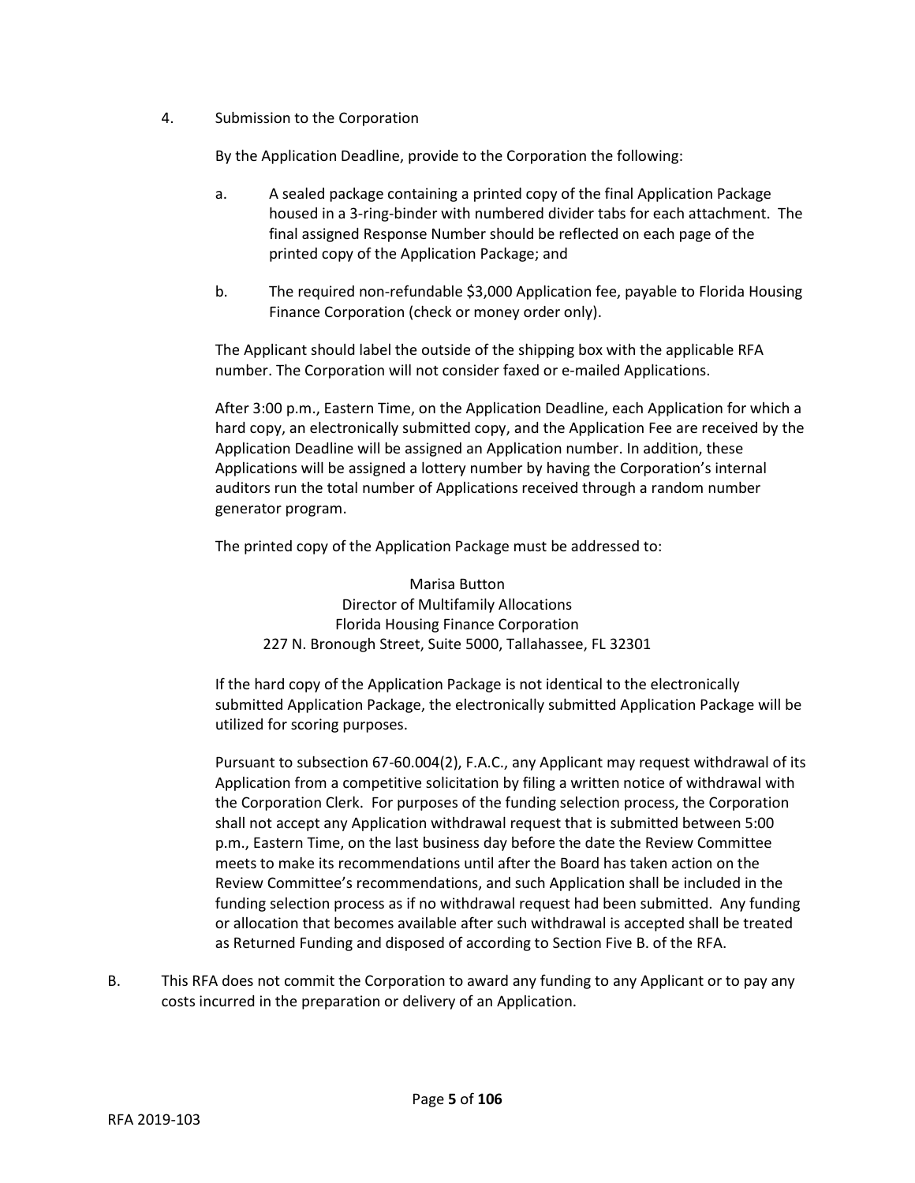4. Submission to the Corporation

   By the Application Deadline, provide to the Corporation the following:

   a. A sealed package containing a printed copy of the final Application Package housed in a 3-ring-binder with numbered divider tabs for each attachment. The final assigned Response Number should be reflected on each page of the printed copy of the Application Package; and

   b. The required non-refundable $3,000 Application fee, payable to Florida Housing Finance Corporation (check or money order only).

   The Applicant should label the outside of the shipping box with the applicable RFA number. The Corporation will not consider faxed or e-mailed Applications.

   After 3:00 p.m., Eastern Time, on the Application Deadline, each Application for which a hard copy, an electronically submitted copy, and the Application Fee are received by the Application Deadline will be assigned an Application number. In addition, these Applications will be assigned a lottery number by having the Corporation's internal auditors run the total number of Applications received through a random number generator program.

   The printed copy of the Application Package must be addressed to:

   Marisa Button
   Director of Multifamily Allocations
   Florida Housing Finance Corporation
   227 N. Bronough Street, Suite 5000, Tallahassee, FL 32301

   If the hard copy of the Application Package is not identical to the electronically submitted Application Package, the electronically submitted Application Package will be utilized for scoring purposes.

   Pursuant to subsection 67-60.004(2), F.A.C., any Applicant may request withdrawal of its Application from a competitive solicitation by filing a written notice of withdrawal with the Corporation Clerk. For purposes of the funding selection process, the Corporation shall not accept any Application withdrawal request that is submitted between 5:00 p.m., Eastern Time, on the last business day before the date the Review Committee meets to make its recommendations until after the Board has taken action on the Review Committee's recommendations, and such Application shall be included in the funding selection process as if no withdrawal request had been submitted. Any funding or allocation that becomes available after such withdrawal is accepted shall be treated as Returned Funding and disposed of according to Section Five B. of the RFA.

B. This RFA does not commit the Corporation to award any funding to any Applicant or to pay any costs incurred in the preparation or delivery of an Application.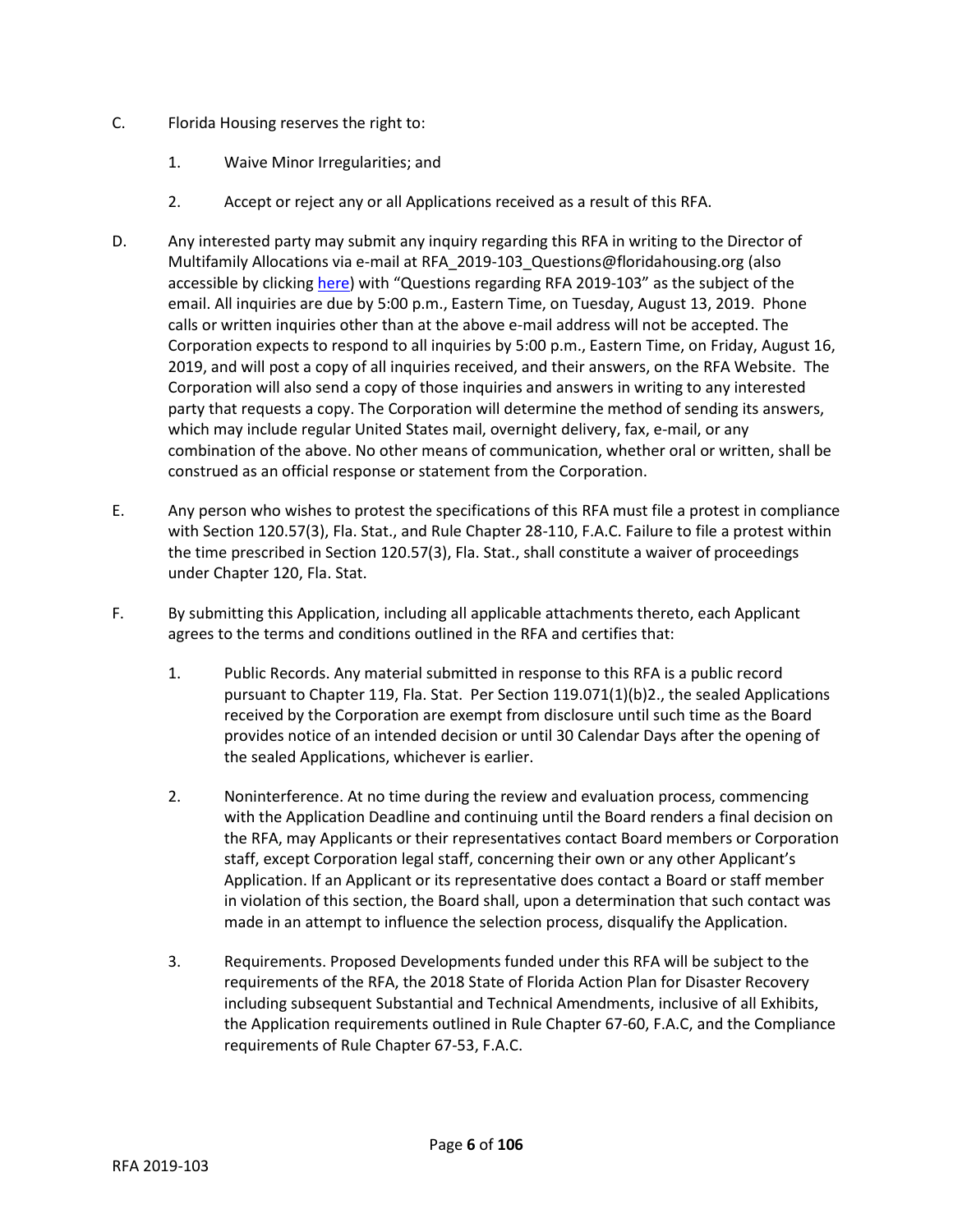C. Florida Housing reserves the right to:

   1. Waive Minor Irregularities; and

   2. Accept or reject any or all Applications received as a result of this RFA.

D. Any interested party may submit any inquiry regarding this RFA in writing to the Director of Multifamily Allocations via e-mail at RFA_2019-103_Questions@floridahousing.org (also accessible by clicking here) with "Questions regarding RFA 2019-103" as the subject of the email. All inquiries are due by 5:00 p.m., Eastern Time, on Tuesday, August 13, 2019. Phone calls or written inquiries other than at the above e-mail address will not be accepted. The Corporation expects to respond to all inquiries by 5:00 p.m., Eastern Time, on Friday, August 16, 2019, and will post a copy of all inquiries received, and their answers, on the RFA Website. The Corporation will also send a copy of those inquiries and answers in writing to any interested party that requests a copy. The Corporation will determine the method of sending its answers, which may include regular United States mail, overnight delivery, fax, e-mail, or any combination of the above. No other means of communication, whether oral or written, shall be construed as an official response or statement from the Corporation.

E. Any person who wishes to protest the specifications of this RFA must file a protest in compliance with Section 120.57(3), Fla. Stat., and Rule Chapter 28-110, F.A.C. Failure to file a protest within the time prescribed in Section 120.57(3), Fla. Stat., shall constitute a waiver of proceedings under Chapter 120, Fla. Stat.

F. By submitting this Application, including all applicable attachments thereto, each Applicant agrees to the terms and conditions outlined in the RFA and certifies that:

   1. Public Records. Any material submitted in response to this RFA is a public record pursuant to Chapter 119, Fla. Stat. Per Section 119.071(1)(b)2., the sealed Applications received by the Corporation are exempt from disclosure until such time as the Board provides notice of an intended decision or until 30 Calendar Days after the opening of the sealed Applications, whichever is earlier.

   2. Noninterference. At no time during the review and evaluation process, commencing with the Application Deadline and continuing until the Board renders a final decision on the RFA, may Applicants or their representatives contact Board members or Corporation staff, except Corporation legal staff, concerning their own or any other Applicant's Application. If an Applicant or its representative does contact a Board or staff member in violation of this section, the Board shall, upon a determination that such contact was made in an attempt to influence the selection process, disqualify the Application.

   3. Requirements. Proposed Developments funded under this RFA will be subject to the requirements of the RFA, the 2018 State of Florida Action Plan for Disaster Recovery including subsequent Substantial and Technical Amendments, inclusive of all Exhibits, the Application requirements outlined in Rule Chapter 67-60, F.A.C, and the Compliance requirements of Rule Chapter 67-53, F.A.C.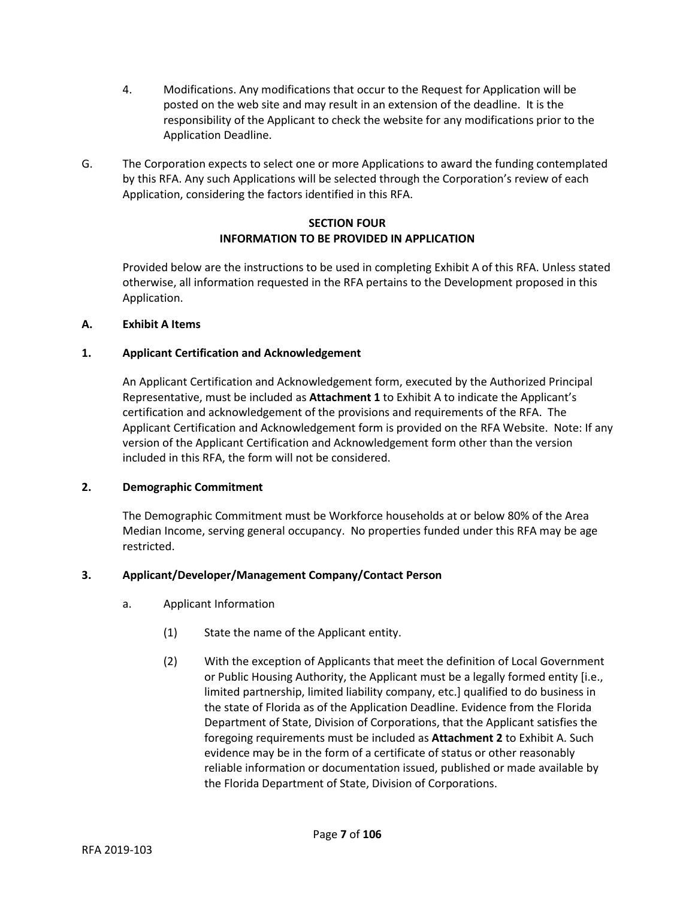4. Modifications. Any modifications that occur to the Request for Application will be posted on the web site and may result in an extension of the deadline. It is the responsibility of the Applicant to check the website for any modifications prior to the Application Deadline.

G. The Corporation expects to select one or more Applications to award the funding contemplated by this RFA. Any such Applications will be selected through the Corporation's review of each Application, considering the factors identified in this RFA.

## SECTION FOUR
## INFORMATION TO BE PROVIDED IN APPLICATION

Provided below are the instructions to be used in completing Exhibit A of this RFA. Unless stated otherwise, all information requested in the RFA pertains to the Development proposed in this Application.

### A. Exhibit A Items

### 1. Applicant Certification and Acknowledgement

An Applicant Certification and Acknowledgement form, executed by the Authorized Principal Representative, must be included as **Attachment 1** to Exhibit A to indicate the Applicant's certification and acknowledgement of the provisions and requirements of the RFA. The Applicant Certification and Acknowledgement form is provided on the RFA Website. Note: If any version of the Applicant Certification and Acknowledgement form other than the version included in this RFA, the form will not be considered.

### 2. Demographic Commitment

The Demographic Commitment must be Workforce households at or below 80% of the Area Median Income, serving general occupancy. No properties funded under this RFA may be age restricted.

### 3. Applicant/Developer/Management Company/Contact Person

a. Applicant Information

(1) State the name of the Applicant entity.

(2) With the exception of Applicants that meet the definition of Local Government or Public Housing Authority, the Applicant must be a legally formed entity [i.e., limited partnership, limited liability company, etc.] qualified to do business in the state of Florida as of the Application Deadline. Evidence from the Florida Department of State, Division of Corporations, that the Applicant satisfies the foregoing requirements must be included as **Attachment 2** to Exhibit A. Such evidence may be in the form of a certificate of status or other reasonably reliable information or documentation issued, published or made available by the Florida Department of State, Division of Corporations.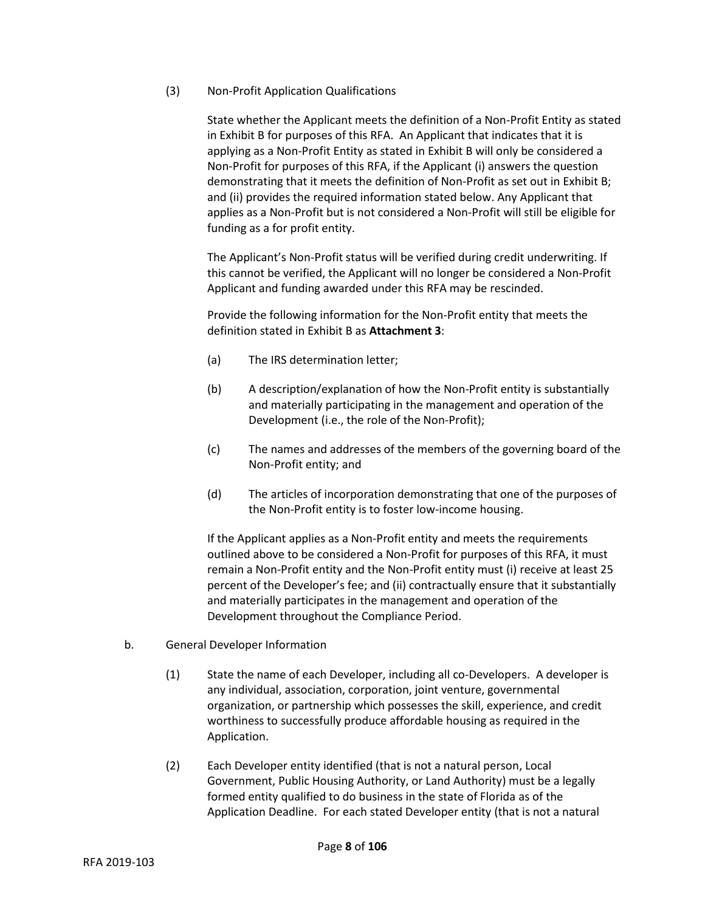(3) Non-Profit Application Qualifications

State whether the Applicant meets the definition of a Non-Profit Entity as stated in Exhibit B for purposes of this RFA. An Applicant that indicates that it is applying as a Non-Profit Entity as stated in Exhibit B will only be considered a Non-Profit for purposes of this RFA, if the Applicant (i) answers the question demonstrating that it meets the definition of Non-Profit as set out in Exhibit B; and (ii) provides the required information stated below. Any Applicant that applies as a Non-Profit but is not considered a Non-Profit will still be eligible for funding as a for profit entity.

The Applicant's Non-Profit status will be verified during credit underwriting. If this cannot be verified, the Applicant will no longer be considered a Non-Profit Applicant and funding awarded under this RFA may be rescinded.

Provide the following information for the Non-Profit entity that meets the definition stated in Exhibit B as **Attachment 3**:

(a) The IRS determination letter;

(b) A description/explanation of how the Non-Profit entity is substantially and materially participating in the management and operation of the Development (i.e., the role of the Non-Profit);

(c) The names and addresses of the members of the governing board of the Non-Profit entity; and

(d) The articles of incorporation demonstrating that one of the purposes of the Non-Profit entity is to foster low-income housing.

If the Applicant applies as a Non-Profit entity and meets the requirements outlined above to be considered a Non-Profit for purposes of this RFA, it must remain a Non-Profit entity and the Non-Profit entity must (i) receive at least 25 percent of the Developer's fee; and (ii) contractually ensure that it substantially and materially participates in the management and operation of the Development throughout the Compliance Period.

b. General Developer Information

(1) State the name of each Developer, including all co-Developers. A developer is any individual, association, corporation, joint venture, governmental organization, or partnership which possesses the skill, experience, and credit worthiness to successfully produce affordable housing as required in the Application.

(2) Each Developer entity identified (that is not a natural person, Local Government, Public Housing Authority, or Land Authority) must be a legally formed entity qualified to do business in the state of Florida as of the Application Deadline. For each stated Developer entity (that is not a natural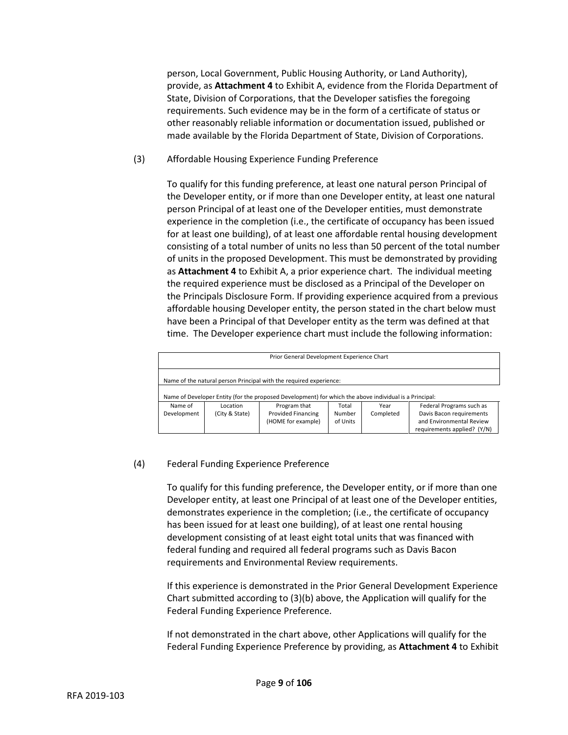person, Local Government, Public Housing Authority, or Land Authority), provide, as **Attachment 4** to Exhibit A, evidence from the Florida Department of State, Division of Corporations, that the Developer satisfies the foregoing requirements. Such evidence may be in the form of a certificate of status or other reasonably reliable information or documentation issued, published or made available by the Florida Department of State, Division of Corporations.

(3) Affordable Housing Experience Funding Preference

To qualify for this funding preference, at least one natural person Principal of the Developer entity, or if more than one Developer entity, at least one natural person Principal of at least one of the Developer entities, must demonstrate experience in the completion (i.e., the certificate of occupancy has been issued for at least one building), of at least one affordable rental housing development consisting of a total number of units no less than 50 percent of the total number of units in the proposed Development. This must be demonstrated by providing as **Attachment 4** to Exhibit A, a prior experience chart. The individual meeting the required experience must be disclosed as a Principal of the Developer on the Principals Disclosure Form. If providing experience acquired from a previous affordable housing Developer entity, the person stated in the chart below must have been a Principal of that Developer entity as the term was defined at that time. The Developer experience chart must include the following information:

| Prior General Development Experience Chart | | | | | |
|---|---|---|---|---|---|
| Name of the natural person Principal with the required experience: | | | | | |
| Name of Developer Entity (for the proposed Development) for which the above individual is a Principal: | | | | | |
| Name of Development | Location (City & State) | Program that Provided Financing (HOME for example) | Total Number of Units | Year Completed | Federal Programs such as Davis Bacon requirements and Environmental Review requirements applied? (Y/N) |

(4) Federal Funding Experience Preference

To qualify for this funding preference, the Developer entity, or if more than one Developer entity, at least one Principal of at least one of the Developer entities, demonstrates experience in the completion; (i.e., the certificate of occupancy has been issued for at least one building), of at least one rental housing development consisting of at least eight total units that was financed with federal funding and required all federal programs such as Davis Bacon requirements and Environmental Review requirements.

If this experience is demonstrated in the Prior General Development Experience Chart submitted according to (3)(b) above, the Application will qualify for the Federal Funding Experience Preference.

If not demonstrated in the chart above, other Applications will qualify for the Federal Funding Experience Preference by providing, as **Attachment 4** to Exhibit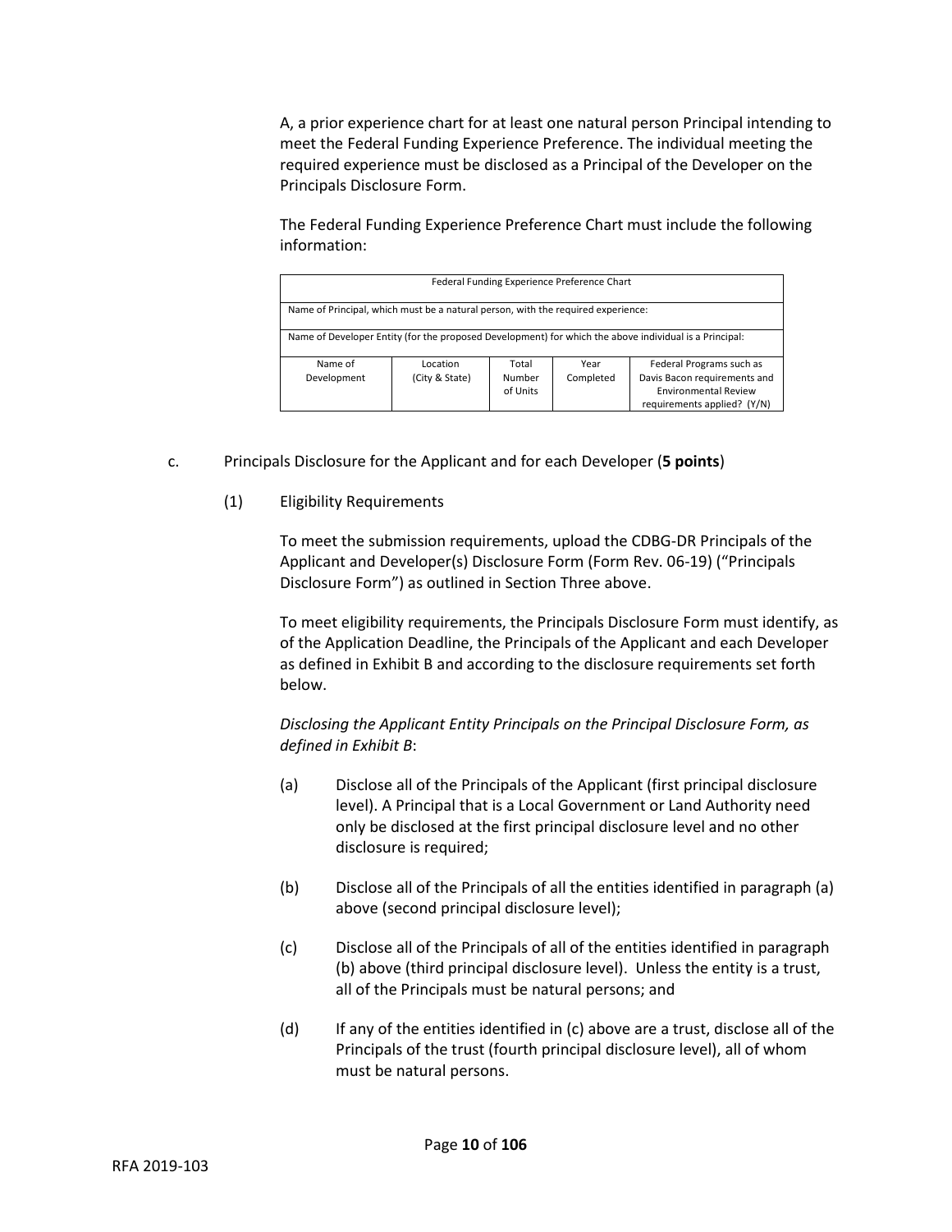A, a prior experience chart for at least one natural person Principal intending to meet the Federal Funding Experience Preference. The individual meeting the required experience must be disclosed as a Principal of the Developer on the Principals Disclosure Form.

The Federal Funding Experience Preference Chart must include the following information:

| Federal Funding Experience Preference Chart | | | | |
|---|---|---|---|---|
| Name of Principal, which must be a natural person, with the required experience: | | | | |
| Name of Developer Entity (for the proposed Development) for which the above individual is a Principal: | | | | |
| Name of Development | Location (City & State) | Total Number of Units | Year Completed | Federal Programs such as Davis Bacon requirements and Environmental Review requirements applied? (Y/N) |

c. Principals Disclosure for the Applicant and for each Developer (**5 points**)

(1) Eligibility Requirements

To meet the submission requirements, upload the CDBG-DR Principals of the Applicant and Developer(s) Disclosure Form (Form Rev. 06-19) ("Principals Disclosure Form") as outlined in Section Three above.

To meet eligibility requirements, the Principals Disclosure Form must identify, as of the Application Deadline, the Principals of the Applicant and each Developer as defined in Exhibit B and according to the disclosure requirements set forth below.

*Disclosing the Applicant Entity Principals on the Principal Disclosure Form, as defined in Exhibit B*:

(a) Disclose all of the Principals of the Applicant (first principal disclosure level). A Principal that is a Local Government or Land Authority need only be disclosed at the first principal disclosure level and no other disclosure is required;

(b) Disclose all of the Principals of all the entities identified in paragraph (a) above (second principal disclosure level);

(c) Disclose all of the Principals of all of the entities identified in paragraph (b) above (third principal disclosure level). Unless the entity is a trust, all of the Principals must be natural persons; and

(d) If any of the entities identified in (c) above are a trust, disclose all of the Principals of the trust (fourth principal disclosure level), all of whom must be natural persons.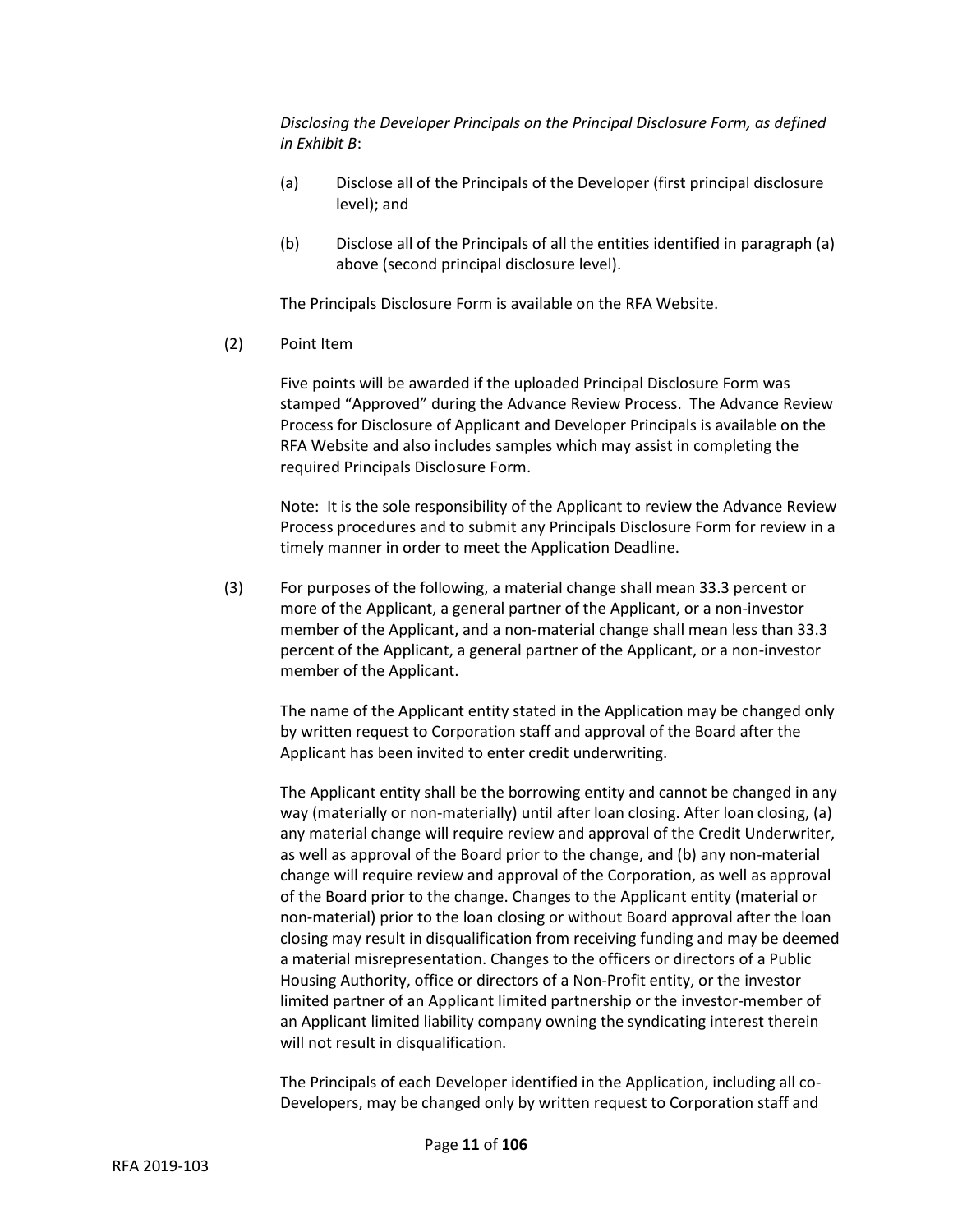*Disclosing the Developer Principals on the Principal Disclosure Form, as defined in Exhibit B*:

(a) Disclose all of the Principals of the Developer (first principal disclosure level); and

(b) Disclose all of the Principals of all the entities identified in paragraph (a) above (second principal disclosure level).

The Principals Disclosure Form is available on the RFA Website.

(2) Point Item

Five points will be awarded if the uploaded Principal Disclosure Form was stamped "Approved" during the Advance Review Process. The Advance Review Process for Disclosure of Applicant and Developer Principals is available on the RFA Website and also includes samples which may assist in completing the required Principals Disclosure Form.

Note: It is the sole responsibility of the Applicant to review the Advance Review Process procedures and to submit any Principals Disclosure Form for review in a timely manner in order to meet the Application Deadline.

(3) For purposes of the following, a material change shall mean 33.3 percent or more of the Applicant, a general partner of the Applicant, or a non-investor member of the Applicant, and a non-material change shall mean less than 33.3 percent of the Applicant, a general partner of the Applicant, or a non-investor member of the Applicant.

The name of the Applicant entity stated in the Application may be changed only by written request to Corporation staff and approval of the Board after the Applicant has been invited to enter credit underwriting.

The Applicant entity shall be the borrowing entity and cannot be changed in any way (materially or non-materially) until after loan closing. After loan closing, (a) any material change will require review and approval of the Credit Underwriter, as well as approval of the Board prior to the change, and (b) any non-material change will require review and approval of the Corporation, as well as approval of the Board prior to the change. Changes to the Applicant entity (material or non-material) prior to the loan closing or without Board approval after the loan closing may result in disqualification from receiving funding and may be deemed a material misrepresentation. Changes to the officers or directors of a Public Housing Authority, office or directors of a Non-Profit entity, or the investor limited partner of an Applicant limited partnership or the investor-member of an Applicant limited liability company owning the syndicating interest therein will not result in disqualification.

The Principals of each Developer identified in the Application, including all co-Developers, may be changed only by written request to Corporation staff and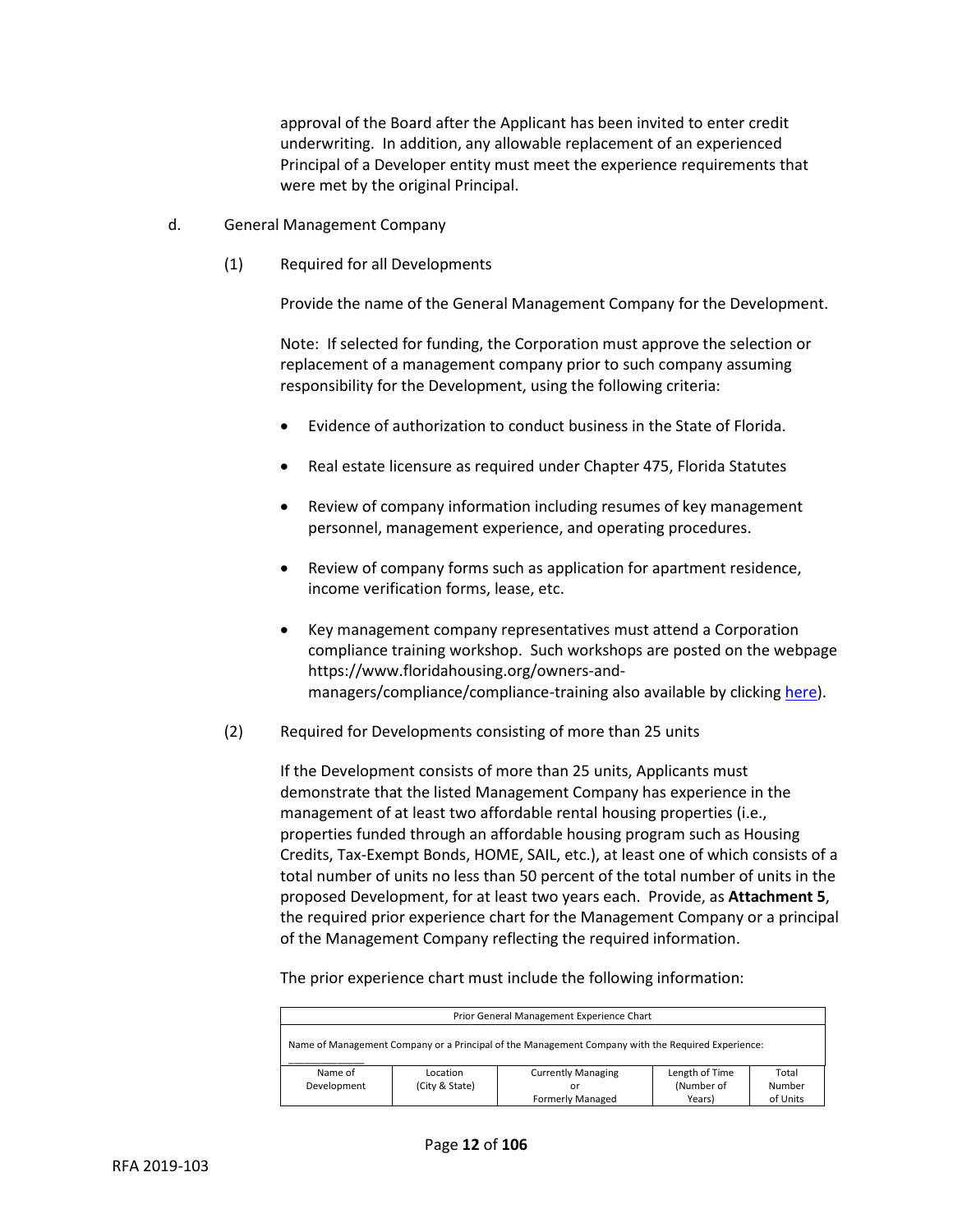approval of the Board after the Applicant has been invited to enter credit underwriting. In addition, any allowable replacement of an experienced Principal of a Developer entity must meet the experience requirements that were met by the original Principal.

d. General Management Company

(1) Required for all Developments

Provide the name of the General Management Company for the Development.

Note: If selected for funding, the Corporation must approve the selection or replacement of a management company prior to such company assuming responsibility for the Development, using the following criteria:

- Evidence of authorization to conduct business in the State of Florida.
- Real estate licensure as required under Chapter 475, Florida Statutes
- Review of company information including resumes of key management personnel, management experience, and operating procedures.
- Review of company forms such as application for apartment residence, income verification forms, lease, etc.
- Key management company representatives must attend a Corporation compliance training workshop. Such workshops are posted on the webpage https://www.floridahousing.org/owners-and-managers/compliance/compliance-training also available by clicking here).

(2) Required for Developments consisting of more than 25 units

If the Development consists of more than 25 units, Applicants must demonstrate that the listed Management Company has experience in the management of at least two affordable rental housing properties (i.e., properties funded through an affordable housing program such as Housing Credits, Tax-Exempt Bonds, HOME, SAIL, etc.), at least one of which consists of a total number of units no less than 50 percent of the total number of units in the proposed Development, for at least two years each. Provide, as **Attachment 5**, the required prior experience chart for the Management Company or a principal of the Management Company reflecting the required information.

The prior experience chart must include the following information:

| Prior General Management Experience Chart | | | | |
|---|---|---|---|---|
| Name of Management Company or a Principal of the Management Company with the Required Experience: ____________ | | | | |
| Name of Development | Location (City & State) | Currently Managing or Formerly Managed | Length of Time (Number of Years) | Total Number of Units |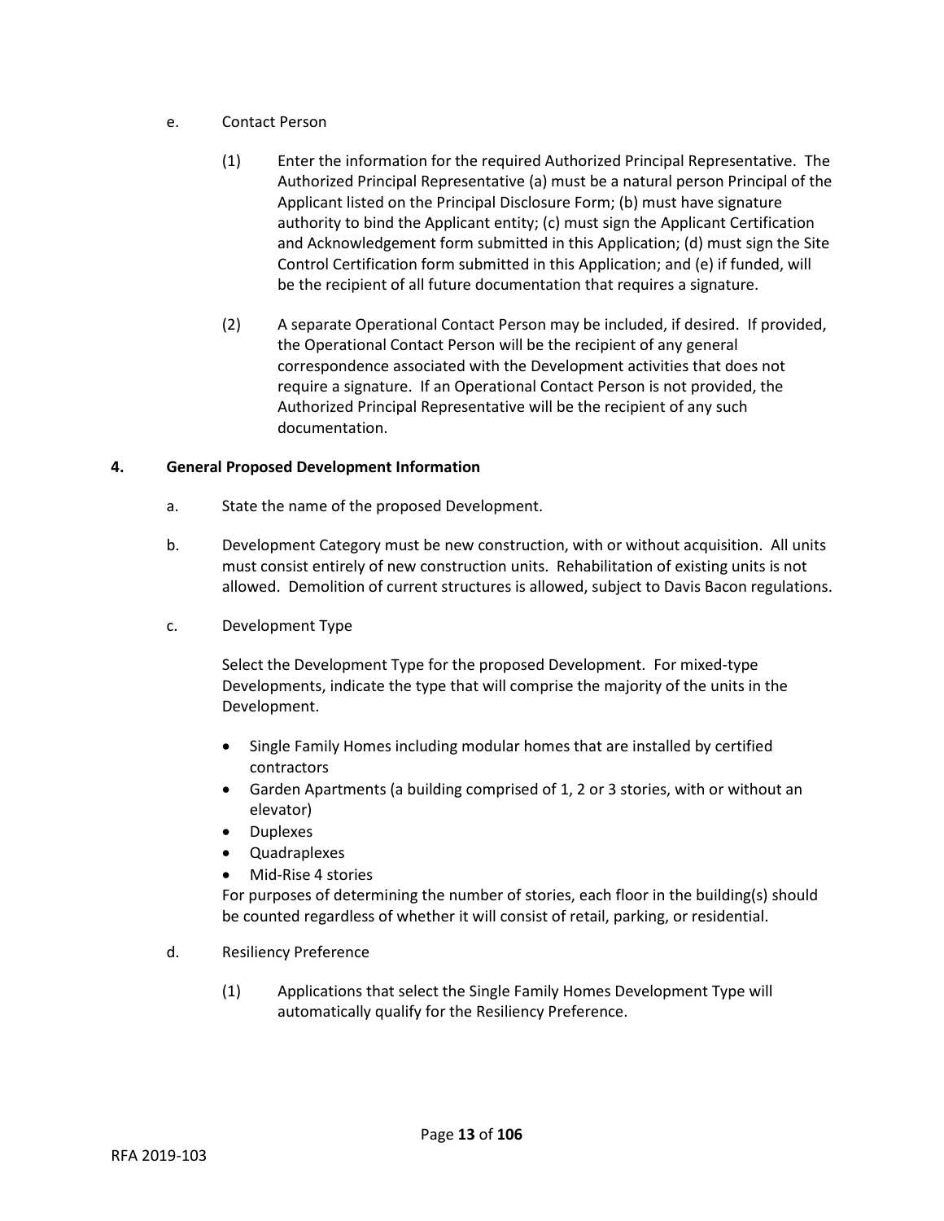e. Contact Person

(1) Enter the information for the required Authorized Principal Representative. The Authorized Principal Representative (a) must be a natural person Principal of the Applicant listed on the Principal Disclosure Form; (b) must have signature authority to bind the Applicant entity; (c) must sign the Applicant Certification and Acknowledgement form submitted in this Application; (d) must sign the Site Control Certification form submitted in this Application; and (e) if funded, will be the recipient of all future documentation that requires a signature.

(2) A separate Operational Contact Person may be included, if desired. If provided, the Operational Contact Person will be the recipient of any general correspondence associated with the Development activities that does not require a signature. If an Operational Contact Person is not provided, the Authorized Principal Representative will be the recipient of any such documentation.

**4. General Proposed Development Information**

a. State the name of the proposed Development.

b. Development Category must be new construction, with or without acquisition. All units must consist entirely of new construction units. Rehabilitation of existing units is not allowed. Demolition of current structures is allowed, subject to Davis Bacon regulations.

c. Development Type

Select the Development Type for the proposed Development. For mixed-type Developments, indicate the type that will comprise the majority of the units in the Development.

- Single Family Homes including modular homes that are installed by certified contractors
- Garden Apartments (a building comprised of 1, 2 or 3 stories, with or without an elevator)
- Duplexes
- Quadraplexes
- Mid-Rise 4 stories

For purposes of determining the number of stories, each floor in the building(s) should be counted regardless of whether it will consist of retail, parking, or residential.

d. Resiliency Preference

(1) Applications that select the Single Family Homes Development Type will automatically qualify for the Resiliency Preference.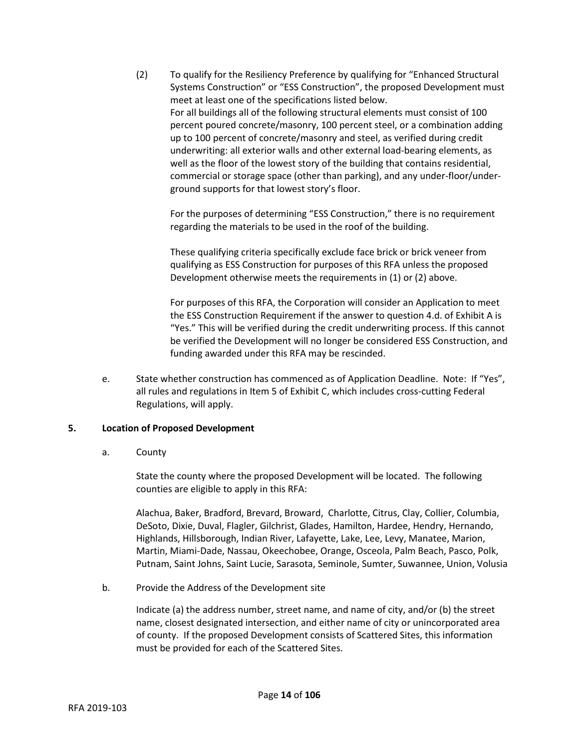(2) To qualify for the Resiliency Preference by qualifying for "Enhanced Structural Systems Construction" or "ESS Construction", the proposed Development must meet at least one of the specifications listed below.
For all buildings all of the following structural elements must consist of 100 percent poured concrete/masonry, 100 percent steel, or a combination adding up to 100 percent of concrete/masonry and steel, as verified during credit underwriting: all exterior walls and other external load-bearing elements, as well as the floor of the lowest story of the building that contains residential, commercial or storage space (other than parking), and any under-floor/under-ground supports for that lowest story's floor.

For the purposes of determining "ESS Construction," there is no requirement regarding the materials to be used in the roof of the building.

These qualifying criteria specifically exclude face brick or brick veneer from qualifying as ESS Construction for purposes of this RFA unless the proposed Development otherwise meets the requirements in (1) or (2) above.

For purposes of this RFA, the Corporation will consider an Application to meet the ESS Construction Requirement if the answer to question 4.d. of Exhibit A is "Yes." This will be verified during the credit underwriting process. If this cannot be verified the Development will no longer be considered ESS Construction, and funding awarded under this RFA may be rescinded.

e. State whether construction has commenced as of Application Deadline. Note: If "Yes", all rules and regulations in Item 5 of Exhibit C, which includes cross-cutting Federal Regulations, will apply.

## 5. Location of Proposed Development

a. County

State the county where the proposed Development will be located. The following counties are eligible to apply in this RFA:

Alachua, Baker, Bradford, Brevard, Broward, Charlotte, Citrus, Clay, Collier, Columbia, DeSoto, Dixie, Duval, Flagler, Gilchrist, Glades, Hamilton, Hardee, Hendry, Hernando, Highlands, Hillsborough, Indian River, Lafayette, Lake, Lee, Levy, Manatee, Marion, Martin, Miami-Dade, Nassau, Okeechobee, Orange, Osceola, Palm Beach, Pasco, Polk, Putnam, Saint Johns, Saint Lucie, Sarasota, Seminole, Sumter, Suwannee, Union, Volusia

b. Provide the Address of the Development site

Indicate (a) the address number, street name, and name of city, and/or (b) the street name, closest designated intersection, and either name of city or unincorporated area of county. If the proposed Development consists of Scattered Sites, this information must be provided for each of the Scattered Sites.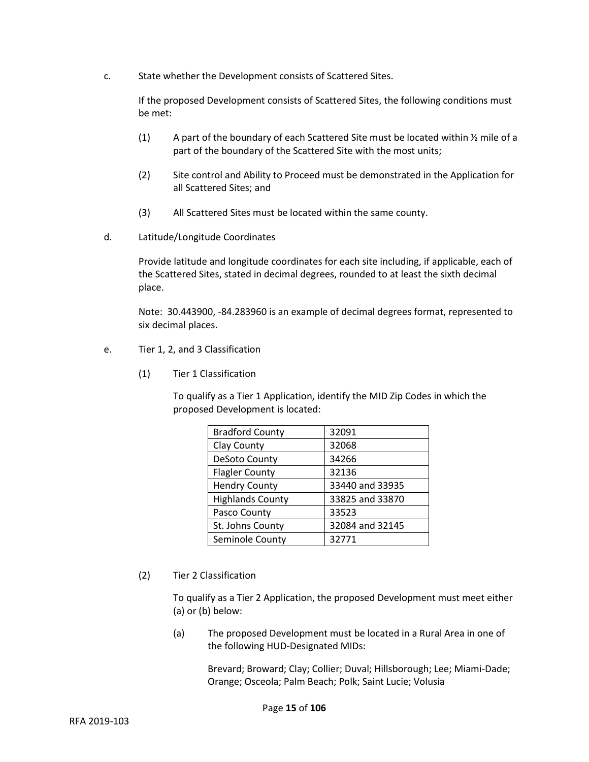c. State whether the Development consists of Scattered Sites.

If the proposed Development consists of Scattered Sites, the following conditions must be met:

(1) A part of the boundary of each Scattered Site must be located within ½ mile of a part of the boundary of the Scattered Site with the most units;

(2) Site control and Ability to Proceed must be demonstrated in the Application for all Scattered Sites; and

(3) All Scattered Sites must be located within the same county.

d. Latitude/Longitude Coordinates

Provide latitude and longitude coordinates for each site including, if applicable, each of the Scattered Sites, stated in decimal degrees, rounded to at least the sixth decimal place.

Note: 30.443900, -84.283960 is an example of decimal degrees format, represented to six decimal places.

e. Tier 1, 2, and 3 Classification

(1) Tier 1 Classification

To qualify as a Tier 1 Application, identify the MID Zip Codes in which the proposed Development is located:

| | |
|---|---|
| Bradford County | 32091 |
| Clay County | 32068 |
| DeSoto County | 34266 |
| Flagler County | 32136 |
| Hendry County | 33440 and 33935 |
| Highlands County | 33825 and 33870 |
| Pasco County | 33523 |
| St. Johns County | 32084 and 32145 |
| Seminole County | 32771 |

(2) Tier 2 Classification

To qualify as a Tier 2 Application, the proposed Development must meet either (a) or (b) below:

(a) The proposed Development must be located in a Rural Area in one of the following HUD-Designated MIDs:

Brevard; Broward; Clay; Collier; Duval; Hillsborough; Lee; Miami-Dade; Orange; Osceola; Palm Beach; Polk; Saint Lucie; Volusia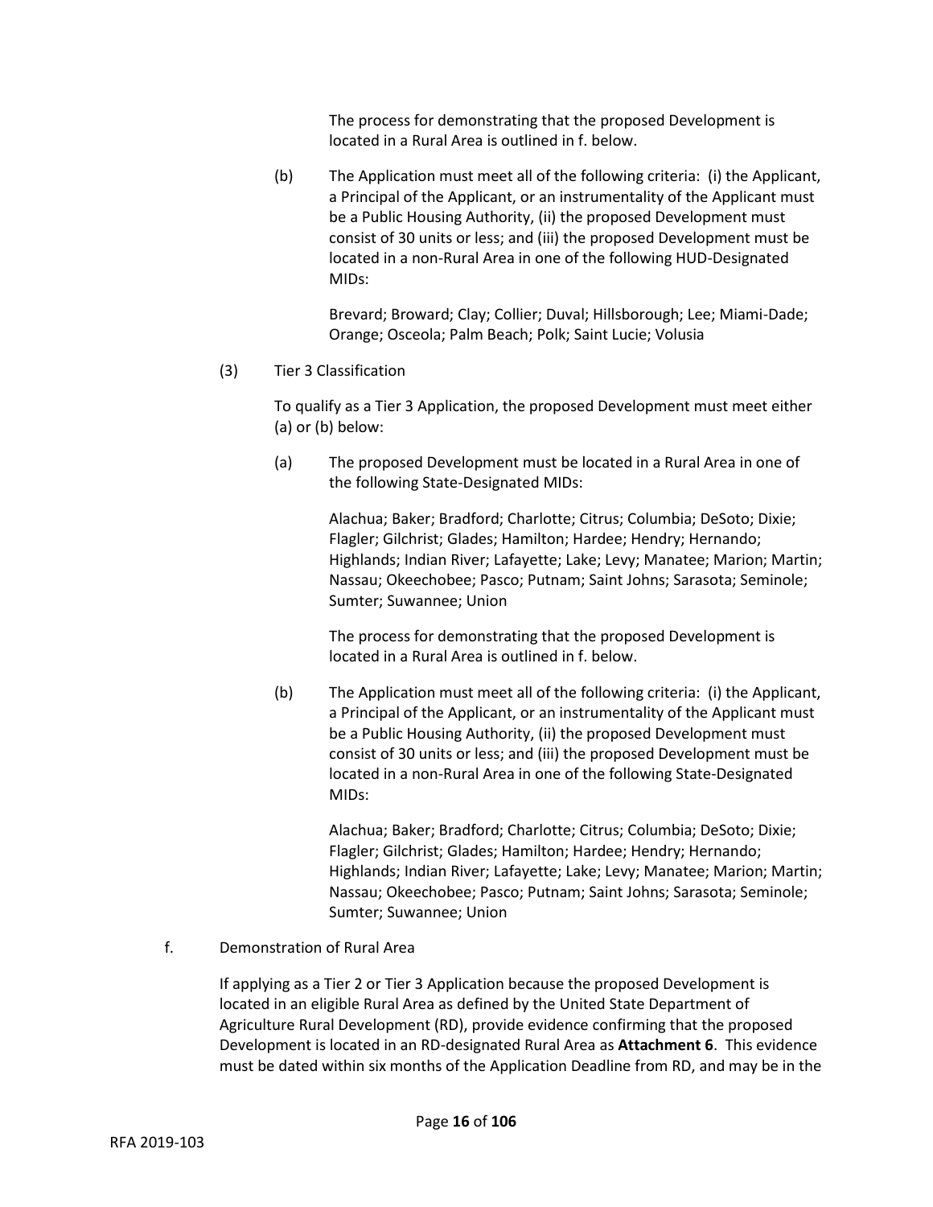The process for demonstrating that the proposed Development is located in a Rural Area is outlined in f. below.

(b) The Application must meet all of the following criteria: (i) the Applicant, a Principal of the Applicant, or an instrumentality of the Applicant must be a Public Housing Authority, (ii) the proposed Development must consist of 30 units or less; and (iii) the proposed Development must be located in a non-Rural Area in one of the following HUD-Designated MIDs:

Brevard; Broward; Clay; Collier; Duval; Hillsborough; Lee; Miami-Dade; Orange; Osceola; Palm Beach; Polk; Saint Lucie; Volusia

(3) Tier 3 Classification

To qualify as a Tier 3 Application, the proposed Development must meet either (a) or (b) below:

(a) The proposed Development must be located in a Rural Area in one of the following State-Designated MIDs:

Alachua; Baker; Bradford; Charlotte; Citrus; Columbia; DeSoto; Dixie; Flagler; Gilchrist; Glades; Hamilton; Hardee; Hendry; Hernando; Highlands; Indian River; Lafayette; Lake; Levy; Manatee; Marion; Martin; Nassau; Okeechobee; Pasco; Putnam; Saint Johns; Sarasota; Seminole; Sumter; Suwannee; Union

The process for demonstrating that the proposed Development is located in a Rural Area is outlined in f. below.

(b) The Application must meet all of the following criteria: (i) the Applicant, a Principal of the Applicant, or an instrumentality of the Applicant must be a Public Housing Authority, (ii) the proposed Development must consist of 30 units or less; and (iii) the proposed Development must be located in a non-Rural Area in one of the following State-Designated MIDs:

Alachua; Baker; Bradford; Charlotte; Citrus; Columbia; DeSoto; Dixie; Flagler; Gilchrist; Glades; Hamilton; Hardee; Hendry; Hernando; Highlands; Indian River; Lafayette; Lake; Levy; Manatee; Marion; Martin; Nassau; Okeechobee; Pasco; Putnam; Saint Johns; Sarasota; Seminole; Sumter; Suwannee; Union

f. Demonstration of Rural Area

If applying as a Tier 2 or Tier 3 Application because the proposed Development is located in an eligible Rural Area as defined by the United State Department of Agriculture Rural Development (RD), provide evidence confirming that the proposed Development is located in an RD-designated Rural Area as **Attachment 6**. This evidence must be dated within six months of the Application Deadline from RD, and may be in the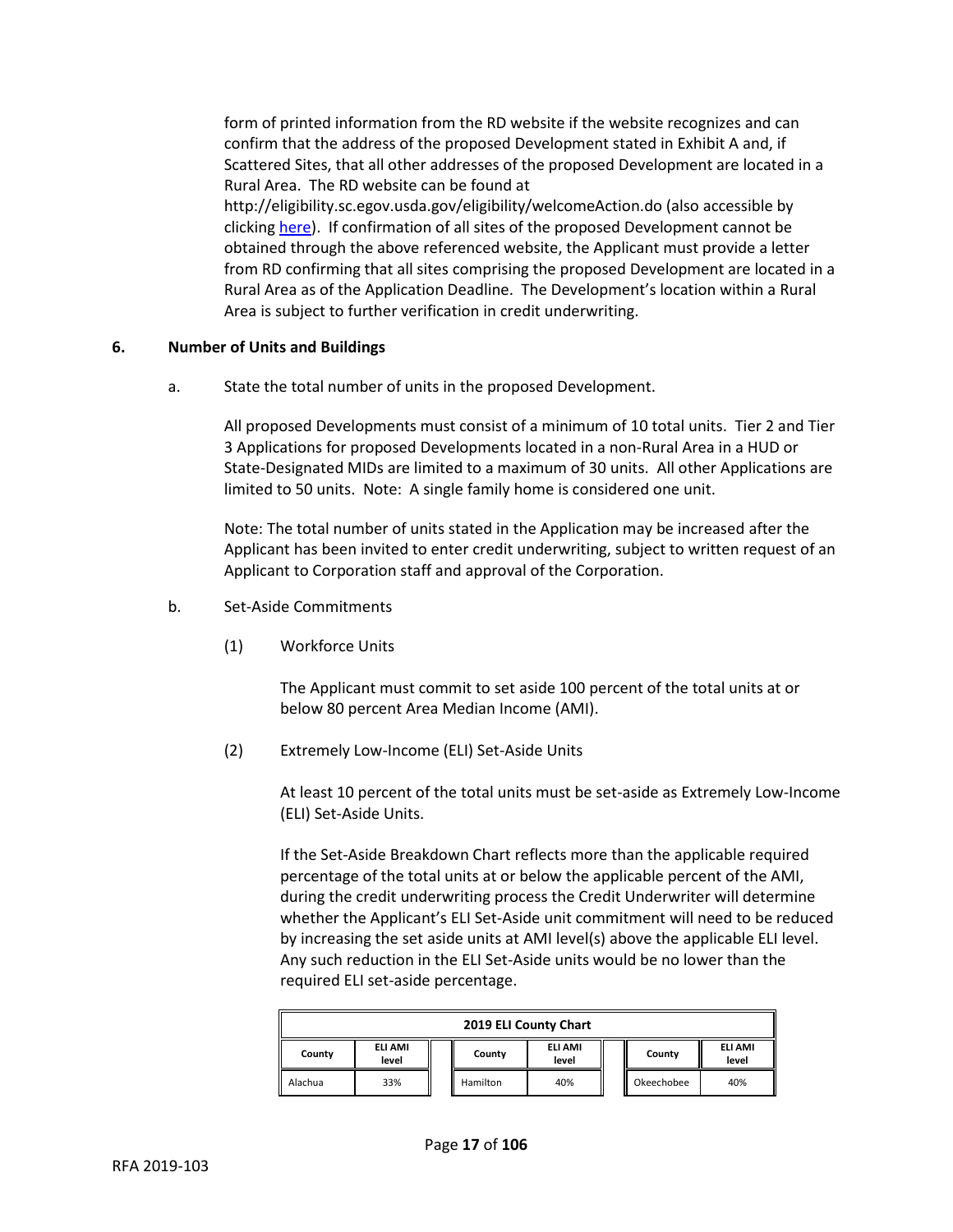form of printed information from the RD website if the website recognizes and can confirm that the address of the proposed Development stated in Exhibit A and, if Scattered Sites, that all other addresses of the proposed Development are located in a Rural Area. The RD website can be found at http://eligibility.sc.egov.usda.gov/eligibility/welcomeAction.do (also accessible by clicking [here](http://eligibility.sc.egov.usda.gov/eligibility/welcomeAction.do)). If confirmation of all sites of the proposed Development cannot be obtained through the above referenced website, the Applicant must provide a letter from RD confirming that all sites comprising the proposed Development are located in a Rural Area as of the Application Deadline. The Development's location within a Rural Area is subject to further verification in credit underwriting.

### 6. Number of Units and Buildings

a. State the total number of units in the proposed Development.

All proposed Developments must consist of a minimum of 10 total units. Tier 2 and Tier 3 Applications for proposed Developments located in a non-Rural Area in a HUD or State-Designated MIDs are limited to a maximum of 30 units. All other Applications are limited to 50 units. Note: A single family home is considered one unit.

Note: The total number of units stated in the Application may be increased after the Applicant has been invited to enter credit underwriting, subject to written request of an Applicant to Corporation staff and approval of the Corporation.

b. Set-Aside Commitments

(1) Workforce Units

The Applicant must commit to set aside 100 percent of the total units at or below 80 percent Area Median Income (AMI).

(2) Extremely Low-Income (ELI) Set-Aside Units

At least 10 percent of the total units must be set-aside as Extremely Low-Income (ELI) Set-Aside Units.

If the Set-Aside Breakdown Chart reflects more than the applicable required percentage of the total units at or below the applicable percent of the AMI, during the credit underwriting process the Credit Underwriter will determine whether the Applicant's ELI Set-Aside unit commitment will need to be reduced by increasing the set aside units at AMI level(s) above the applicable ELI level. Any such reduction in the ELI Set-Aside units would be no lower than the required ELI set-aside percentage.

**2019 ELI County Chart**

| County | ELI AMI level | County | ELI AMI level | County | ELI AMI level |
|---|---|---|---|---|---|
| Alachua | 33% | Hamilton | 40% | Okeechobee | 40% |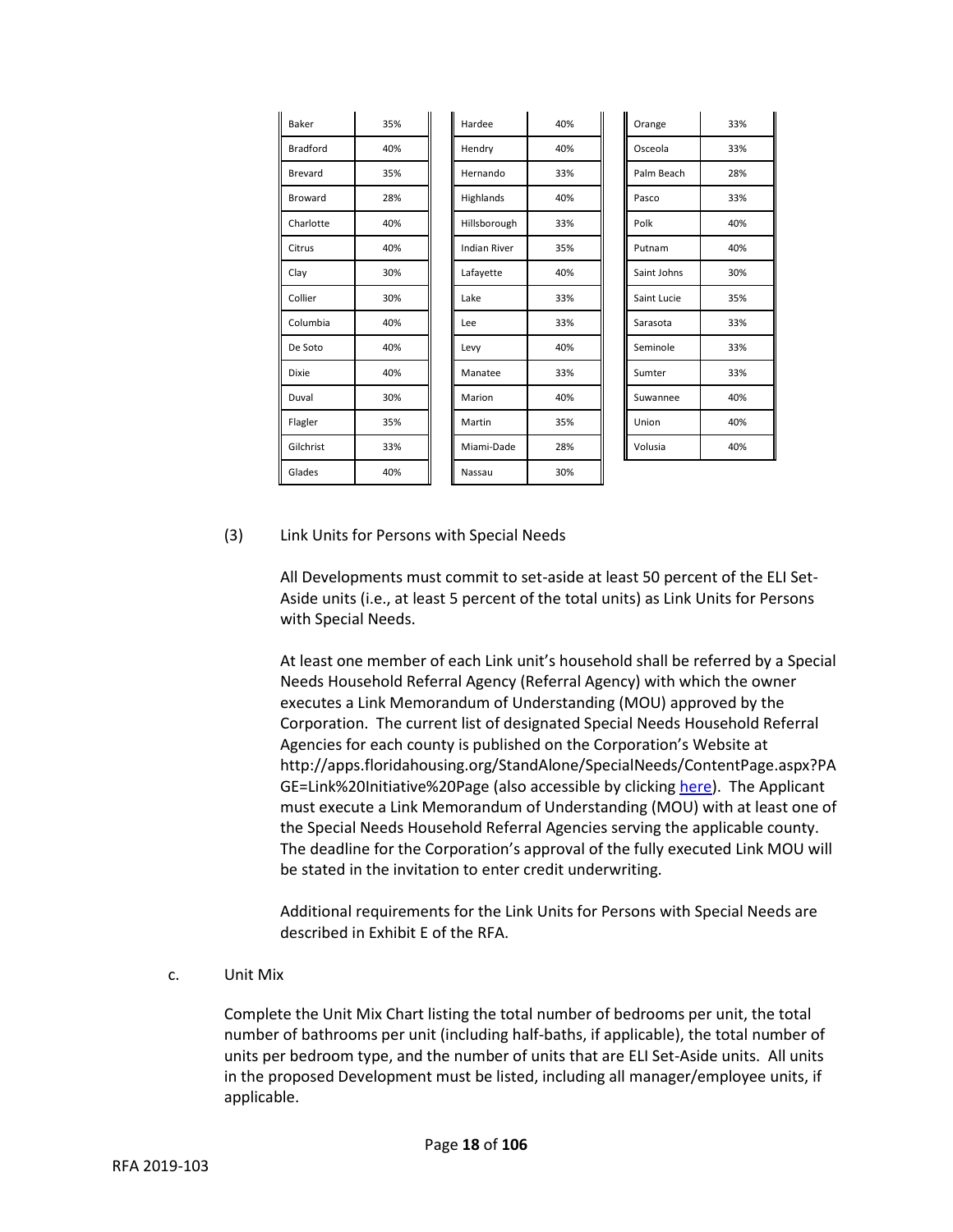| County | % | County | % | County | % |
|---|---|---|---|---|---|
| Baker | 35% | Hardee | 40% | Orange | 33% |
| Bradford | 40% | Hendry | 40% | Osceola | 33% |
| Brevard | 35% | Hernando | 33% | Palm Beach | 28% |
| Broward | 28% | Highlands | 40% | Pasco | 33% |
| Charlotte | 40% | Hillsborough | 33% | Polk | 40% |
| Citrus | 40% | Indian River | 35% | Putnam | 40% |
| Clay | 30% | Lafayette | 40% | Saint Johns | 30% |
| Collier | 30% | Lake | 33% | Saint Lucie | 35% |
| Columbia | 40% | Lee | 33% | Sarasota | 33% |
| De Soto | 40% | Levy | 40% | Seminole | 33% |
| Dixie | 40% | Manatee | 33% | Sumter | 33% |
| Duval | 30% | Marion | 40% | Suwannee | 40% |
| Flagler | 35% | Martin | 35% | Union | 40% |
| Gilchrist | 33% | Miami-Dade | 28% | Volusia | 40% |
| Glades | 40% | Nassau | 30% | | |

(3) Link Units for Persons with Special Needs

All Developments must commit to set-aside at least 50 percent of the ELI Set-Aside units (i.e., at least 5 percent of the total units) as Link Units for Persons with Special Needs.

At least one member of each Link unit's household shall be referred by a Special Needs Household Referral Agency (Referral Agency) with which the owner executes a Link Memorandum of Understanding (MOU) approved by the Corporation. The current list of designated Special Needs Household Referral Agencies for each county is published on the Corporation's Website at http://apps.floridahousing.org/StandAlone/SpecialNeeds/ContentPage.aspx?PAGE=Link%20Initiative%20Page (also accessible by clicking here). The Applicant must execute a Link Memorandum of Understanding (MOU) with at least one of the Special Needs Household Referral Agencies serving the applicable county. The deadline for the Corporation's approval of the fully executed Link MOU will be stated in the invitation to enter credit underwriting.

Additional requirements for the Link Units for Persons with Special Needs are described in Exhibit E of the RFA.

c. Unit Mix

Complete the Unit Mix Chart listing the total number of bedrooms per unit, the total number of bathrooms per unit (including half-baths, if applicable), the total number of units per bedroom type, and the number of units that are ELI Set-Aside units. All units in the proposed Development must be listed, including all manager/employee units, if applicable.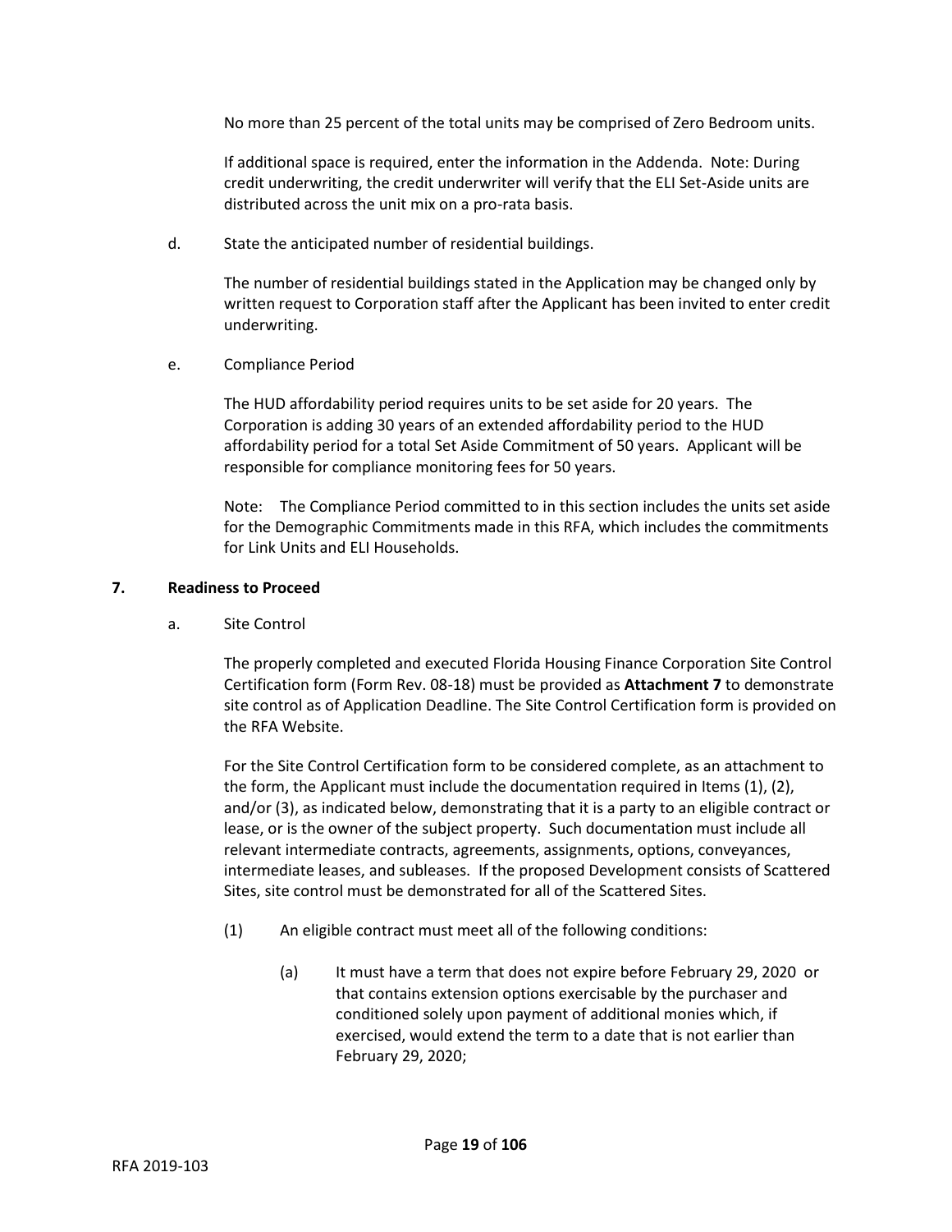No more than 25 percent of the total units may be comprised of Zero Bedroom units.

If additional space is required, enter the information in the Addenda. Note: During credit underwriting, the credit underwriter will verify that the ELI Set-Aside units are distributed across the unit mix on a pro-rata basis.

d. State the anticipated number of residential buildings.

The number of residential buildings stated in the Application may be changed only by written request to Corporation staff after the Applicant has been invited to enter credit underwriting.

e. Compliance Period

The HUD affordability period requires units to be set aside for 20 years. The Corporation is adding 30 years of an extended affordability period to the HUD affordability period for a total Set Aside Commitment of 50 years. Applicant will be responsible for compliance monitoring fees for 50 years.

Note: The Compliance Period committed to in this section includes the units set aside for the Demographic Commitments made in this RFA, which includes the commitments for Link Units and ELI Households.

## 7. Readiness to Proceed

a. Site Control

The properly completed and executed Florida Housing Finance Corporation Site Control Certification form (Form Rev. 08-18) must be provided as **Attachment 7** to demonstrate site control as of Application Deadline. The Site Control Certification form is provided on the RFA Website.

For the Site Control Certification form to be considered complete, as an attachment to the form, the Applicant must include the documentation required in Items (1), (2), and/or (3), as indicated below, demonstrating that it is a party to an eligible contract or lease, or is the owner of the subject property. Such documentation must include all relevant intermediate contracts, agreements, assignments, options, conveyances, intermediate leases, and subleases. If the proposed Development consists of Scattered Sites, site control must be demonstrated for all of the Scattered Sites.

(1) An eligible contract must meet all of the following conditions:

(a) It must have a term that does not expire before February 29, 2020 or that contains extension options exercisable by the purchaser and conditioned solely upon payment of additional monies which, if exercised, would extend the term to a date that is not earlier than February 29, 2020;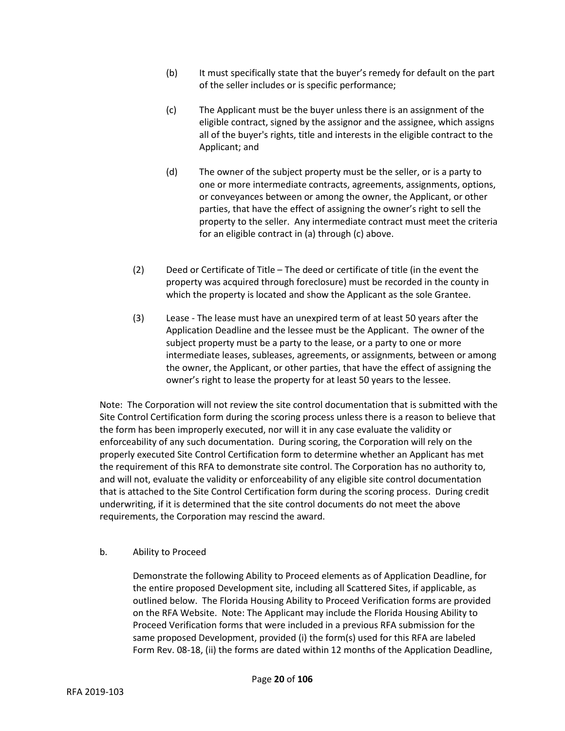(b) It must specifically state that the buyer's remedy for default on the part of the seller includes or is specific performance;

(c) The Applicant must be the buyer unless there is an assignment of the eligible contract, signed by the assignor and the assignee, which assigns all of the buyer's rights, title and interests in the eligible contract to the Applicant; and

(d) The owner of the subject property must be the seller, or is a party to one or more intermediate contracts, agreements, assignments, options, or conveyances between or among the owner, the Applicant, or other parties, that have the effect of assigning the owner's right to sell the property to the seller. Any intermediate contract must meet the criteria for an eligible contract in (a) through (c) above.

(2) Deed or Certificate of Title – The deed or certificate of title (in the event the property was acquired through foreclosure) must be recorded in the county in which the property is located and show the Applicant as the sole Grantee.

(3) Lease - The lease must have an unexpired term of at least 50 years after the Application Deadline and the lessee must be the Applicant. The owner of the subject property must be a party to the lease, or a party to one or more intermediate leases, subleases, agreements, or assignments, between or among the owner, the Applicant, or other parties, that have the effect of assigning the owner's right to lease the property for at least 50 years to the lessee.

Note: The Corporation will not review the site control documentation that is submitted with the Site Control Certification form during the scoring process unless there is a reason to believe that the form has been improperly executed, nor will it in any case evaluate the validity or enforceability of any such documentation. During scoring, the Corporation will rely on the properly executed Site Control Certification form to determine whether an Applicant has met the requirement of this RFA to demonstrate site control. The Corporation has no authority to, and will not, evaluate the validity or enforceability of any eligible site control documentation that is attached to the Site Control Certification form during the scoring process. During credit underwriting, if it is determined that the site control documents do not meet the above requirements, the Corporation may rescind the award.

b. Ability to Proceed

Demonstrate the following Ability to Proceed elements as of Application Deadline, for the entire proposed Development site, including all Scattered Sites, if applicable, as outlined below. The Florida Housing Ability to Proceed Verification forms are provided on the RFA Website. Note: The Applicant may include the Florida Housing Ability to Proceed Verification forms that were included in a previous RFA submission for the same proposed Development, provided (i) the form(s) used for this RFA are labeled Form Rev. 08-18, (ii) the forms are dated within 12 months of the Application Deadline,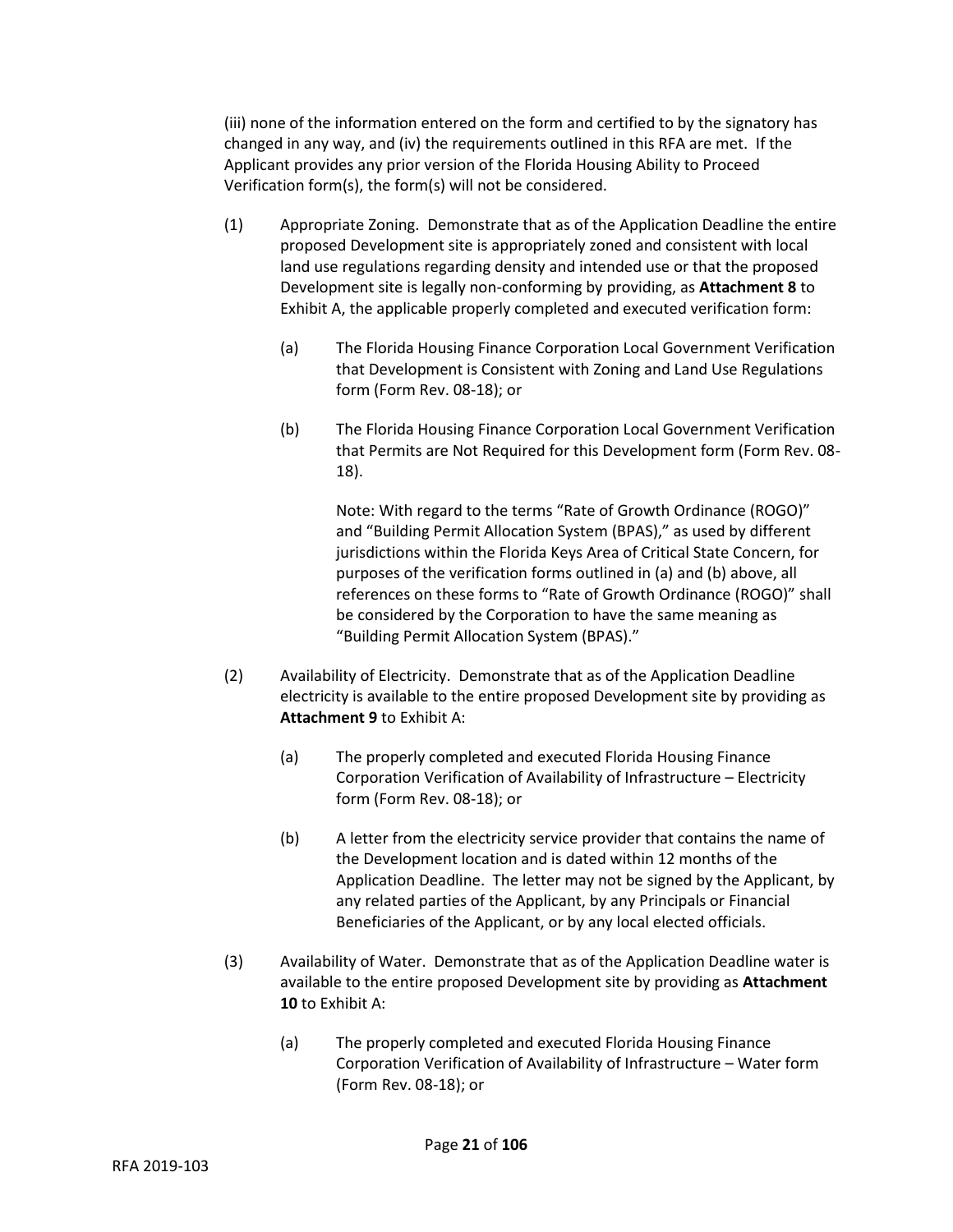(iii) none of the information entered on the form and certified to by the signatory has changed in any way, and (iv) the requirements outlined in this RFA are met. If the Applicant provides any prior version of the Florida Housing Ability to Proceed Verification form(s), the form(s) will not be considered.

(1) Appropriate Zoning. Demonstrate that as of the Application Deadline the entire proposed Development site is appropriately zoned and consistent with local land use regulations regarding density and intended use or that the proposed Development site is legally non-conforming by providing, as **Attachment 8** to Exhibit A, the applicable properly completed and executed verification form:

(a) The Florida Housing Finance Corporation Local Government Verification that Development is Consistent with Zoning and Land Use Regulations form (Form Rev. 08-18); or

(b) The Florida Housing Finance Corporation Local Government Verification that Permits are Not Required for this Development form (Form Rev. 08-18).

Note: With regard to the terms "Rate of Growth Ordinance (ROGO)" and "Building Permit Allocation System (BPAS)," as used by different jurisdictions within the Florida Keys Area of Critical State Concern, for purposes of the verification forms outlined in (a) and (b) above, all references on these forms to "Rate of Growth Ordinance (ROGO)" shall be considered by the Corporation to have the same meaning as "Building Permit Allocation System (BPAS)."

(2) Availability of Electricity. Demonstrate that as of the Application Deadline electricity is available to the entire proposed Development site by providing as **Attachment 9** to Exhibit A:

(a) The properly completed and executed Florida Housing Finance Corporation Verification of Availability of Infrastructure – Electricity form (Form Rev. 08-18); or

(b) A letter from the electricity service provider that contains the name of the Development location and is dated within 12 months of the Application Deadline. The letter may not be signed by the Applicant, by any related parties of the Applicant, by any Principals or Financial Beneficiaries of the Applicant, or by any local elected officials.

(3) Availability of Water. Demonstrate that as of the Application Deadline water is available to the entire proposed Development site by providing as **Attachment 10** to Exhibit A:

(a) The properly completed and executed Florida Housing Finance Corporation Verification of Availability of Infrastructure – Water form (Form Rev. 08-18); or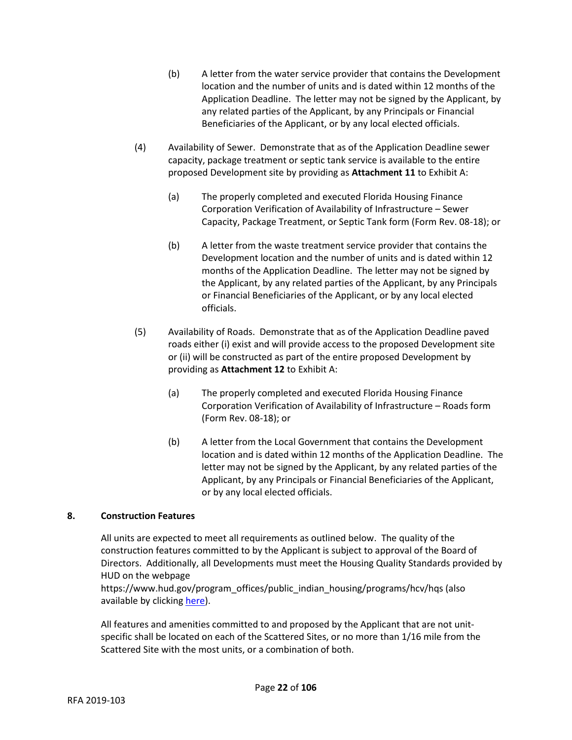(b) A letter from the water service provider that contains the Development location and the number of units and is dated within 12 months of the Application Deadline. The letter may not be signed by the Applicant, by any related parties of the Applicant, by any Principals or Financial Beneficiaries of the Applicant, or by any local elected officials.

(4) Availability of Sewer. Demonstrate that as of the Application Deadline sewer capacity, package treatment or septic tank service is available to the entire proposed Development site by providing as **Attachment 11** to Exhibit A:

(a) The properly completed and executed Florida Housing Finance Corporation Verification of Availability of Infrastructure – Sewer Capacity, Package Treatment, or Septic Tank form (Form Rev. 08-18); or

(b) A letter from the waste treatment service provider that contains the Development location and the number of units and is dated within 12 months of the Application Deadline. The letter may not be signed by the Applicant, by any related parties of the Applicant, by any Principals or Financial Beneficiaries of the Applicant, or by any local elected officials.

(5) Availability of Roads. Demonstrate that as of the Application Deadline paved roads either (i) exist and will provide access to the proposed Development site or (ii) will be constructed as part of the entire proposed Development by providing as **Attachment 12** to Exhibit A:

(a) The properly completed and executed Florida Housing Finance Corporation Verification of Availability of Infrastructure – Roads form (Form Rev. 08-18); or

(b) A letter from the Local Government that contains the Development location and is dated within 12 months of the Application Deadline. The letter may not be signed by the Applicant, by any related parties of the Applicant, by any Principals or Financial Beneficiaries of the Applicant, or by any local elected officials.

## 8. Construction Features

All units are expected to meet all requirements as outlined below. The quality of the construction features committed to by the Applicant is subject to approval of the Board of Directors. Additionally, all Developments must meet the Housing Quality Standards provided by HUD on the webpage https://www.hud.gov/program_offices/public_indian_housing/programs/hcv/hqs (also available by clicking here).

All features and amenities committed to and proposed by the Applicant that are not unit-specific shall be located on each of the Scattered Sites, or no more than 1/16 mile from the Scattered Site with the most units, or a combination of both.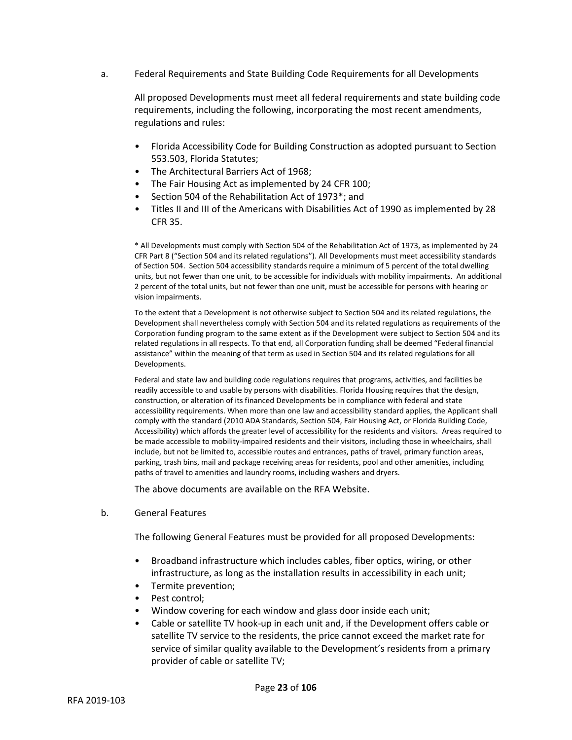a. Federal Requirements and State Building Code Requirements for all Developments

All proposed Developments must meet all federal requirements and state building code requirements, including the following, incorporating the most recent amendments, regulations and rules:

- Florida Accessibility Code for Building Construction as adopted pursuant to Section 553.503, Florida Statutes;
- The Architectural Barriers Act of 1968;
- The Fair Housing Act as implemented by 24 CFR 100;
- Section 504 of the Rehabilitation Act of 1973*; and
- Titles II and III of the Americans with Disabilities Act of 1990 as implemented by 28 CFR 35.

* All Developments must comply with Section 504 of the Rehabilitation Act of 1973, as implemented by 24 CFR Part 8 ("Section 504 and its related regulations"). All Developments must meet accessibility standards of Section 504. Section 504 accessibility standards require a minimum of 5 percent of the total dwelling units, but not fewer than one unit, to be accessible for individuals with mobility impairments. An additional 2 percent of the total units, but not fewer than one unit, must be accessible for persons with hearing or vision impairments.

To the extent that a Development is not otherwise subject to Section 504 and its related regulations, the Development shall nevertheless comply with Section 504 and its related regulations as requirements of the Corporation funding program to the same extent as if the Development were subject to Section 504 and its related regulations in all respects. To that end, all Corporation funding shall be deemed "Federal financial assistance" within the meaning of that term as used in Section 504 and its related regulations for all Developments.

Federal and state law and building code regulations requires that programs, activities, and facilities be readily accessible to and usable by persons with disabilities. Florida Housing requires that the design, construction, or alteration of its financed Developments be in compliance with federal and state accessibility requirements. When more than one law and accessibility standard applies, the Applicant shall comply with the standard (2010 ADA Standards, Section 504, Fair Housing Act, or Florida Building Code, Accessibility) which affords the greater level of accessibility for the residents and visitors. Areas required to be made accessible to mobility-impaired residents and their visitors, including those in wheelchairs, shall include, but not be limited to, accessible routes and entrances, paths of travel, primary function areas, parking, trash bins, mail and package receiving areas for residents, pool and other amenities, including paths of travel to amenities and laundry rooms, including washers and dryers.

The above documents are available on the RFA Website.

b. General Features

The following General Features must be provided for all proposed Developments:

- Broadband infrastructure which includes cables, fiber optics, wiring, or other infrastructure, as long as the installation results in accessibility in each unit;
- Termite prevention;
- Pest control;
- Window covering for each window and glass door inside each unit;
- Cable or satellite TV hook-up in each unit and, if the Development offers cable or satellite TV service to the residents, the price cannot exceed the market rate for service of similar quality available to the Development's residents from a primary provider of cable or satellite TV;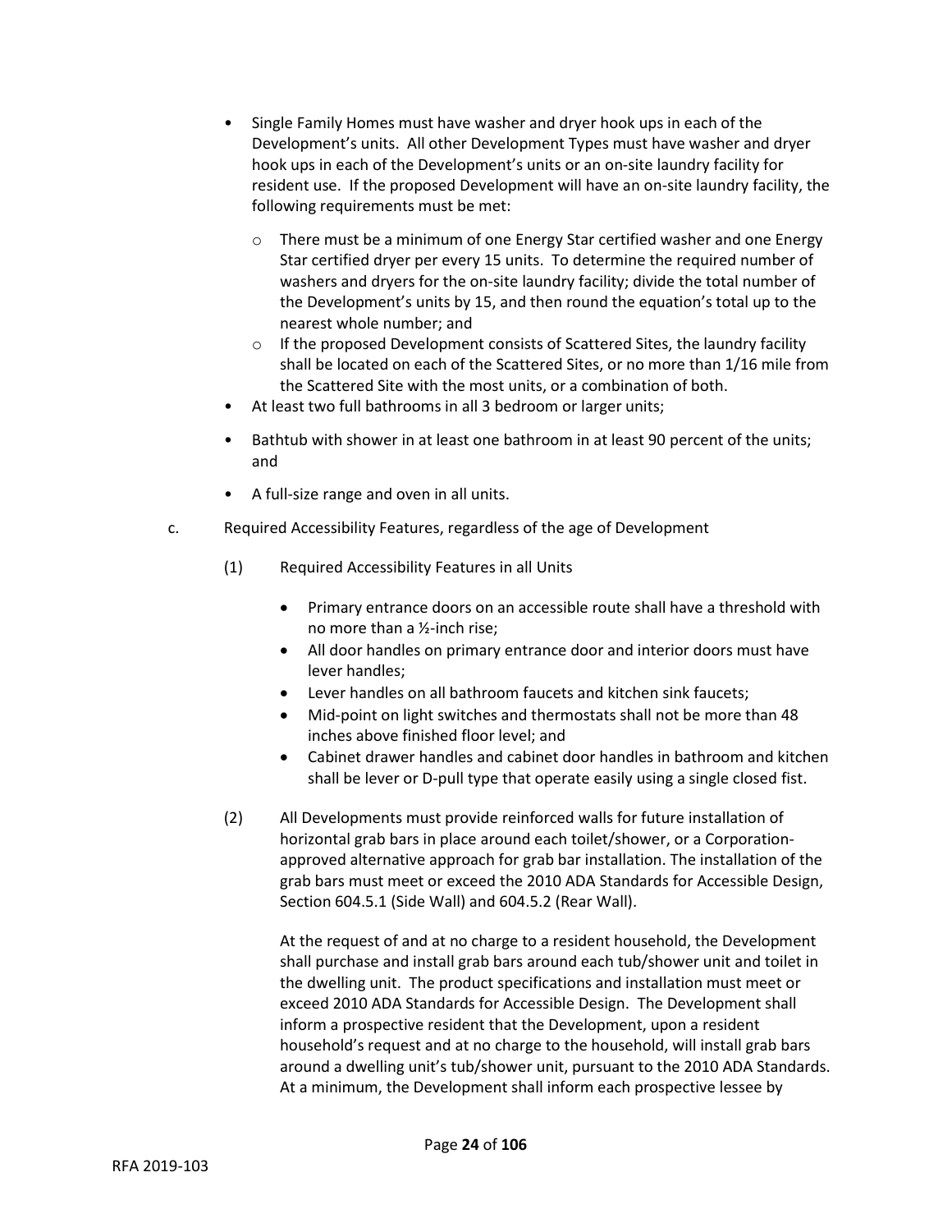- Single Family Homes must have washer and dryer hook ups in each of the Development's units. All other Development Types must have washer and dryer hook ups in each of the Development's units or an on-site laundry facility for resident use. If the proposed Development will have an on-site laundry facility, the following requirements must be met:
  - There must be a minimum of one Energy Star certified washer and one Energy Star certified dryer per every 15 units. To determine the required number of washers and dryers for the on-site laundry facility; divide the total number of the Development's units by 15, and then round the equation's total up to the nearest whole number; and
  - If the proposed Development consists of Scattered Sites, the laundry facility shall be located on each of the Scattered Sites, or no more than 1/16 mile from the Scattered Site with the most units, or a combination of both.
- At least two full bathrooms in all 3 bedroom or larger units;
- Bathtub with shower in at least one bathroom in at least 90 percent of the units; and
- A full-size range and oven in all units.

c. Required Accessibility Features, regardless of the age of Development

(1) Required Accessibility Features in all Units

- Primary entrance doors on an accessible route shall have a threshold with no more than a ½-inch rise;
- All door handles on primary entrance door and interior doors must have lever handles;
- Lever handles on all bathroom faucets and kitchen sink faucets;
- Mid-point on light switches and thermostats shall not be more than 48 inches above finished floor level; and
- Cabinet drawer handles and cabinet door handles in bathroom and kitchen shall be lever or D-pull type that operate easily using a single closed fist.

(2) All Developments must provide reinforced walls for future installation of horizontal grab bars in place around each toilet/shower, or a Corporation-approved alternative approach for grab bar installation. The installation of the grab bars must meet or exceed the 2010 ADA Standards for Accessible Design, Section 604.5.1 (Side Wall) and 604.5.2 (Rear Wall).

At the request of and at no charge to a resident household, the Development shall purchase and install grab bars around each tub/shower unit and toilet in the dwelling unit. The product specifications and installation must meet or exceed 2010 ADA Standards for Accessible Design. The Development shall inform a prospective resident that the Development, upon a resident household's request and at no charge to the household, will install grab bars around a dwelling unit's tub/shower unit, pursuant to the 2010 ADA Standards. At a minimum, the Development shall inform each prospective lessee by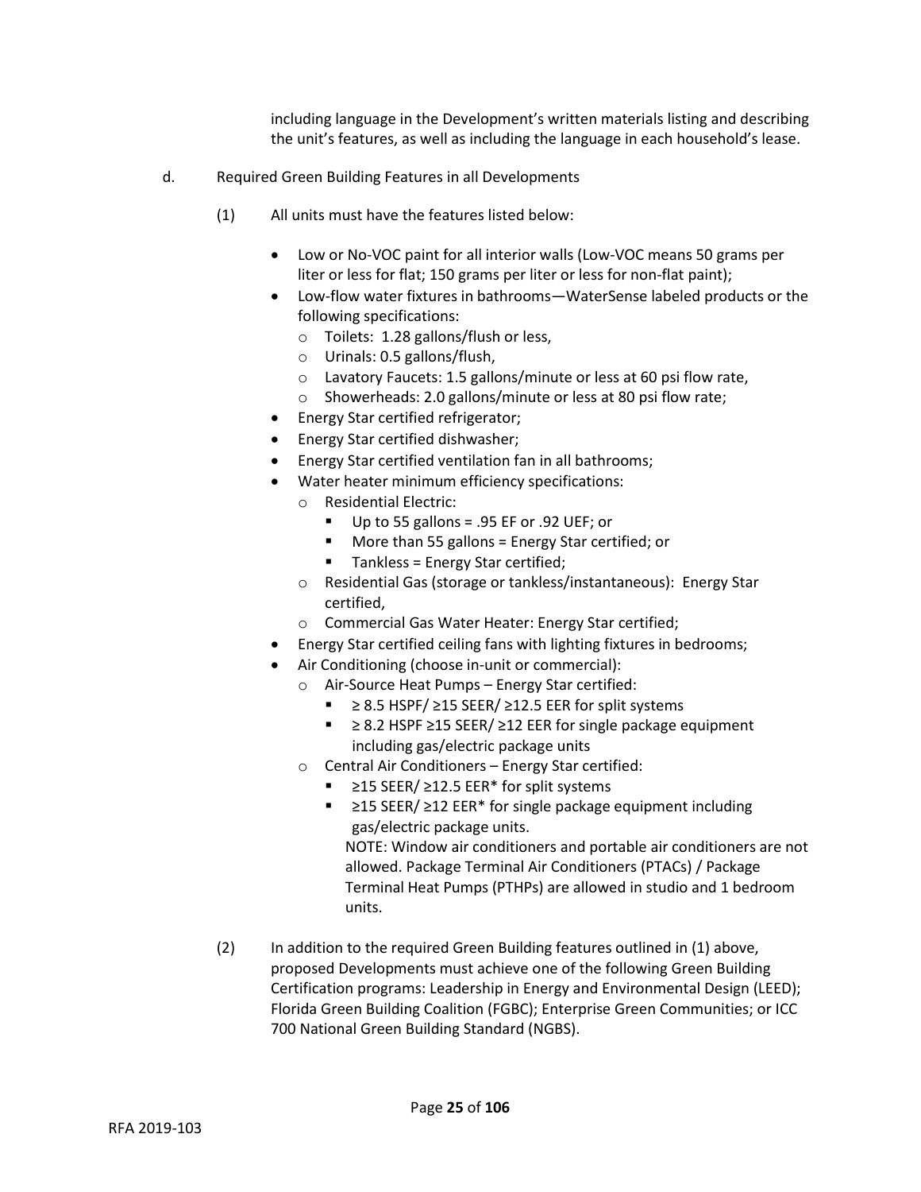including language in the Development's written materials listing and describing the unit's features, as well as including the language in each household's lease.

d. Required Green Building Features in all Developments

(1) All units must have the features listed below:

- Low or No-VOC paint for all interior walls (Low-VOC means 50 grams per liter or less for flat; 150 grams per liter or less for non-flat paint);
- Low-flow water fixtures in bathrooms—WaterSense labeled products or the following specifications:
  - Toilets: 1.28 gallons/flush or less,
  - Urinals: 0.5 gallons/flush,
  - Lavatory Faucets: 1.5 gallons/minute or less at 60 psi flow rate,
  - Showerheads: 2.0 gallons/minute or less at 80 psi flow rate;
- Energy Star certified refrigerator;
- Energy Star certified dishwasher;
- Energy Star certified ventilation fan in all bathrooms;
- Water heater minimum efficiency specifications:
  - Residential Electric:
    - Up to 55 gallons = .95 EF or .92 UEF; or
    - More than 55 gallons = Energy Star certified; or
    - Tankless = Energy Star certified;
  - Residential Gas (storage or tankless/instantaneous): Energy Star certified,
  - Commercial Gas Water Heater: Energy Star certified;
- Energy Star certified ceiling fans with lighting fixtures in bedrooms;
- Air Conditioning (choose in-unit or commercial):
  - Air-Source Heat Pumps – Energy Star certified:
    - ≥ 8.5 HSPF/ ≥15 SEER/ ≥12.5 EER for split systems
    - ≥ 8.2 HSPF ≥15 SEER/ ≥12 EER for single package equipment including gas/electric package units
  - Central Air Conditioners – Energy Star certified:
    - ≥15 SEER/ ≥12.5 EER* for split systems
    - ≥15 SEER/ ≥12 EER* for single package equipment including gas/electric package units.

      NOTE: Window air conditioners and portable air conditioners are not allowed. Package Terminal Air Conditioners (PTACs) / Package Terminal Heat Pumps (PTHPs) are allowed in studio and 1 bedroom units.

(2) In addition to the required Green Building features outlined in (1) above, proposed Developments must achieve one of the following Green Building Certification programs: Leadership in Energy and Environmental Design (LEED); Florida Green Building Coalition (FGBC); Enterprise Green Communities; or ICC 700 National Green Building Standard (NGBS).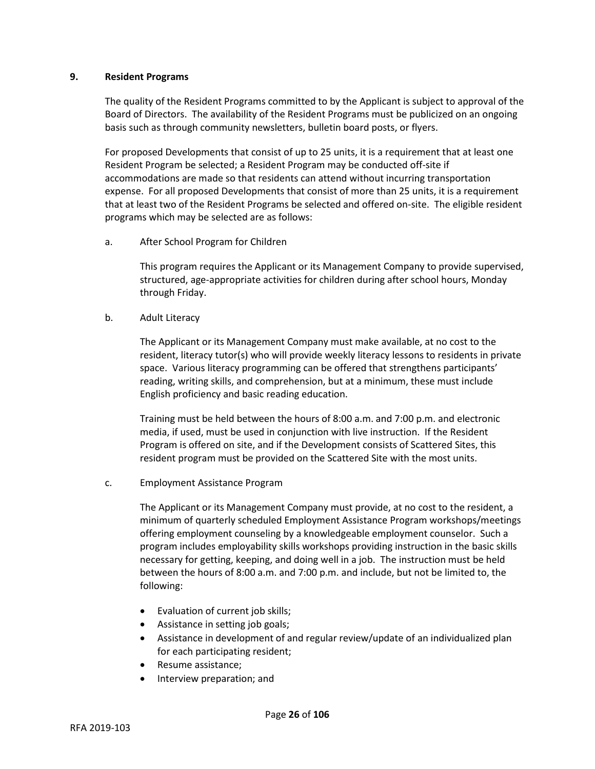**9. Resident Programs**

The quality of the Resident Programs committed to by the Applicant is subject to approval of the Board of Directors. The availability of the Resident Programs must be publicized on an ongoing basis such as through community newsletters, bulletin board posts, or flyers.

For proposed Developments that consist of up to 25 units, it is a requirement that at least one Resident Program be selected; a Resident Program may be conducted off-site if accommodations are made so that residents can attend without incurring transportation expense. For all proposed Developments that consist of more than 25 units, it is a requirement that at least two of the Resident Programs be selected and offered on-site. The eligible resident programs which may be selected are as follows:

a. After School Program for Children

This program requires the Applicant or its Management Company to provide supervised, structured, age-appropriate activities for children during after school hours, Monday through Friday.

b. Adult Literacy

The Applicant or its Management Company must make available, at no cost to the resident, literacy tutor(s) who will provide weekly literacy lessons to residents in private space. Various literacy programming can be offered that strengthens participants' reading, writing skills, and comprehension, but at a minimum, these must include English proficiency and basic reading education.

Training must be held between the hours of 8:00 a.m. and 7:00 p.m. and electronic media, if used, must be used in conjunction with live instruction. If the Resident Program is offered on site, and if the Development consists of Scattered Sites, this resident program must be provided on the Scattered Site with the most units.

c. Employment Assistance Program

The Applicant or its Management Company must provide, at no cost to the resident, a minimum of quarterly scheduled Employment Assistance Program workshops/meetings offering employment counseling by a knowledgeable employment counselor. Such a program includes employability skills workshops providing instruction in the basic skills necessary for getting, keeping, and doing well in a job. The instruction must be held between the hours of 8:00 a.m. and 7:00 p.m. and include, but not be limited to, the following:

- Evaluation of current job skills;
- Assistance in setting job goals;
- Assistance in development of and regular review/update of an individualized plan for each participating resident;
- Resume assistance;
- Interview preparation; and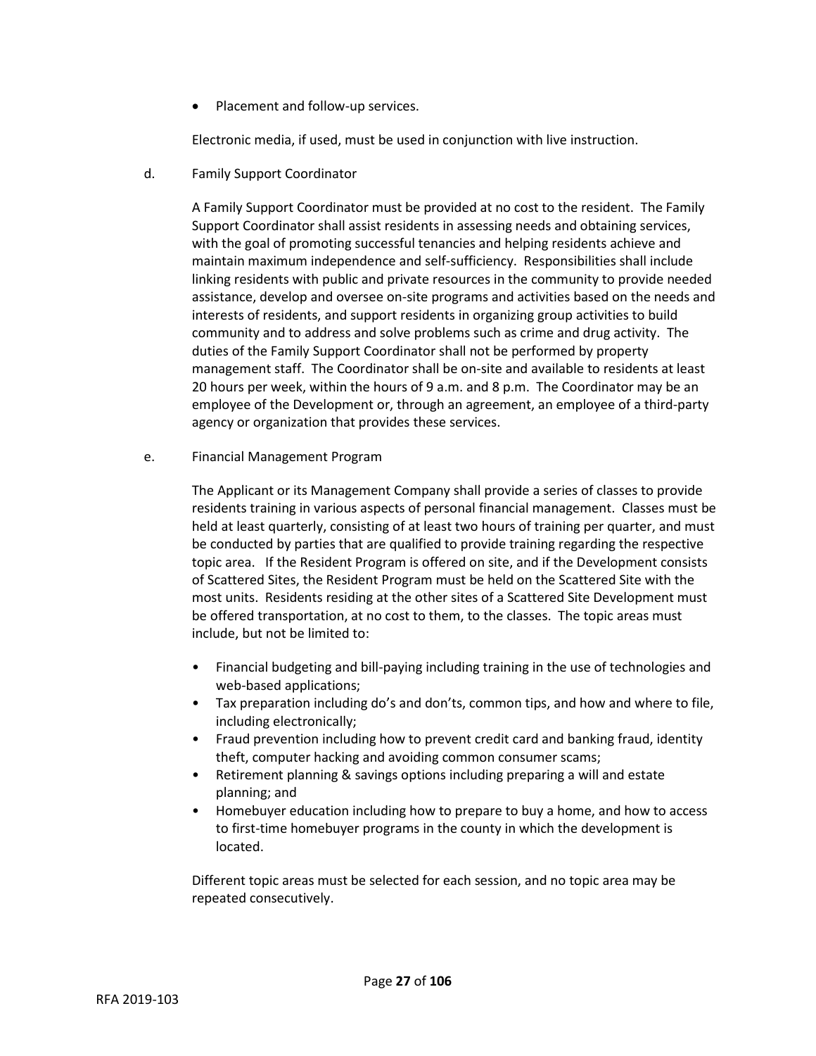- Placement and follow-up services.

Electronic media, if used, must be used in conjunction with live instruction.

d. Family Support Coordinator

A Family Support Coordinator must be provided at no cost to the resident. The Family Support Coordinator shall assist residents in assessing needs and obtaining services, with the goal of promoting successful tenancies and helping residents achieve and maintain maximum independence and self-sufficiency. Responsibilities shall include linking residents with public and private resources in the community to provide needed assistance, develop and oversee on-site programs and activities based on the needs and interests of residents, and support residents in organizing group activities to build community and to address and solve problems such as crime and drug activity. The duties of the Family Support Coordinator shall not be performed by property management staff. The Coordinator shall be on-site and available to residents at least 20 hours per week, within the hours of 9 a.m. and 8 p.m. The Coordinator may be an employee of the Development or, through an agreement, an employee of a third-party agency or organization that provides these services.

e. Financial Management Program

The Applicant or its Management Company shall provide a series of classes to provide residents training in various aspects of personal financial management. Classes must be held at least quarterly, consisting of at least two hours of training per quarter, and must be conducted by parties that are qualified to provide training regarding the respective topic area. If the Resident Program is offered on site, and if the Development consists of Scattered Sites, the Resident Program must be held on the Scattered Site with the most units. Residents residing at the other sites of a Scattered Site Development must be offered transportation, at no cost to them, to the classes. The topic areas must include, but not be limited to:

- Financial budgeting and bill-paying including training in the use of technologies and web-based applications;
- Tax preparation including do's and don'ts, common tips, and how and where to file, including electronically;
- Fraud prevention including how to prevent credit card and banking fraud, identity theft, computer hacking and avoiding common consumer scams;
- Retirement planning & savings options including preparing a will and estate planning; and
- Homebuyer education including how to prepare to buy a home, and how to access to first-time homebuyer programs in the county in which the development is located.

Different topic areas must be selected for each session, and no topic area may be repeated consecutively.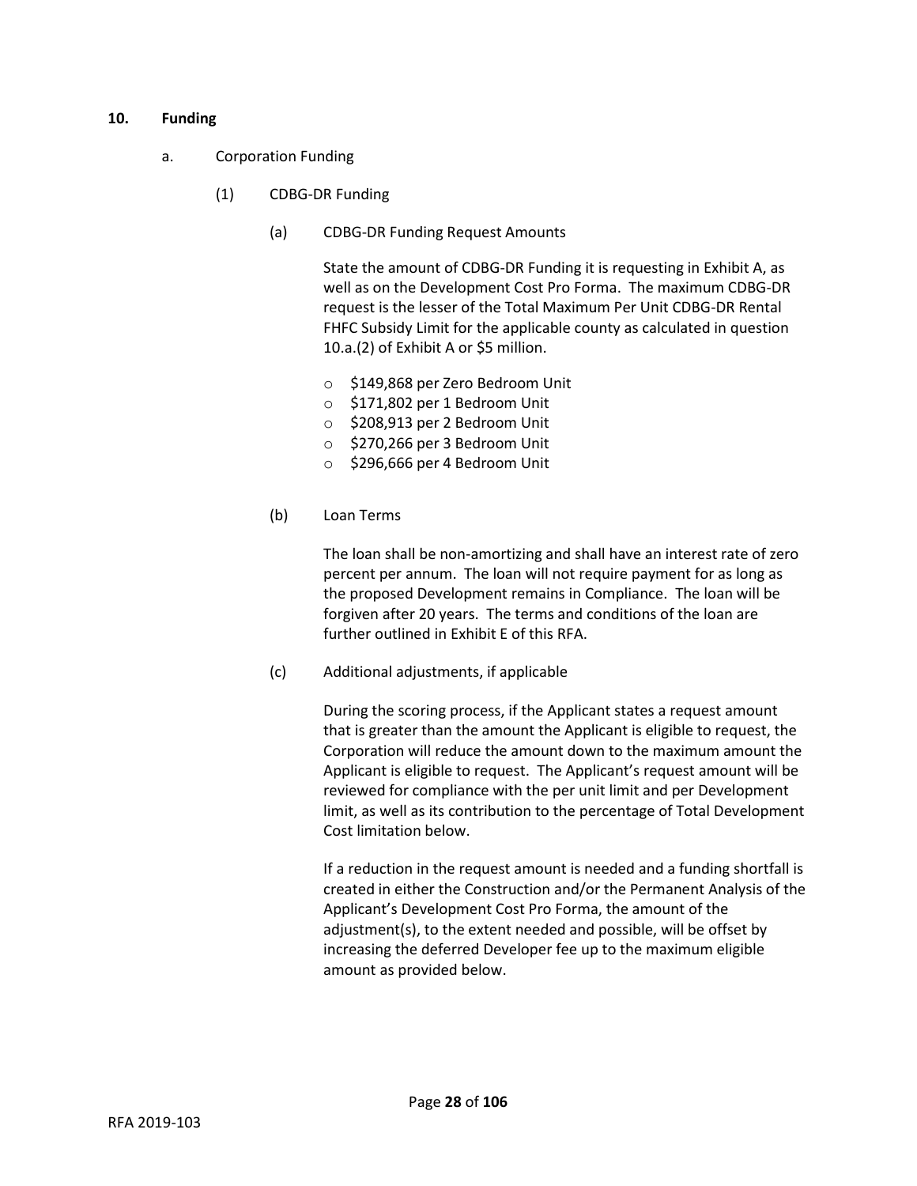## 10. Funding

a. Corporation Funding

(1) CDBG-DR Funding

(a) CDBG-DR Funding Request Amounts

State the amount of CDBG-DR Funding it is requesting in Exhibit A, as well as on the Development Cost Pro Forma. The maximum CDBG-DR request is the lesser of the Total Maximum Per Unit CDBG-DR Rental FHFC Subsidy Limit for the applicable county as calculated in question 10.a.(2) of Exhibit A or $5 million.

- $149,868 per Zero Bedroom Unit
- $171,802 per 1 Bedroom Unit
- $208,913 per 2 Bedroom Unit
- $270,266 per 3 Bedroom Unit
- $296,666 per 4 Bedroom Unit

(b) Loan Terms

The loan shall be non-amortizing and shall have an interest rate of zero percent per annum. The loan will not require payment for as long as the proposed Development remains in Compliance. The loan will be forgiven after 20 years. The terms and conditions of the loan are further outlined in Exhibit E of this RFA.

(c) Additional adjustments, if applicable

During the scoring process, if the Applicant states a request amount that is greater than the amount the Applicant is eligible to request, the Corporation will reduce the amount down to the maximum amount the Applicant is eligible to request. The Applicant's request amount will be reviewed for compliance with the per unit limit and per Development limit, as well as its contribution to the percentage of Total Development Cost limitation below.

If a reduction in the request amount is needed and a funding shortfall is created in either the Construction and/or the Permanent Analysis of the Applicant's Development Cost Pro Forma, the amount of the adjustment(s), to the extent needed and possible, will be offset by increasing the deferred Developer fee up to the maximum eligible amount as provided below.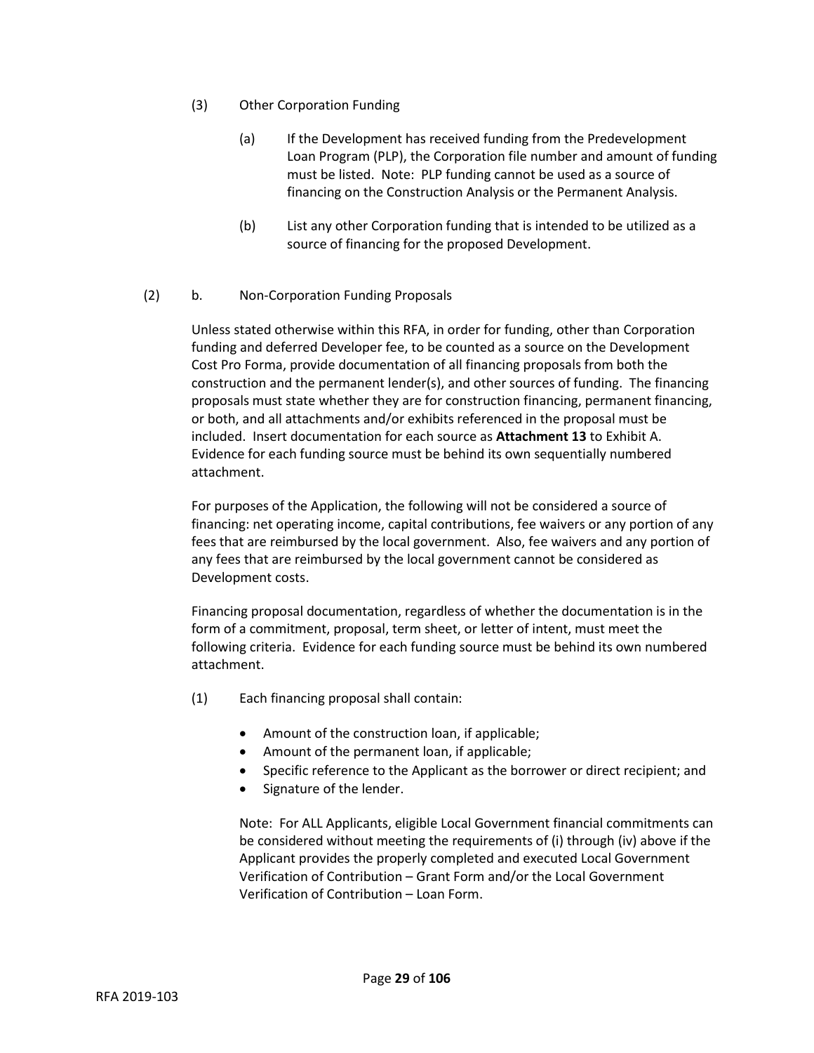(3) Other Corporation Funding

(a) If the Development has received funding from the Predevelopment Loan Program (PLP), the Corporation file number and amount of funding must be listed. Note: PLP funding cannot be used as a source of financing on the Construction Analysis or the Permanent Analysis.

(b) List any other Corporation funding that is intended to be utilized as a source of financing for the proposed Development.

(2) b. Non-Corporation Funding Proposals

Unless stated otherwise within this RFA, in order for funding, other than Corporation funding and deferred Developer fee, to be counted as a source on the Development Cost Pro Forma, provide documentation of all financing proposals from both the construction and the permanent lender(s), and other sources of funding. The financing proposals must state whether they are for construction financing, permanent financing, or both, and all attachments and/or exhibits referenced in the proposal must be included. Insert documentation for each source as **Attachment 13** to Exhibit A. Evidence for each funding source must be behind its own sequentially numbered attachment.

For purposes of the Application, the following will not be considered a source of financing: net operating income, capital contributions, fee waivers or any portion of any fees that are reimbursed by the local government. Also, fee waivers and any portion of any fees that are reimbursed by the local government cannot be considered as Development costs.

Financing proposal documentation, regardless of whether the documentation is in the form of a commitment, proposal, term sheet, or letter of intent, must meet the following criteria. Evidence for each funding source must be behind its own numbered attachment.

(1) Each financing proposal shall contain:

- Amount of the construction loan, if applicable;
- Amount of the permanent loan, if applicable;
- Specific reference to the Applicant as the borrower or direct recipient; and
- Signature of the lender.

Note: For ALL Applicants, eligible Local Government financial commitments can be considered without meeting the requirements of (i) through (iv) above if the Applicant provides the properly completed and executed Local Government Verification of Contribution – Grant Form and/or the Local Government Verification of Contribution – Loan Form.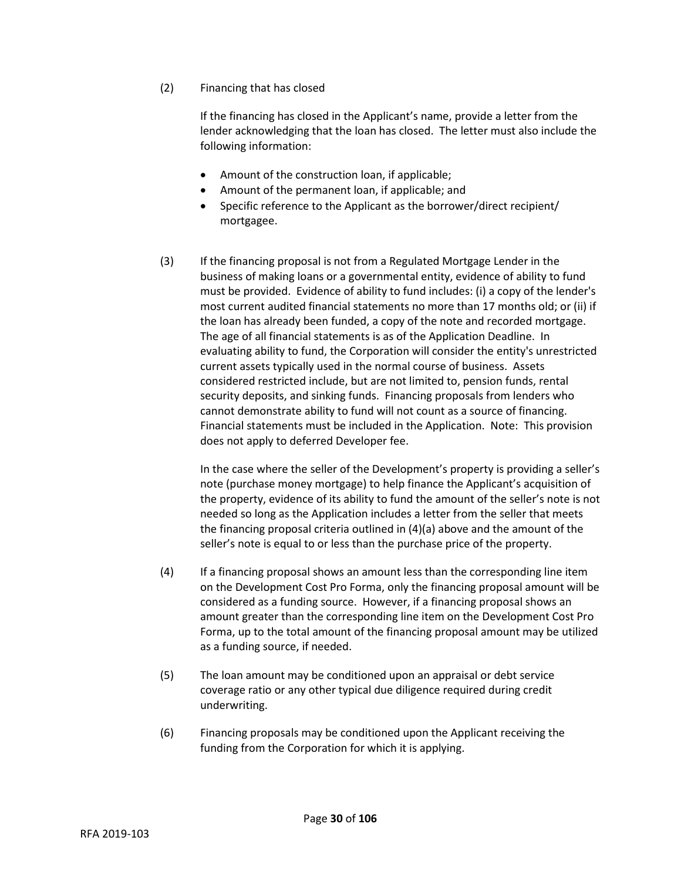(2) Financing that has closed

If the financing has closed in the Applicant's name, provide a letter from the lender acknowledging that the loan has closed. The letter must also include the following information:

- Amount of the construction loan, if applicable;
- Amount of the permanent loan, if applicable; and
- Specific reference to the Applicant as the borrower/direct recipient/ mortgagee.

(3) If the financing proposal is not from a Regulated Mortgage Lender in the business of making loans or a governmental entity, evidence of ability to fund must be provided. Evidence of ability to fund includes: (i) a copy of the lender's most current audited financial statements no more than 17 months old; or (ii) if the loan has already been funded, a copy of the note and recorded mortgage. The age of all financial statements is as of the Application Deadline. In evaluating ability to fund, the Corporation will consider the entity's unrestricted current assets typically used in the normal course of business. Assets considered restricted include, but are not limited to, pension funds, rental security deposits, and sinking funds. Financing proposals from lenders who cannot demonstrate ability to fund will not count as a source of financing. Financial statements must be included in the Application. Note: This provision does not apply to deferred Developer fee.

In the case where the seller of the Development's property is providing a seller's note (purchase money mortgage) to help finance the Applicant's acquisition of the property, evidence of its ability to fund the amount of the seller's note is not needed so long as the Application includes a letter from the seller that meets the financing proposal criteria outlined in (4)(a) above and the amount of the seller's note is equal to or less than the purchase price of the property.

(4) If a financing proposal shows an amount less than the corresponding line item on the Development Cost Pro Forma, only the financing proposal amount will be considered as a funding source. However, if a financing proposal shows an amount greater than the corresponding line item on the Development Cost Pro Forma, up to the total amount of the financing proposal amount may be utilized as a funding source, if needed.

(5) The loan amount may be conditioned upon an appraisal or debt service coverage ratio or any other typical due diligence required during credit underwriting.

(6) Financing proposals may be conditioned upon the Applicant receiving the funding from the Corporation for which it is applying.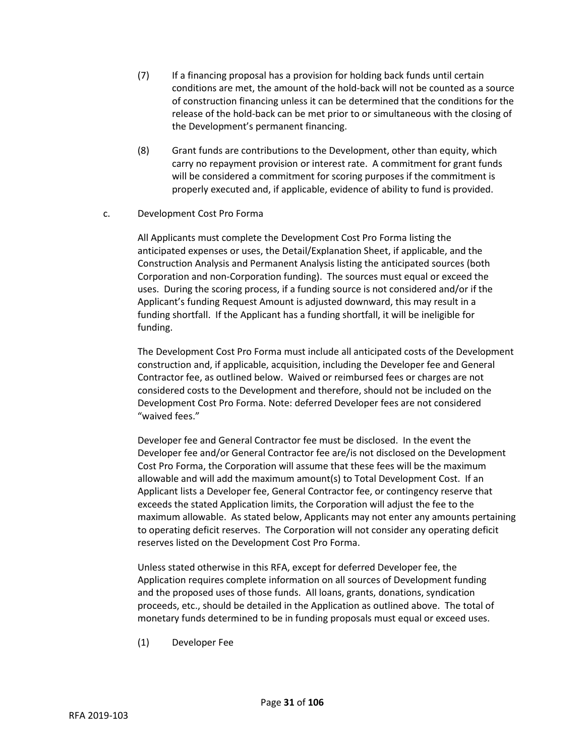(7) If a financing proposal has a provision for holding back funds until certain conditions are met, the amount of the hold-back will not be counted as a source of construction financing unless it can be determined that the conditions for the release of the hold-back can be met prior to or simultaneous with the closing of the Development's permanent financing.

(8) Grant funds are contributions to the Development, other than equity, which carry no repayment provision or interest rate. A commitment for grant funds will be considered a commitment for scoring purposes if the commitment is properly executed and, if applicable, evidence of ability to fund is provided.

c. Development Cost Pro Forma

All Applicants must complete the Development Cost Pro Forma listing the anticipated expenses or uses, the Detail/Explanation Sheet, if applicable, and the Construction Analysis and Permanent Analysis listing the anticipated sources (both Corporation and non-Corporation funding). The sources must equal or exceed the uses. During the scoring process, if a funding source is not considered and/or if the Applicant's funding Request Amount is adjusted downward, this may result in a funding shortfall. If the Applicant has a funding shortfall, it will be ineligible for funding.

The Development Cost Pro Forma must include all anticipated costs of the Development construction and, if applicable, acquisition, including the Developer fee and General Contractor fee, as outlined below. Waived or reimbursed fees or charges are not considered costs to the Development and therefore, should not be included on the Development Cost Pro Forma. Note: deferred Developer fees are not considered "waived fees."

Developer fee and General Contractor fee must be disclosed. In the event the Developer fee and/or General Contractor fee are/is not disclosed on the Development Cost Pro Forma, the Corporation will assume that these fees will be the maximum allowable and will add the maximum amount(s) to Total Development Cost. If an Applicant lists a Developer fee, General Contractor fee, or contingency reserve that exceeds the stated Application limits, the Corporation will adjust the fee to the maximum allowable. As stated below, Applicants may not enter any amounts pertaining to operating deficit reserves. The Corporation will not consider any operating deficit reserves listed on the Development Cost Pro Forma.

Unless stated otherwise in this RFA, except for deferred Developer fee, the Application requires complete information on all sources of Development funding and the proposed uses of those funds. All loans, grants, donations, syndication proceeds, etc., should be detailed in the Application as outlined above. The total of monetary funds determined to be in funding proposals must equal or exceed uses.

(1) Developer Fee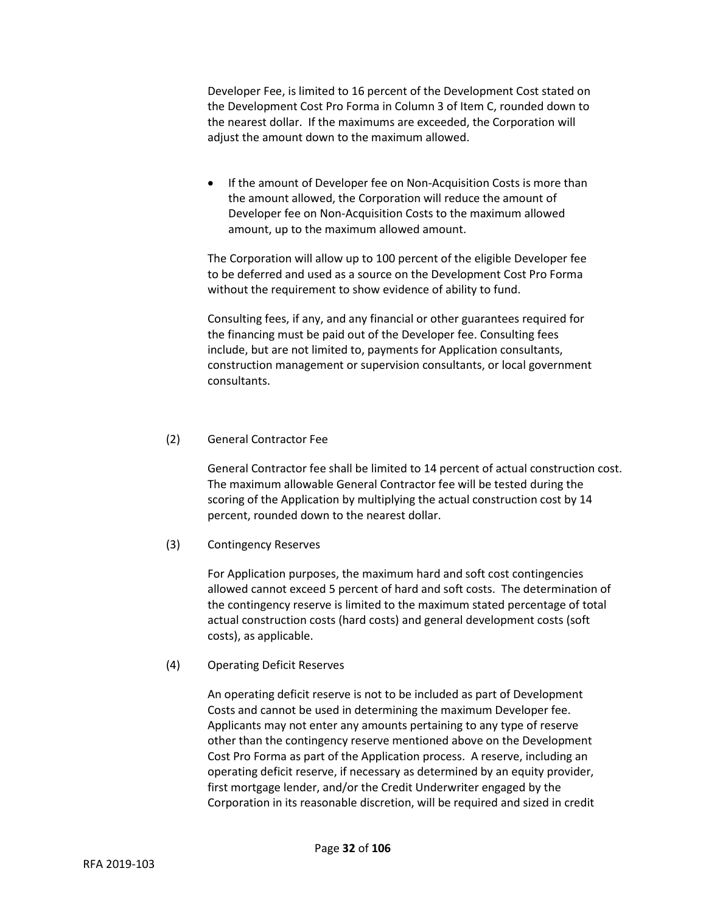Developer Fee, is limited to 16 percent of the Development Cost stated on the Development Cost Pro Forma in Column 3 of Item C, rounded down to the nearest dollar. If the maximums are exceeded, the Corporation will adjust the amount down to the maximum allowed.

- If the amount of Developer fee on Non-Acquisition Costs is more than the amount allowed, the Corporation will reduce the amount of Developer fee on Non-Acquisition Costs to the maximum allowed amount, up to the maximum allowed amount.

The Corporation will allow up to 100 percent of the eligible Developer fee to be deferred and used as a source on the Development Cost Pro Forma without the requirement to show evidence of ability to fund.

Consulting fees, if any, and any financial or other guarantees required for the financing must be paid out of the Developer fee. Consulting fees include, but are not limited to, payments for Application consultants, construction management or supervision consultants, or local government consultants.

(2) General Contractor Fee

General Contractor fee shall be limited to 14 percent of actual construction cost. The maximum allowable General Contractor fee will be tested during the scoring of the Application by multiplying the actual construction cost by 14 percent, rounded down to the nearest dollar.

(3) Contingency Reserves

For Application purposes, the maximum hard and soft cost contingencies allowed cannot exceed 5 percent of hard and soft costs. The determination of the contingency reserve is limited to the maximum stated percentage of total actual construction costs (hard costs) and general development costs (soft costs), as applicable.

(4) Operating Deficit Reserves

An operating deficit reserve is not to be included as part of Development Costs and cannot be used in determining the maximum Developer fee. Applicants may not enter any amounts pertaining to any type of reserve other than the contingency reserve mentioned above on the Development Cost Pro Forma as part of the Application process. A reserve, including an operating deficit reserve, if necessary as determined by an equity provider, first mortgage lender, and/or the Credit Underwriter engaged by the Corporation in its reasonable discretion, will be required and sized in credit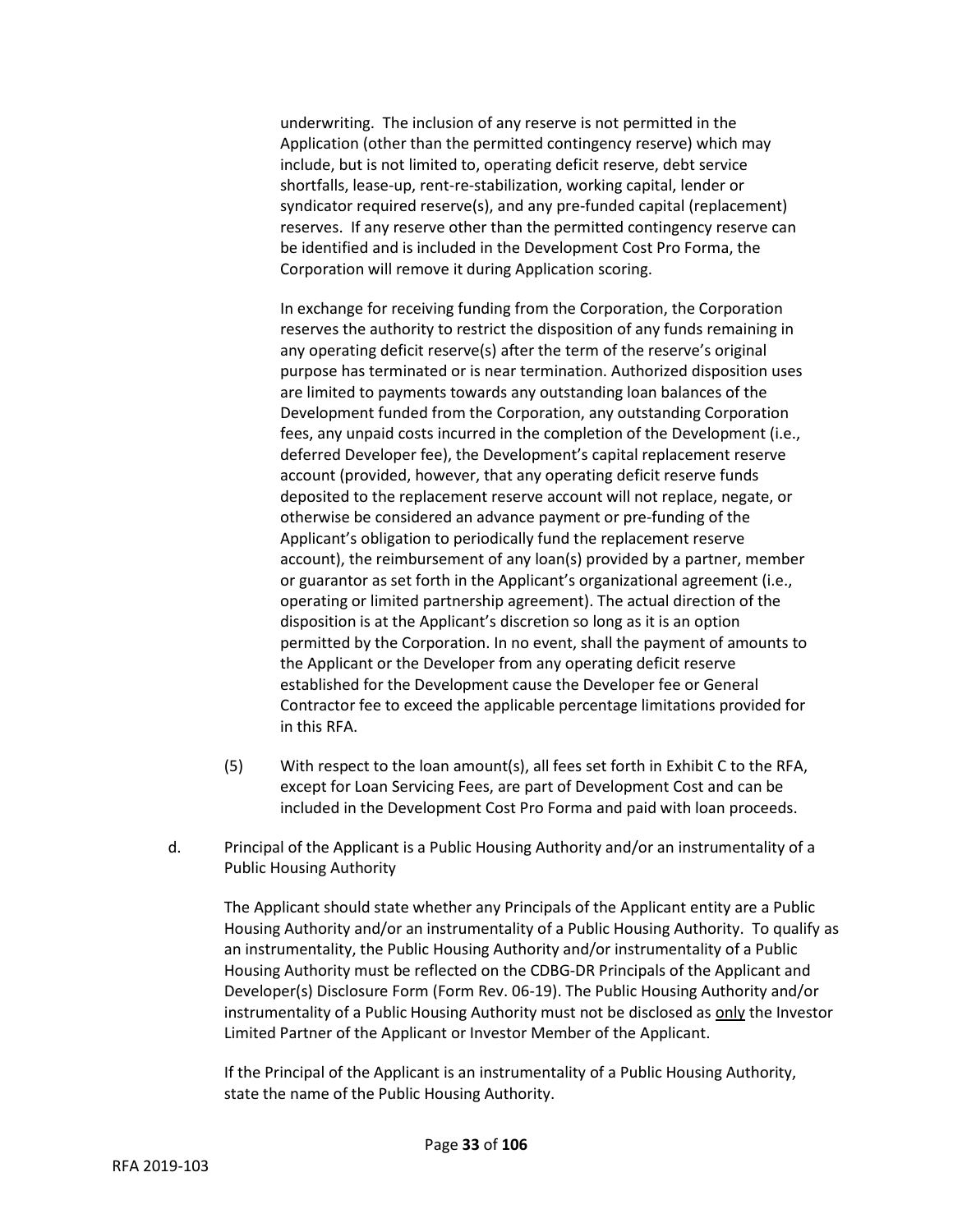underwriting. The inclusion of any reserve is not permitted in the Application (other than the permitted contingency reserve) which may include, but is not limited to, operating deficit reserve, debt service shortfalls, lease-up, rent-re-stabilization, working capital, lender or syndicator required reserve(s), and any pre-funded capital (replacement) reserves. If any reserve other than the permitted contingency reserve can be identified and is included in the Development Cost Pro Forma, the Corporation will remove it during Application scoring.

In exchange for receiving funding from the Corporation, the Corporation reserves the authority to restrict the disposition of any funds remaining in any operating deficit reserve(s) after the term of the reserve's original purpose has terminated or is near termination. Authorized disposition uses are limited to payments towards any outstanding loan balances of the Development funded from the Corporation, any outstanding Corporation fees, any unpaid costs incurred in the completion of the Development (i.e., deferred Developer fee), the Development's capital replacement reserve account (provided, however, that any operating deficit reserve funds deposited to the replacement reserve account will not replace, negate, or otherwise be considered an advance payment or pre-funding of the Applicant's obligation to periodically fund the replacement reserve account), the reimbursement of any loan(s) provided by a partner, member or guarantor as set forth in the Applicant's organizational agreement (i.e., operating or limited partnership agreement). The actual direction of the disposition is at the Applicant's discretion so long as it is an option permitted by the Corporation. In no event, shall the payment of amounts to the Applicant or the Developer from any operating deficit reserve established for the Development cause the Developer fee or General Contractor fee to exceed the applicable percentage limitations provided for in this RFA.

(5) With respect to the loan amount(s), all fees set forth in Exhibit C to the RFA, except for Loan Servicing Fees, are part of Development Cost and can be included in the Development Cost Pro Forma and paid with loan proceeds.

d. Principal of the Applicant is a Public Housing Authority and/or an instrumentality of a Public Housing Authority

The Applicant should state whether any Principals of the Applicant entity are a Public Housing Authority and/or an instrumentality of a Public Housing Authority. To qualify as an instrumentality, the Public Housing Authority and/or instrumentality of a Public Housing Authority must be reflected on the CDBG-DR Principals of the Applicant and Developer(s) Disclosure Form (Form Rev. 06-19). The Public Housing Authority and/or instrumentality of a Public Housing Authority must not be disclosed as only the Investor Limited Partner of the Applicant or Investor Member of the Applicant.

If the Principal of the Applicant is an instrumentality of a Public Housing Authority, state the name of the Public Housing Authority.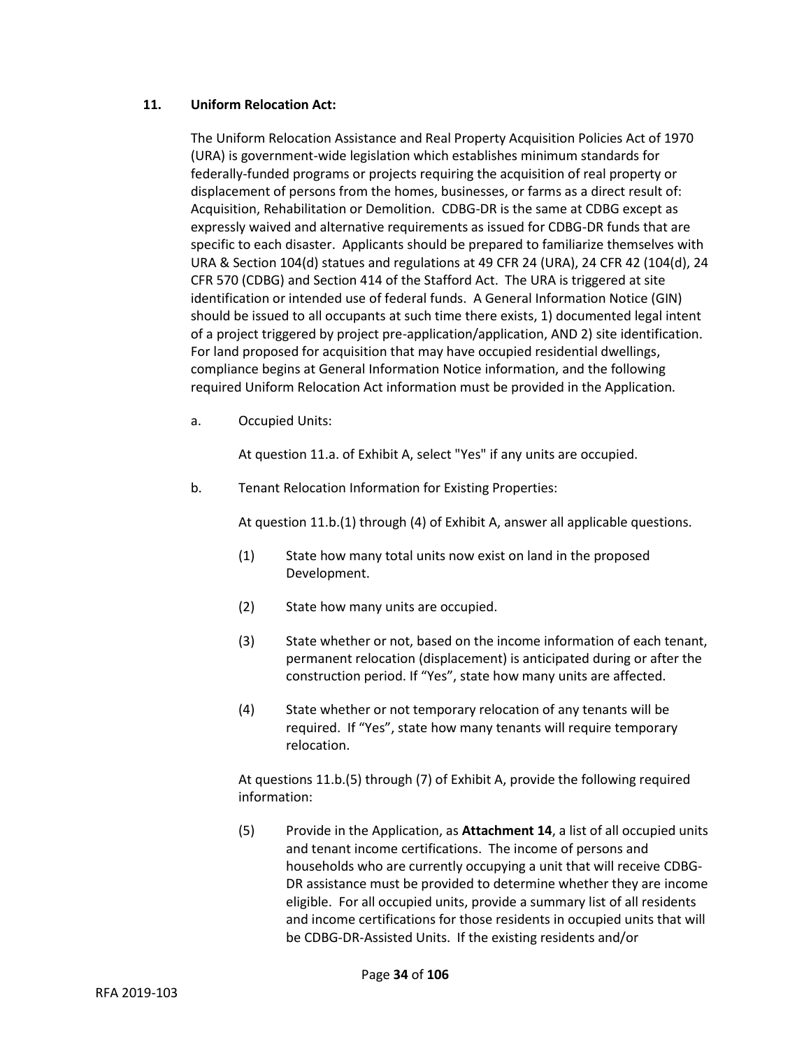**11. Uniform Relocation Act:**

The Uniform Relocation Assistance and Real Property Acquisition Policies Act of 1970 (URA) is government-wide legislation which establishes minimum standards for federally-funded programs or projects requiring the acquisition of real property or displacement of persons from the homes, businesses, or farms as a direct result of: Acquisition, Rehabilitation or Demolition. CDBG-DR is the same at CDBG except as expressly waived and alternative requirements as issued for CDBG-DR funds that are specific to each disaster. Applicants should be prepared to familiarize themselves with URA & Section 104(d) statues and regulations at 49 CFR 24 (URA), 24 CFR 42 (104(d), 24 CFR 570 (CDBG) and Section 414 of the Stafford Act. The URA is triggered at site identification or intended use of federal funds. A General Information Notice (GIN) should be issued to all occupants at such time there exists, 1) documented legal intent of a project triggered by project pre-application/application, AND 2) site identification. For land proposed for acquisition that may have occupied residential dwellings, compliance begins at General Information Notice information, and the following required Uniform Relocation Act information must be provided in the Application.

a. Occupied Units:

At question 11.a. of Exhibit A, select "Yes" if any units are occupied.

b. Tenant Relocation Information for Existing Properties:

At question 11.b.(1) through (4) of Exhibit A, answer all applicable questions.

(1) State how many total units now exist on land in the proposed Development.

(2) State how many units are occupied.

(3) State whether or not, based on the income information of each tenant, permanent relocation (displacement) is anticipated during or after the construction period. If "Yes", state how many units are affected.

(4) State whether or not temporary relocation of any tenants will be required. If "Yes", state how many tenants will require temporary relocation.

At questions 11.b.(5) through (7) of Exhibit A, provide the following required information:

(5) Provide in the Application, as **Attachment 14**, a list of all occupied units and tenant income certifications. The income of persons and households who are currently occupying a unit that will receive CDBG-DR assistance must be provided to determine whether they are income eligible. For all occupied units, provide a summary list of all residents and income certifications for those residents in occupied units that will be CDBG-DR-Assisted Units. If the existing residents and/or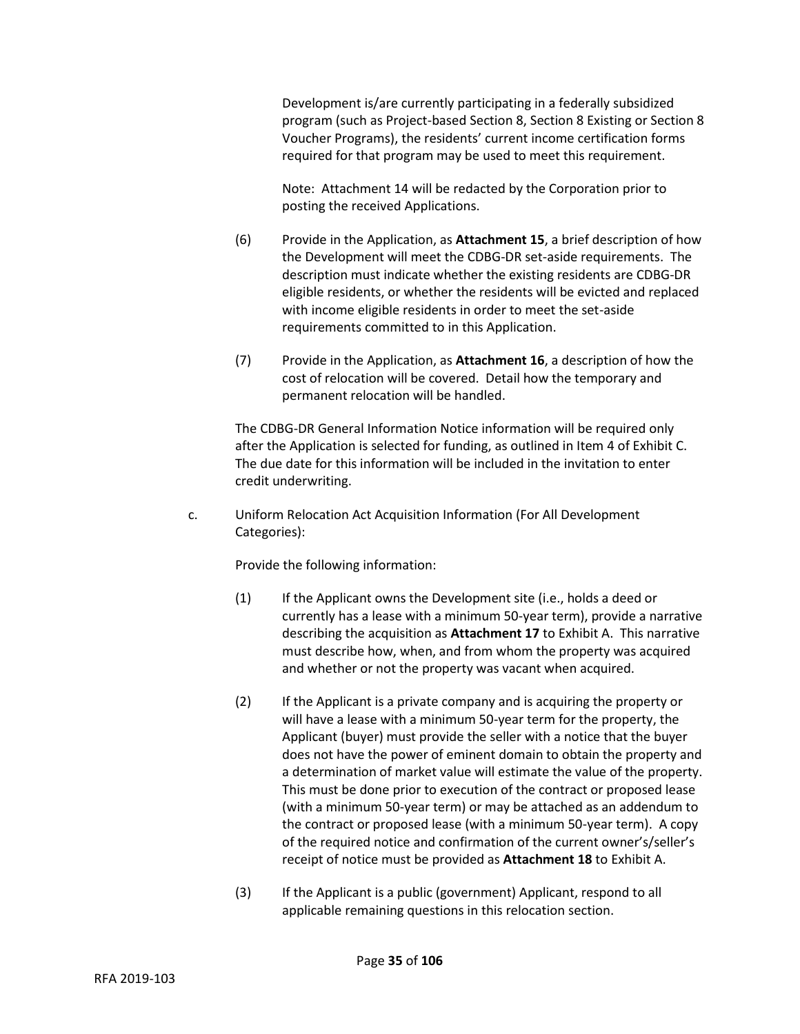Development is/are currently participating in a federally subsidized program (such as Project-based Section 8, Section 8 Existing or Section 8 Voucher Programs), the residents' current income certification forms required for that program may be used to meet this requirement.

Note: Attachment 14 will be redacted by the Corporation prior to posting the received Applications.

(6) Provide in the Application, as **Attachment 15**, a brief description of how the Development will meet the CDBG-DR set-aside requirements. The description must indicate whether the existing residents are CDBG-DR eligible residents, or whether the residents will be evicted and replaced with income eligible residents in order to meet the set-aside requirements committed to in this Application.

(7) Provide in the Application, as **Attachment 16**, a description of how the cost of relocation will be covered. Detail how the temporary and permanent relocation will be handled.

The CDBG-DR General Information Notice information will be required only after the Application is selected for funding, as outlined in Item 4 of Exhibit C. The due date for this information will be included in the invitation to enter credit underwriting.

c. Uniform Relocation Act Acquisition Information (For All Development Categories):

Provide the following information:

(1) If the Applicant owns the Development site (i.e., holds a deed or currently has a lease with a minimum 50-year term), provide a narrative describing the acquisition as **Attachment 17** to Exhibit A. This narrative must describe how, when, and from whom the property was acquired and whether or not the property was vacant when acquired.

(2) If the Applicant is a private company and is acquiring the property or will have a lease with a minimum 50-year term for the property, the Applicant (buyer) must provide the seller with a notice that the buyer does not have the power of eminent domain to obtain the property and a determination of market value will estimate the value of the property. This must be done prior to execution of the contract or proposed lease (with a minimum 50-year term) or may be attached as an addendum to the contract or proposed lease (with a minimum 50-year term). A copy of the required notice and confirmation of the current owner's/seller's receipt of notice must be provided as **Attachment 18** to Exhibit A.

(3) If the Applicant is a public (government) Applicant, respond to all applicable remaining questions in this relocation section.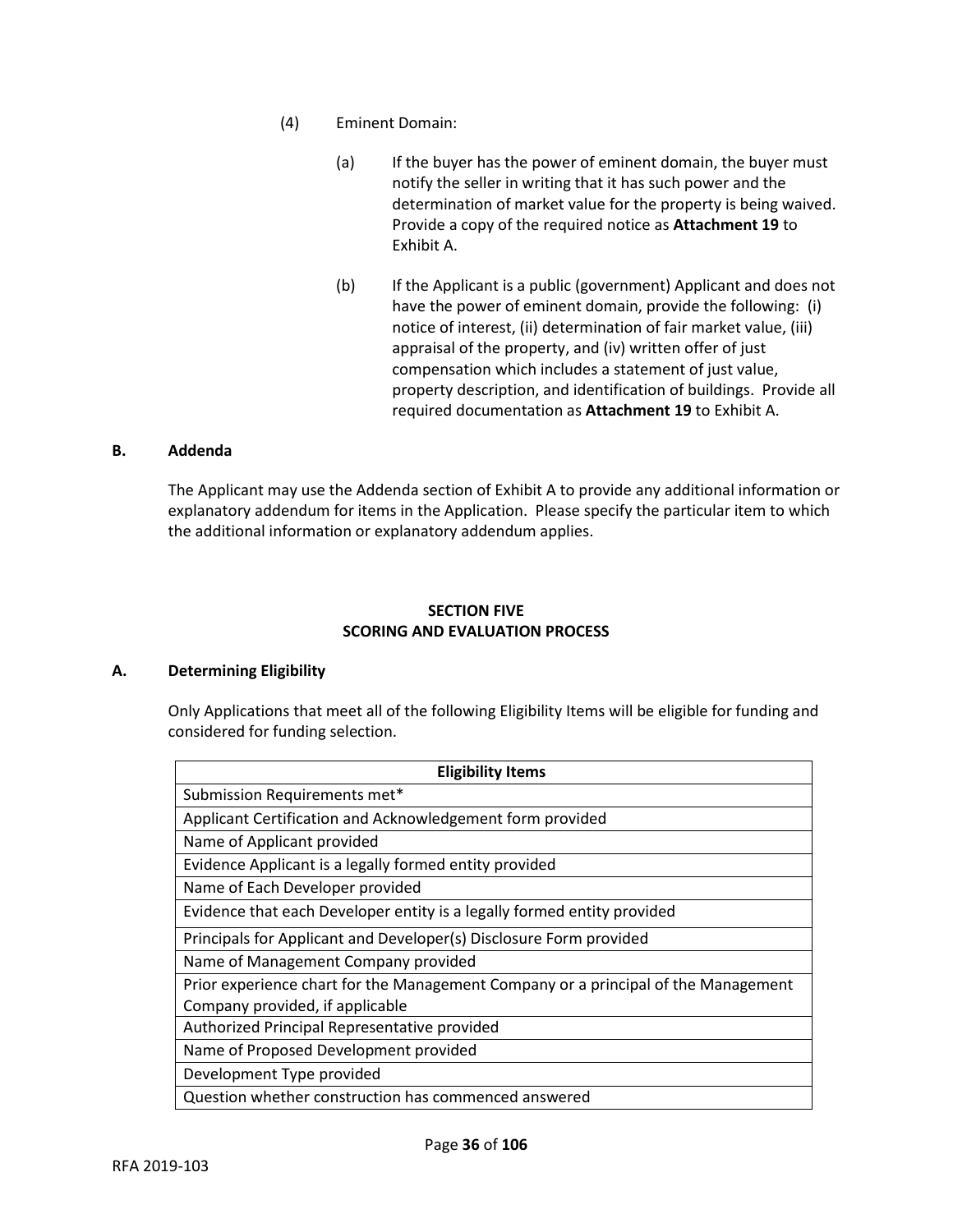(4) Eminent Domain:

(a) If the buyer has the power of eminent domain, the buyer must notify the seller in writing that it has such power and the determination of market value for the property is being waived. Provide a copy of the required notice as **Attachment 19** to Exhibit A.

(b) If the Applicant is a public (government) Applicant and does not have the power of eminent domain, provide the following: (i) notice of interest, (ii) determination of fair market value, (iii) appraisal of the property, and (iv) written offer of just compensation which includes a statement of just value, property description, and identification of buildings. Provide all required documentation as **Attachment 19** to Exhibit A.

**B. Addenda**

The Applicant may use the Addenda section of Exhibit A to provide any additional information or explanatory addendum for items in the Application. Please specify the particular item to which the additional information or explanatory addendum applies.

## SECTION FIVE
## SCORING AND EVALUATION PROCESS

**A. Determining Eligibility**

Only Applications that meet all of the following Eligibility Items will be eligible for funding and considered for funding selection.

| Eligibility Items |
|---|
| Submission Requirements met* |
| Applicant Certification and Acknowledgement form provided |
| Name of Applicant provided |
| Evidence Applicant is a legally formed entity provided |
| Name of Each Developer provided |
| Evidence that each Developer entity is a legally formed entity provided |
| Principals for Applicant and Developer(s) Disclosure Form provided |
| Name of Management Company provided |
| Prior experience chart for the Management Company or a principal of the Management Company provided, if applicable |
| Authorized Principal Representative provided |
| Name of Proposed Development provided |
| Development Type provided |
| Question whether construction has commenced answered |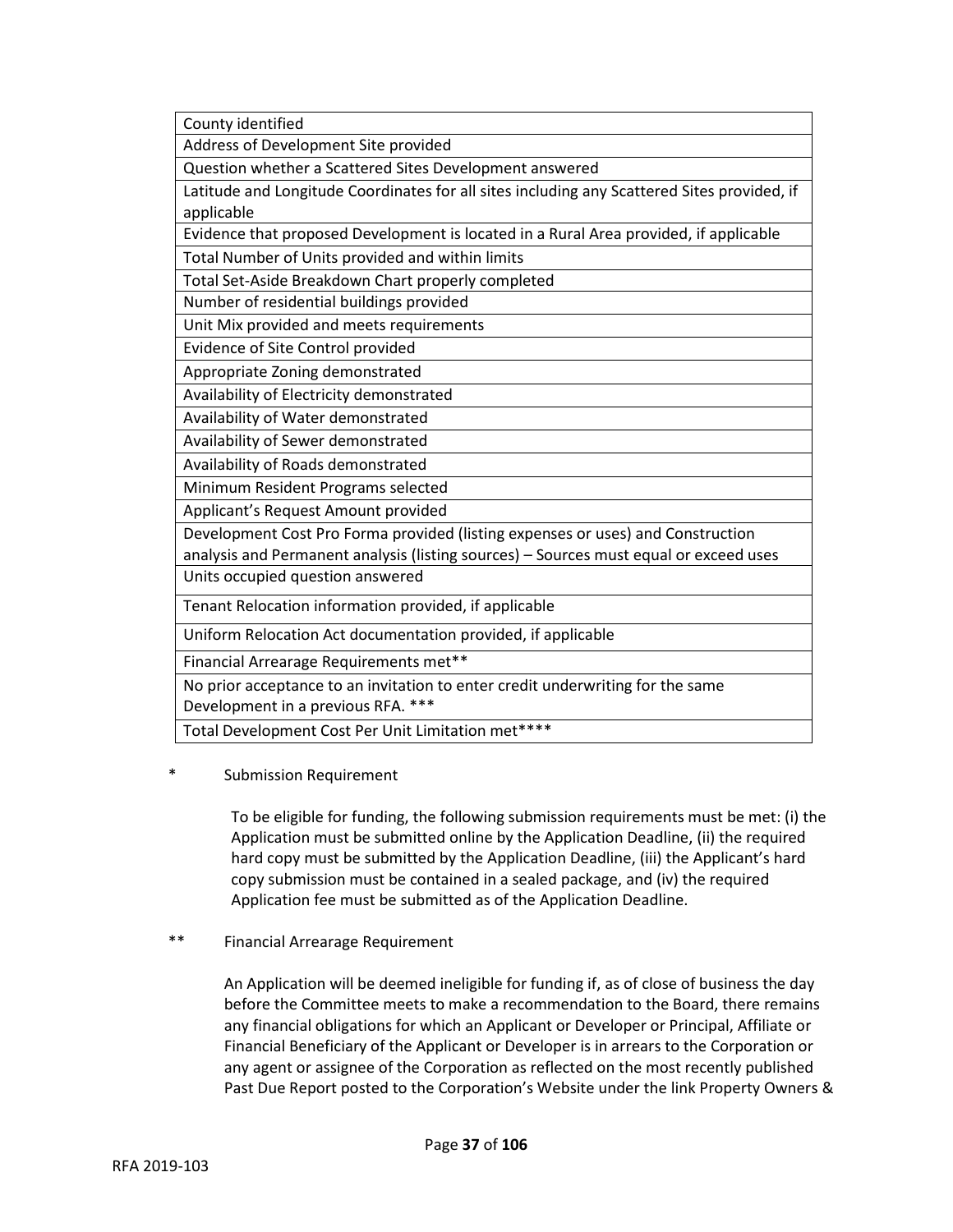| County identified |
|---|
| Address of Development Site provided |
| Question whether a Scattered Sites Development answered |
| Latitude and Longitude Coordinates for all sites including any Scattered Sites provided, if applicable |
| Evidence that proposed Development is located in a Rural Area provided, if applicable |
| Total Number of Units provided and within limits |
| Total Set-Aside Breakdown Chart properly completed |
| Number of residential buildings provided |
| Unit Mix provided and meets requirements |
| Evidence of Site Control provided |
| Appropriate Zoning demonstrated |
| Availability of Electricity demonstrated |
| Availability of Water demonstrated |
| Availability of Sewer demonstrated |
| Availability of Roads demonstrated |
| Minimum Resident Programs selected |
| Applicant's Request Amount provided |
| Development Cost Pro Forma provided (listing expenses or uses) and Construction analysis and Permanent analysis (listing sources) – Sources must equal or exceed uses |
| Units occupied question answered |
| Tenant Relocation information provided, if applicable |
| Uniform Relocation Act documentation provided, if applicable |
| Financial Arrearage Requirements met** |
| No prior acceptance to an invitation to enter credit underwriting for the same Development in a previous RFA. *** |
| Total Development Cost Per Unit Limitation met**** |

\* Submission Requirement

To be eligible for funding, the following submission requirements must be met: (i) the Application must be submitted online by the Application Deadline, (ii) the required hard copy must be submitted by the Application Deadline, (iii) the Applicant's hard copy submission must be contained in a sealed package, and (iv) the required Application fee must be submitted as of the Application Deadline.

** Financial Arrearage Requirement

An Application will be deemed ineligible for funding if, as of close of business the day before the Committee meets to make a recommendation to the Board, there remains any financial obligations for which an Applicant or Developer or Principal, Affiliate or Financial Beneficiary of the Applicant or Developer is in arrears to the Corporation or any agent or assignee of the Corporation as reflected on the most recently published Past Due Report posted to the Corporation's Website under the link Property Owners &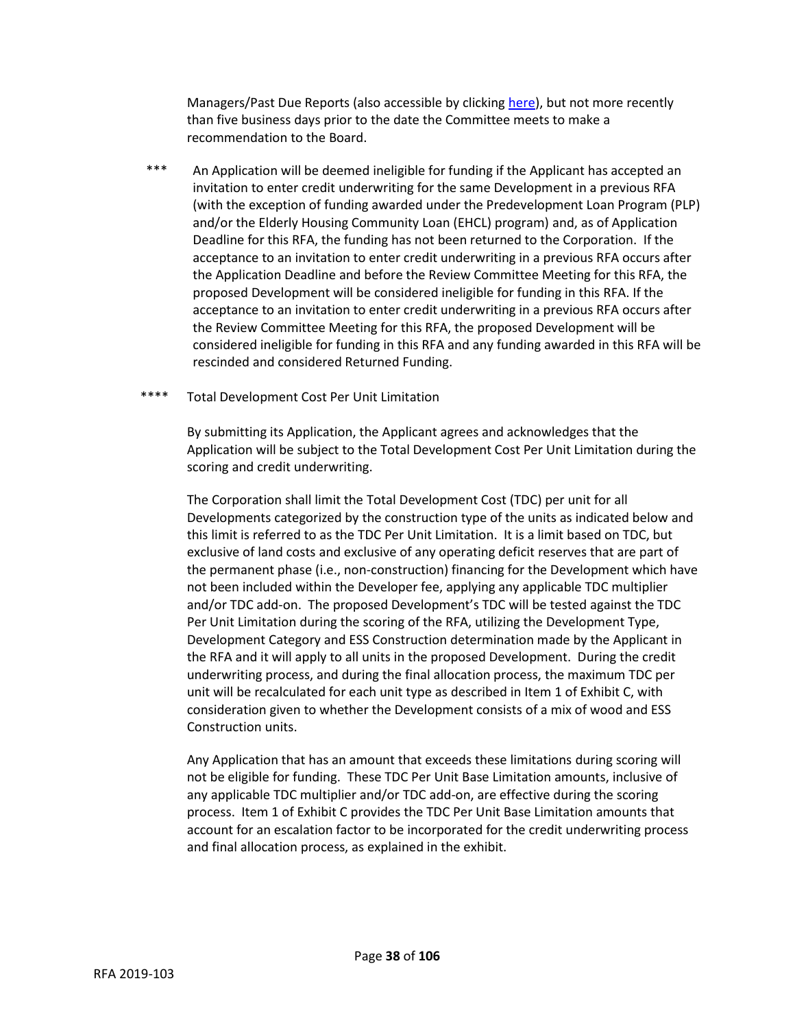Managers/Past Due Reports (also accessible by clicking here), but not more recently than five business days prior to the date the Committee meets to make a recommendation to the Board.

\*\*\* An Application will be deemed ineligible for funding if the Applicant has accepted an invitation to enter credit underwriting for the same Development in a previous RFA (with the exception of funding awarded under the Predevelopment Loan Program (PLP) and/or the Elderly Housing Community Loan (EHCL) program) and, as of Application Deadline for this RFA, the funding has not been returned to the Corporation. If the acceptance to an invitation to enter credit underwriting in a previous RFA occurs after the Application Deadline and before the Review Committee Meeting for this RFA, the proposed Development will be considered ineligible for funding in this RFA. If the acceptance to an invitation to enter credit underwriting in a previous RFA occurs after the Review Committee Meeting for this RFA, the proposed Development will be considered ineligible for funding in this RFA and any funding awarded in this RFA will be rescinded and considered Returned Funding.

\*\*\*\* Total Development Cost Per Unit Limitation

By submitting its Application, the Applicant agrees and acknowledges that the Application will be subject to the Total Development Cost Per Unit Limitation during the scoring and credit underwriting.

The Corporation shall limit the Total Development Cost (TDC) per unit for all Developments categorized by the construction type of the units as indicated below and this limit is referred to as the TDC Per Unit Limitation. It is a limit based on TDC, but exclusive of land costs and exclusive of any operating deficit reserves that are part of the permanent phase (i.e., non-construction) financing for the Development which have not been included within the Developer fee, applying any applicable TDC multiplier and/or TDC add-on. The proposed Development's TDC will be tested against the TDC Per Unit Limitation during the scoring of the RFA, utilizing the Development Type, Development Category and ESS Construction determination made by the Applicant in the RFA and it will apply to all units in the proposed Development. During the credit underwriting process, and during the final allocation process, the maximum TDC per unit will be recalculated for each unit type as described in Item 1 of Exhibit C, with consideration given to whether the Development consists of a mix of wood and ESS Construction units.

Any Application that has an amount that exceeds these limitations during scoring will not be eligible for funding. These TDC Per Unit Base Limitation amounts, inclusive of any applicable TDC multiplier and/or TDC add-on, are effective during the scoring process. Item 1 of Exhibit C provides the TDC Per Unit Base Limitation amounts that account for an escalation factor to be incorporated for the credit underwriting process and final allocation process, as explained in the exhibit.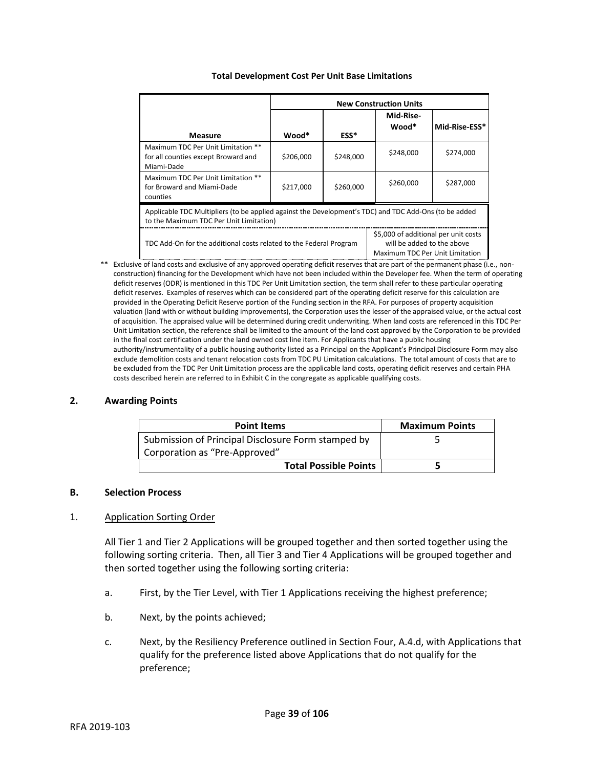**Total Development Cost Per Unit Base Limitations**

| | New Construction Units | | | |
|---|---|---|---|---|
| **Measure** | **Wood*** | **ESS*** | **Mid-Rise-Wood*** | **Mid-Rise-ESS*** |
| Maximum TDC Per Unit Limitation ** for all counties except Broward and Miami-Dade | $206,000 | $248,000 | $248,000 | $274,000 |
| Maximum TDC Per Unit Limitation ** for Broward and Miami-Dade counties | $217,000 | $260,000 | $260,000 | $287,000 |
| Applicable TDC Multipliers (to be applied against the Development's TDC) and TDC Add-Ons (to be added to the Maximum TDC Per Unit Limitation) | | | | |
| TDC Add-On for the additional costs related to the Federal Program | | | $5,000 of additional per unit costs will be added to the above Maximum TDC Per Unit Limitation | |

** Exclusive of land costs and exclusive of any approved operating deficit reserves that are part of the permanent phase (i.e., non-construction) financing for the Development which have not been included within the Developer fee. When the term of operating deficit reserves (ODR) is mentioned in this TDC Per Unit Limitation section, the term shall refer to these particular operating deficit reserves. Examples of reserves which can be considered part of the operating deficit reserve for this calculation are provided in the Operating Deficit Reserve portion of the Funding section in the RFA. For purposes of property acquisition valuation (land with or without building improvements), the Corporation uses the lesser of the appraised value, or the actual cost of acquisition. The appraised value will be determined during credit underwriting. When land costs are referenced in this TDC Per Unit Limitation section, the reference shall be limited to the amount of the land cost approved by the Corporation to be provided in the final cost certification under the land owned cost line item. For Applicants that have a public housing authority/instrumentality of a public housing authority listed as a Principal on the Applicant's Principal Disclosure Form may also exclude demolition costs and tenant relocation costs from TDC PU Limitation calculations. The total amount of costs that are to be excluded from the TDC Per Unit Limitation process are the applicable land costs, operating deficit reserves and certain PHA costs described herein are referred to in Exhibit C in the congregate as applicable qualifying costs.

## 2. Awarding Points

| Point Items | Maximum Points |
|---|---|
| Submission of Principal Disclosure Form stamped by Corporation as "Pre-Approved" | 5 |
| **Total Possible Points** | **5** |

## B. Selection Process

### 1. Application Sorting Order

All Tier 1 and Tier 2 Applications will be grouped together and then sorted together using the following sorting criteria. Then, all Tier 3 and Tier 4 Applications will be grouped together and then sorted together using the following sorting criteria:

a. First, by the Tier Level, with Tier 1 Applications receiving the highest preference;

b. Next, by the points achieved;

c. Next, by the Resiliency Preference outlined in Section Four, A.4.d, with Applications that qualify for the preference listed above Applications that do not qualify for the preference;

RFA 2019-103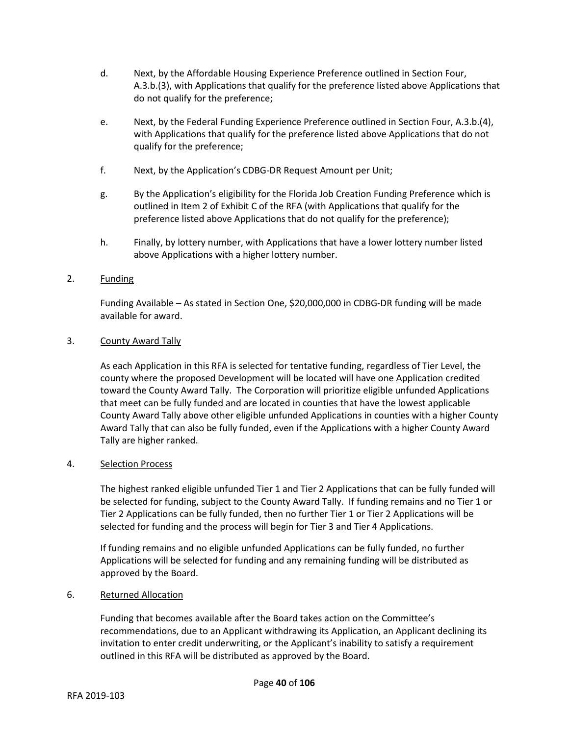d. Next, by the Affordable Housing Experience Preference outlined in Section Four, A.3.b.(3), with Applications that qualify for the preference listed above Applications that do not qualify for the preference;

e. Next, by the Federal Funding Experience Preference outlined in Section Four, A.3.b.(4), with Applications that qualify for the preference listed above Applications that do not qualify for the preference;

f. Next, by the Application's CDBG-DR Request Amount per Unit;

g. By the Application's eligibility for the Florida Job Creation Funding Preference which is outlined in Item 2 of Exhibit C of the RFA (with Applications that qualify for the preference listed above Applications that do not qualify for the preference);

h. Finally, by lottery number, with Applications that have a lower lottery number listed above Applications with a higher lottery number.

2. <u>Funding</u>

Funding Available – As stated in Section One, $20,000,000 in CDBG-DR funding will be made available for award.

3. <u>County Award Tally</u>

As each Application in this RFA is selected for tentative funding, regardless of Tier Level, the county where the proposed Development will be located will have one Application credited toward the County Award Tally. The Corporation will prioritize eligible unfunded Applications that meet can be fully funded and are located in counties that have the lowest applicable County Award Tally above other eligible unfunded Applications in counties with a higher County Award Tally that can also be fully funded, even if the Applications with a higher County Award Tally are higher ranked.

4. <u>Selection Process</u>

The highest ranked eligible unfunded Tier 1 and Tier 2 Applications that can be fully funded will be selected for funding, subject to the County Award Tally. If funding remains and no Tier 1 or Tier 2 Applications can be fully funded, then no further Tier 1 or Tier 2 Applications will be selected for funding and the process will begin for Tier 3 and Tier 4 Applications.

If funding remains and no eligible unfunded Applications can be fully funded, no further Applications will be selected for funding and any remaining funding will be distributed as approved by the Board.

6. <u>Returned Allocation</u>

Funding that becomes available after the Board takes action on the Committee's recommendations, due to an Applicant withdrawing its Application, an Applicant declining its invitation to enter credit underwriting, or the Applicant's inability to satisfy a requirement outlined in this RFA will be distributed as approved by the Board.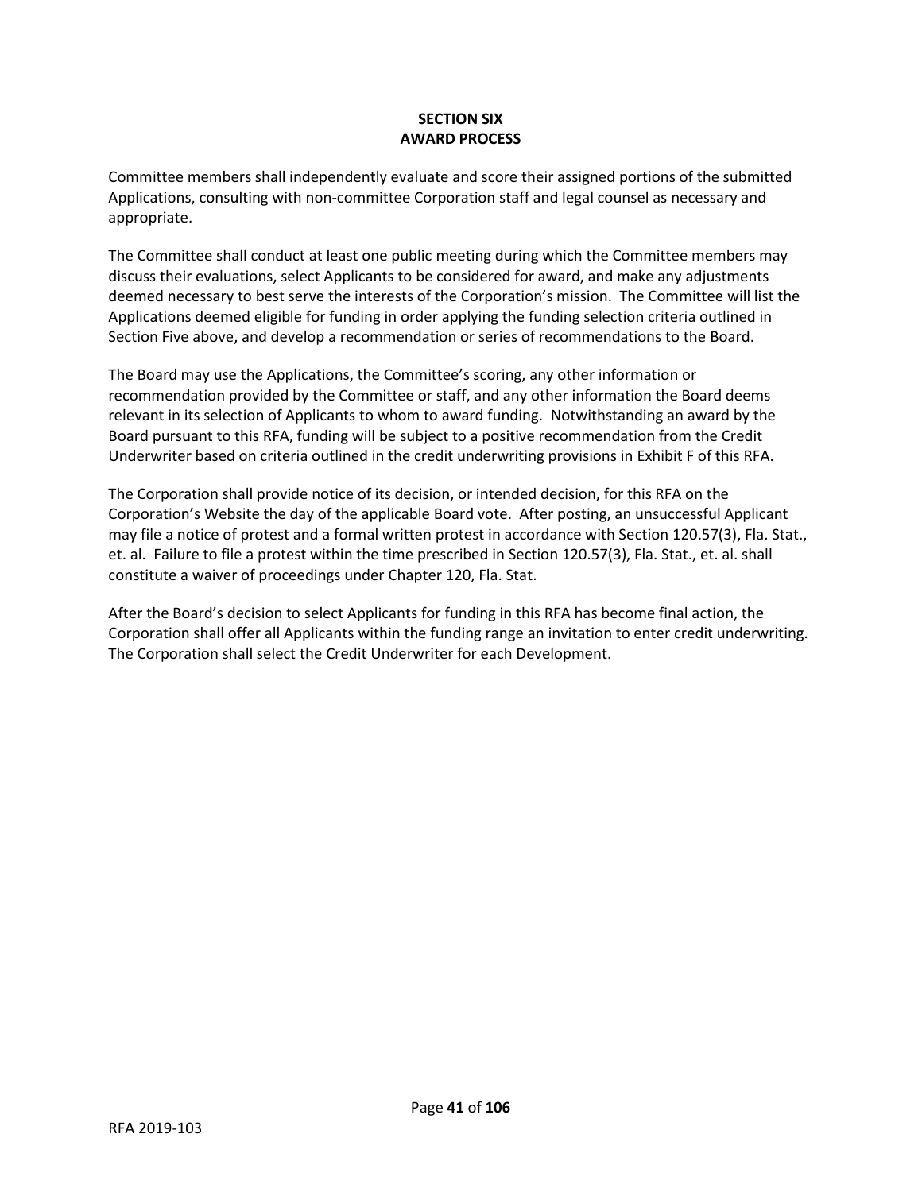# SECTION SIX
# AWARD PROCESS

Committee members shall independently evaluate and score their assigned portions of the submitted Applications, consulting with non-committee Corporation staff and legal counsel as necessary and appropriate.

The Committee shall conduct at least one public meeting during which the Committee members may discuss their evaluations, select Applicants to be considered for award, and make any adjustments deemed necessary to best serve the interests of the Corporation's mission. The Committee will list the Applications deemed eligible for funding in order applying the funding selection criteria outlined in Section Five above, and develop a recommendation or series of recommendations to the Board.

The Board may use the Applications, the Committee's scoring, any other information or recommendation provided by the Committee or staff, and any other information the Board deems relevant in its selection of Applicants to whom to award funding. Notwithstanding an award by the Board pursuant to this RFA, funding will be subject to a positive recommendation from the Credit Underwriter based on criteria outlined in the credit underwriting provisions in Exhibit F of this RFA.

The Corporation shall provide notice of its decision, or intended decision, for this RFA on the Corporation's Website the day of the applicable Board vote. After posting, an unsuccessful Applicant may file a notice of protest and a formal written protest in accordance with Section 120.57(3), Fla. Stat., et. al. Failure to file a protest within the time prescribed in Section 120.57(3), Fla. Stat., et. al. shall constitute a waiver of proceedings under Chapter 120, Fla. Stat.

After the Board's decision to select Applicants for funding in this RFA has become final action, the Corporation shall offer all Applicants within the funding range an invitation to enter credit underwriting. The Corporation shall select the Credit Underwriter for each Development.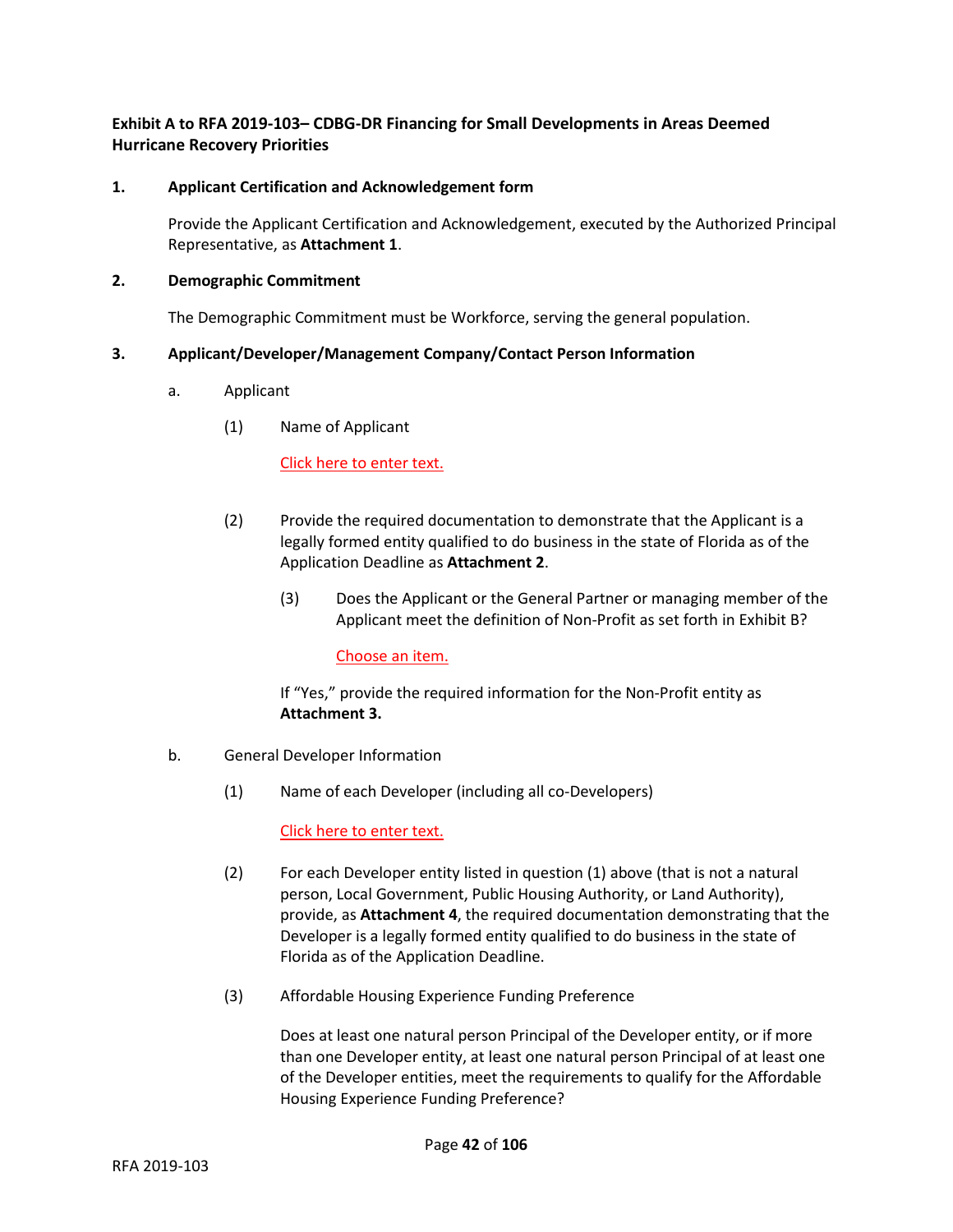**Exhibit A to RFA 2019-103– CDBG-DR Financing for Small Developments in Areas Deemed Hurricane Recovery Priorities**

**1. Applicant Certification and Acknowledgement form**

Provide the Applicant Certification and Acknowledgement, executed by the Authorized Principal Representative, as **Attachment 1**.

**2. Demographic Commitment**

The Demographic Commitment must be Workforce, serving the general population.

**3. Applicant/Developer/Management Company/Contact Person Information**

a. Applicant

(1) Name of Applicant

Click here to enter text.

(2) Provide the required documentation to demonstrate that the Applicant is a legally formed entity qualified to do business in the state of Florida as of the Application Deadline as **Attachment 2**.

(3) Does the Applicant or the General Partner or managing member of the Applicant meet the definition of Non-Profit as set forth in Exhibit B?

Choose an item.

If "Yes," provide the required information for the Non-Profit entity as **Attachment 3.**

b. General Developer Information

(1) Name of each Developer (including all co-Developers)

Click here to enter text.

(2) For each Developer entity listed in question (1) above (that is not a natural person, Local Government, Public Housing Authority, or Land Authority), provide, as **Attachment 4**, the required documentation demonstrating that the Developer is a legally formed entity qualified to do business in the state of Florida as of the Application Deadline.

(3) Affordable Housing Experience Funding Preference

Does at least one natural person Principal of the Developer entity, or if more than one Developer entity, at least one natural person Principal of at least one of the Developer entities, meet the requirements to qualify for the Affordable Housing Experience Funding Preference?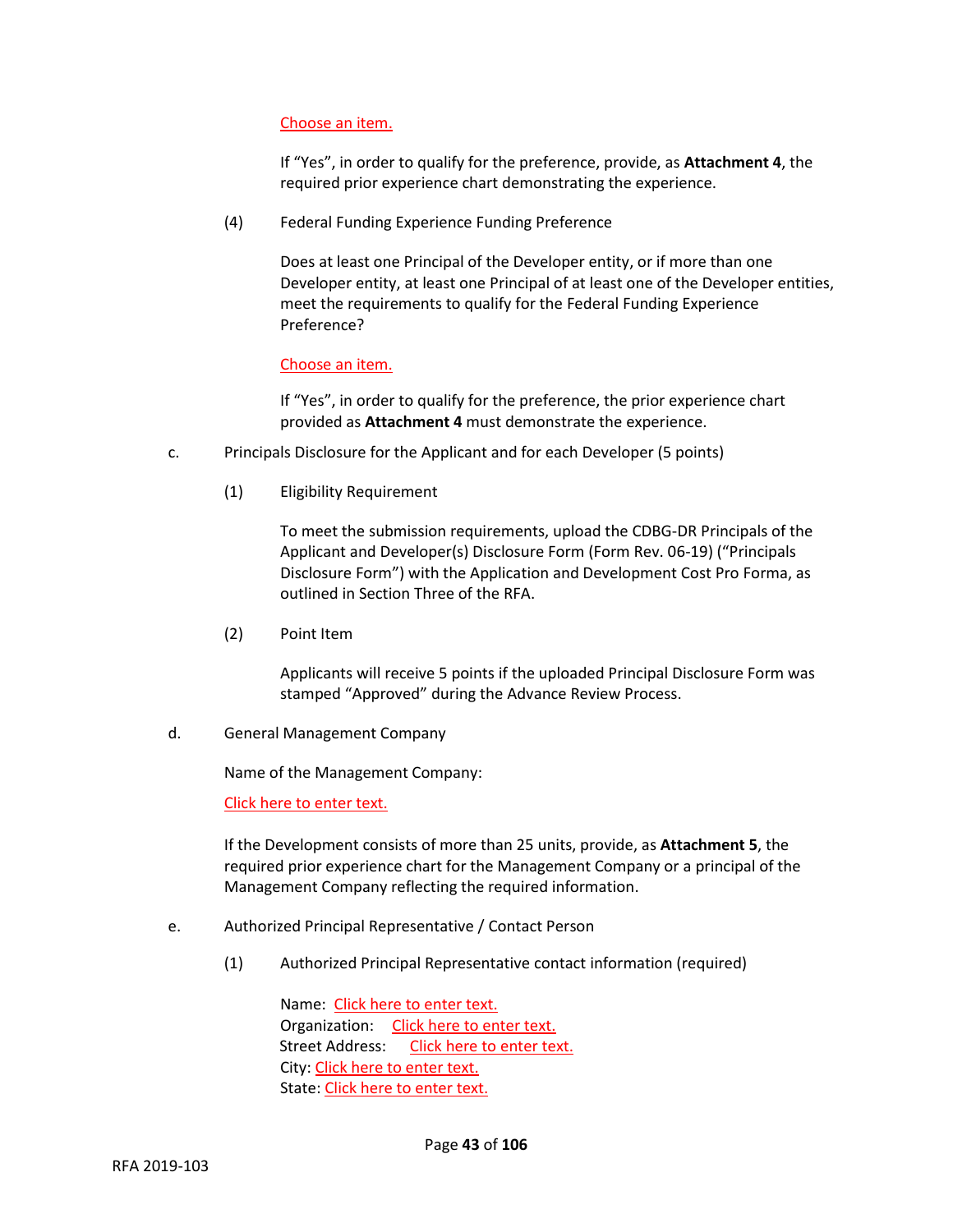Choose an item.

If "Yes", in order to qualify for the preference, provide, as **Attachment 4**, the required prior experience chart demonstrating the experience.

(4) Federal Funding Experience Funding Preference

Does at least one Principal of the Developer entity, or if more than one Developer entity, at least one Principal of at least one of the Developer entities, meet the requirements to qualify for the Federal Funding Experience Preference?

Choose an item.

If "Yes", in order to qualify for the preference, the prior experience chart provided as **Attachment 4** must demonstrate the experience.

c. Principals Disclosure for the Applicant and for each Developer (5 points)

(1) Eligibility Requirement

To meet the submission requirements, upload the CDBG-DR Principals of the Applicant and Developer(s) Disclosure Form (Form Rev. 06-19) ("Principals Disclosure Form") with the Application and Development Cost Pro Forma, as outlined in Section Three of the RFA.

(2) Point Item

Applicants will receive 5 points if the uploaded Principal Disclosure Form was stamped "Approved" during the Advance Review Process.

d. General Management Company

Name of the Management Company:

Click here to enter text.

If the Development consists of more than 25 units, provide, as **Attachment 5**, the required prior experience chart for the Management Company or a principal of the Management Company reflecting the required information.

e. Authorized Principal Representative / Contact Person

(1) Authorized Principal Representative contact information (required)

Name: Click here to enter text.
Organization: Click here to enter text.
Street Address: Click here to enter text.
City: Click here to enter text.
State: Click here to enter text.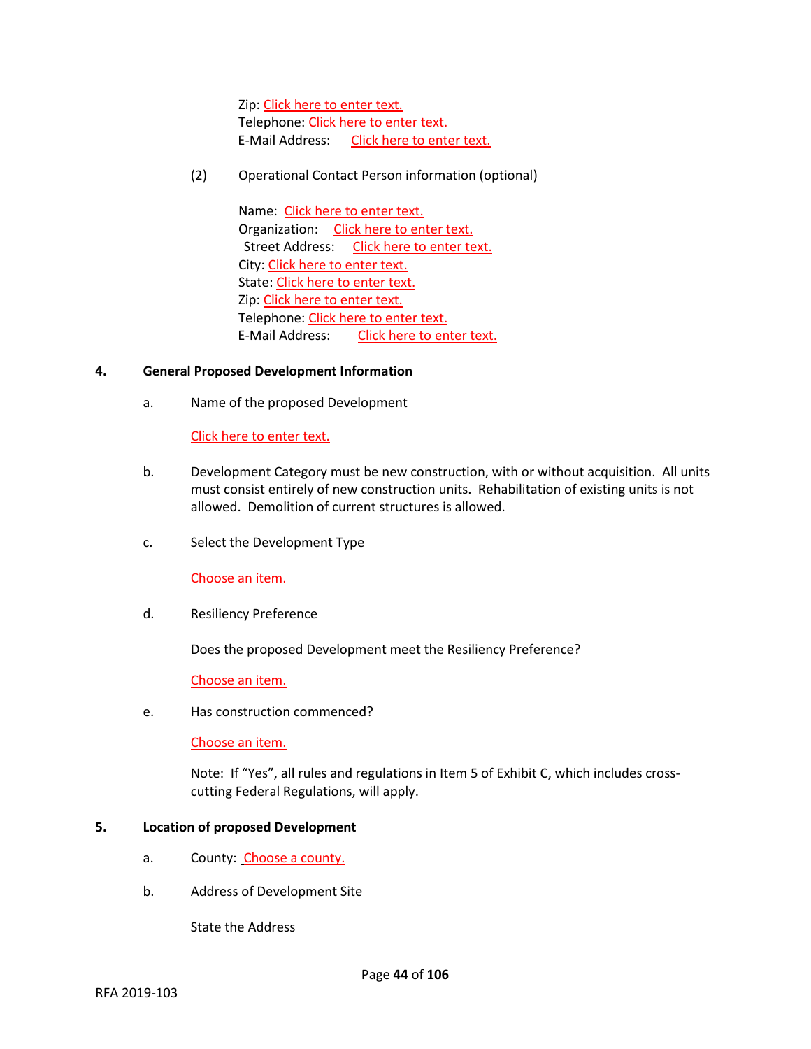Zip: Click here to enter text.
Telephone: Click here to enter text.
E-Mail Address: Click here to enter text.

(2) Operational Contact Person information (optional)

Name: Click here to enter text.
Organization: Click here to enter text.
Street Address: Click here to enter text.
City: Click here to enter text.
State: Click here to enter text.
Zip: Click here to enter text.
Telephone: Click here to enter text.
E-Mail Address: Click here to enter text.

**4. General Proposed Development Information**

a. Name of the proposed Development

Click here to enter text.

b. Development Category must be new construction, with or without acquisition. All units must consist entirely of new construction units. Rehabilitation of existing units is not allowed. Demolition of current structures is allowed.

c. Select the Development Type

Choose an item.

d. Resiliency Preference

Does the proposed Development meet the Resiliency Preference?

Choose an item.

e. Has construction commenced?

Choose an item.

Note: If "Yes", all rules and regulations in Item 5 of Exhibit C, which includes cross-cutting Federal Regulations, will apply.

**5. Location of proposed Development**

a. County: Choose a county.

b. Address of Development Site

State the Address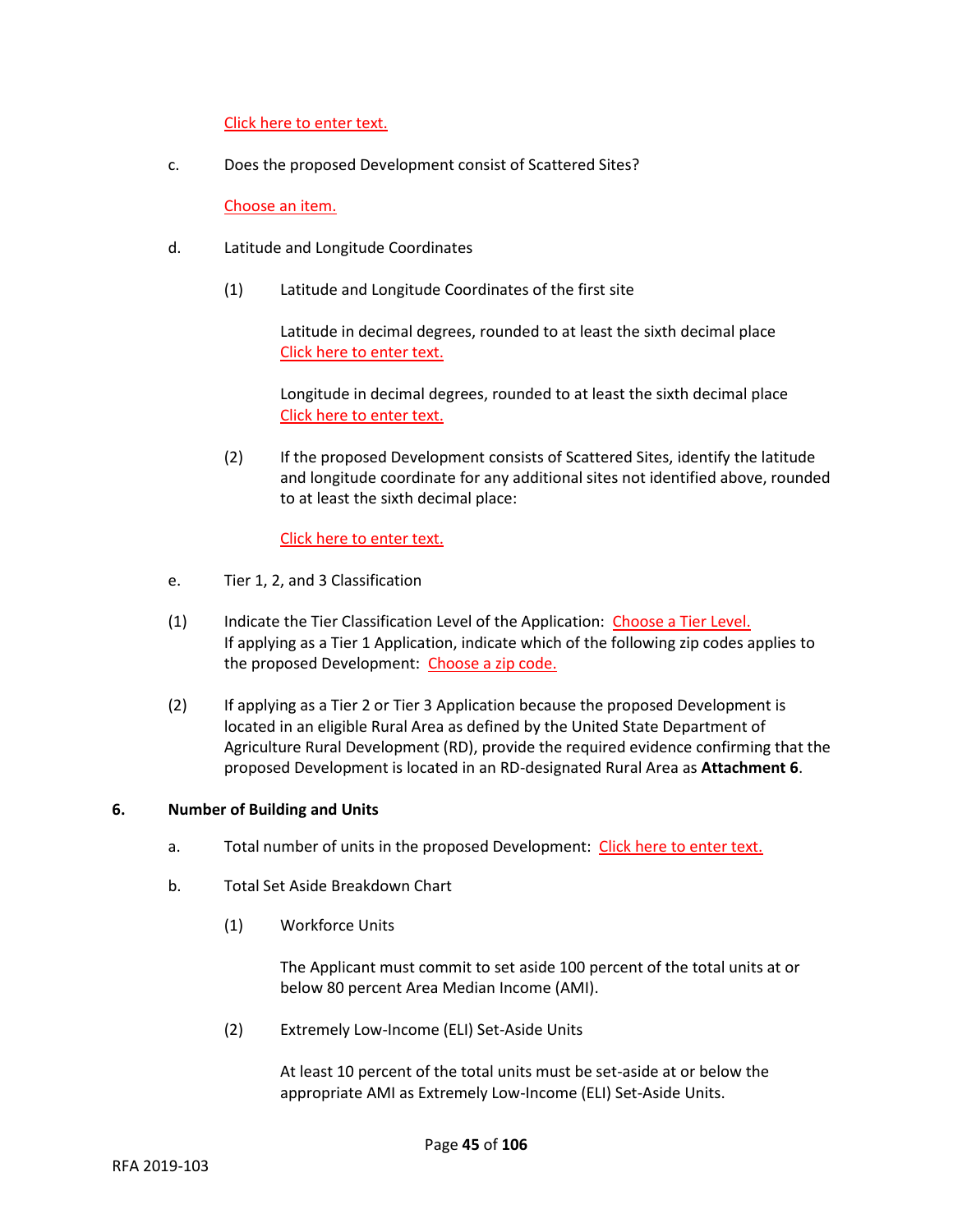Click here to enter text.

c. Does the proposed Development consist of Scattered Sites?

Choose an item.

d. Latitude and Longitude Coordinates

(1) Latitude and Longitude Coordinates of the first site

Latitude in decimal degrees, rounded to at least the sixth decimal place
Click here to enter text.

Longitude in decimal degrees, rounded to at least the sixth decimal place
Click here to enter text.

(2) If the proposed Development consists of Scattered Sites, identify the latitude and longitude coordinate for any additional sites not identified above, rounded to at least the sixth decimal place:

Click here to enter text.

e. Tier 1, 2, and 3 Classification

(1) Indicate the Tier Classification Level of the Application: Choose a Tier Level.
If applying as a Tier 1 Application, indicate which of the following zip codes applies to the proposed Development: Choose a zip code.

(2) If applying as a Tier 2 or Tier 3 Application because the proposed Development is located in an eligible Rural Area as defined by the United State Department of Agriculture Rural Development (RD), provide the required evidence confirming that the proposed Development is located in an RD-designated Rural Area as **Attachment 6**.

**6. Number of Building and Units**

a. Total number of units in the proposed Development: Click here to enter text.

b. Total Set Aside Breakdown Chart

(1) Workforce Units

The Applicant must commit to set aside 100 percent of the total units at or below 80 percent Area Median Income (AMI).

(2) Extremely Low-Income (ELI) Set-Aside Units

At least 10 percent of the total units must be set-aside at or below the appropriate AMI as Extremely Low-Income (ELI) Set-Aside Units.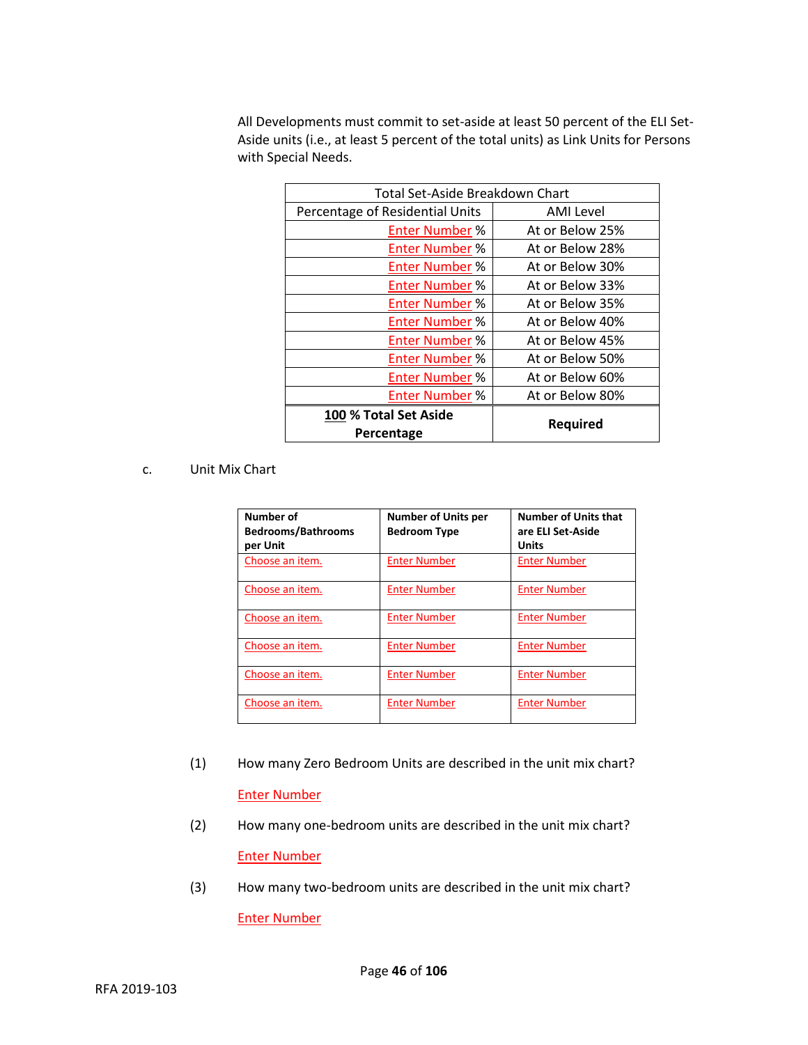All Developments must commit to set-aside at least 50 percent of the ELI Set-Aside units (i.e., at least 5 percent of the total units) as Link Units for Persons with Special Needs.

| Total Set-Aside Breakdown Chart | |
|---|---|
| Percentage of Residential Units | AMI Level |
| Enter Number % | At or Below 25% |
| Enter Number % | At or Below 28% |
| Enter Number % | At or Below 30% |
| Enter Number % | At or Below 33% |
| Enter Number % | At or Below 35% |
| Enter Number % | At or Below 40% |
| Enter Number % | At or Below 45% |
| Enter Number % | At or Below 50% |
| Enter Number % | At or Below 60% |
| Enter Number % | At or Below 80% |
| **100 % Total Set Aside Percentage** | **Required** |

c. Unit Mix Chart

| Number of Bedrooms/Bathrooms per Unit | Number of Units per Bedroom Type | Number of Units that are ELI Set-Aside Units |
|---|---|---|
| Choose an item. | Enter Number | Enter Number |
| Choose an item. | Enter Number | Enter Number |
| Choose an item. | Enter Number | Enter Number |
| Choose an item. | Enter Number | Enter Number |
| Choose an item. | Enter Number | Enter Number |
| Choose an item. | Enter Number | Enter Number |

(1) How many Zero Bedroom Units are described in the unit mix chart?

Enter Number

(2) How many one-bedroom units are described in the unit mix chart?

Enter Number

(3) How many two-bedroom units are described in the unit mix chart?

Enter Number

RFA 2019-103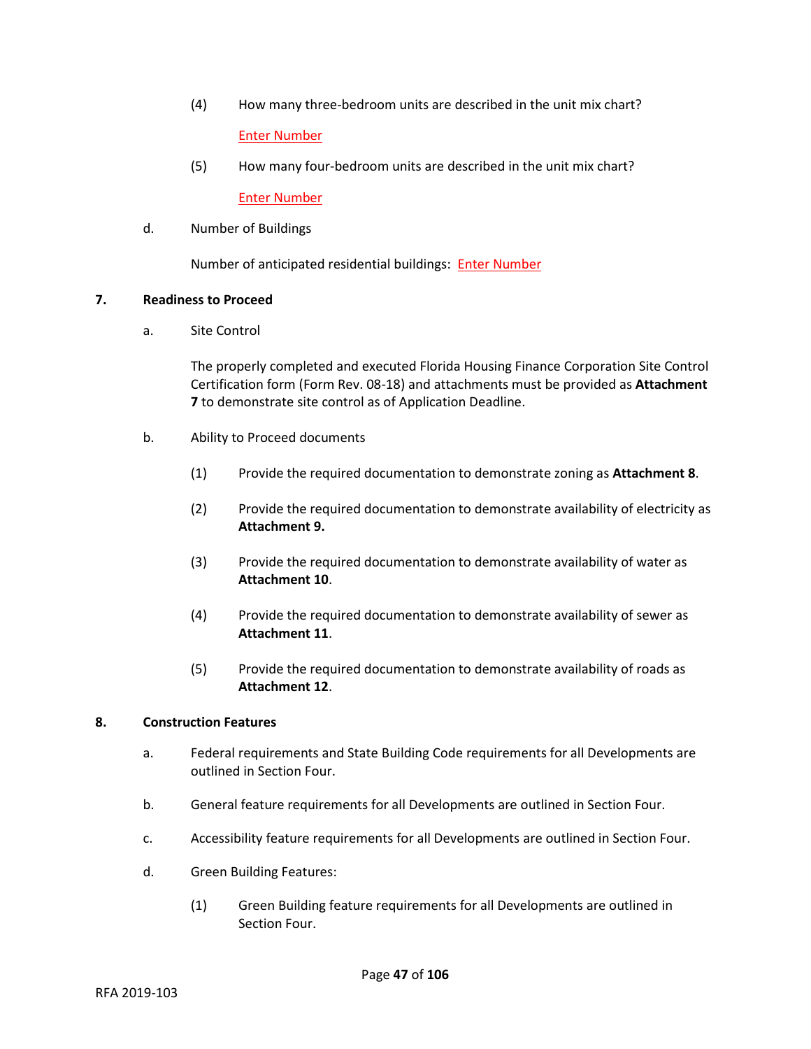(4) How many three-bedroom units are described in the unit mix chart?

Enter Number

(5) How many four-bedroom units are described in the unit mix chart?

Enter Number

d. Number of Buildings

Number of anticipated residential buildings: Enter Number

**7. Readiness to Proceed**

a. Site Control

The properly completed and executed Florida Housing Finance Corporation Site Control Certification form (Form Rev. 08-18) and attachments must be provided as **Attachment 7** to demonstrate site control as of Application Deadline.

b. Ability to Proceed documents

(1) Provide the required documentation to demonstrate zoning as **Attachment 8**.

(2) Provide the required documentation to demonstrate availability of electricity as **Attachment 9.**

(3) Provide the required documentation to demonstrate availability of water as **Attachment 10**.

(4) Provide the required documentation to demonstrate availability of sewer as **Attachment 11**.

(5) Provide the required documentation to demonstrate availability of roads as **Attachment 12**.

**8. Construction Features**

a. Federal requirements and State Building Code requirements for all Developments are outlined in Section Four.

b. General feature requirements for all Developments are outlined in Section Four.

c. Accessibility feature requirements for all Developments are outlined in Section Four.

d. Green Building Features:

(1) Green Building feature requirements for all Developments are outlined in Section Four.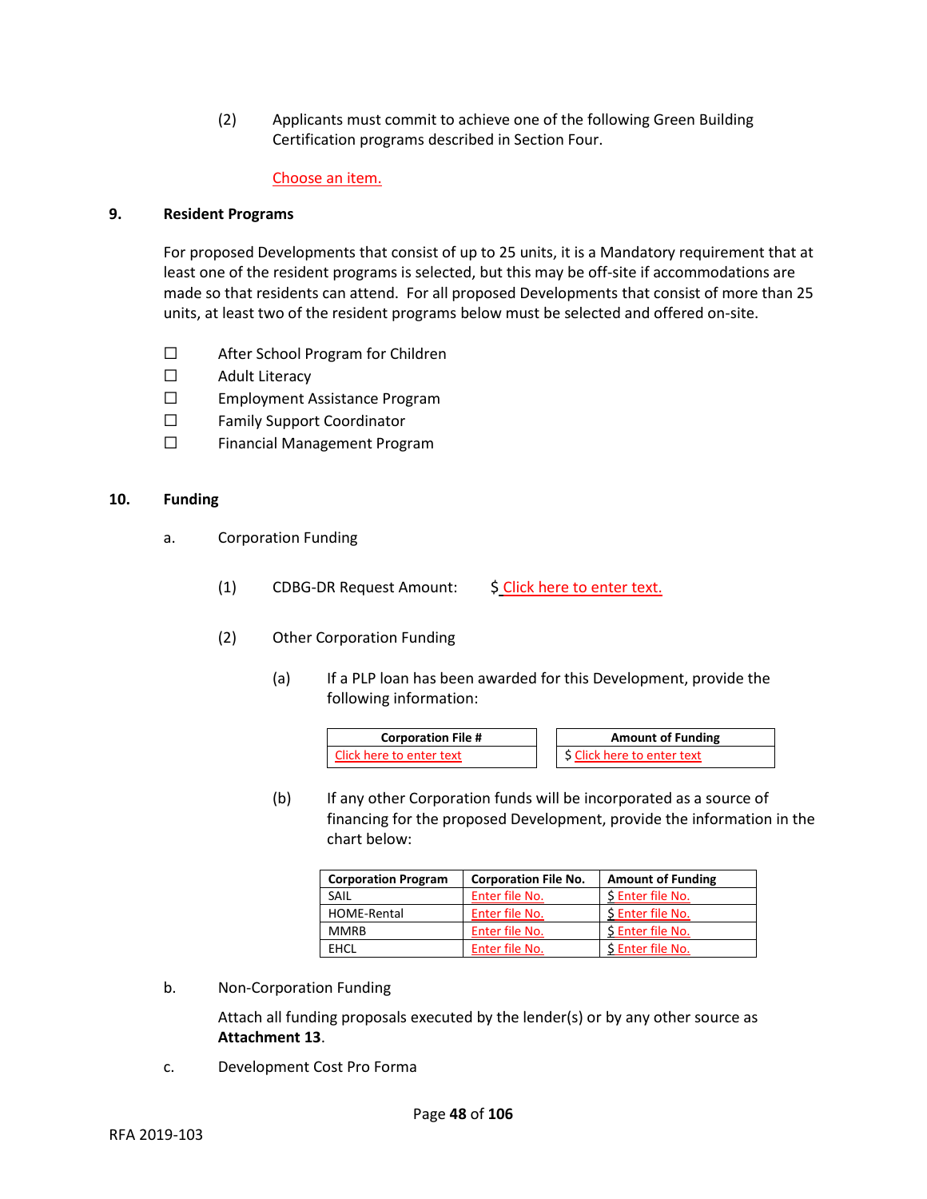(2) Applicants must commit to achieve one of the following Green Building Certification programs described in Section Four.

Choose an item.

**9. Resident Programs**

For proposed Developments that consist of up to 25 units, it is a Mandatory requirement that at least one of the resident programs is selected, but this may be off-site if accommodations are made so that residents can attend. For all proposed Developments that consist of more than 25 units, at least two of the resident programs below must be selected and offered on-site.

☐ After School Program for Children
☐ Adult Literacy
☐ Employment Assistance Program
☐ Family Support Coordinator
☐ Financial Management Program

**10. Funding**

a. Corporation Funding

(1) CDBG-DR Request Amount: $ Click here to enter text.

(2) Other Corporation Funding

(a) If a PLP loan has been awarded for this Development, provide the following information:

| Corporation File # | Amount of Funding |
|---|---|
| Click here to enter text | $ Click here to enter text |

(b) If any other Corporation funds will be incorporated as a source of financing for the proposed Development, provide the information in the chart below:

| Corporation Program | Corporation File No. | Amount of Funding |
|---|---|---|
| SAIL | Enter file No. | $ Enter file No. |
| HOME-Rental | Enter file No. | $ Enter file No. |
| MMRB | Enter file No. | $ Enter file No. |
| EHCL | Enter file No. | $ Enter file No. |

b. Non-Corporation Funding

Attach all funding proposals executed by the lender(s) or by any other source as **Attachment 13**.

c. Development Cost Pro Forma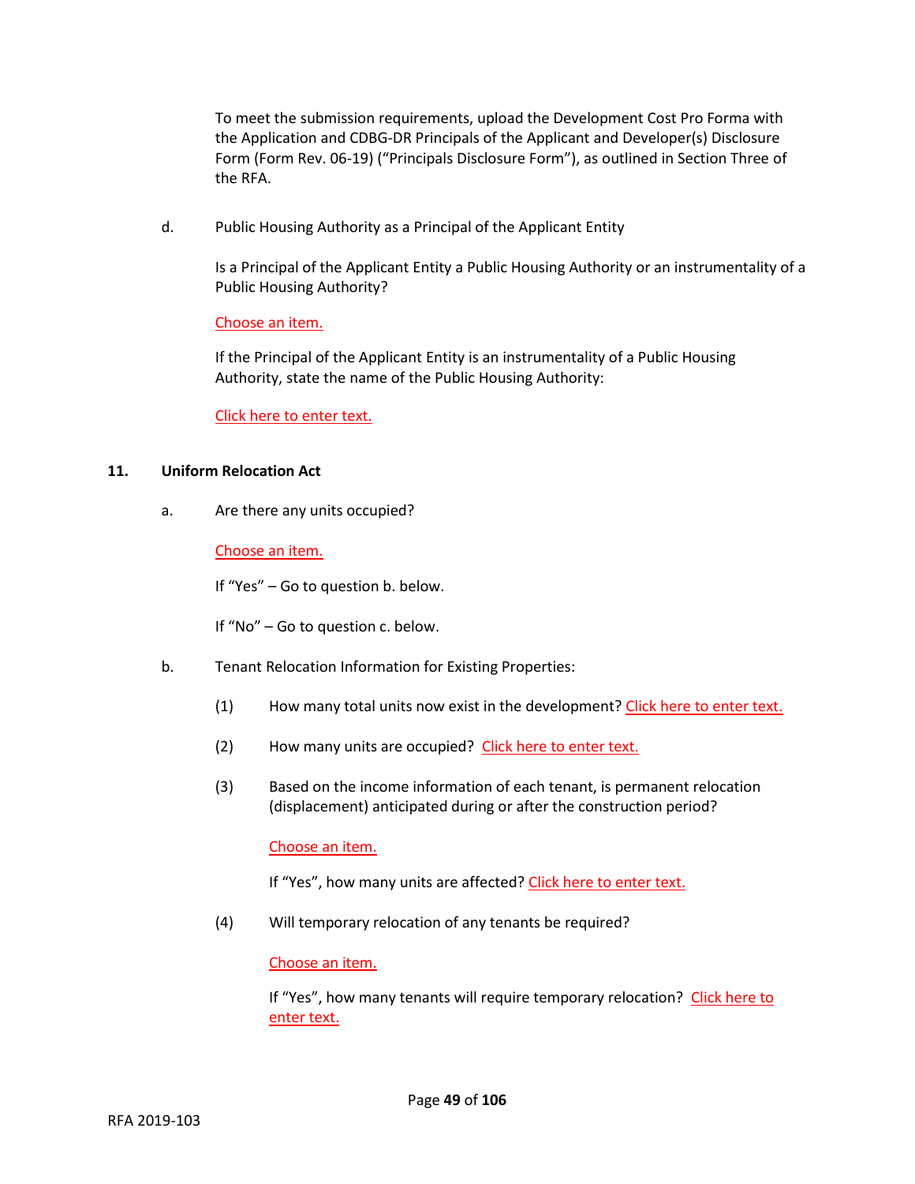To meet the submission requirements, upload the Development Cost Pro Forma with the Application and CDBG-DR Principals of the Applicant and Developer(s) Disclosure Form (Form Rev. 06-19) ("Principals Disclosure Form"), as outlined in Section Three of the RFA.

d. Public Housing Authority as a Principal of the Applicant Entity

Is a Principal of the Applicant Entity a Public Housing Authority or an instrumentality of a Public Housing Authority?

Choose an item.

If the Principal of the Applicant Entity is an instrumentality of a Public Housing Authority, state the name of the Public Housing Authority:

Click here to enter text.

**11. Uniform Relocation Act**

a. Are there any units occupied?

Choose an item.

If "Yes" – Go to question b. below.

If "No" – Go to question c. below.

b. Tenant Relocation Information for Existing Properties:

(1) How many total units now exist in the development? Click here to enter text.

(2) How many units are occupied? Click here to enter text.

(3) Based on the income information of each tenant, is permanent relocation (displacement) anticipated during or after the construction period?

Choose an item.

If "Yes", how many units are affected? Click here to enter text.

(4) Will temporary relocation of any tenants be required?

Choose an item.

If "Yes", how many tenants will require temporary relocation? Click here to enter text.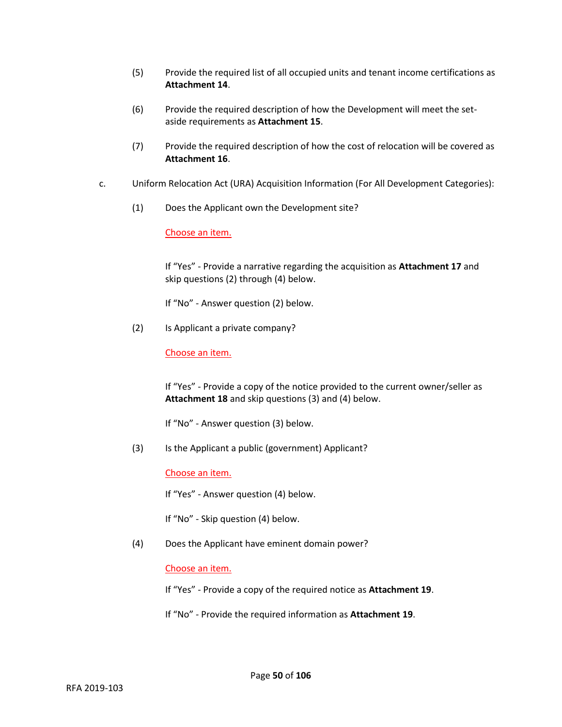(5) Provide the required list of all occupied units and tenant income certifications as **Attachment 14**.

(6) Provide the required description of how the Development will meet the set-aside requirements as **Attachment 15**.

(7) Provide the required description of how the cost of relocation will be covered as **Attachment 16**.

c. Uniform Relocation Act (URA) Acquisition Information (For All Development Categories):

(1) Does the Applicant own the Development site?

Choose an item.

If "Yes" - Provide a narrative regarding the acquisition as **Attachment 17** and skip questions (2) through (4) below.

If "No" - Answer question (2) below.

(2) Is Applicant a private company?

Choose an item.

If "Yes" - Provide a copy of the notice provided to the current owner/seller as **Attachment 18** and skip questions (3) and (4) below.

If "No" - Answer question (3) below.

(3) Is the Applicant a public (government) Applicant?

Choose an item.

If "Yes" - Answer question (4) below.

If "No" - Skip question (4) below.

(4) Does the Applicant have eminent domain power?

Choose an item.

If "Yes" - Provide a copy of the required notice as **Attachment 19**.

If "No" - Provide the required information as **Attachment 19**.

RFA 2019-103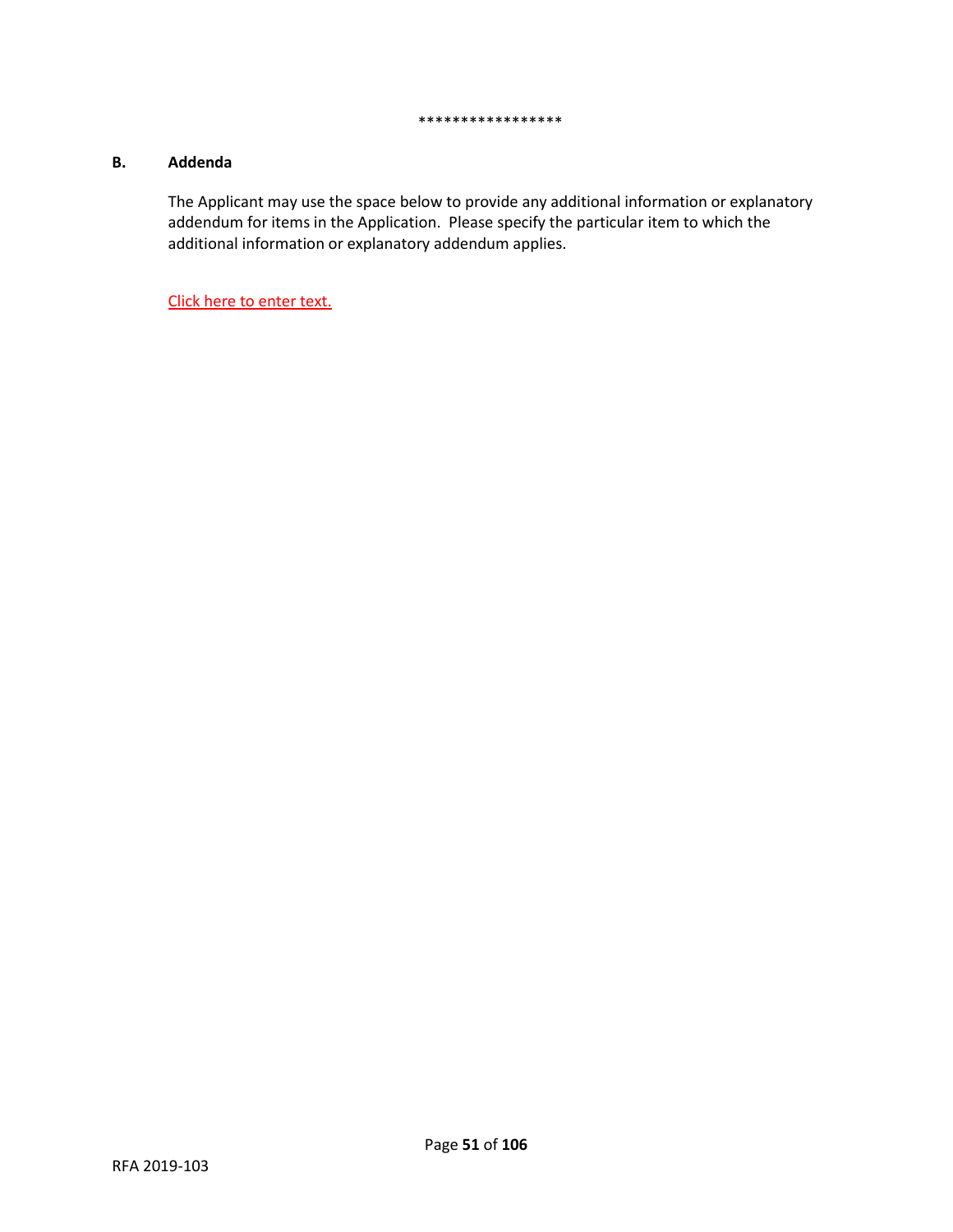*****************

### B. Addenda

The Applicant may use the space below to provide any additional information or explanatory addendum for items in the Application. Please specify the particular item to which the additional information or explanatory addendum applies.

Click here to enter text.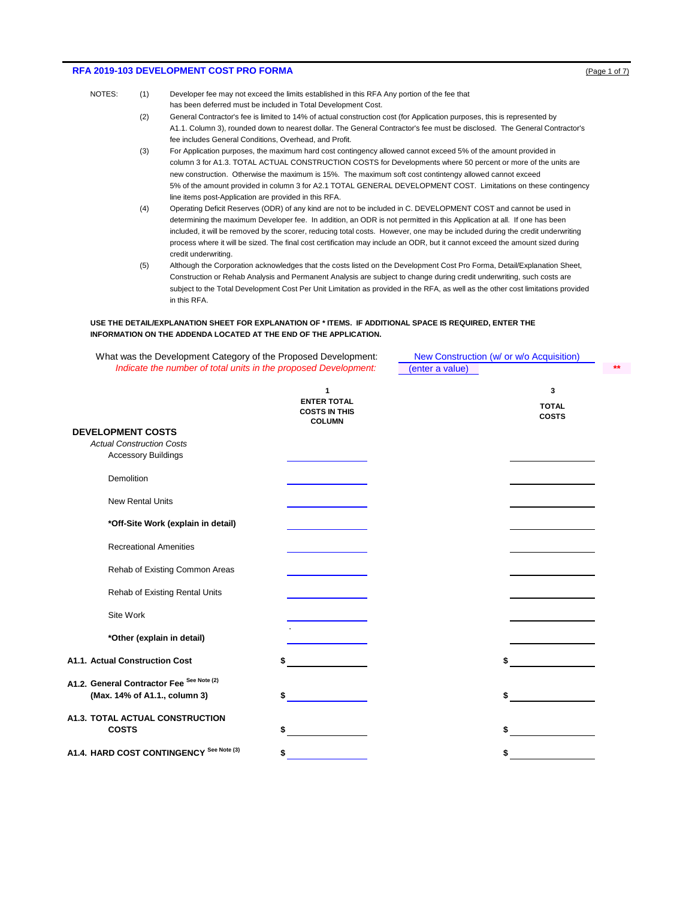## RFA 2019-103 DEVELOPMENT COST PRO FORMA

NOTES:

(1) Developer fee may not exceed the limits established in this RFA Any portion of the fee that has been deferred must be included in Total Development Cost.

(2) General Contractor's fee is limited to 14% of actual construction cost (for Application purposes, this is represented by A1.1. Column 3), rounded down to nearest dollar. The General Contractor's fee must be disclosed. The General Contractor's fee includes General Conditions, Overhead, and Profit.

(3) For Application purposes, the maximum hard cost contingency allowed cannot exceed 5% of the amount provided in column 3 for A1.3. TOTAL ACTUAL CONSTRUCTION COSTS for Developments where 50 percent or more of the units are new construction. Otherwise the maximum is 15%. The maximum soft cost contintengy allowed cannot exceed 5% of the amount provided in column 3 for A2.1 TOTAL GENERAL DEVELOPMENT COST. Limitations on these contingency line items post-Application are provided in this RFA.

(4) Operating Deficit Reserves (ODR) of any kind are not to be included in C. DEVELOPMENT COST and cannot be used in determining the maximum Developer fee. In addition, an ODR is not permitted in this Application at all. If one has been included, it will be removed by the scorer, reducing total costs. However, one may be included during the credit underwriting process where it will be sized. The final cost certification may include an ODR, but it cannot exceed the amount sized during credit underwriting.

(5) Although the Corporation acknowledges that the costs listed on the Development Cost Pro Forma, Detail/Explanation Sheet, Construction or Rehab Analysis and Permanent Analysis are subject to change during credit underwriting, such costs are subject to the Total Development Cost Per Unit Limitation as provided in the RFA, as well as the other cost limitations provided in this RFA.

**USE THE DETAIL/EXPLANATION SHEET FOR EXPLANATION OF * ITEMS. IF ADDITIONAL SPACE IS REQUIRED, ENTER THE INFORMATION ON THE ADDENDA LOCATED AT THE END OF THE APPLICATION.**

What was the Development Category of the Proposed Development: New Construction (w/ or w/o Acquisition)

*Indicate the number of total units in the proposed Development:* (enter a value) **

| | 1<br>ENTER TOTAL COSTS IN THIS COLUMN | 3<br>TOTAL COSTS |
|---|---|---|
| **DEVELOPMENT COSTS** | | |
| *Actual Construction Costs* | | |
| Accessory Buildings | | |
| Demolition | | |
| New Rental Units | | |
| ***Off-Site Work (explain in detail)** | | |
| Recreational Amenities | | |
| Rehab of Existing Common Areas | | |
| Rehab of Existing Rental Units | | |
| Site Work | | |
| ***Other (explain in detail)** | | |
| **A1.1. Actual Construction Cost** | $ | $ |
| **A1.2. General Contractor Fee** See Note (2)<br>**(Max. 14% of A1.1., column 3)** | $ | $ |
| **A1.3. TOTAL ACTUAL CONSTRUCTION COSTS** | $ | $ |
| **A1.4. HARD COST CONTINGENCY** See Note (3) | $ | $ |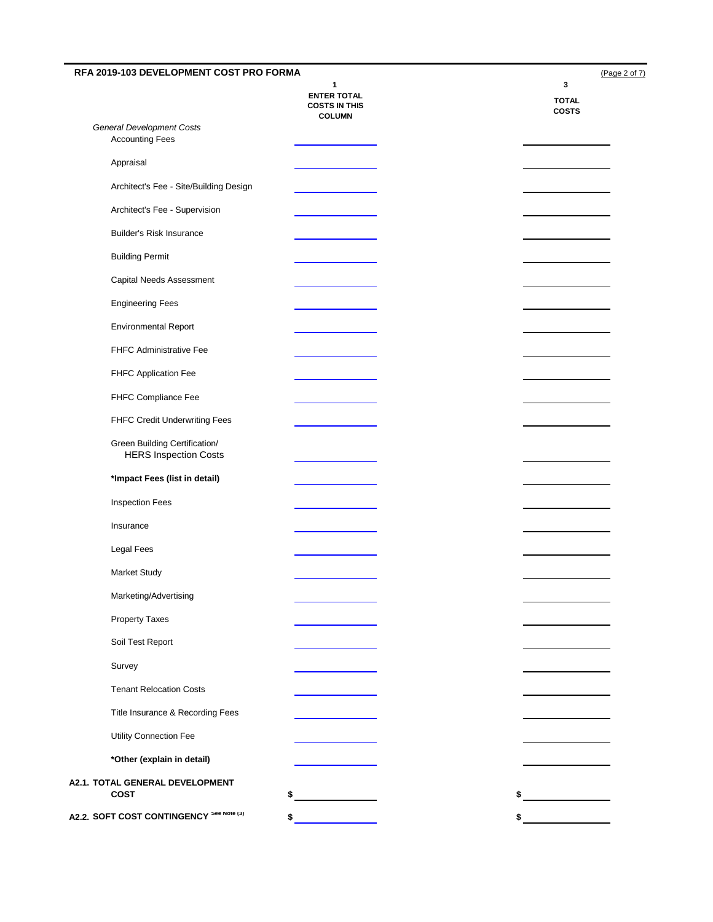## RFA 2019-103 DEVELOPMENT COST PRO FORMA

| | 1<br>ENTER TOTAL COSTS IN THIS COLUMN | 3<br>TOTAL COSTS |
|---|---|---|
| *General Development Costs* | | |
| Accounting Fees | | |
| Appraisal | | |
| Architect's Fee - Site/Building Design | | |
| Architect's Fee - Supervision | | |
| Builder's Risk Insurance | | |
| Building Permit | | |
| Capital Needs Assessment | | |
| Engineering Fees | | |
| Environmental Report | | |
| FHFC Administrative Fee | | |
| FHFC Application Fee | | |
| FHFC Compliance Fee | | |
| FHFC Credit Underwriting Fees | | |
| Green Building Certification/ HERS Inspection Costs | | |
| **\*Impact Fees (list in detail)** | | |
| Inspection Fees | | |
| Insurance | | |
| Legal Fees | | |
| Market Study | | |
| Marketing/Advertising | | |
| Property Taxes | | |
| Soil Test Report | | |
| Survey | | |
| Tenant Relocation Costs | | |
| Title Insurance & Recording Fees | | |
| Utility Connection Fee | | |
| **\*Other (explain in detail)** | | |
| **A2.1. TOTAL GENERAL DEVELOPMENT COST** | $ | $ |
| **A2.2. SOFT COST CONTINGENCY** See Note (3) | $ | $ |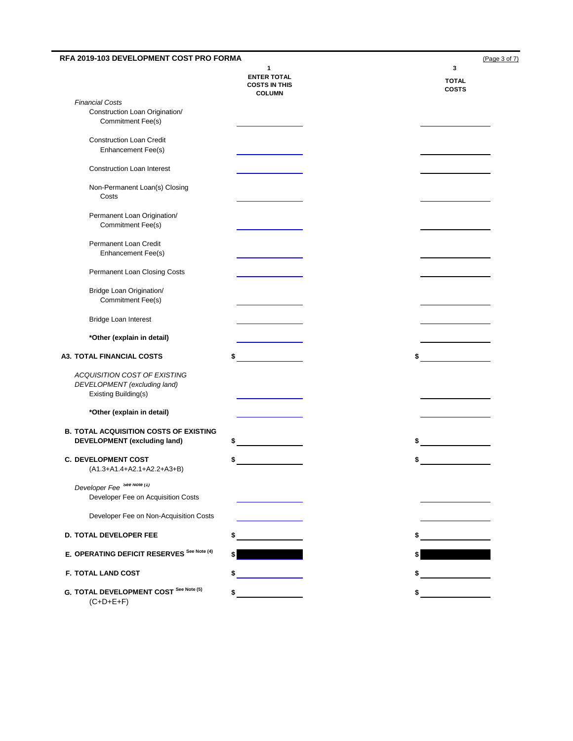## RFA 2019-103 DEVELOPMENT COST PRO FORMA

(Page 3 of 7)

| | 1<br>ENTER TOTAL COSTS IN THIS COLUMN | 3<br>TOTAL COSTS |
|---|---|---|
| *Financial Costs* | | |
| Construction Loan Origination/ Commitment Fee(s) | | |
| Construction Loan Credit Enhancement Fee(s) | | |
| Construction Loan Interest | | |
| Non-Permanent Loan(s) Closing Costs | | |
| Permanent Loan Origination/ Commitment Fee(s) | | |
| Permanent Loan Credit Enhancement Fee(s) | | |
| Permanent Loan Closing Costs | | |
| Bridge Loan Origination/ Commitment Fee(s) | | |
| Bridge Loan Interest | | |
| **\*Other (explain in detail)** | | |
| **A3. TOTAL FINANCIAL COSTS** | $ | $ |
| *ACQUISITION COST OF EXISTING DEVELOPMENT (excluding land)* | | |
| Existing Building(s) | | |
| **\*Other (explain in detail)** | | |
| **B. TOTAL ACQUISITION COSTS OF EXISTING DEVELOPMENT (excluding land)** | $ | $ |
| **C. DEVELOPMENT COST** (A1.3+A1.4+A2.1+A2.2+A3+B) | $ | $ |
| *Developer Fee* See Note (1) | | |
| Developer Fee on Acquisition Costs | | |
| Developer Fee on Non-Acquisition Costs | | |
| **D. TOTAL DEVELOPER FEE** | $ | $ |
| **E. OPERATING DEFICIT RESERVES** See Note (4) | $ | $ |
| **F. TOTAL LAND COST** | $ | $ |
| **G. TOTAL DEVELOPMENT COST** See Note (5) (C+D+E+F) | $ | $ |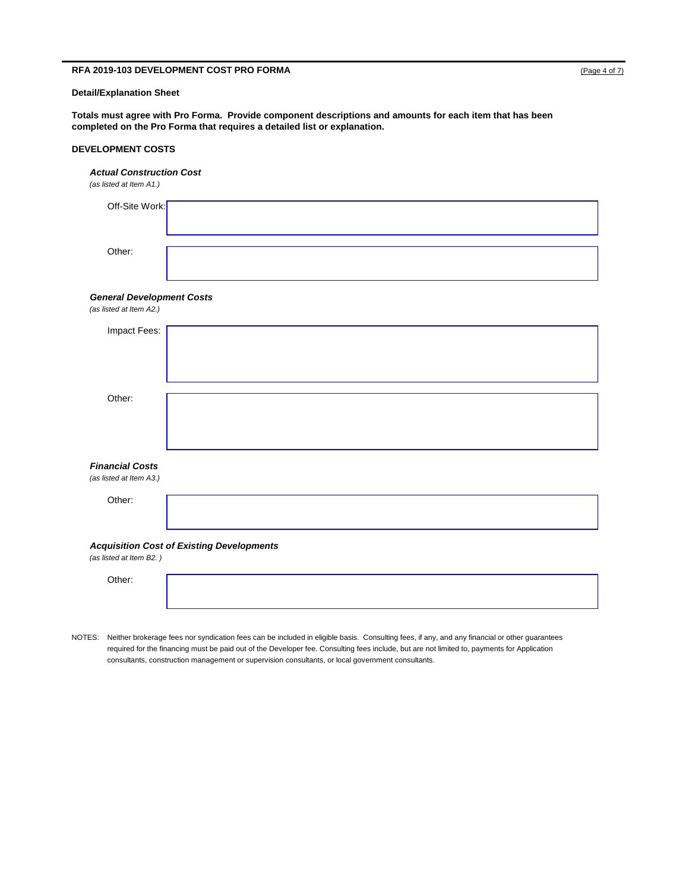**RFA 2019-103 DEVELOPMENT COST PRO FORMA**

**Detail/Explanation Sheet**

**Totals must agree with Pro Forma. Provide component descriptions and amounts for each item that has been completed on the Pro Forma that requires a detailed list or explanation.**

**DEVELOPMENT COSTS**

***Actual Construction Cost***
*(as listed at Item A1.)*

Off-Site Work:

Other:

***General Development Costs***
*(as listed at Item A2.)*

Impact Fees:

Other:

***Financial Costs***
*(as listed at Item A3.)*

Other:

***Acquisition Cost of Existing Developments***
*(as listed at Item B2. )*

Other:

NOTES: Neither brokerage fees nor syndication fees can be included in eligible basis. Consulting fees, if any, and any financial or other guarantees required for the financing must be paid out of the Developer fee. Consulting fees include, but are not limited to, payments for Application consultants, construction management or supervision consultants, or local government consultants.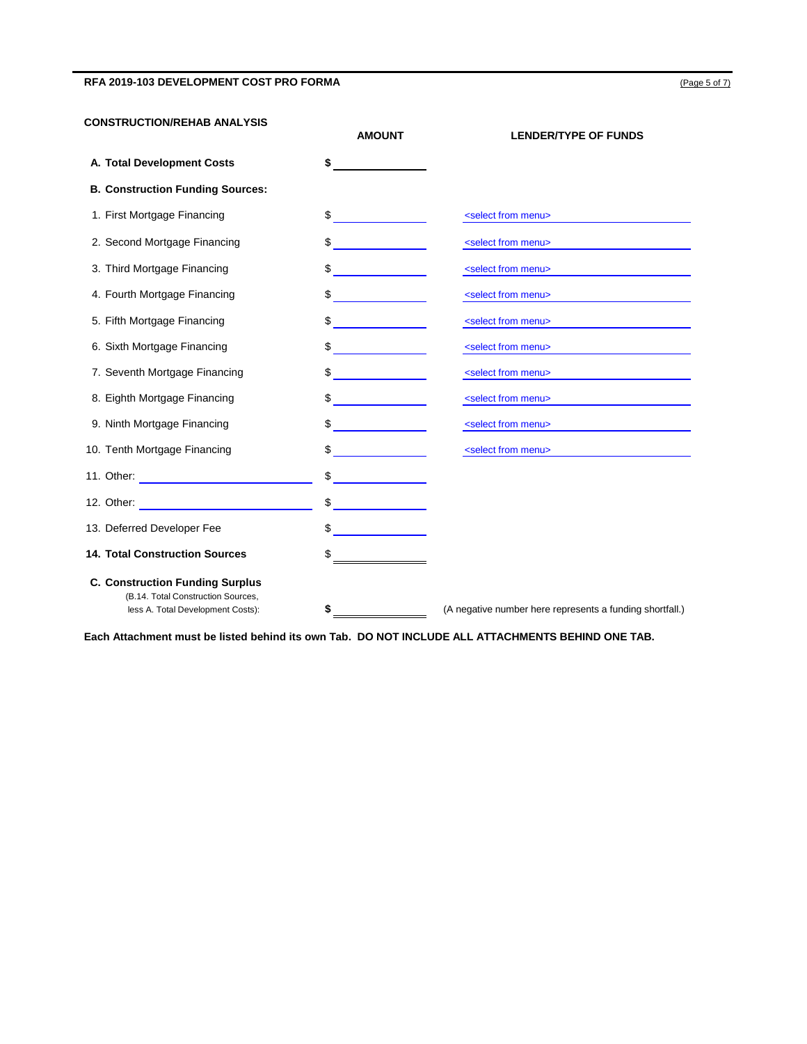**RFA 2019-103 DEVELOPMENT COST PRO FORMA**

**CONSTRUCTION/REHAB ANALYSIS**

| | AMOUNT | LENDER/TYPE OF FUNDS |
|---|---|---|
| **A. Total Development Costs** | **$** ______ | |
| **B. Construction Funding Sources:** | | |
| 1. First Mortgage Financing | $ ______ | <select from menu> |
| 2. Second Mortgage Financing | $ ______ | <select from menu> |
| 3. Third Mortgage Financing | $ ______ | <select from menu> |
| 4. Fourth Mortgage Financing | $ ______ | <select from menu> |
| 5. Fifth Mortgage Financing | $ ______ | <select from menu> |
| 6. Sixth Mortgage Financing | $ ______ | <select from menu> |
| 7. Seventh Mortgage Financing | $ ______ | <select from menu> |
| 8. Eighth Mortgage Financing | $ ______ | <select from menu> |
| 9. Ninth Mortgage Financing | $ ______ | <select from menu> |
| 10. Tenth Mortgage Financing | $ ______ | <select from menu> |
| 11. Other: ______ | $ ______ | |
| 12. Other: ______ | $ ______ | |
| 13. Deferred Developer Fee | $ ______ | |
| **14. Total Construction Sources** | $ ______ | |
| **C. Construction Funding Surplus** (B.14. Total Construction Sources, less A. Total Development Costs): | **$** ______ | (A negative number here represents a funding shortfall.) |

**Each Attachment must be listed behind its own Tab. DO NOT INCLUDE ALL ATTACHMENTS BEHIND ONE TAB.**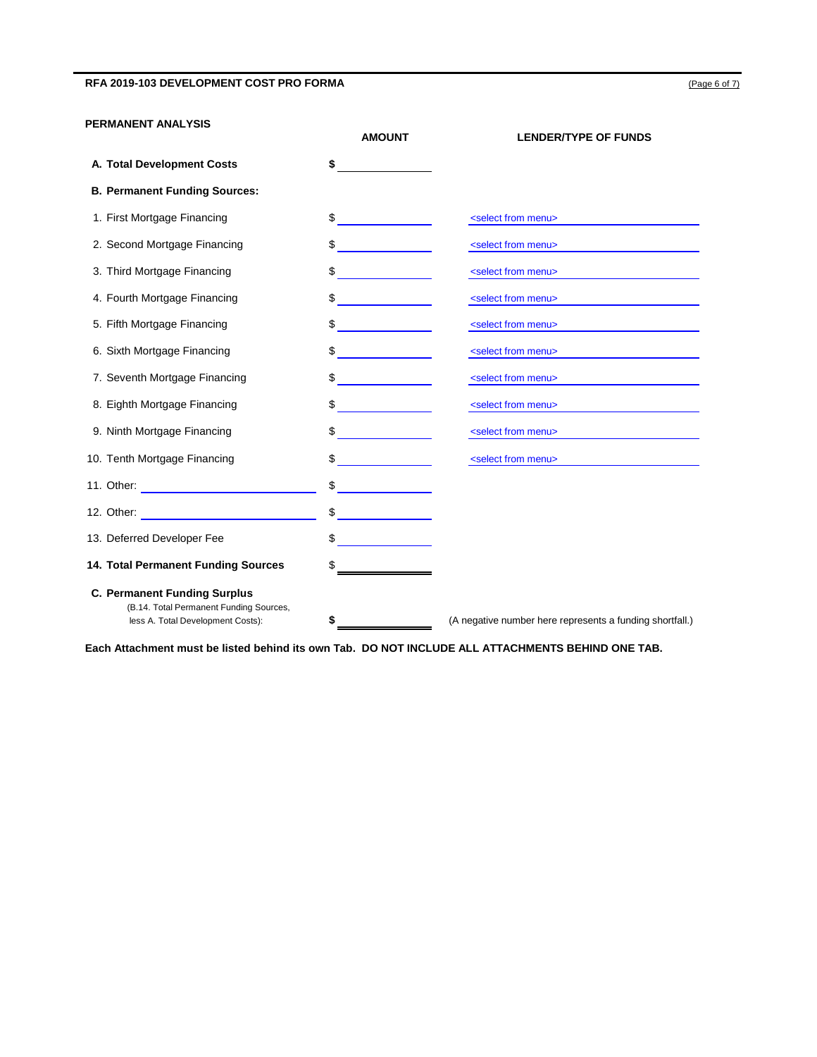**RFA 2019-103 DEVELOPMENT COST PRO FORMA**

**PERMANENT ANALYSIS**

| | **AMOUNT** | **LENDER/TYPE OF FUNDS** |
|---|---|---|
| **A. Total Development Costs** | **$** | |
| **B. Permanent Funding Sources:** | | |
| 1. First Mortgage Financing | $ | <select from menu> |
| 2. Second Mortgage Financing | $ | <select from menu> |
| 3. Third Mortgage Financing | $ | <select from menu> |
| 4. Fourth Mortgage Financing | $ | <select from menu> |
| 5. Fifth Mortgage Financing | $ | <select from menu> |
| 6. Sixth Mortgage Financing | $ | <select from menu> |
| 7. Seventh Mortgage Financing | $ | <select from menu> |
| 8. Eighth Mortgage Financing | $ | <select from menu> |
| 9. Ninth Mortgage Financing | $ | <select from menu> |
| 10. Tenth Mortgage Financing | $ | <select from menu> |
| 11. Other: | $ | |
| 12. Other: | $ | |
| 13. Deferred Developer Fee | $ | |
| **14. Total Permanent Funding Sources** | $ | |
| **C. Permanent Funding Surplus** (B.14. Total Permanent Funding Sources, less A. Total Development Costs): | **$** | (A negative number here represents a funding shortfall.) |

**Each Attachment must be listed behind its own Tab. DO NOT INCLUDE ALL ATTACHMENTS BEHIND ONE TAB.**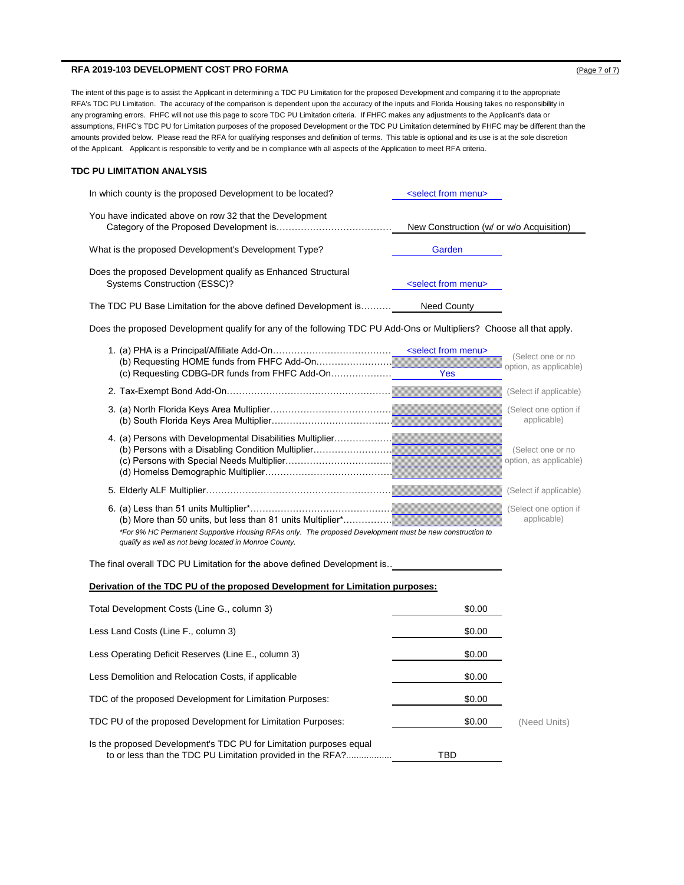**RFA 2019-103 DEVELOPMENT COST PRO FORMA**

The intent of this page is to assist the Applicant in determining a TDC PU Limitation for the proposed Development and comparing it to the appropriate RFA's TDC PU Limitation. The accuracy of the comparison is dependent upon the accuracy of the inputs and Florida Housing takes no responsibility in any programing errors. FHFC will not use this page to score TDC PU Limitation criteria. If FHFC makes any adjustments to the Applicant's data or assumptions, FHFC's TDC PU for Limitation purposes of the proposed Development or the TDC PU Limitation determined by FHFC may be different than the amounts provided below. Please read the RFA for qualifying responses and definition of terms. This table is optional and its use is at the sole discretion of the Applicant. Applicant is responsible to verify and be in compliance with all aspects of the Application to meet RFA criteria.

**TDC PU LIMITATION ANALYSIS**

| | | |
|---|---|---|
| In which county is the proposed Development to be located? | <select from menu> | |
| You have indicated above on row 32 that the Development Category of the Proposed Development is................................... | New Construction (w/ or w/o Acquisition) | |
| What is the proposed Development's Development Type? | Garden | |
| Does the proposed Development qualify as Enhanced Structural Systems Construction (ESSC)? | <select from menu> | |
| The TDC PU Base Limitation for the above defined Development is.......... | Need County | |

Does the proposed Development qualify for any of the following TDC PU Add-Ons or Multipliers? Choose all that apply.

| | | |
|---|---|---|
| 1. (a) PHA is a Principal/Affiliate Add-On....................................... | <select from menu> | (Select one or no option, as applicable) |
| (b) Requesting HOME funds from FHFC Add-On......................... | | |
| (c) Requesting CDBG-DR funds from FHFC Add-On.................... | Yes | |
| 2. Tax-Exempt Bond Add-On...................................................... | | (Select if applicable) |
| 3. (a) North Florida Keys Area Multiplier........................................ | | (Select one option if applicable) |
| (b) South Florida Keys Area Multiplier....................................... | | |
| 4. (a) Persons with Developmental Disabilities Multiplier.................. | | (Select one or no option, as applicable) |
| (b) Persons with a Disabling Condition Multiplier.......................... | | |
| (c) Persons with Special Needs Multiplier.................................. | | |
| (d) Homelss Demographic Multiplier......................................... | | |
| 5. Elderly ALF Multiplier............................................................ | | (Select if applicable) |
| 6. (a) Less than 51 units Multiplier*.............................................. | | (Select one option if applicable) |
| (b) More than 50 units, but less than 81 units Multiplier*................ | | |

*\*For 9% HC Permanent Supportive Housing RFAs only. The proposed Development must be new construction to qualify as well as not being located in Monroe County.*

The final overall TDC PU Limitation for the above defined Development is..

**Derivation of the TDC PU of the proposed Development for Limitation purposes:**

| | | |
|---|---|---|
| Total Development Costs (Line G., column 3) | $0.00 | |
| Less Land Costs (Line F., column 3) | $0.00 | |
| Less Operating Deficit Reserves (Line E., column 3) | $0.00 | |
| Less Demolition and Relocation Costs, if applicable | $0.00 | |
| TDC of the proposed Development for Limitation Purposes: | $0.00 | |
| TDC PU of the proposed Development for Limitation Purposes: | $0.00 | (Need Units) |
| Is the proposed Development's TDC PU for Limitation purposes equal to or less than the TDC PU Limitation provided in the RFA?................. | TBD | |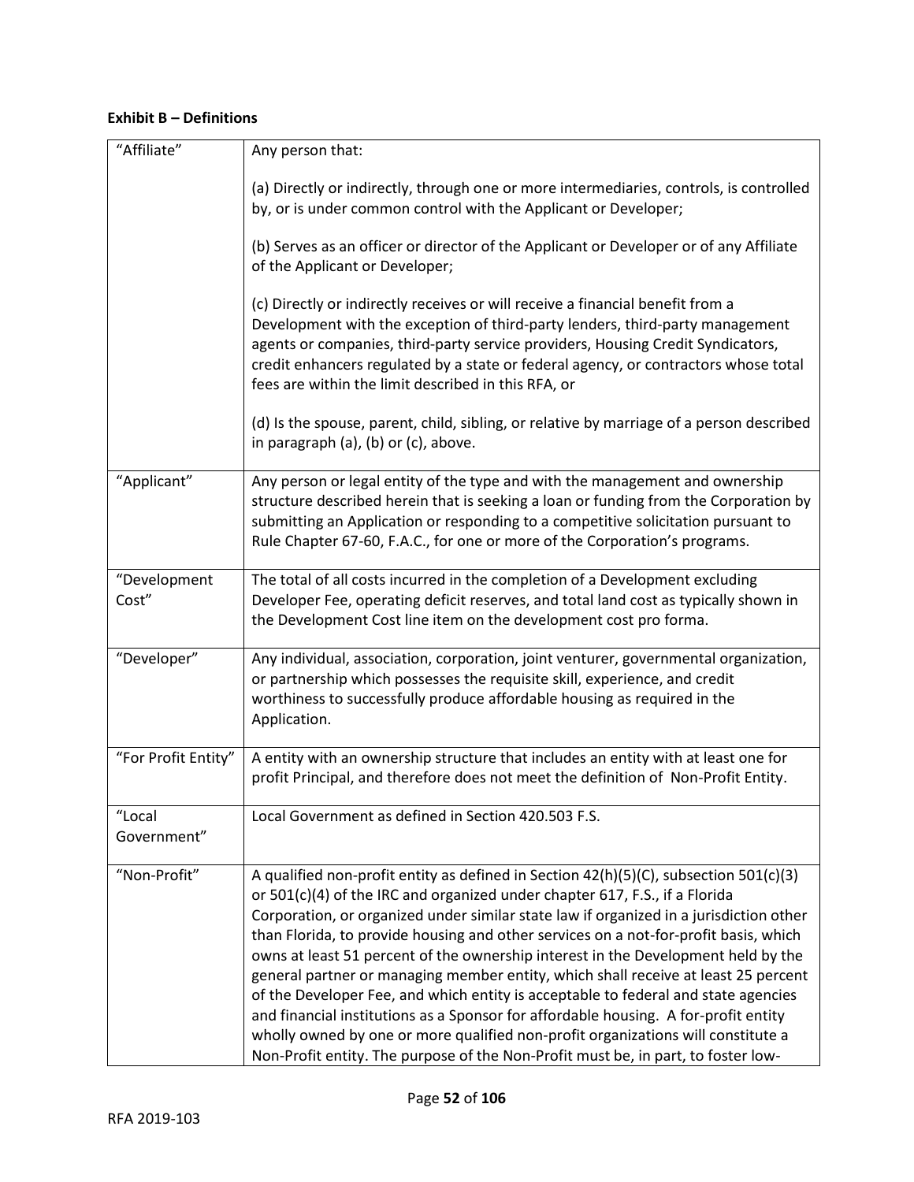**Exhibit B – Definitions**

| | |
|---|---|
| "Affiliate" | Any person that:<br><br>(a) Directly or indirectly, through one or more intermediaries, controls, is controlled by, or is under common control with the Applicant or Developer;<br><br>(b) Serves as an officer or director of the Applicant or Developer or of any Affiliate of the Applicant or Developer;<br><br>(c) Directly or indirectly receives or will receive a financial benefit from a Development with the exception of third-party lenders, third-party management agents or companies, third-party service providers, Housing Credit Syndicators, credit enhancers regulated by a state or federal agency, or contractors whose total fees are within the limit described in this RFA, or<br><br>(d) Is the spouse, parent, child, sibling, or relative by marriage of a person described in paragraph (a), (b) or (c), above. |
| "Applicant" | Any person or legal entity of the type and with the management and ownership structure described herein that is seeking a loan or funding from the Corporation by submitting an Application or responding to a competitive solicitation pursuant to Rule Chapter 67-60, F.A.C., for one or more of the Corporation's programs. |
| "Development Cost" | The total of all costs incurred in the completion of a Development excluding Developer Fee, operating deficit reserves, and total land cost as typically shown in the Development Cost line item on the development cost pro forma. |
| "Developer" | Any individual, association, corporation, joint venturer, governmental organization, or partnership which possesses the requisite skill, experience, and credit worthiness to successfully produce affordable housing as required in the Application. |
| "For Profit Entity" | A entity with an ownership structure that includes an entity with at least one for profit Principal, and therefore does not meet the definition of Non-Profit Entity. |
| "Local Government" | Local Government as defined in Section 420.503 F.S. |
| "Non-Profit" | A qualified non-profit entity as defined in Section 42(h)(5)(C), subsection 501(c)(3) or 501(c)(4) of the IRC and organized under chapter 617, F.S., if a Florida Corporation, or organized under similar state law if organized in a jurisdiction other than Florida, to provide housing and other services on a not-for-profit basis, which owns at least 51 percent of the ownership interest in the Development held by the general partner or managing member entity, which shall receive at least 25 percent of the Developer Fee, and which entity is acceptable to federal and state agencies and financial institutions as a Sponsor for affordable housing. A for-profit entity wholly owned by one or more qualified non-profit organizations will constitute a Non-Profit entity. The purpose of the Non-Profit must be, in part, to foster low- |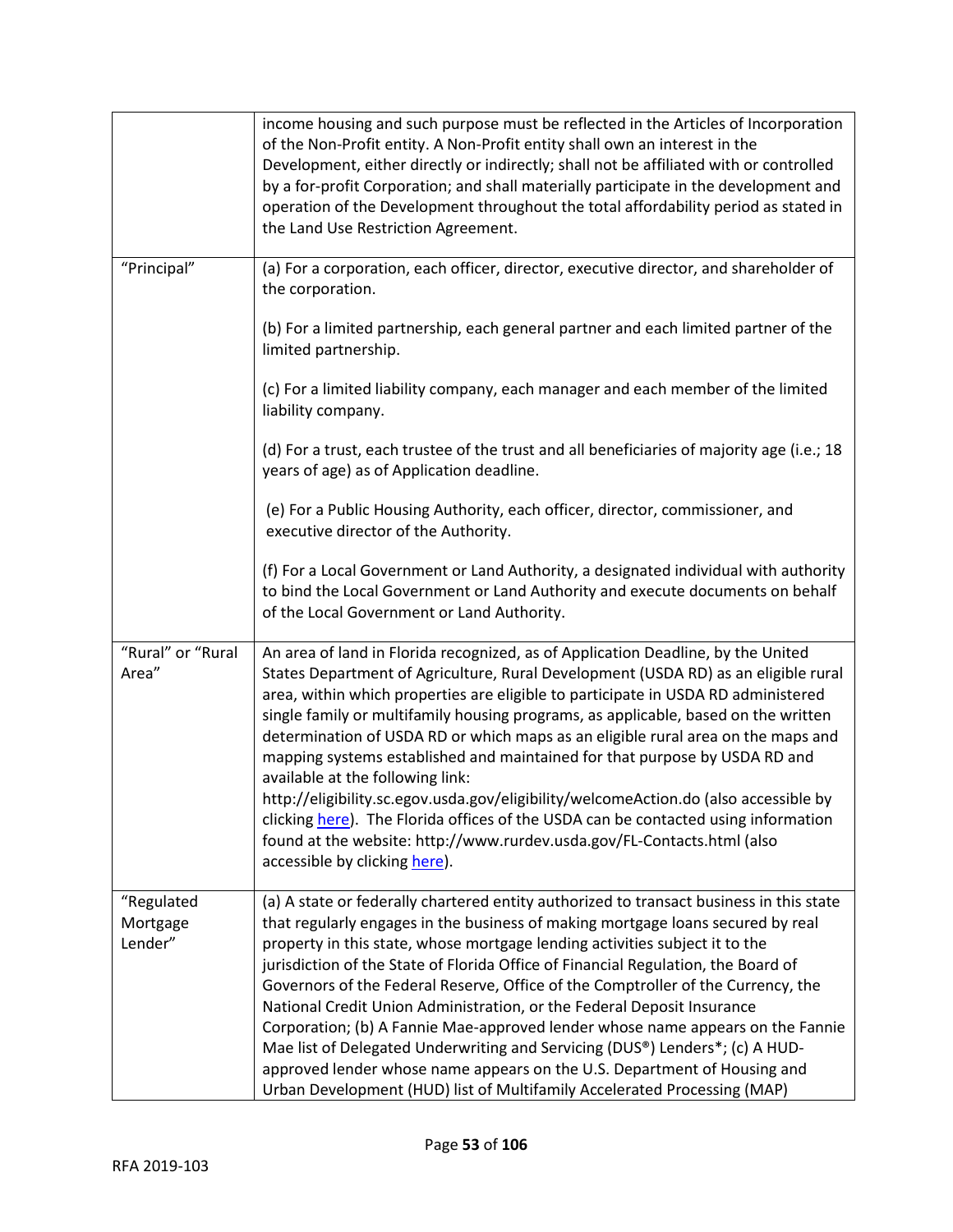|  |  |
| --- | --- |
|  | income housing and such purpose must be reflected in the Articles of Incorporation of the Non-Profit entity. A Non-Profit entity shall own an interest in the Development, either directly or indirectly; shall not be affiliated with or controlled by a for-profit Corporation; and shall materially participate in the development and operation of the Development throughout the total affordability period as stated in the Land Use Restriction Agreement. |
| "Principal" | (a) For a corporation, each officer, director, executive director, and shareholder of the corporation.<br><br>(b) For a limited partnership, each general partner and each limited partner of the limited partnership.<br><br>(c) For a limited liability company, each manager and each member of the limited liability company.<br><br>(d) For a trust, each trustee of the trust and all beneficiaries of majority age (i.e.; 18 years of age) as of Application deadline.<br><br>(e) For a Public Housing Authority, each officer, director, commissioner, and executive director of the Authority.<br><br>(f) For a Local Government or Land Authority, a designated individual with authority to bind the Local Government or Land Authority and execute documents on behalf of the Local Government or Land Authority. |
| "Rural" or "Rural Area" | An area of land in Florida recognized, as of Application Deadline, by the United States Department of Agriculture, Rural Development (USDA RD) as an eligible rural area, within which properties are eligible to participate in USDA RD administered single family or multifamily housing programs, as applicable, based on the written determination of USDA RD or which maps as an eligible rural area on the maps and mapping systems established and maintained for that purpose by USDA RD and available at the following link: http://eligibility.sc.egov.usda.gov/eligibility/welcomeAction.do (also accessible by clicking here). The Florida offices of the USDA can be contacted using information found at the website: http://www.rurdev.usda.gov/FL-Contacts.html (also accessible by clicking here). |
| "Regulated Mortgage Lender" | (a) A state or federally chartered entity authorized to transact business in this state that regularly engages in the business of making mortgage loans secured by real property in this state, whose mortgage lending activities subject it to the jurisdiction of the State of Florida Office of Financial Regulation, the Board of Governors of the Federal Reserve, Office of the Comptroller of the Currency, the National Credit Union Administration, or the Federal Deposit Insurance Corporation; (b) A Fannie Mae-approved lender whose name appears on the Fannie Mae list of Delegated Underwriting and Servicing (DUS®) Lenders*; (c) A HUD-approved lender whose name appears on the U.S. Department of Housing and Urban Development (HUD) list of Multifamily Accelerated Processing (MAP) |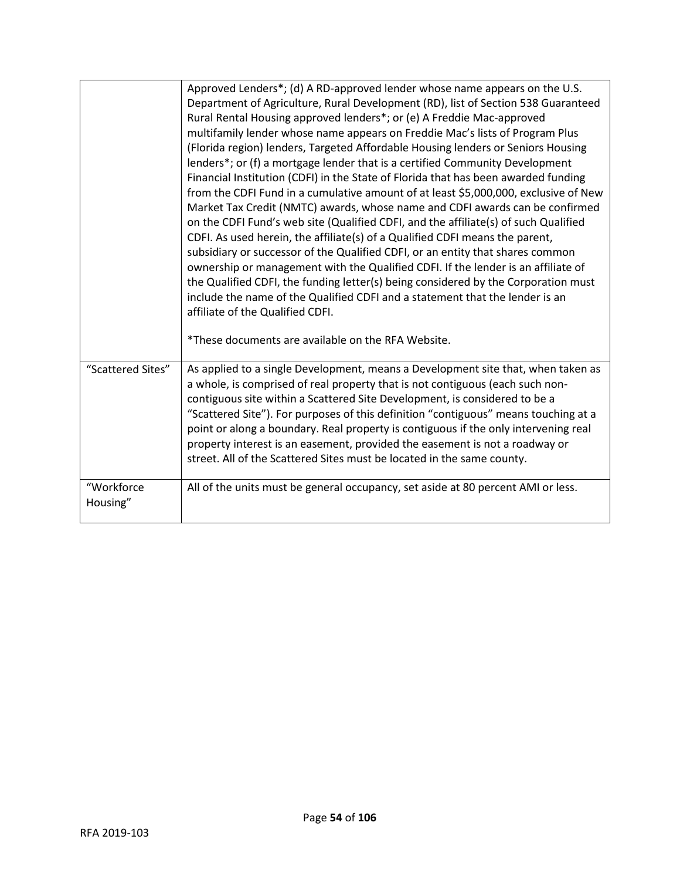| | |
|---|---|
| | Approved Lenders*; (d) A RD-approved lender whose name appears on the U.S. Department of Agriculture, Rural Development (RD), list of Section 538 Guaranteed Rural Rental Housing approved lenders*; or (e) A Freddie Mac-approved multifamily lender whose name appears on Freddie Mac's lists of Program Plus (Florida region) lenders, Targeted Affordable Housing lenders or Seniors Housing lenders*; or (f) a mortgage lender that is a certified Community Development Financial Institution (CDFI) in the State of Florida that has been awarded funding from the CDFI Fund in a cumulative amount of at least $5,000,000, exclusive of New Market Tax Credit (NMTC) awards, whose name and CDFI awards can be confirmed on the CDFI Fund's web site (Qualified CDFI, and the affiliate(s) of such Qualified CDFI. As used herein, the affiliate(s) of a Qualified CDFI means the parent, subsidiary or successor of the Qualified CDFI, or an entity that shares common ownership or management with the Qualified CDFI. If the lender is an affiliate of the Qualified CDFI, the funding letter(s) being considered by the Corporation must include the name of the Qualified CDFI and a statement that the lender is an affiliate of the Qualified CDFI.<br><br>*These documents are available on the RFA Website. |
| "Scattered Sites" | As applied to a single Development, means a Development site that, when taken as a whole, is comprised of real property that is not contiguous (each such non-contiguous site within a Scattered Site Development, is considered to be a "Scattered Site"). For purposes of this definition "contiguous" means touching at a point or along a boundary. Real property is contiguous if the only intervening real property interest is an easement, provided the easement is not a roadway or street. All of the Scattered Sites must be located in the same county. |
| "Workforce Housing" | All of the units must be general occupancy, set aside at 80 percent AMI or less. |

RFA 2019-103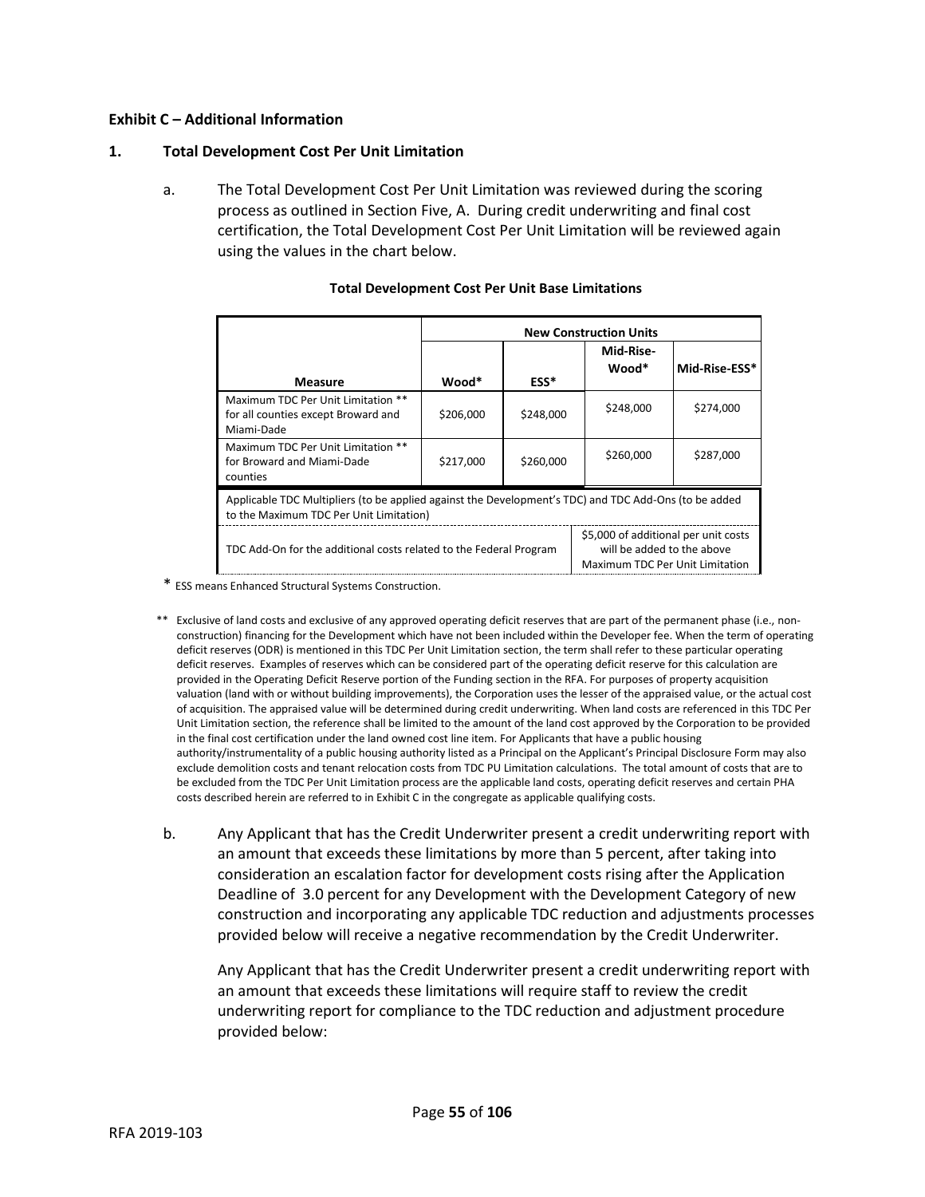**Exhibit C – Additional Information**

**1. Total Development Cost Per Unit Limitation**

a. The Total Development Cost Per Unit Limitation was reviewed during the scoring process as outlined in Section Five, A. During credit underwriting and final cost certification, the Total Development Cost Per Unit Limitation will be reviewed again using the values in the chart below.

**Total Development Cost Per Unit Base Limitations**

| | New Construction Units | | | |
|---|---|---|---|---|
| **Measure** | **Wood*** | **ESS*** | **Mid-Rise-Wood*** | **Mid-Rise-ESS*** |
| Maximum TDC Per Unit Limitation ** for all counties except Broward and Miami-Dade | $206,000 | $248,000 | $248,000 | $274,000 |
| Maximum TDC Per Unit Limitation ** for Broward and Miami-Dade counties | $217,000 | $260,000 | $260,000 | $287,000 |
| Applicable TDC Multipliers (to be applied against the Development's TDC) and TDC Add-Ons (to be added to the Maximum TDC Per Unit Limitation) | | | | |
| TDC Add-On for the additional costs related to the Federal Program | | | $5,000 of additional per unit costs will be added to the above Maximum TDC Per Unit Limitation | |

\* ESS means Enhanced Structural Systems Construction.

** Exclusive of land costs and exclusive of any approved operating deficit reserves that are part of the permanent phase (i.e., non-construction) financing for the Development which have not been included within the Developer fee. When the term of operating deficit reserves (ODR) is mentioned in this TDC Per Unit Limitation section, the term shall refer to these particular operating deficit reserves. Examples of reserves which can be considered part of the operating deficit reserve for this calculation are provided in the Operating Deficit Reserve portion of the Funding section in the RFA. For purposes of property acquisition valuation (land with or without building improvements), the Corporation uses the lesser of the appraised value, or the actual cost of acquisition. The appraised value will be determined during credit underwriting. When land costs are referenced in this TDC Per Unit Limitation section, the reference shall be limited to the amount of the land cost approved by the Corporation to be provided in the final cost certification under the land owned cost line item. For Applicants that have a public housing authority/instrumentality of a public housing authority listed as a Principal on the Applicant's Principal Disclosure Form may also exclude demolition costs and tenant relocation costs from TDC PU Limitation calculations. The total amount of costs that are to be excluded from the TDC Per Unit Limitation process are the applicable land costs, operating deficit reserves and certain PHA costs described herein are referred to in Exhibit C in the congregate as applicable qualifying costs.

b. Any Applicant that has the Credit Underwriter present a credit underwriting report with an amount that exceeds these limitations by more than 5 percent, after taking into consideration an escalation factor for development costs rising after the Application Deadline of 3.0 percent for any Development with the Development Category of new construction and incorporating any applicable TDC reduction and adjustments processes provided below will receive a negative recommendation by the Credit Underwriter.

Any Applicant that has the Credit Underwriter present a credit underwriting report with an amount that exceeds these limitations will require staff to review the credit underwriting report for compliance to the TDC reduction and adjustment procedure provided below: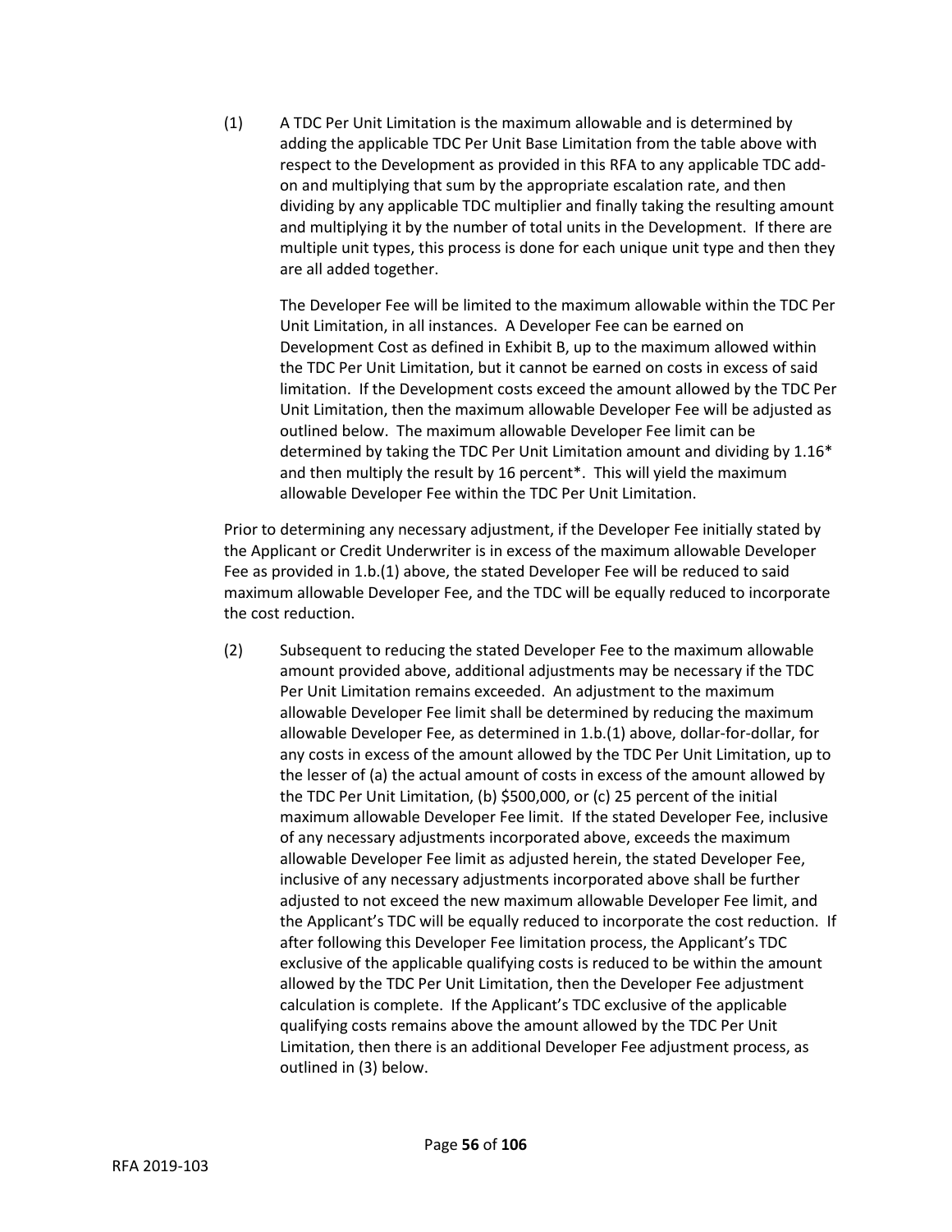(1) A TDC Per Unit Limitation is the maximum allowable and is determined by adding the applicable TDC Per Unit Base Limitation from the table above with respect to the Development as provided in this RFA to any applicable TDC add-on and multiplying that sum by the appropriate escalation rate, and then dividing by any applicable TDC multiplier and finally taking the resulting amount and multiplying it by the number of total units in the Development. If there are multiple unit types, this process is done for each unique unit type and then they are all added together.

The Developer Fee will be limited to the maximum allowable within the TDC Per Unit Limitation, in all instances. A Developer Fee can be earned on Development Cost as defined in Exhibit B, up to the maximum allowed within the TDC Per Unit Limitation, but it cannot be earned on costs in excess of said limitation. If the Development costs exceed the amount allowed by the TDC Per Unit Limitation, then the maximum allowable Developer Fee will be adjusted as outlined below. The maximum allowable Developer Fee limit can be determined by taking the TDC Per Unit Limitation amount and dividing by 1.16* and then multiply the result by 16 percent*. This will yield the maximum allowable Developer Fee within the TDC Per Unit Limitation.

Prior to determining any necessary adjustment, if the Developer Fee initially stated by the Applicant or Credit Underwriter is in excess of the maximum allowable Developer Fee as provided in 1.b.(1) above, the stated Developer Fee will be reduced to said maximum allowable Developer Fee, and the TDC will be equally reduced to incorporate the cost reduction.

(2) Subsequent to reducing the stated Developer Fee to the maximum allowable amount provided above, additional adjustments may be necessary if the TDC Per Unit Limitation remains exceeded. An adjustment to the maximum allowable Developer Fee limit shall be determined by reducing the maximum allowable Developer Fee, as determined in 1.b.(1) above, dollar-for-dollar, for any costs in excess of the amount allowed by the TDC Per Unit Limitation, up to the lesser of (a) the actual amount of costs in excess of the amount allowed by the TDC Per Unit Limitation, (b) $500,000, or (c) 25 percent of the initial maximum allowable Developer Fee limit. If the stated Developer Fee, inclusive of any necessary adjustments incorporated above, exceeds the maximum allowable Developer Fee limit as adjusted herein, the stated Developer Fee, inclusive of any necessary adjustments incorporated above shall be further adjusted to not exceed the new maximum allowable Developer Fee limit, and the Applicant's TDC will be equally reduced to incorporate the cost reduction. If after following this Developer Fee limitation process, the Applicant's TDC exclusive of the applicable qualifying costs is reduced to be within the amount allowed by the TDC Per Unit Limitation, then the Developer Fee adjustment calculation is complete. If the Applicant's TDC exclusive of the applicable qualifying costs remains above the amount allowed by the TDC Per Unit Limitation, then there is an additional Developer Fee adjustment process, as outlined in (3) below.

RFA 2019-103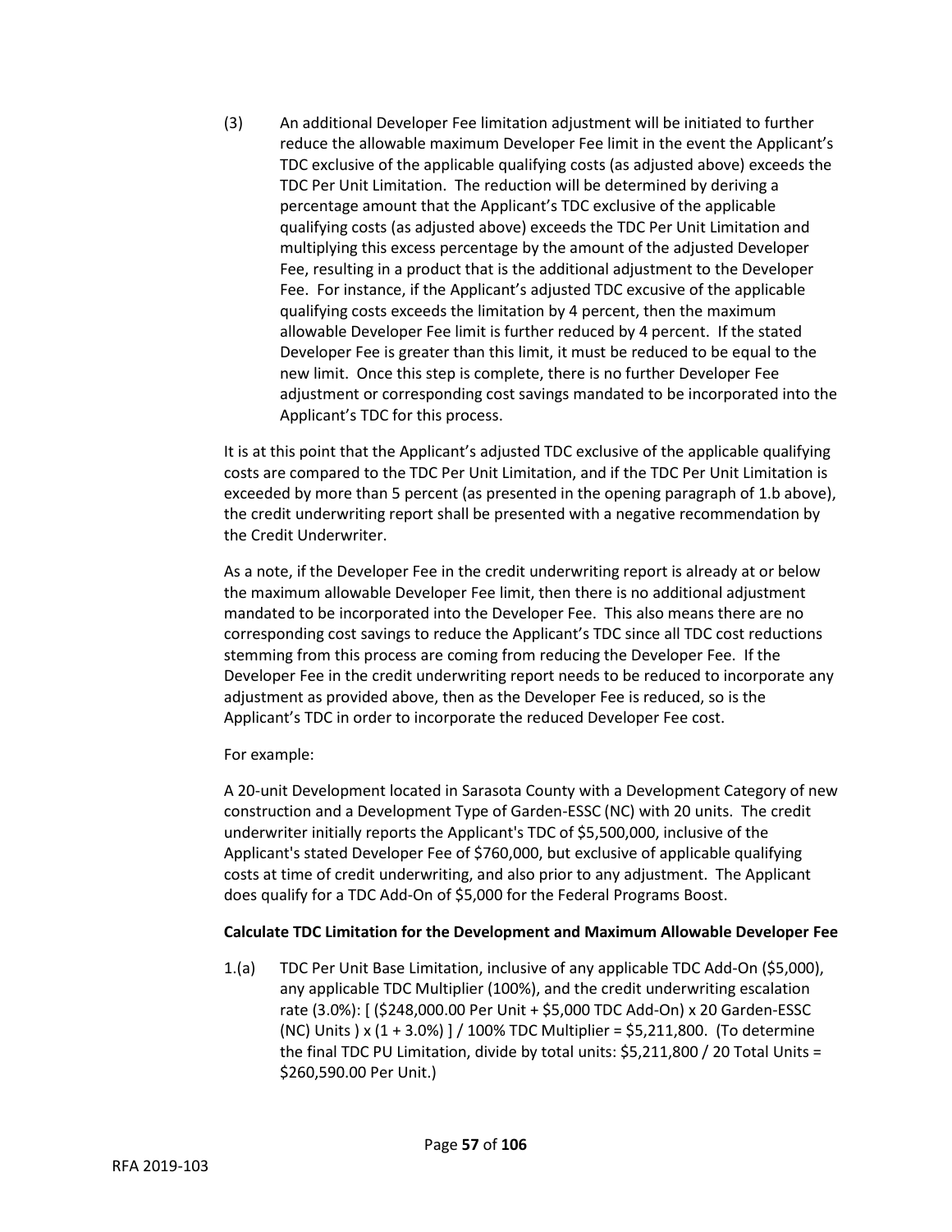(3) An additional Developer Fee limitation adjustment will be initiated to further reduce the allowable maximum Developer Fee limit in the event the Applicant's TDC exclusive of the applicable qualifying costs (as adjusted above) exceeds the TDC Per Unit Limitation. The reduction will be determined by deriving a percentage amount that the Applicant's TDC exclusive of the applicable qualifying costs (as adjusted above) exceeds the TDC Per Unit Limitation and multiplying this excess percentage by the amount of the adjusted Developer Fee, resulting in a product that is the additional adjustment to the Developer Fee. For instance, if the Applicant's adjusted TDC excusive of the applicable qualifying costs exceeds the limitation by 4 percent, then the maximum allowable Developer Fee limit is further reduced by 4 percent. If the stated Developer Fee is greater than this limit, it must be reduced to be equal to the new limit. Once this step is complete, there is no further Developer Fee adjustment or corresponding cost savings mandated to be incorporated into the Applicant's TDC for this process.

It is at this point that the Applicant's adjusted TDC exclusive of the applicable qualifying costs are compared to the TDC Per Unit Limitation, and if the TDC Per Unit Limitation is exceeded by more than 5 percent (as presented in the opening paragraph of 1.b above), the credit underwriting report shall be presented with a negative recommendation by the Credit Underwriter.

As a note, if the Developer Fee in the credit underwriting report is already at or below the maximum allowable Developer Fee limit, then there is no additional adjustment mandated to be incorporated into the Developer Fee. This also means there are no corresponding cost savings to reduce the Applicant's TDC since all TDC cost reductions stemming from this process are coming from reducing the Developer Fee. If the Developer Fee in the credit underwriting report needs to be reduced to incorporate any adjustment as provided above, then as the Developer Fee is reduced, so is the Applicant's TDC in order to incorporate the reduced Developer Fee cost.

For example:

A 20-unit Development located in Sarasota County with a Development Category of new construction and a Development Type of Garden-ESSC (NC) with 20 units. The credit underwriter initially reports the Applicant's TDC of $5,500,000, inclusive of the Applicant's stated Developer Fee of $760,000, but exclusive of applicable qualifying costs at time of credit underwriting, and also prior to any adjustment. The Applicant does qualify for a TDC Add-On of $5,000 for the Federal Programs Boost.

**Calculate TDC Limitation for the Development and Maximum Allowable Developer Fee**

1.(a) TDC Per Unit Base Limitation, inclusive of any applicable TDC Add-On ($5,000), any applicable TDC Multiplier (100%), and the credit underwriting escalation rate (3.0%): [ ($248,000.00 Per Unit + $5,000 TDC Add-On) x 20 Garden-ESSC (NC) Units ) x (1 + 3.0%) ] / 100% TDC Multiplier = $5,211,800. (To determine the final TDC PU Limitation, divide by total units: $5,211,800 / 20 Total Units = $260,590.00 Per Unit.)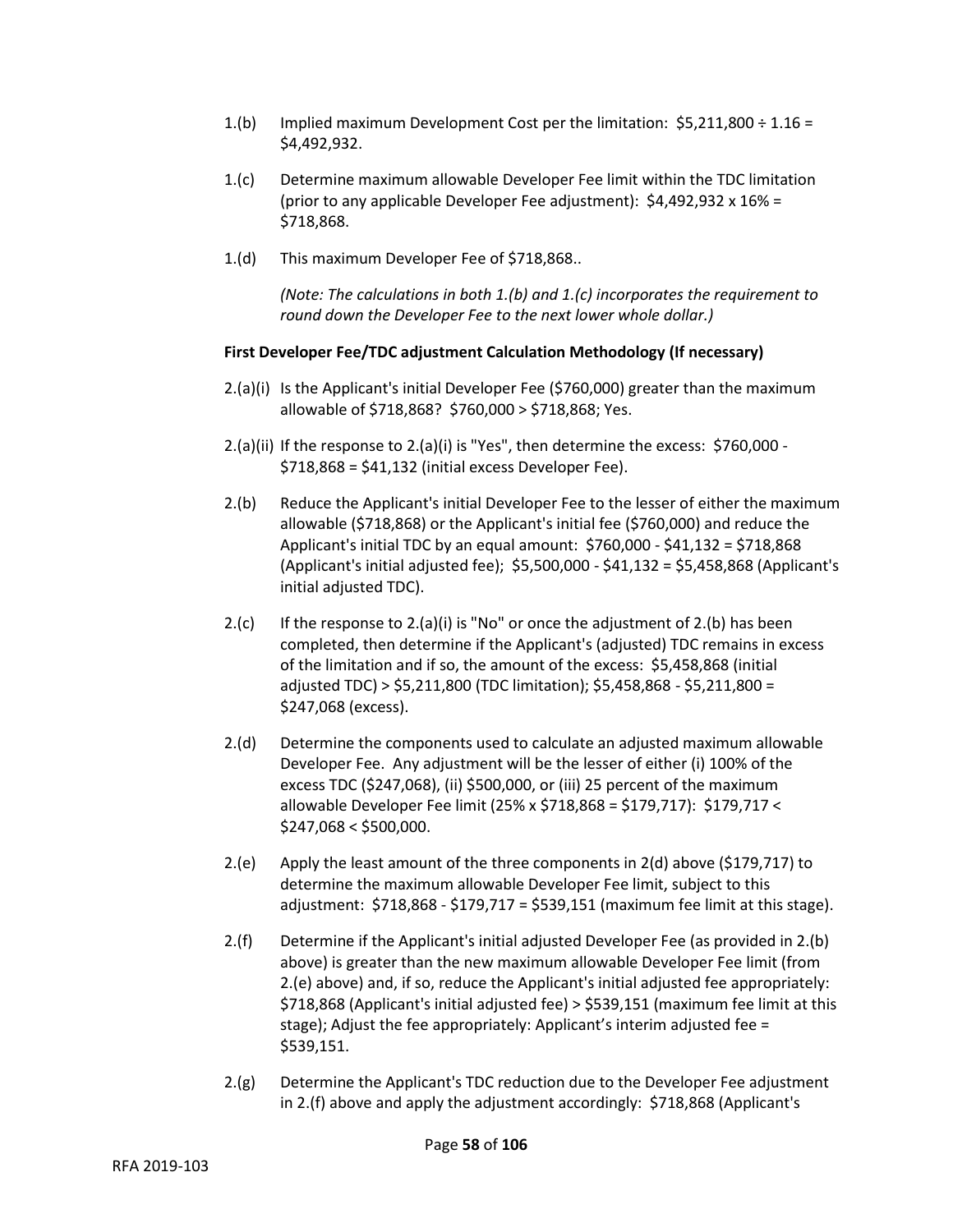1.(b) Implied maximum Development Cost per the limitation: $5,211,800 ÷ 1.16 = $4,492,932.

1.(c) Determine maximum allowable Developer Fee limit within the TDC limitation (prior to any applicable Developer Fee adjustment): $4,492,932 x 16% = $718,868.

1.(d) This maximum Developer Fee of $718,868..

*(Note: The calculations in both 1.(b) and 1.(c) incorporates the requirement to round down the Developer Fee to the next lower whole dollar.)*

**First Developer Fee/TDC adjustment Calculation Methodology (If necessary)**

2.(a)(i) Is the Applicant's initial Developer Fee ($760,000) greater than the maximum allowable of $718,868? $760,000 > $718,868; Yes.

2.(a)(ii) If the response to 2.(a)(i) is "Yes", then determine the excess: $760,000 - $718,868 = $41,132 (initial excess Developer Fee).

2.(b) Reduce the Applicant's initial Developer Fee to the lesser of either the maximum allowable ($718,868) or the Applicant's initial fee ($760,000) and reduce the Applicant's initial TDC by an equal amount: $760,000 - $41,132 = $718,868 (Applicant's initial adjusted fee); $5,500,000 - $41,132 = $5,458,868 (Applicant's initial adjusted TDC).

2.(c) If the response to 2.(a)(i) is "No" or once the adjustment of 2.(b) has been completed, then determine if the Applicant's (adjusted) TDC remains in excess of the limitation and if so, the amount of the excess: $5,458,868 (initial adjusted TDC) > $5,211,800 (TDC limitation); $5,458,868 - $5,211,800 = $247,068 (excess).

2.(d) Determine the components used to calculate an adjusted maximum allowable Developer Fee. Any adjustment will be the lesser of either (i) 100% of the excess TDC ($247,068), (ii) $500,000, or (iii) 25 percent of the maximum allowable Developer Fee limit (25% x $718,868 = $179,717): $179,717 < $247,068 < $500,000.

2.(e) Apply the least amount of the three components in 2(d) above ($179,717) to determine the maximum allowable Developer Fee limit, subject to this adjustment: $718,868 - $179,717 = $539,151 (maximum fee limit at this stage).

2.(f) Determine if the Applicant's initial adjusted Developer Fee (as provided in 2.(b) above) is greater than the new maximum allowable Developer Fee limit (from 2.(e) above) and, if so, reduce the Applicant's initial adjusted fee appropriately: $718,868 (Applicant's initial adjusted fee) > $539,151 (maximum fee limit at this stage); Adjust the fee appropriately: Applicant's interim adjusted fee = $539,151.

2.(g) Determine the Applicant's TDC reduction due to the Developer Fee adjustment in 2.(f) above and apply the adjustment accordingly: $718,868 (Applicant's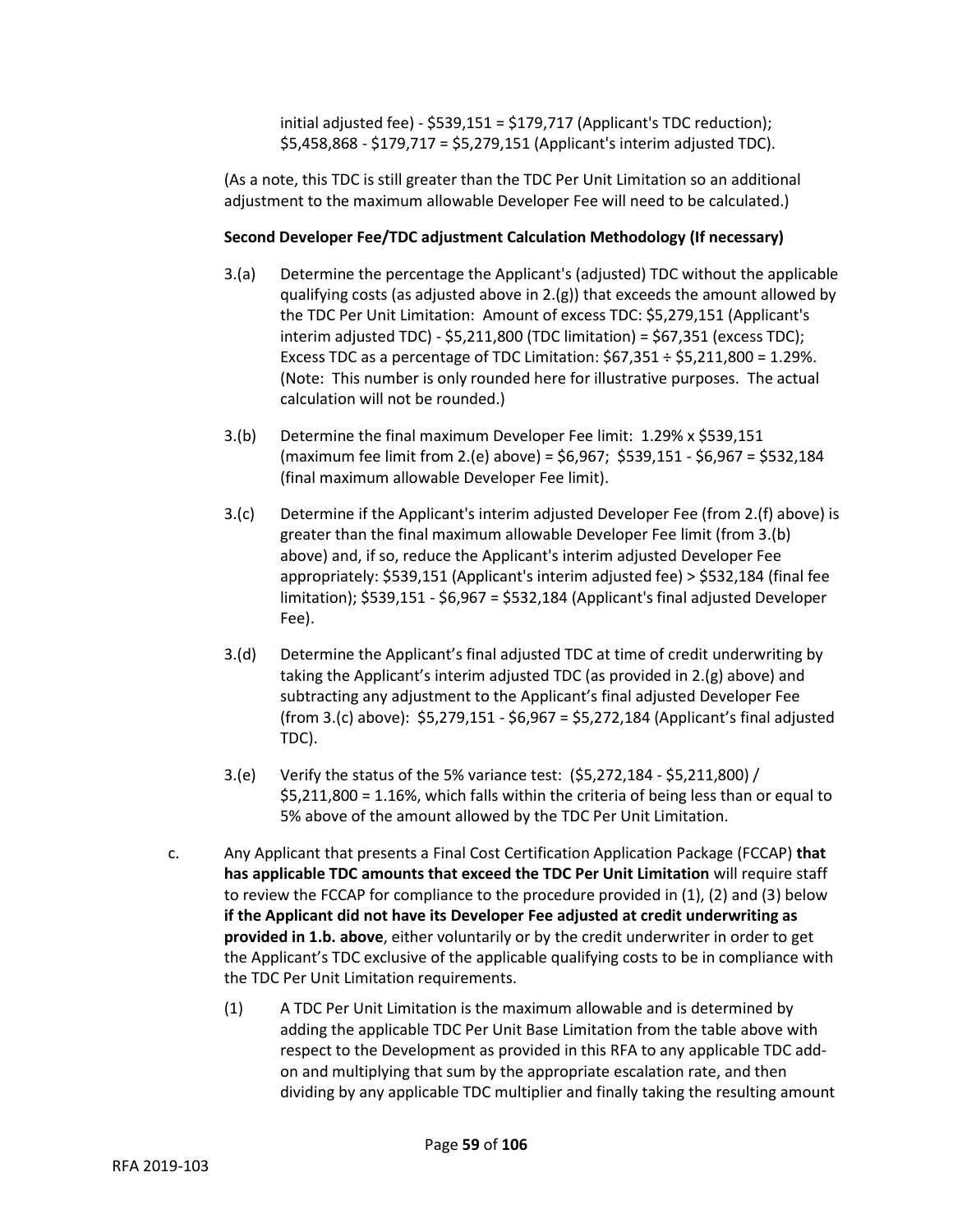initial adjusted fee) - \$539,151 = \$179,717 (Applicant's TDC reduction); \$5,458,868 - \$179,717 = \$5,279,151 (Applicant's interim adjusted TDC).

(As a note, this TDC is still greater than the TDC Per Unit Limitation so an additional adjustment to the maximum allowable Developer Fee will need to be calculated.)

**Second Developer Fee/TDC adjustment Calculation Methodology (If necessary)**

3.(a) Determine the percentage the Applicant's (adjusted) TDC without the applicable qualifying costs (as adjusted above in 2.(g)) that exceeds the amount allowed by the TDC Per Unit Limitation: Amount of excess TDC: \$5,279,151 (Applicant's interim adjusted TDC) - \$5,211,800 (TDC limitation) = \$67,351 (excess TDC); Excess TDC as a percentage of TDC Limitation: \$67,351 ÷ \$5,211,800 = 1.29%. (Note: This number is only rounded here for illustrative purposes. The actual calculation will not be rounded.)

3.(b) Determine the final maximum Developer Fee limit: 1.29% x \$539,151 (maximum fee limit from 2.(e) above) = \$6,967; \$539,151 - \$6,967 = \$532,184 (final maximum allowable Developer Fee limit).

3.(c) Determine if the Applicant's interim adjusted Developer Fee (from 2.(f) above) is greater than the final maximum allowable Developer Fee limit (from 3.(b) above) and, if so, reduce the Applicant's interim adjusted Developer Fee appropriately: \$539,151 (Applicant's interim adjusted fee) > \$532,184 (final fee limitation); \$539,151 - \$6,967 = \$532,184 (Applicant's final adjusted Developer Fee).

3.(d) Determine the Applicant's final adjusted TDC at time of credit underwriting by taking the Applicant's interim adjusted TDC (as provided in 2.(g) above) and subtracting any adjustment to the Applicant's final adjusted Developer Fee (from 3.(c) above): \$5,279,151 - \$6,967 = \$5,272,184 (Applicant's final adjusted TDC).

3.(e) Verify the status of the 5% variance test: (\$5,272,184 - \$5,211,800) / \$5,211,800 = 1.16%, which falls within the criteria of being less than or equal to 5% above of the amount allowed by the TDC Per Unit Limitation.

c. Any Applicant that presents a Final Cost Certification Application Package (FCCAP) **that has applicable TDC amounts that exceed the TDC Per Unit Limitation** will require staff to review the FCCAP for compliance to the procedure provided in (1), (2) and (3) below **if the Applicant did not have its Developer Fee adjusted at credit underwriting as provided in 1.b. above**, either voluntarily or by the credit underwriter in order to get the Applicant's TDC exclusive of the applicable qualifying costs to be in compliance with the TDC Per Unit Limitation requirements.

(1) A TDC Per Unit Limitation is the maximum allowable and is determined by adding the applicable TDC Per Unit Base Limitation from the table above with respect to the Development as provided in this RFA to any applicable TDC add-on and multiplying that sum by the appropriate escalation rate, and then dividing by any applicable TDC multiplier and finally taking the resulting amount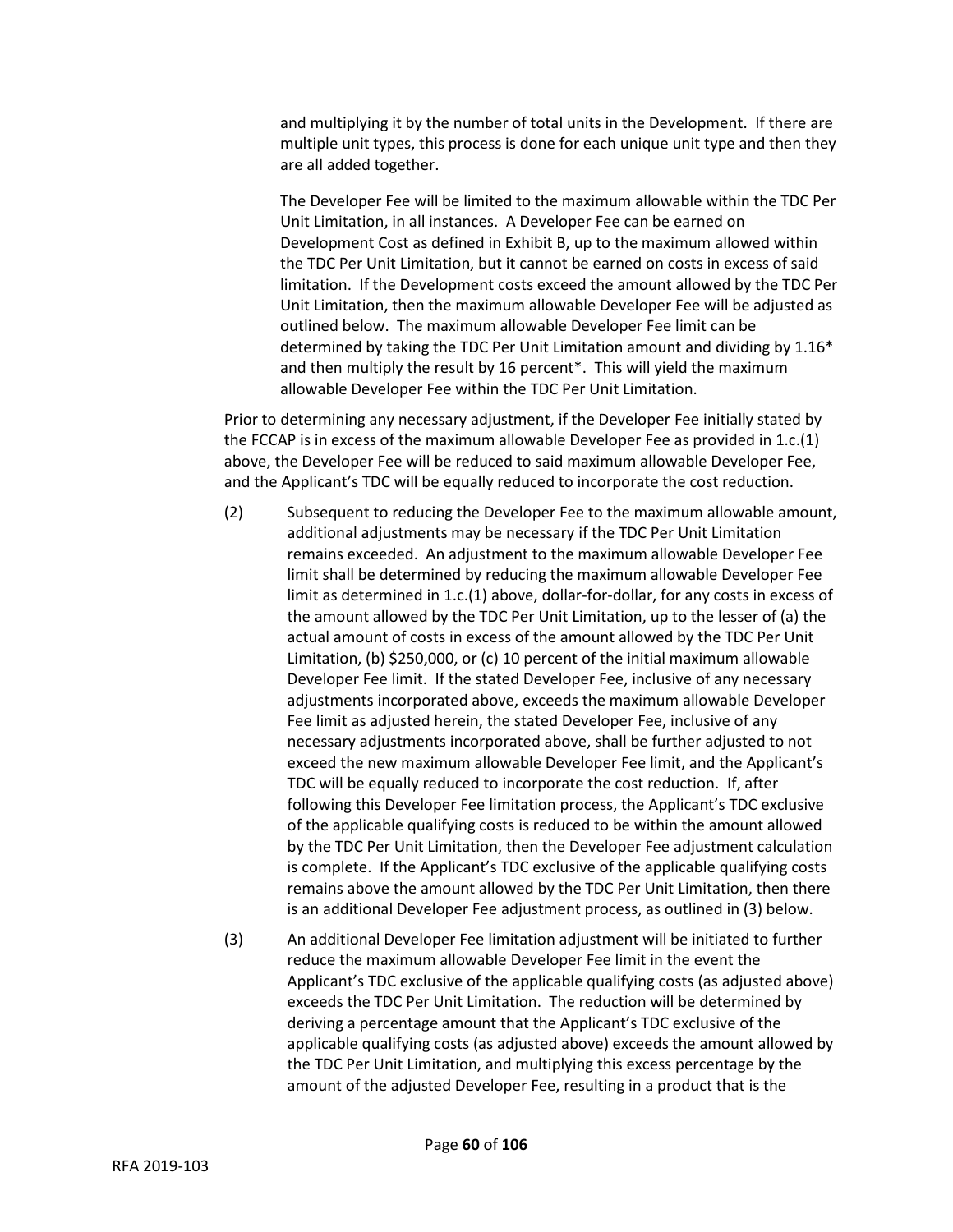and multiplying it by the number of total units in the Development. If there are multiple unit types, this process is done for each unique unit type and then they are all added together.

The Developer Fee will be limited to the maximum allowable within the TDC Per Unit Limitation, in all instances. A Developer Fee can be earned on Development Cost as defined in Exhibit B, up to the maximum allowed within the TDC Per Unit Limitation, but it cannot be earned on costs in excess of said limitation. If the Development costs exceed the amount allowed by the TDC Per Unit Limitation, then the maximum allowable Developer Fee will be adjusted as outlined below. The maximum allowable Developer Fee limit can be determined by taking the TDC Per Unit Limitation amount and dividing by 1.16* and then multiply the result by 16 percent*. This will yield the maximum allowable Developer Fee within the TDC Per Unit Limitation.

Prior to determining any necessary adjustment, if the Developer Fee initially stated by the FCCAP is in excess of the maximum allowable Developer Fee as provided in 1.c.(1) above, the Developer Fee will be reduced to said maximum allowable Developer Fee, and the Applicant's TDC will be equally reduced to incorporate the cost reduction.

(2) Subsequent to reducing the Developer Fee to the maximum allowable amount, additional adjustments may be necessary if the TDC Per Unit Limitation remains exceeded. An adjustment to the maximum allowable Developer Fee limit shall be determined by reducing the maximum allowable Developer Fee limit as determined in 1.c.(1) above, dollar-for-dollar, for any costs in excess of the amount allowed by the TDC Per Unit Limitation, up to the lesser of (a) the actual amount of costs in excess of the amount allowed by the TDC Per Unit Limitation, (b) $250,000, or (c) 10 percent of the initial maximum allowable Developer Fee limit. If the stated Developer Fee, inclusive of any necessary adjustments incorporated above, exceeds the maximum allowable Developer Fee limit as adjusted herein, the stated Developer Fee, inclusive of any necessary adjustments incorporated above, shall be further adjusted to not exceed the new maximum allowable Developer Fee limit, and the Applicant's TDC will be equally reduced to incorporate the cost reduction. If, after following this Developer Fee limitation process, the Applicant's TDC exclusive of the applicable qualifying costs is reduced to be within the amount allowed by the TDC Per Unit Limitation, then the Developer Fee adjustment calculation is complete. If the Applicant's TDC exclusive of the applicable qualifying costs remains above the amount allowed by the TDC Per Unit Limitation, then there is an additional Developer Fee adjustment process, as outlined in (3) below.

(3) An additional Developer Fee limitation adjustment will be initiated to further reduce the maximum allowable Developer Fee limit in the event the Applicant's TDC exclusive of the applicable qualifying costs (as adjusted above) exceeds the TDC Per Unit Limitation. The reduction will be determined by deriving a percentage amount that the Applicant's TDC exclusive of the applicable qualifying costs (as adjusted above) exceeds the amount allowed by the TDC Per Unit Limitation, and multiplying this excess percentage by the amount of the adjusted Developer Fee, resulting in a product that is the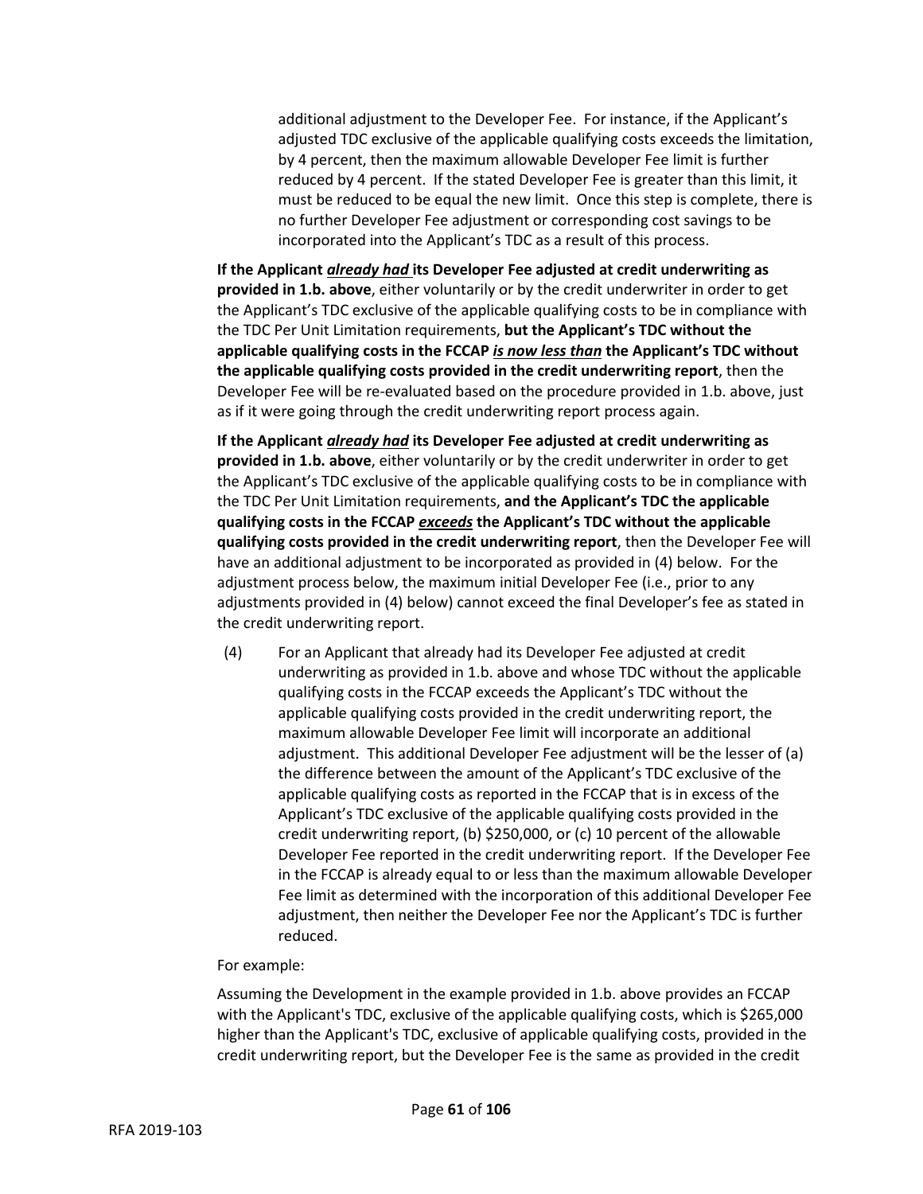additional adjustment to the Developer Fee. For instance, if the Applicant's adjusted TDC exclusive of the applicable qualifying costs exceeds the limitation, by 4 percent, then the maximum allowable Developer Fee limit is further reduced by 4 percent. If the stated Developer Fee is greater than this limit, it must be reduced to be equal the new limit. Once this step is complete, there is no further Developer Fee adjustment or corresponding cost savings to be incorporated into the Applicant's TDC as a result of this process.

**If the Applicant *already had* its Developer Fee adjusted at credit underwriting as provided in 1.b. above**, either voluntarily or by the credit underwriter in order to get the Applicant's TDC exclusive of the applicable qualifying costs to be in compliance with the TDC Per Unit Limitation requirements, **but the Applicant's TDC without the applicable qualifying costs in the FCCAP *is now less than* the Applicant's TDC without the applicable qualifying costs provided in the credit underwriting report**, then the Developer Fee will be re-evaluated based on the procedure provided in 1.b. above, just as if it were going through the credit underwriting report process again.

**If the Applicant *already had* its Developer Fee adjusted at credit underwriting as provided in 1.b. above**, either voluntarily or by the credit underwriter in order to get the Applicant's TDC exclusive of the applicable qualifying costs to be in compliance with the TDC Per Unit Limitation requirements, **and the Applicant's TDC the applicable qualifying costs in the FCCAP *exceeds* the Applicant's TDC without the applicable qualifying costs provided in the credit underwriting report**, then the Developer Fee will have an additional adjustment to be incorporated as provided in (4) below. For the adjustment process below, the maximum initial Developer Fee (i.e., prior to any adjustments provided in (4) below) cannot exceed the final Developer's fee as stated in the credit underwriting report.

(4) For an Applicant that already had its Developer Fee adjusted at credit underwriting as provided in 1.b. above and whose TDC without the applicable qualifying costs in the FCCAP exceeds the Applicant's TDC without the applicable qualifying costs provided in the credit underwriting report, the maximum allowable Developer Fee limit will incorporate an additional adjustment. This additional Developer Fee adjustment will be the lesser of (a) the difference between the amount of the Applicant's TDC exclusive of the applicable qualifying costs as reported in the FCCAP that is in excess of the Applicant's TDC exclusive of the applicable qualifying costs provided in the credit underwriting report, (b) $250,000, or (c) 10 percent of the allowable Developer Fee reported in the credit underwriting report. If the Developer Fee in the FCCAP is already equal to or less than the maximum allowable Developer Fee limit as determined with the incorporation of this additional Developer Fee adjustment, then neither the Developer Fee nor the Applicant's TDC is further reduced.

For example:

Assuming the Development in the example provided in 1.b. above provides an FCCAP with the Applicant's TDC, exclusive of the applicable qualifying costs, which is $265,000 higher than the Applicant's TDC, exclusive of applicable qualifying costs, provided in the credit underwriting report, but the Developer Fee is the same as provided in the credit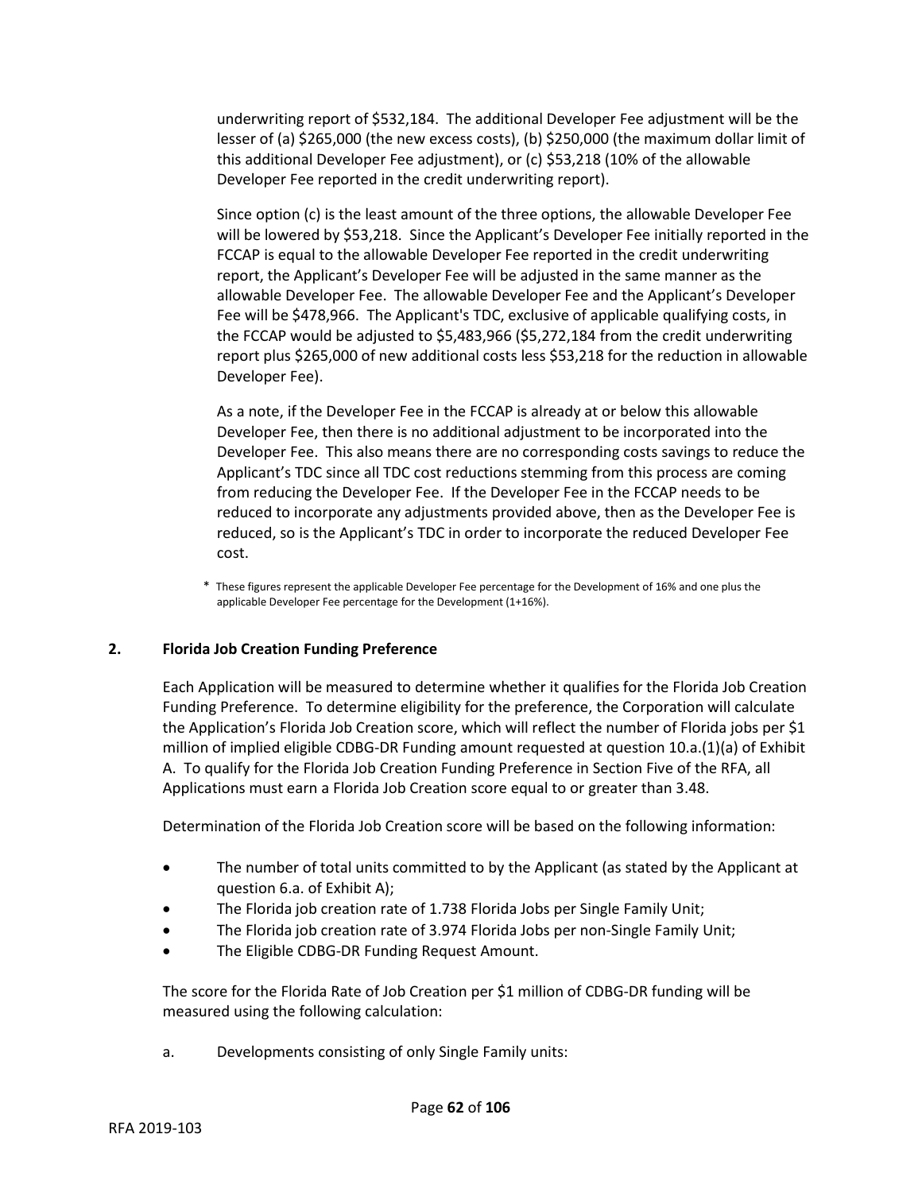underwriting report of $532,184. The additional Developer Fee adjustment will be the lesser of (a) $265,000 (the new excess costs), (b) $250,000 (the maximum dollar limit of this additional Developer Fee adjustment), or (c) $53,218 (10% of the allowable Developer Fee reported in the credit underwriting report).

Since option (c) is the least amount of the three options, the allowable Developer Fee will be lowered by $53,218. Since the Applicant's Developer Fee initially reported in the FCCAP is equal to the allowable Developer Fee reported in the credit underwriting report, the Applicant's Developer Fee will be adjusted in the same manner as the allowable Developer Fee. The allowable Developer Fee and the Applicant's Developer Fee will be $478,966. The Applicant's TDC, exclusive of applicable qualifying costs, in the FCCAP would be adjusted to $5,483,966 ($5,272,184 from the credit underwriting report plus $265,000 of new additional costs less $53,218 for the reduction in allowable Developer Fee).

As a note, if the Developer Fee in the FCCAP is already at or below this allowable Developer Fee, then there is no additional adjustment to be incorporated into the Developer Fee. This also means there are no corresponding costs savings to reduce the Applicant's TDC since all TDC cost reductions stemming from this process are coming from reducing the Developer Fee. If the Developer Fee in the FCCAP needs to be reduced to incorporate any adjustments provided above, then as the Developer Fee is reduced, so is the Applicant's TDC in order to incorporate the reduced Developer Fee cost.

\* These figures represent the applicable Developer Fee percentage for the Development of 16% and one plus the applicable Developer Fee percentage for the Development (1+16%).

**2. Florida Job Creation Funding Preference**

Each Application will be measured to determine whether it qualifies for the Florida Job Creation Funding Preference. To determine eligibility for the preference, the Corporation will calculate the Application's Florida Job Creation score, which will reflect the number of Florida jobs per $1 million of implied eligible CDBG-DR Funding amount requested at question 10.a.(1)(a) of Exhibit A. To qualify for the Florida Job Creation Funding Preference in Section Five of the RFA, all Applications must earn a Florida Job Creation score equal to or greater than 3.48.

Determination of the Florida Job Creation score will be based on the following information:

- The number of total units committed to by the Applicant (as stated by the Applicant at question 6.a. of Exhibit A);
- The Florida job creation rate of 1.738 Florida Jobs per Single Family Unit;
- The Florida job creation rate of 3.974 Florida Jobs per non-Single Family Unit;
- The Eligible CDBG-DR Funding Request Amount.

The score for the Florida Rate of Job Creation per $1 million of CDBG-DR funding will be measured using the following calculation:

a. Developments consisting of only Single Family units: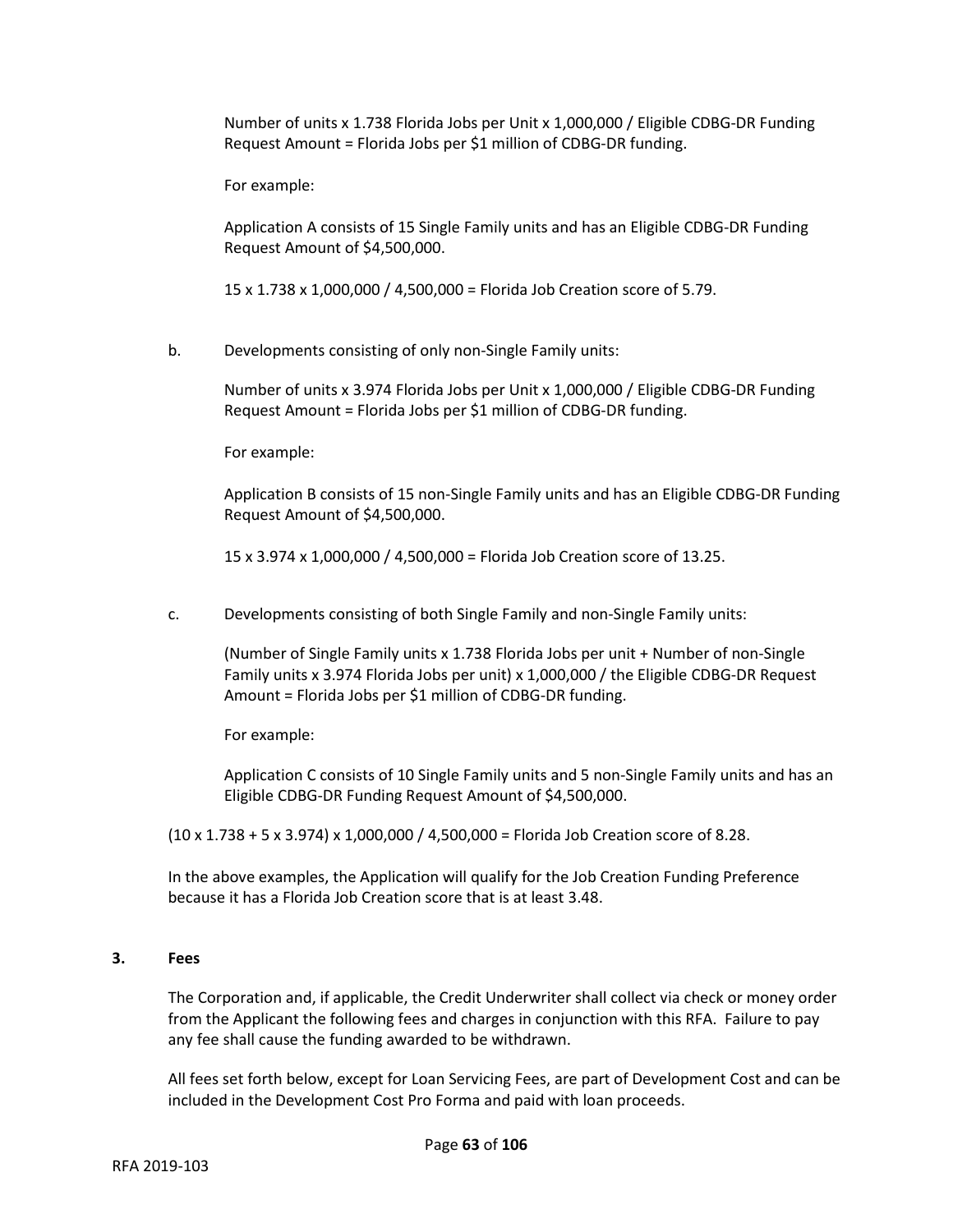Number of units x 1.738 Florida Jobs per Unit x 1,000,000 / Eligible CDBG-DR Funding Request Amount = Florida Jobs per $1 million of CDBG-DR funding.

For example:

Application A consists of 15 Single Family units and has an Eligible CDBG-DR Funding Request Amount of $4,500,000.

15 x 1.738 x 1,000,000 / 4,500,000 = Florida Job Creation score of 5.79.

b. Developments consisting of only non-Single Family units:

Number of units x 3.974 Florida Jobs per Unit x 1,000,000 / Eligible CDBG-DR Funding Request Amount = Florida Jobs per $1 million of CDBG-DR funding.

For example:

Application B consists of 15 non-Single Family units and has an Eligible CDBG-DR Funding Request Amount of $4,500,000.

15 x 3.974 x 1,000,000 / 4,500,000 = Florida Job Creation score of 13.25.

c. Developments consisting of both Single Family and non-Single Family units:

(Number of Single Family units x 1.738 Florida Jobs per unit + Number of non-Single Family units x 3.974 Florida Jobs per unit) x 1,000,000 / the Eligible CDBG-DR Request Amount = Florida Jobs per $1 million of CDBG-DR funding.

For example:

Application C consists of 10 Single Family units and 5 non-Single Family units and has an Eligible CDBG-DR Funding Request Amount of $4,500,000.

(10 x 1.738 + 5 x 3.974) x 1,000,000 / 4,500,000 = Florida Job Creation score of 8.28.

In the above examples, the Application will qualify for the Job Creation Funding Preference because it has a Florida Job Creation score that is at least 3.48.

## 3. Fees

The Corporation and, if applicable, the Credit Underwriter shall collect via check or money order from the Applicant the following fees and charges in conjunction with this RFA. Failure to pay any fee shall cause the funding awarded to be withdrawn.

All fees set forth below, except for Loan Servicing Fees, are part of Development Cost and can be included in the Development Cost Pro Forma and paid with loan proceeds.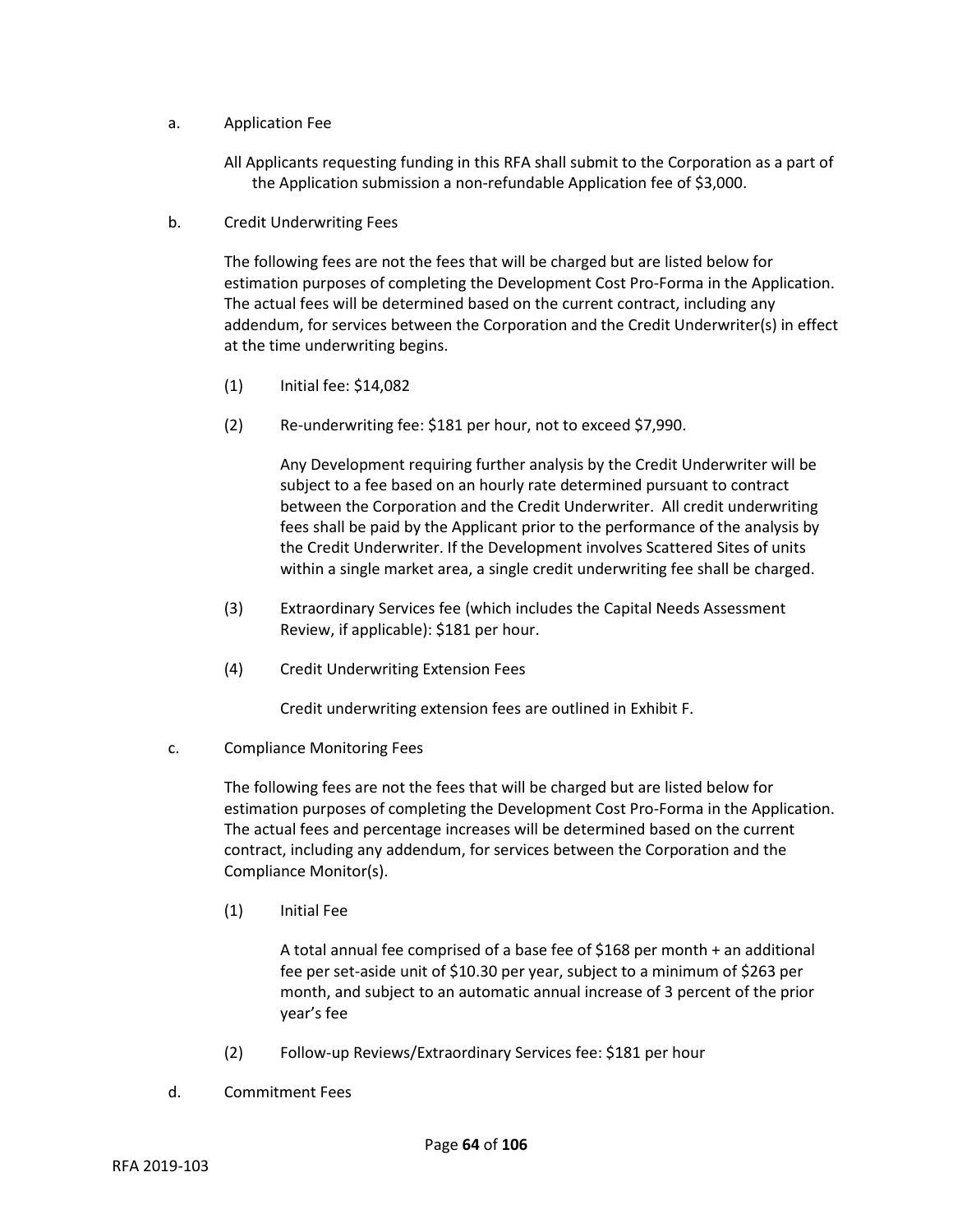a. Application Fee

All Applicants requesting funding in this RFA shall submit to the Corporation as a part of the Application submission a non-refundable Application fee of $3,000.

b. Credit Underwriting Fees

The following fees are not the fees that will be charged but are listed below for estimation purposes of completing the Development Cost Pro-Forma in the Application. The actual fees will be determined based on the current contract, including any addendum, for services between the Corporation and the Credit Underwriter(s) in effect at the time underwriting begins.

(1) Initial fee: $14,082

(2) Re-underwriting fee: $181 per hour, not to exceed $7,990.

Any Development requiring further analysis by the Credit Underwriter will be subject to a fee based on an hourly rate determined pursuant to contract between the Corporation and the Credit Underwriter. All credit underwriting fees shall be paid by the Applicant prior to the performance of the analysis by the Credit Underwriter. If the Development involves Scattered Sites of units within a single market area, a single credit underwriting fee shall be charged.

(3) Extraordinary Services fee (which includes the Capital Needs Assessment Review, if applicable): $181 per hour.

(4) Credit Underwriting Extension Fees

Credit underwriting extension fees are outlined in Exhibit F.

c. Compliance Monitoring Fees

The following fees are not the fees that will be charged but are listed below for estimation purposes of completing the Development Cost Pro-Forma in the Application. The actual fees and percentage increases will be determined based on the current contract, including any addendum, for services between the Corporation and the Compliance Monitor(s).

(1) Initial Fee

A total annual fee comprised of a base fee of $168 per month + an additional fee per set-aside unit of $10.30 per year, subject to a minimum of $263 per month, and subject to an automatic annual increase of 3 percent of the prior year's fee

(2) Follow-up Reviews/Extraordinary Services fee: $181 per hour

d. Commitment Fees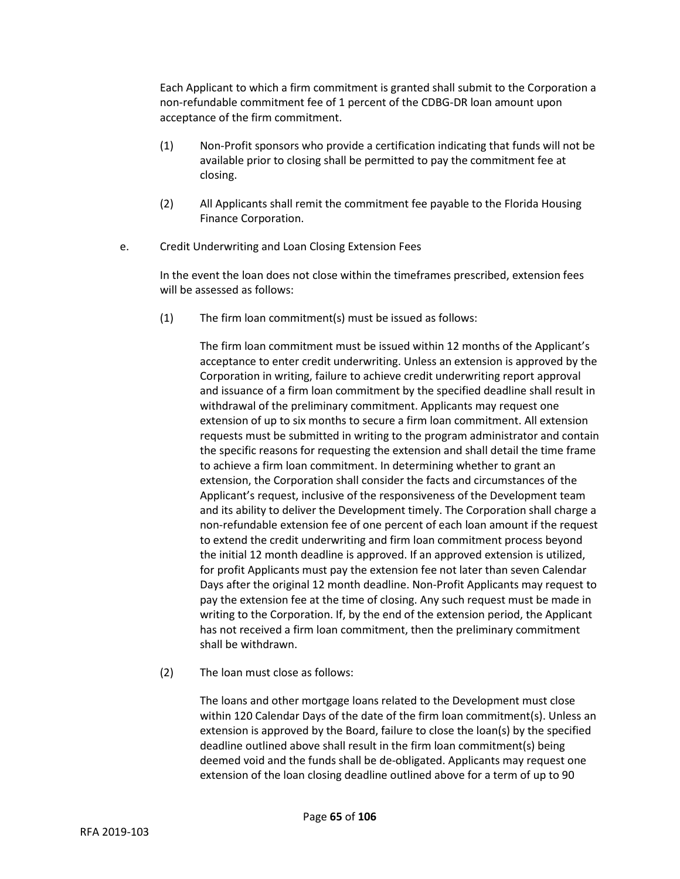Each Applicant to which a firm commitment is granted shall submit to the Corporation a non-refundable commitment fee of 1 percent of the CDBG-DR loan amount upon acceptance of the firm commitment.

(1) Non-Profit sponsors who provide a certification indicating that funds will not be available prior to closing shall be permitted to pay the commitment fee at closing.

(2) All Applicants shall remit the commitment fee payable to the Florida Housing Finance Corporation.

e. Credit Underwriting and Loan Closing Extension Fees

In the event the loan does not close within the timeframes prescribed, extension fees will be assessed as follows:

(1) The firm loan commitment(s) must be issued as follows:

The firm loan commitment must be issued within 12 months of the Applicant's acceptance to enter credit underwriting. Unless an extension is approved by the Corporation in writing, failure to achieve credit underwriting report approval and issuance of a firm loan commitment by the specified deadline shall result in withdrawal of the preliminary commitment. Applicants may request one extension of up to six months to secure a firm loan commitment. All extension requests must be submitted in writing to the program administrator and contain the specific reasons for requesting the extension and shall detail the time frame to achieve a firm loan commitment. In determining whether to grant an extension, the Corporation shall consider the facts and circumstances of the Applicant's request, inclusive of the responsiveness of the Development team and its ability to deliver the Development timely. The Corporation shall charge a non-refundable extension fee of one percent of each loan amount if the request to extend the credit underwriting and firm loan commitment process beyond the initial 12 month deadline is approved. If an approved extension is utilized, for profit Applicants must pay the extension fee not later than seven Calendar Days after the original 12 month deadline. Non-Profit Applicants may request to pay the extension fee at the time of closing. Any such request must be made in writing to the Corporation. If, by the end of the extension period, the Applicant has not received a firm loan commitment, then the preliminary commitment shall be withdrawn.

(2) The loan must close as follows:

The loans and other mortgage loans related to the Development must close within 120 Calendar Days of the date of the firm loan commitment(s). Unless an extension is approved by the Board, failure to close the loan(s) by the specified deadline outlined above shall result in the firm loan commitment(s) being deemed void and the funds shall be de-obligated. Applicants may request one extension of the loan closing deadline outlined above for a term of up to 90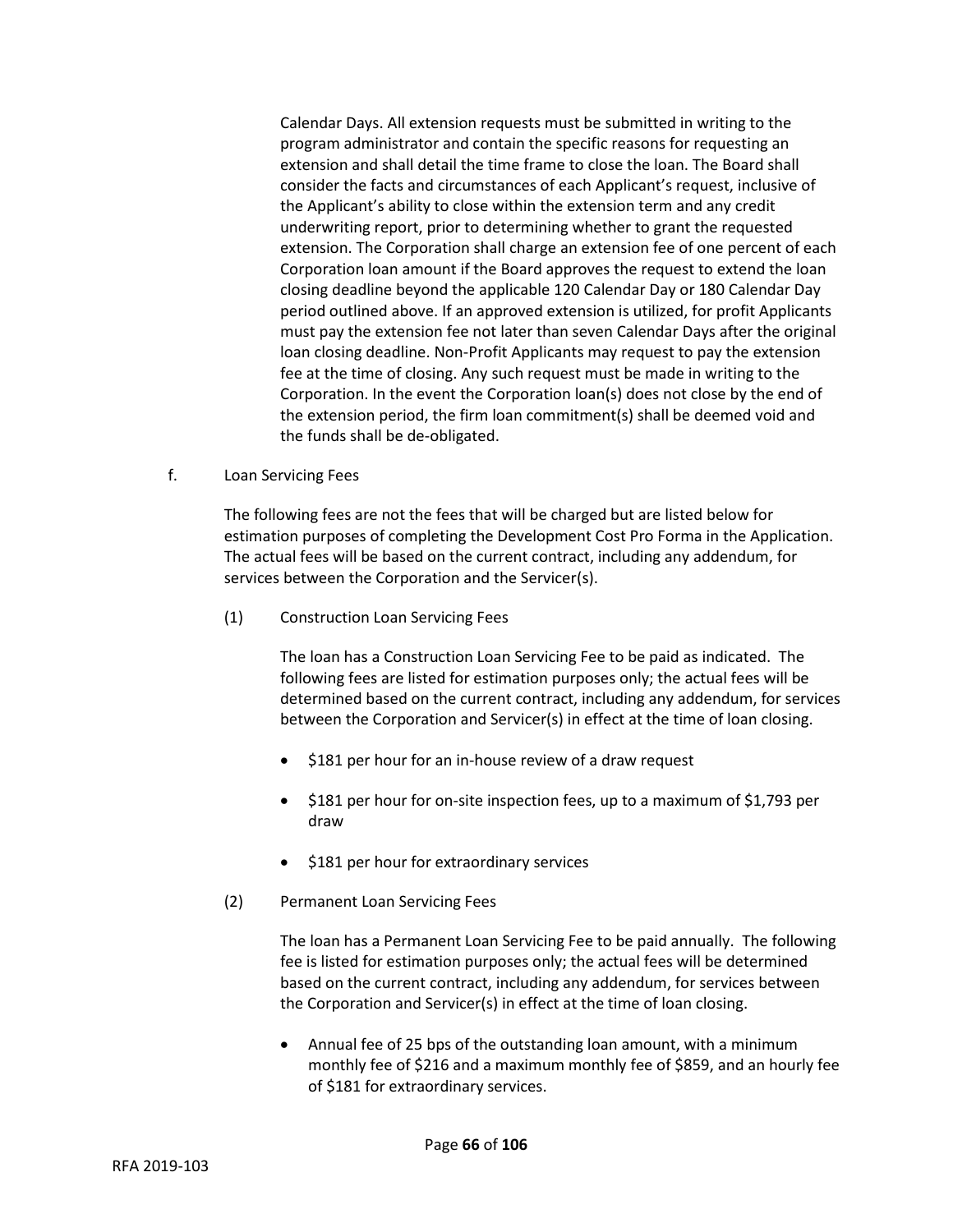Calendar Days. All extension requests must be submitted in writing to the program administrator and contain the specific reasons for requesting an extension and shall detail the time frame to close the loan. The Board shall consider the facts and circumstances of each Applicant's request, inclusive of the Applicant's ability to close within the extension term and any credit underwriting report, prior to determining whether to grant the requested extension. The Corporation shall charge an extension fee of one percent of each Corporation loan amount if the Board approves the request to extend the loan closing deadline beyond the applicable 120 Calendar Day or 180 Calendar Day period outlined above. If an approved extension is utilized, for profit Applicants must pay the extension fee not later than seven Calendar Days after the original loan closing deadline. Non-Profit Applicants may request to pay the extension fee at the time of closing. Any such request must be made in writing to the Corporation. In the event the Corporation loan(s) does not close by the end of the extension period, the firm loan commitment(s) shall be deemed void and the funds shall be de-obligated.

f. Loan Servicing Fees

The following fees are not the fees that will be charged but are listed below for estimation purposes of completing the Development Cost Pro Forma in the Application. The actual fees will be based on the current contract, including any addendum, for services between the Corporation and the Servicer(s).

(1) Construction Loan Servicing Fees

The loan has a Construction Loan Servicing Fee to be paid as indicated. The following fees are listed for estimation purposes only; the actual fees will be determined based on the current contract, including any addendum, for services between the Corporation and Servicer(s) in effect at the time of loan closing.

- $181 per hour for an in-house review of a draw request
- $181 per hour for on-site inspection fees, up to a maximum of $1,793 per draw
- $181 per hour for extraordinary services

(2) Permanent Loan Servicing Fees

The loan has a Permanent Loan Servicing Fee to be paid annually. The following fee is listed for estimation purposes only; the actual fees will be determined based on the current contract, including any addendum, for services between the Corporation and Servicer(s) in effect at the time of loan closing.

- Annual fee of 25 bps of the outstanding loan amount, with a minimum monthly fee of $216 and a maximum monthly fee of $859, and an hourly fee of $181 for extraordinary services.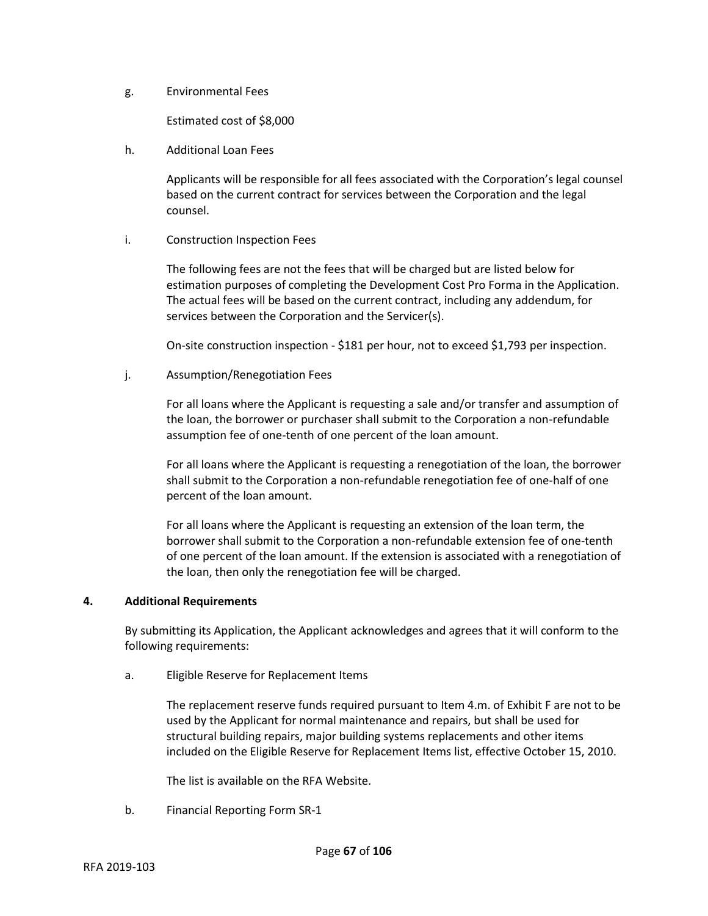g. Environmental Fees

Estimated cost of $8,000

h. Additional Loan Fees

Applicants will be responsible for all fees associated with the Corporation's legal counsel based on the current contract for services between the Corporation and the legal counsel.

i. Construction Inspection Fees

The following fees are not the fees that will be charged but are listed below for estimation purposes of completing the Development Cost Pro Forma in the Application. The actual fees will be based on the current contract, including any addendum, for services between the Corporation and the Servicer(s).

On-site construction inspection - $181 per hour, not to exceed $1,793 per inspection.

j. Assumption/Renegotiation Fees

For all loans where the Applicant is requesting a sale and/or transfer and assumption of the loan, the borrower or purchaser shall submit to the Corporation a non-refundable assumption fee of one-tenth of one percent of the loan amount.

For all loans where the Applicant is requesting a renegotiation of the loan, the borrower shall submit to the Corporation a non-refundable renegotiation fee of one-half of one percent of the loan amount.

For all loans where the Applicant is requesting an extension of the loan term, the borrower shall submit to the Corporation a non-refundable extension fee of one-tenth of one percent of the loan amount. If the extension is associated with a renegotiation of the loan, then only the renegotiation fee will be charged.

**4. Additional Requirements**

By submitting its Application, the Applicant acknowledges and agrees that it will conform to the following requirements:

a. Eligible Reserve for Replacement Items

The replacement reserve funds required pursuant to Item 4.m. of Exhibit F are not to be used by the Applicant for normal maintenance and repairs, but shall be used for structural building repairs, major building systems replacements and other items included on the Eligible Reserve for Replacement Items list, effective October 15, 2010.

The list is available on the RFA Website.

b. Financial Reporting Form SR-1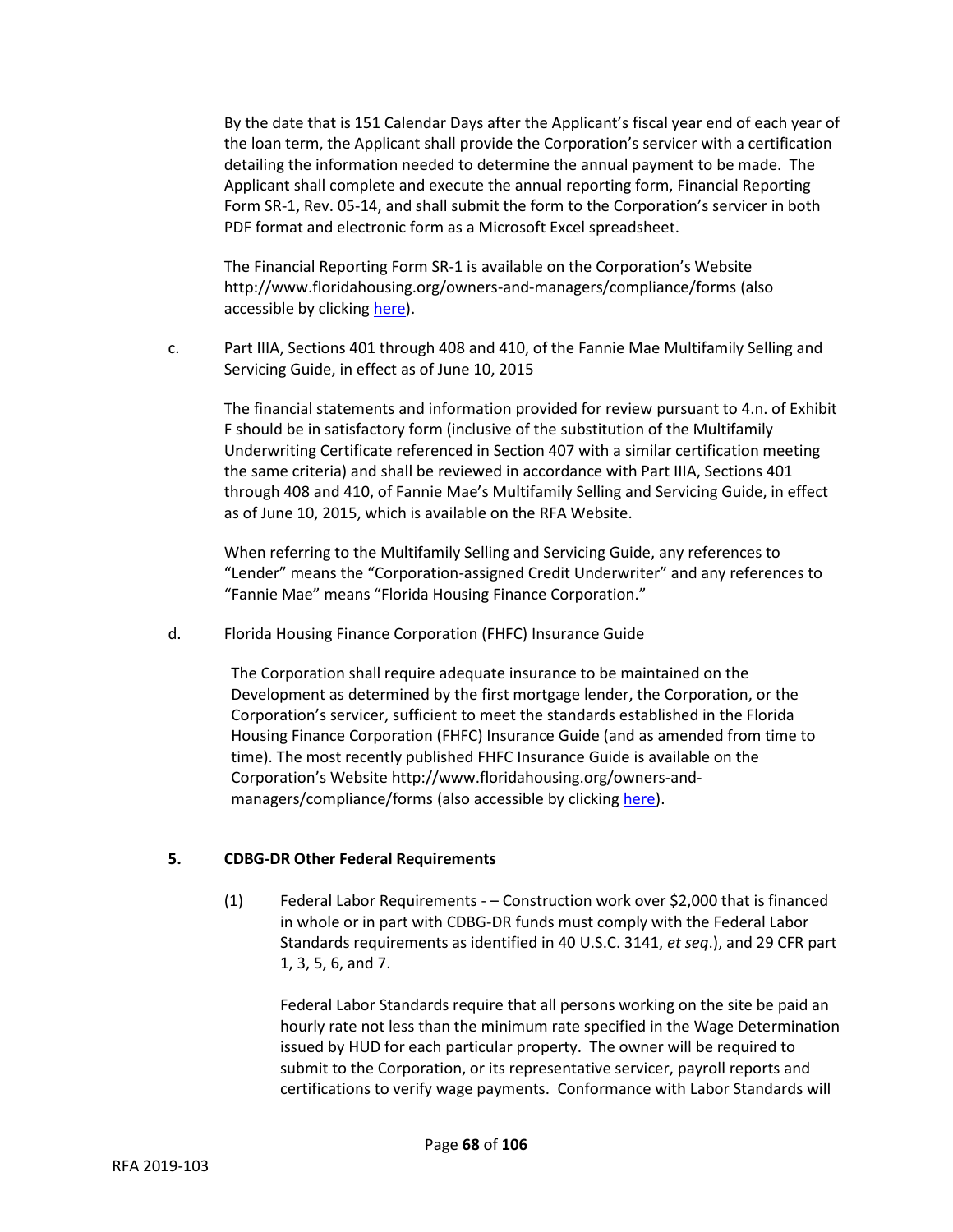By the date that is 151 Calendar Days after the Applicant's fiscal year end of each year of the loan term, the Applicant shall provide the Corporation's servicer with a certification detailing the information needed to determine the annual payment to be made. The Applicant shall complete and execute the annual reporting form, Financial Reporting Form SR-1, Rev. 05-14, and shall submit the form to the Corporation's servicer in both PDF format and electronic form as a Microsoft Excel spreadsheet.

The Financial Reporting Form SR-1 is available on the Corporation's Website http://www.floridahousing.org/owners-and-managers/compliance/forms (also accessible by clicking here).

c. Part IIIA, Sections 401 through 408 and 410, of the Fannie Mae Multifamily Selling and Servicing Guide, in effect as of June 10, 2015

The financial statements and information provided for review pursuant to 4.n. of Exhibit F should be in satisfactory form (inclusive of the substitution of the Multifamily Underwriting Certificate referenced in Section 407 with a similar certification meeting the same criteria) and shall be reviewed in accordance with Part IIIA, Sections 401 through 408 and 410, of Fannie Mae's Multifamily Selling and Servicing Guide, in effect as of June 10, 2015, which is available on the RFA Website.

When referring to the Multifamily Selling and Servicing Guide, any references to "Lender" means the "Corporation-assigned Credit Underwriter" and any references to "Fannie Mae" means "Florida Housing Finance Corporation."

d. Florida Housing Finance Corporation (FHFC) Insurance Guide

The Corporation shall require adequate insurance to be maintained on the Development as determined by the first mortgage lender, the Corporation, or the Corporation's servicer, sufficient to meet the standards established in the Florida Housing Finance Corporation (FHFC) Insurance Guide (and as amended from time to time). The most recently published FHFC Insurance Guide is available on the Corporation's Website http://www.floridahousing.org/owners-and-managers/compliance/forms (also accessible by clicking here).

**5. CDBG-DR Other Federal Requirements**

(1) Federal Labor Requirements - – Construction work over $2,000 that is financed in whole or in part with CDBG-DR funds must comply with the Federal Labor Standards requirements as identified in 40 U.S.C. 3141, *et seq*.), and 29 CFR part 1, 3, 5, 6, and 7.

Federal Labor Standards require that all persons working on the site be paid an hourly rate not less than the minimum rate specified in the Wage Determination issued by HUD for each particular property. The owner will be required to submit to the Corporation, or its representative servicer, payroll reports and certifications to verify wage payments. Conformance with Labor Standards will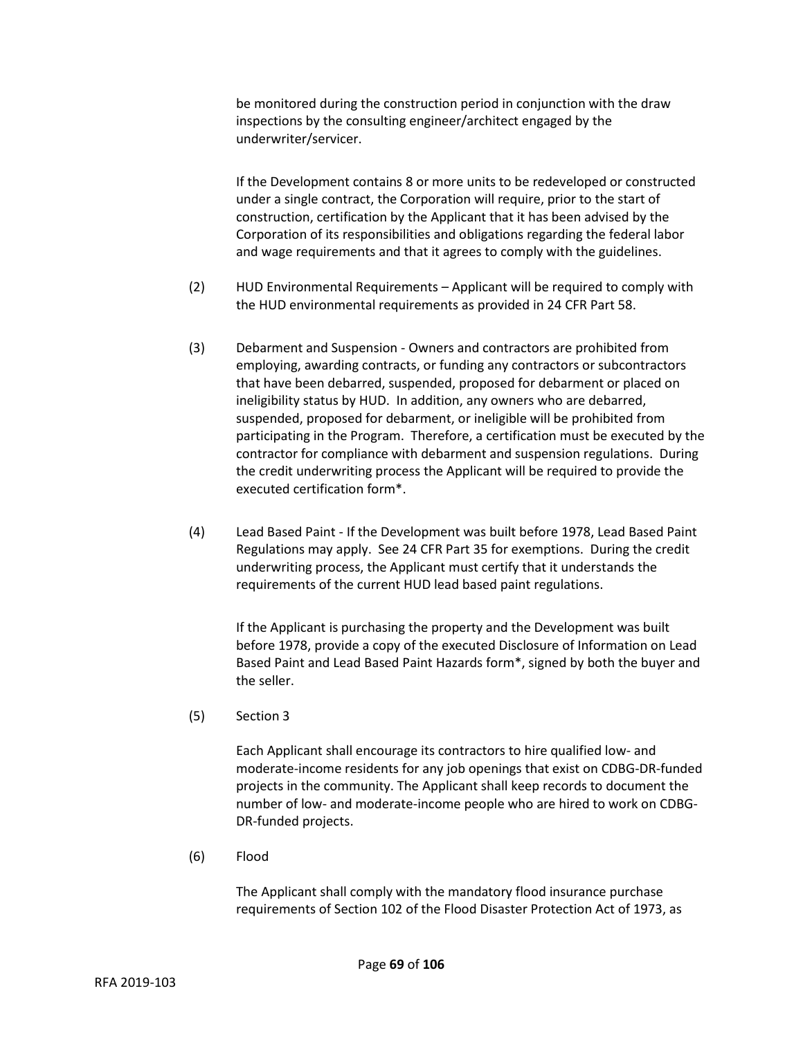be monitored during the construction period in conjunction with the draw inspections by the consulting engineer/architect engaged by the underwriter/servicer.

If the Development contains 8 or more units to be redeveloped or constructed under a single contract, the Corporation will require, prior to the start of construction, certification by the Applicant that it has been advised by the Corporation of its responsibilities and obligations regarding the federal labor and wage requirements and that it agrees to comply with the guidelines.

(2) HUD Environmental Requirements – Applicant will be required to comply with the HUD environmental requirements as provided in 24 CFR Part 58.

(3) Debarment and Suspension - Owners and contractors are prohibited from employing, awarding contracts, or funding any contractors or subcontractors that have been debarred, suspended, proposed for debarment or placed on ineligibility status by HUD. In addition, any owners who are debarred, suspended, proposed for debarment, or ineligible will be prohibited from participating in the Program. Therefore, a certification must be executed by the contractor for compliance with debarment and suspension regulations. During the credit underwriting process the Applicant will be required to provide the executed certification form*.

(4) Lead Based Paint - If the Development was built before 1978, Lead Based Paint Regulations may apply. See 24 CFR Part 35 for exemptions. During the credit underwriting process, the Applicant must certify that it understands the requirements of the current HUD lead based paint regulations.

If the Applicant is purchasing the property and the Development was built before 1978, provide a copy of the executed Disclosure of Information on Lead Based Paint and Lead Based Paint Hazards form*, signed by both the buyer and the seller.

(5) Section 3

Each Applicant shall encourage its contractors to hire qualified low- and moderate-income residents for any job openings that exist on CDBG-DR-funded projects in the community. The Applicant shall keep records to document the number of low- and moderate-income people who are hired to work on CDBG-DR-funded projects.

(6) Flood

The Applicant shall comply with the mandatory flood insurance purchase requirements of Section 102 of the Flood Disaster Protection Act of 1973, as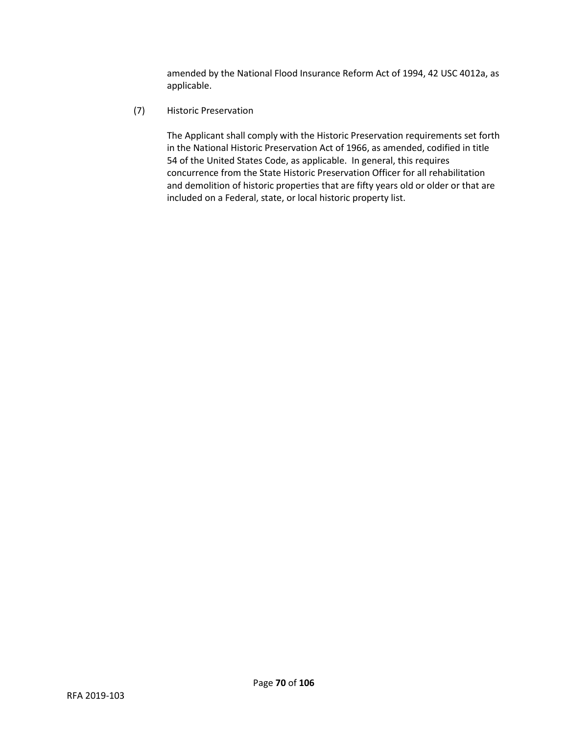amended by the National Flood Insurance Reform Act of 1994, 42 USC 4012a, as applicable.

(7) Historic Preservation

The Applicant shall comply with the Historic Preservation requirements set forth in the National Historic Preservation Act of 1966, as amended, codified in title 54 of the United States Code, as applicable. In general, this requires concurrence from the State Historic Preservation Officer for all rehabilitation and demolition of historic properties that are fifty years old or older or that are included on a Federal, state, or local historic property list.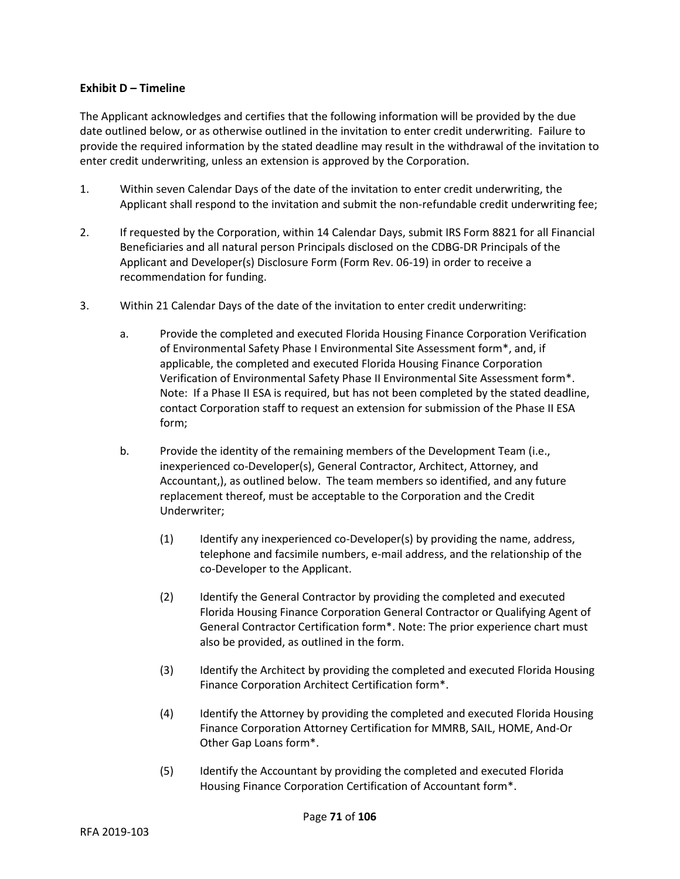**Exhibit D – Timeline**

The Applicant acknowledges and certifies that the following information will be provided by the due date outlined below, or as otherwise outlined in the invitation to enter credit underwriting. Failure to provide the required information by the stated deadline may result in the withdrawal of the invitation to enter credit underwriting, unless an extension is approved by the Corporation.

1. Within seven Calendar Days of the date of the invitation to enter credit underwriting, the Applicant shall respond to the invitation and submit the non-refundable credit underwriting fee;

2. If requested by the Corporation, within 14 Calendar Days, submit IRS Form 8821 for all Financial Beneficiaries and all natural person Principals disclosed on the CDBG-DR Principals of the Applicant and Developer(s) Disclosure Form (Form Rev. 06-19) in order to receive a recommendation for funding.

3. Within 21 Calendar Days of the date of the invitation to enter credit underwriting:

   a. Provide the completed and executed Florida Housing Finance Corporation Verification of Environmental Safety Phase I Environmental Site Assessment form*, and, if applicable, the completed and executed Florida Housing Finance Corporation Verification of Environmental Safety Phase II Environmental Site Assessment form*. Note: If a Phase II ESA is required, but has not been completed by the stated deadline, contact Corporation staff to request an extension for submission of the Phase II ESA form;

   b. Provide the identity of the remaining members of the Development Team (i.e., inexperienced co-Developer(s), General Contractor, Architect, Attorney, and Accountant,), as outlined below. The team members so identified, and any future replacement thereof, must be acceptable to the Corporation and the Credit Underwriter;

      (1) Identify any inexperienced co-Developer(s) by providing the name, address, telephone and facsimile numbers, e-mail address, and the relationship of the co-Developer to the Applicant.

      (2) Identify the General Contractor by providing the completed and executed Florida Housing Finance Corporation General Contractor or Qualifying Agent of General Contractor Certification form*. Note: The prior experience chart must also be provided, as outlined in the form.

      (3) Identify the Architect by providing the completed and executed Florida Housing Finance Corporation Architect Certification form*.

      (4) Identify the Attorney by providing the completed and executed Florida Housing Finance Corporation Attorney Certification for MMRB, SAIL, HOME, And-Or Other Gap Loans form*.

      (5) Identify the Accountant by providing the completed and executed Florida Housing Finance Corporation Certification of Accountant form*.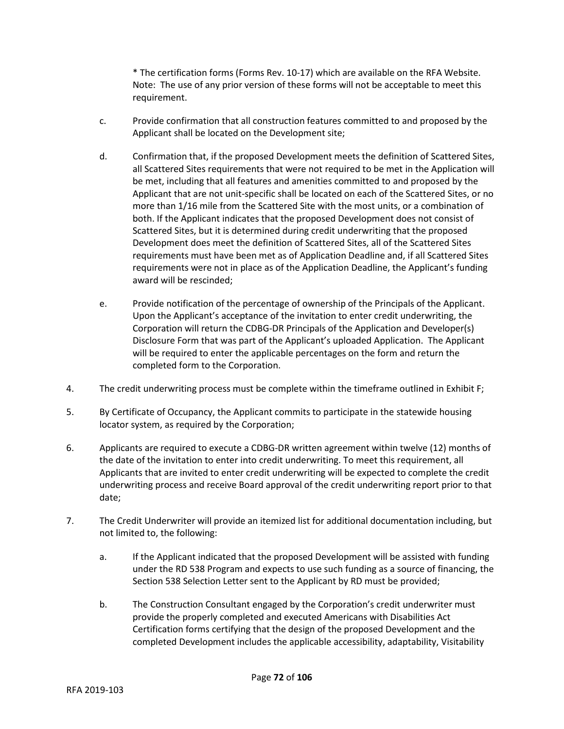* The certification forms (Forms Rev. 10-17) which are available on the RFA Website. Note: The use of any prior version of these forms will not be acceptable to meet this requirement.

c. Provide confirmation that all construction features committed to and proposed by the Applicant shall be located on the Development site;

d. Confirmation that, if the proposed Development meets the definition of Scattered Sites, all Scattered Sites requirements that were not required to be met in the Application will be met, including that all features and amenities committed to and proposed by the Applicant that are not unit-specific shall be located on each of the Scattered Sites, or no more than 1/16 mile from the Scattered Site with the most units, or a combination of both. If the Applicant indicates that the proposed Development does not consist of Scattered Sites, but it is determined during credit underwriting that the proposed Development does meet the definition of Scattered Sites, all of the Scattered Sites requirements must have been met as of Application Deadline and, if all Scattered Sites requirements were not in place as of the Application Deadline, the Applicant's funding award will be rescinded;

e. Provide notification of the percentage of ownership of the Principals of the Applicant. Upon the Applicant's acceptance of the invitation to enter credit underwriting, the Corporation will return the CDBG-DR Principals of the Application and Developer(s) Disclosure Form that was part of the Applicant's uploaded Application. The Applicant will be required to enter the applicable percentages on the form and return the completed form to the Corporation.

4. The credit underwriting process must be complete within the timeframe outlined in Exhibit F;

5. By Certificate of Occupancy, the Applicant commits to participate in the statewide housing locator system, as required by the Corporation;

6. Applicants are required to execute a CDBG-DR written agreement within twelve (12) months of the date of the invitation to enter into credit underwriting. To meet this requirement, all Applicants that are invited to enter credit underwriting will be expected to complete the credit underwriting process and receive Board approval of the credit underwriting report prior to that date;

7. The Credit Underwriter will provide an itemized list for additional documentation including, but not limited to, the following:

   a. If the Applicant indicated that the proposed Development will be assisted with funding under the RD 538 Program and expects to use such funding as a source of financing, the Section 538 Selection Letter sent to the Applicant by RD must be provided;

   b. The Construction Consultant engaged by the Corporation's credit underwriter must provide the properly completed and executed Americans with Disabilities Act Certification forms certifying that the design of the proposed Development and the completed Development includes the applicable accessibility, adaptability, Visitability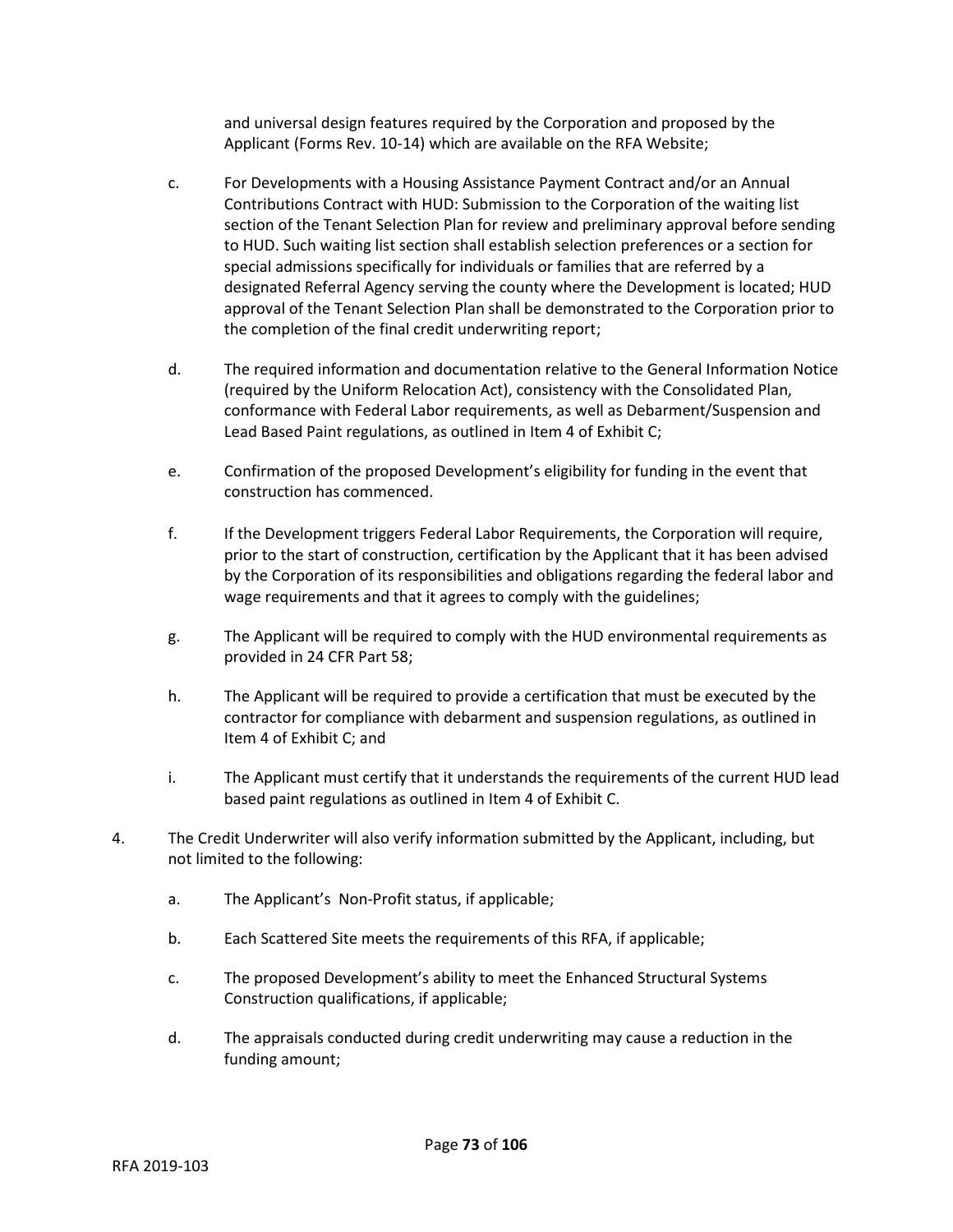and universal design features required by the Corporation and proposed by the Applicant (Forms Rev. 10-14) which are available on the RFA Website;

c. For Developments with a Housing Assistance Payment Contract and/or an Annual Contributions Contract with HUD: Submission to the Corporation of the waiting list section of the Tenant Selection Plan for review and preliminary approval before sending to HUD. Such waiting list section shall establish selection preferences or a section for special admissions specifically for individuals or families that are referred by a designated Referral Agency serving the county where the Development is located; HUD approval of the Tenant Selection Plan shall be demonstrated to the Corporation prior to the completion of the final credit underwriting report;

d. The required information and documentation relative to the General Information Notice (required by the Uniform Relocation Act), consistency with the Consolidated Plan, conformance with Federal Labor requirements, as well as Debarment/Suspension and Lead Based Paint regulations, as outlined in Item 4 of Exhibit C;

e. Confirmation of the proposed Development's eligibility for funding in the event that construction has commenced.

f. If the Development triggers Federal Labor Requirements, the Corporation will require, prior to the start of construction, certification by the Applicant that it has been advised by the Corporation of its responsibilities and obligations regarding the federal labor and wage requirements and that it agrees to comply with the guidelines;

g. The Applicant will be required to comply with the HUD environmental requirements as provided in 24 CFR Part 58;

h. The Applicant will be required to provide a certification that must be executed by the contractor for compliance with debarment and suspension regulations, as outlined in Item 4 of Exhibit C; and

i. The Applicant must certify that it understands the requirements of the current HUD lead based paint regulations as outlined in Item 4 of Exhibit C.

4. The Credit Underwriter will also verify information submitted by the Applicant, including, but not limited to the following:

   a. The Applicant's Non-Profit status, if applicable;

   b. Each Scattered Site meets the requirements of this RFA, if applicable;

   c. The proposed Development's ability to meet the Enhanced Structural Systems Construction qualifications, if applicable;

   d. The appraisals conducted during credit underwriting may cause a reduction in the funding amount;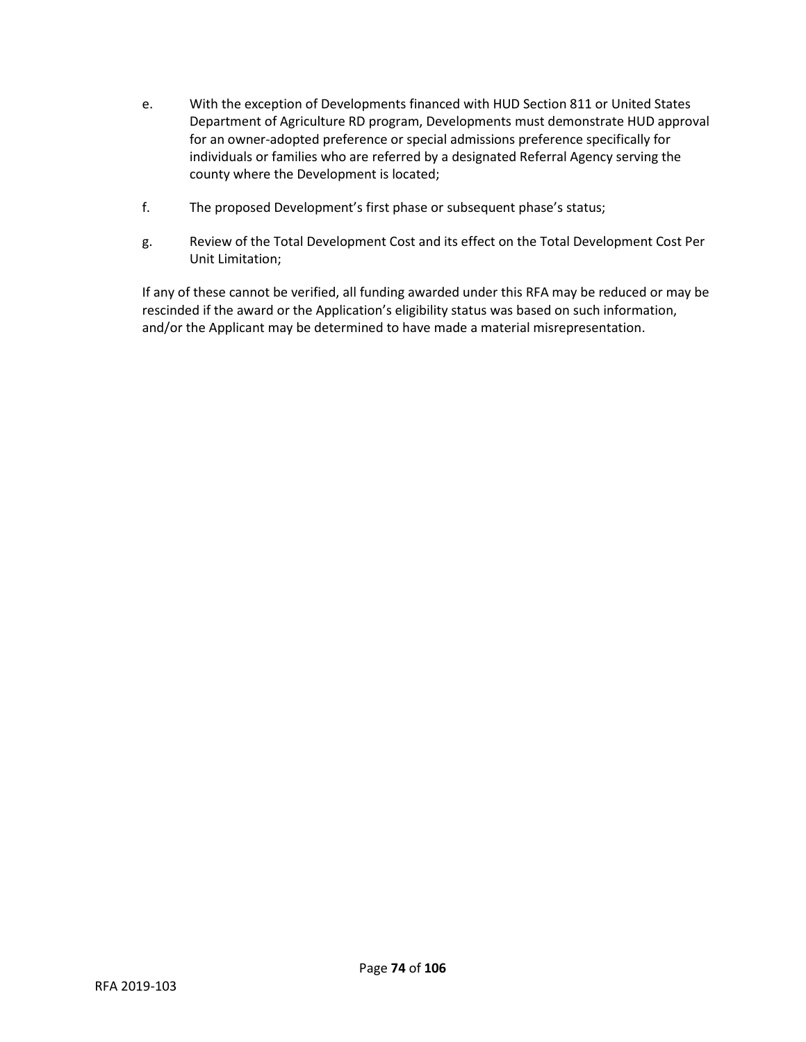e. With the exception of Developments financed with HUD Section 811 or United States Department of Agriculture RD program, Developments must demonstrate HUD approval for an owner-adopted preference or special admissions preference specifically for individuals or families who are referred by a designated Referral Agency serving the county where the Development is located;

f. The proposed Development's first phase or subsequent phase's status;

g. Review of the Total Development Cost and its effect on the Total Development Cost Per Unit Limitation;

If any of these cannot be verified, all funding awarded under this RFA may be reduced or may be rescinded if the award or the Application's eligibility status was based on such information, and/or the Applicant may be determined to have made a material misrepresentation.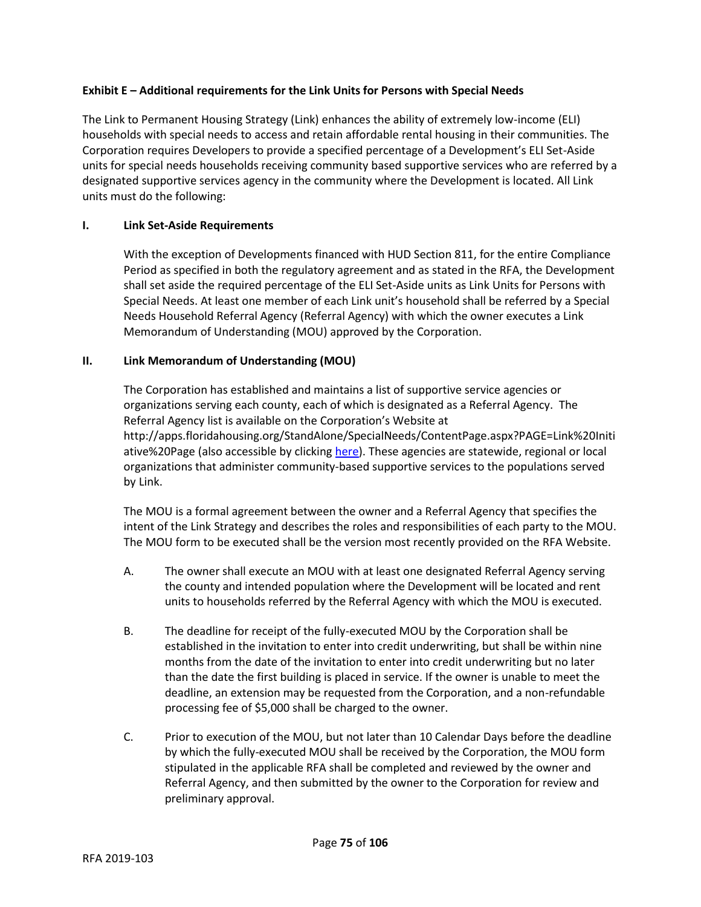**Exhibit E – Additional requirements for the Link Units for Persons with Special Needs**

The Link to Permanent Housing Strategy (Link) enhances the ability of extremely low-income (ELI) households with special needs to access and retain affordable rental housing in their communities. The Corporation requires Developers to provide a specified percentage of a Development's ELI Set-Aside units for special needs households receiving community based supportive services who are referred by a designated supportive services agency in the community where the Development is located. All Link units must do the following:

**I. Link Set-Aside Requirements**

With the exception of Developments financed with HUD Section 811, for the entire Compliance Period as specified in both the regulatory agreement and as stated in the RFA, the Development shall set aside the required percentage of the ELI Set-Aside units as Link Units for Persons with Special Needs. At least one member of each Link unit's household shall be referred by a Special Needs Household Referral Agency (Referral Agency) with which the owner executes a Link Memorandum of Understanding (MOU) approved by the Corporation.

**II. Link Memorandum of Understanding (MOU)**

The Corporation has established and maintains a list of supportive service agencies or organizations serving each county, each of which is designated as a Referral Agency. The Referral Agency list is available on the Corporation's Website at http://apps.floridahousing.org/StandAlone/SpecialNeeds/ContentPage.aspx?PAGE=Link%20Initiative%20Page (also accessible by clicking here). These agencies are statewide, regional or local organizations that administer community-based supportive services to the populations served by Link.

The MOU is a formal agreement between the owner and a Referral Agency that specifies the intent of the Link Strategy and describes the roles and responsibilities of each party to the MOU. The MOU form to be executed shall be the version most recently provided on the RFA Website.

A. The owner shall execute an MOU with at least one designated Referral Agency serving the county and intended population where the Development will be located and rent units to households referred by the Referral Agency with which the MOU is executed.

B. The deadline for receipt of the fully-executed MOU by the Corporation shall be established in the invitation to enter into credit underwriting, but shall be within nine months from the date of the invitation to enter into credit underwriting but no later than the date the first building is placed in service. If the owner is unable to meet the deadline, an extension may be requested from the Corporation, and a non-refundable processing fee of $5,000 shall be charged to the owner.

C. Prior to execution of the MOU, but not later than 10 Calendar Days before the deadline by which the fully-executed MOU shall be received by the Corporation, the MOU form stipulated in the applicable RFA shall be completed and reviewed by the owner and Referral Agency, and then submitted by the owner to the Corporation for review and preliminary approval.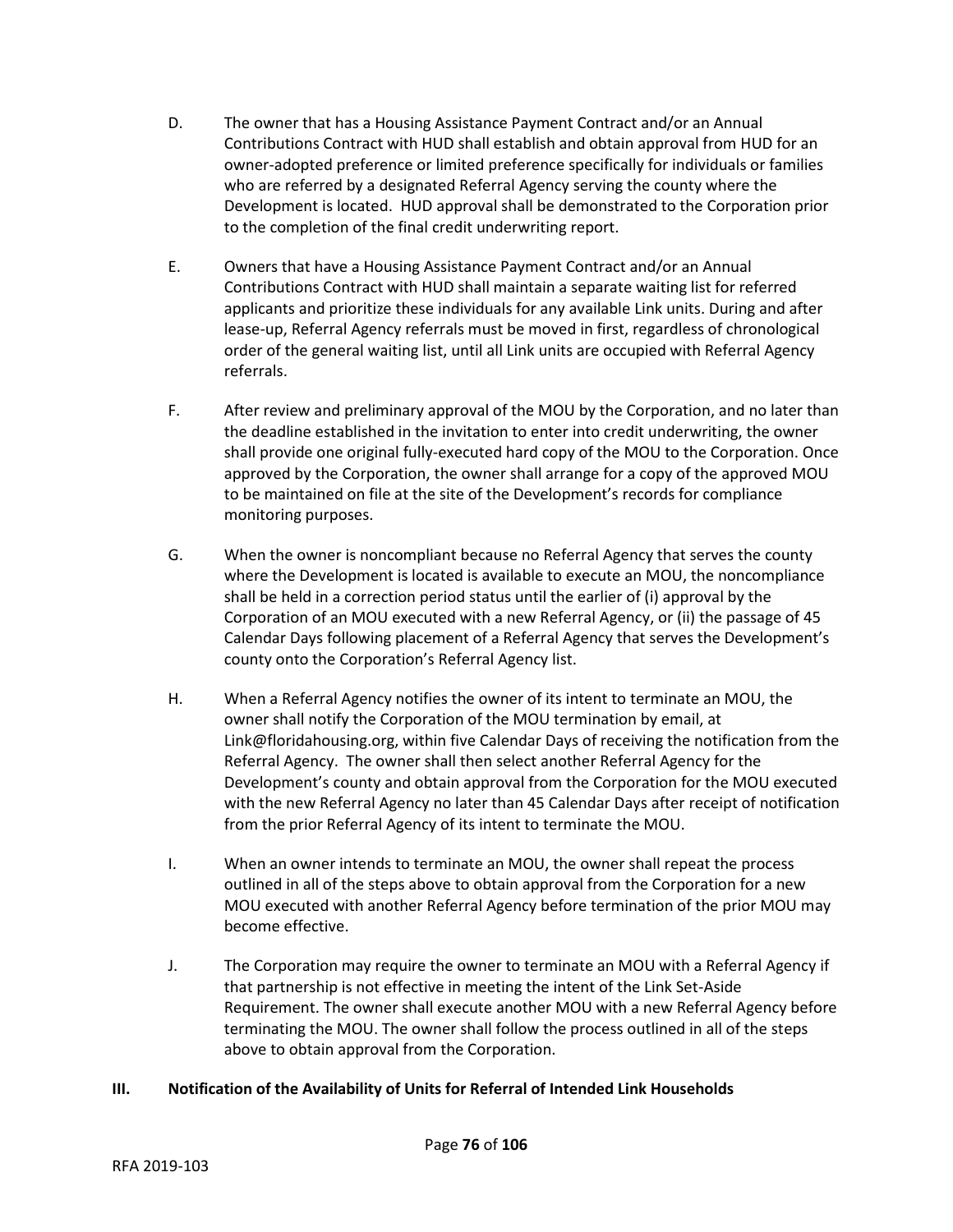D. The owner that has a Housing Assistance Payment Contract and/or an Annual Contributions Contract with HUD shall establish and obtain approval from HUD for an owner-adopted preference or limited preference specifically for individuals or families who are referred by a designated Referral Agency serving the county where the Development is located. HUD approval shall be demonstrated to the Corporation prior to the completion of the final credit underwriting report.

E. Owners that have a Housing Assistance Payment Contract and/or an Annual Contributions Contract with HUD shall maintain a separate waiting list for referred applicants and prioritize these individuals for any available Link units. During and after lease-up, Referral Agency referrals must be moved in first, regardless of chronological order of the general waiting list, until all Link units are occupied with Referral Agency referrals.

F. After review and preliminary approval of the MOU by the Corporation, and no later than the deadline established in the invitation to enter into credit underwriting, the owner shall provide one original fully-executed hard copy of the MOU to the Corporation. Once approved by the Corporation, the owner shall arrange for a copy of the approved MOU to be maintained on file at the site of the Development's records for compliance monitoring purposes.

G. When the owner is noncompliant because no Referral Agency that serves the county where the Development is located is available to execute an MOU, the noncompliance shall be held in a correction period status until the earlier of (i) approval by the Corporation of an MOU executed with a new Referral Agency, or (ii) the passage of 45 Calendar Days following placement of a Referral Agency that serves the Development's county onto the Corporation's Referral Agency list.

H. When a Referral Agency notifies the owner of its intent to terminate an MOU, the owner shall notify the Corporation of the MOU termination by email, at Link@floridahousing.org, within five Calendar Days of receiving the notification from the Referral Agency. The owner shall then select another Referral Agency for the Development's county and obtain approval from the Corporation for the MOU executed with the new Referral Agency no later than 45 Calendar Days after receipt of notification from the prior Referral Agency of its intent to terminate the MOU.

I. When an owner intends to terminate an MOU, the owner shall repeat the process outlined in all of the steps above to obtain approval from the Corporation for a new MOU executed with another Referral Agency before termination of the prior MOU may become effective.

J. The Corporation may require the owner to terminate an MOU with a Referral Agency if that partnership is not effective in meeting the intent of the Link Set-Aside Requirement. The owner shall execute another MOU with a new Referral Agency before terminating the MOU. The owner shall follow the process outlined in all of the steps above to obtain approval from the Corporation.

**III. Notification of the Availability of Units for Referral of Intended Link Households**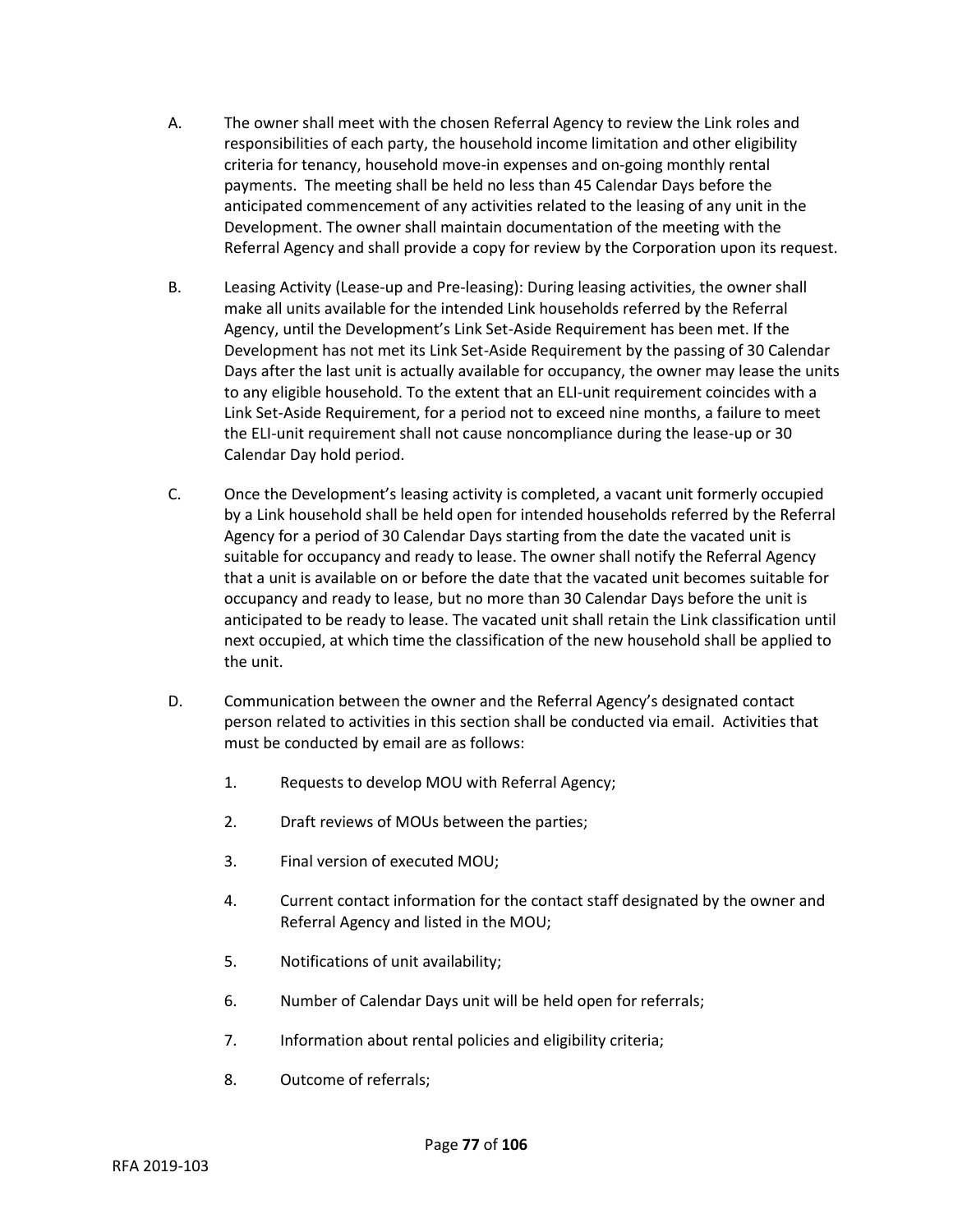A. The owner shall meet with the chosen Referral Agency to review the Link roles and responsibilities of each party, the household income limitation and other eligibility criteria for tenancy, household move-in expenses and on-going monthly rental payments. The meeting shall be held no less than 45 Calendar Days before the anticipated commencement of any activities related to the leasing of any unit in the Development. The owner shall maintain documentation of the meeting with the Referral Agency and shall provide a copy for review by the Corporation upon its request.

B. Leasing Activity (Lease-up and Pre-leasing): During leasing activities, the owner shall make all units available for the intended Link households referred by the Referral Agency, until the Development's Link Set-Aside Requirement has been met. If the Development has not met its Link Set-Aside Requirement by the passing of 30 Calendar Days after the last unit is actually available for occupancy, the owner may lease the units to any eligible household. To the extent that an ELI-unit requirement coincides with a Link Set-Aside Requirement, for a period not to exceed nine months, a failure to meet the ELI-unit requirement shall not cause noncompliance during the lease-up or 30 Calendar Day hold period.

C. Once the Development's leasing activity is completed, a vacant unit formerly occupied by a Link household shall be held open for intended households referred by the Referral Agency for a period of 30 Calendar Days starting from the date the vacated unit is suitable for occupancy and ready to lease. The owner shall notify the Referral Agency that a unit is available on or before the date that the vacated unit becomes suitable for occupancy and ready to lease, but no more than 30 Calendar Days before the unit is anticipated to be ready to lease. The vacated unit shall retain the Link classification until next occupied, at which time the classification of the new household shall be applied to the unit.

D. Communication between the owner and the Referral Agency's designated contact person related to activities in this section shall be conducted via email. Activities that must be conducted by email are as follows:

1. Requests to develop MOU with Referral Agency;
2. Draft reviews of MOUs between the parties;
3. Final version of executed MOU;
4. Current contact information for the contact staff designated by the owner and Referral Agency and listed in the MOU;
5. Notifications of unit availability;
6. Number of Calendar Days unit will be held open for referrals;
7. Information about rental policies and eligibility criteria;
8. Outcome of referrals;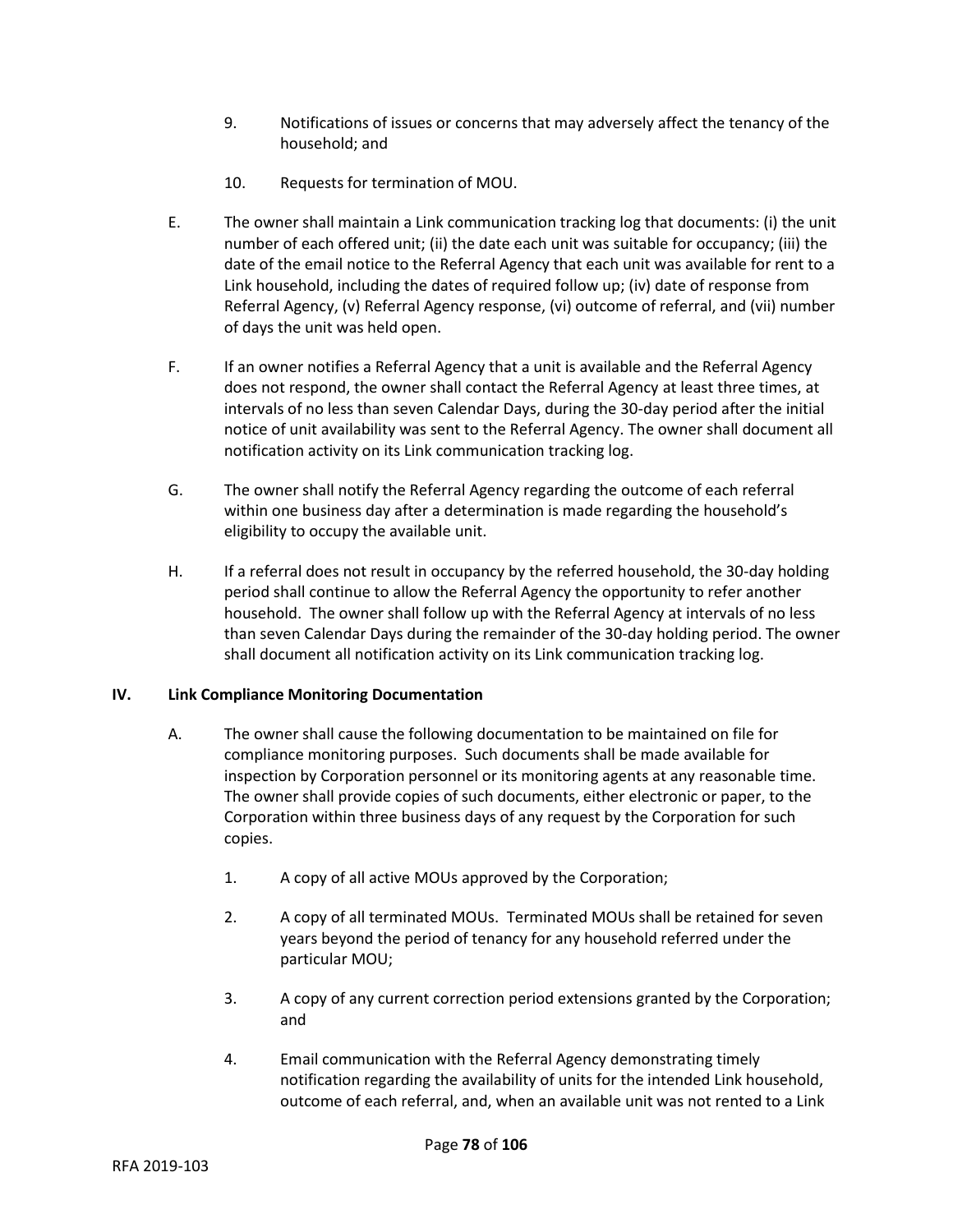9. Notifications of issues or concerns that may adversely affect the tenancy of the household; and

10. Requests for termination of MOU.

E. The owner shall maintain a Link communication tracking log that documents: (i) the unit number of each offered unit; (ii) the date each unit was suitable for occupancy; (iii) the date of the email notice to the Referral Agency that each unit was available for rent to a Link household, including the dates of required follow up; (iv) date of response from Referral Agency, (v) Referral Agency response, (vi) outcome of referral, and (vii) number of days the unit was held open.

F. If an owner notifies a Referral Agency that a unit is available and the Referral Agency does not respond, the owner shall contact the Referral Agency at least three times, at intervals of no less than seven Calendar Days, during the 30-day period after the initial notice of unit availability was sent to the Referral Agency. The owner shall document all notification activity on its Link communication tracking log.

G. The owner shall notify the Referral Agency regarding the outcome of each referral within one business day after a determination is made regarding the household's eligibility to occupy the available unit.

H. If a referral does not result in occupancy by the referred household, the 30-day holding period shall continue to allow the Referral Agency the opportunity to refer another household. The owner shall follow up with the Referral Agency at intervals of no less than seven Calendar Days during the remainder of the 30-day holding period. The owner shall document all notification activity on its Link communication tracking log.

## IV. Link Compliance Monitoring Documentation

A. The owner shall cause the following documentation to be maintained on file for compliance monitoring purposes. Such documents shall be made available for inspection by Corporation personnel or its monitoring agents at any reasonable time. The owner shall provide copies of such documents, either electronic or paper, to the Corporation within three business days of any request by the Corporation for such copies.

1. A copy of all active MOUs approved by the Corporation;

2. A copy of all terminated MOUs. Terminated MOUs shall be retained for seven years beyond the period of tenancy for any household referred under the particular MOU;

3. A copy of any current correction period extensions granted by the Corporation; and

4. Email communication with the Referral Agency demonstrating timely notification regarding the availability of units for the intended Link household, outcome of each referral, and, when an available unit was not rented to a Link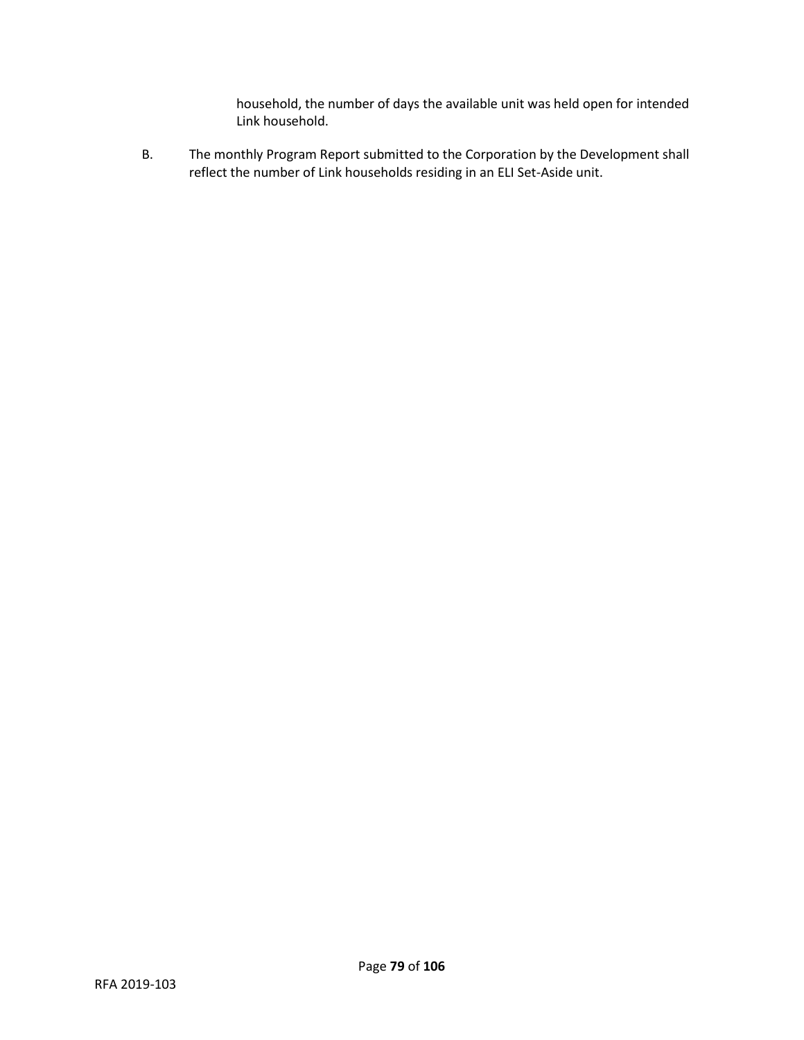household, the number of days the available unit was held open for intended Link household.

B. The monthly Program Report submitted to the Corporation by the Development shall reflect the number of Link households residing in an ELI Set-Aside unit.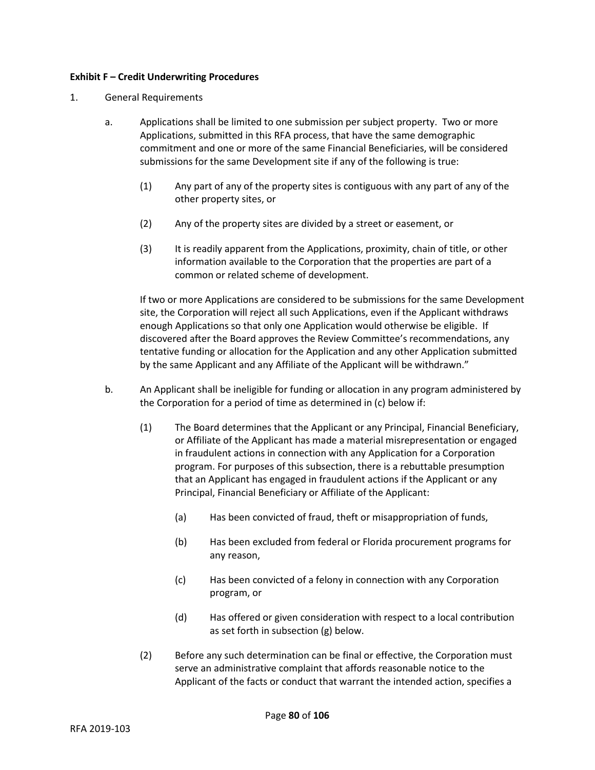**Exhibit F – Credit Underwriting Procedures**

1. General Requirements

   a. Applications shall be limited to one submission per subject property. Two or more Applications, submitted in this RFA process, that have the same demographic commitment and one or more of the same Financial Beneficiaries, will be considered submissions for the same Development site if any of the following is true:

      (1) Any part of any of the property sites is contiguous with any part of any of the other property sites, or

      (2) Any of the property sites are divided by a street or easement, or

      (3) It is readily apparent from the Applications, proximity, chain of title, or other information available to the Corporation that the properties are part of a common or related scheme of development.

      If two or more Applications are considered to be submissions for the same Development site, the Corporation will reject all such Applications, even if the Applicant withdraws enough Applications so that only one Application would otherwise be eligible. If discovered after the Board approves the Review Committee's recommendations, any tentative funding or allocation for the Application and any other Application submitted by the same Applicant and any Affiliate of the Applicant will be withdrawn."

   b. An Applicant shall be ineligible for funding or allocation in any program administered by the Corporation for a period of time as determined in (c) below if:

      (1) The Board determines that the Applicant or any Principal, Financial Beneficiary, or Affiliate of the Applicant has made a material misrepresentation or engaged in fraudulent actions in connection with any Application for a Corporation program. For purposes of this subsection, there is a rebuttable presumption that an Applicant has engaged in fraudulent actions if the Applicant or any Principal, Financial Beneficiary or Affiliate of the Applicant:

         (a) Has been convicted of fraud, theft or misappropriation of funds,

         (b) Has been excluded from federal or Florida procurement programs for any reason,

         (c) Has been convicted of a felony in connection with any Corporation program, or

         (d) Has offered or given consideration with respect to a local contribution as set forth in subsection (g) below.

      (2) Before any such determination can be final or effective, the Corporation must serve an administrative complaint that affords reasonable notice to the Applicant of the facts or conduct that warrant the intended action, specifies a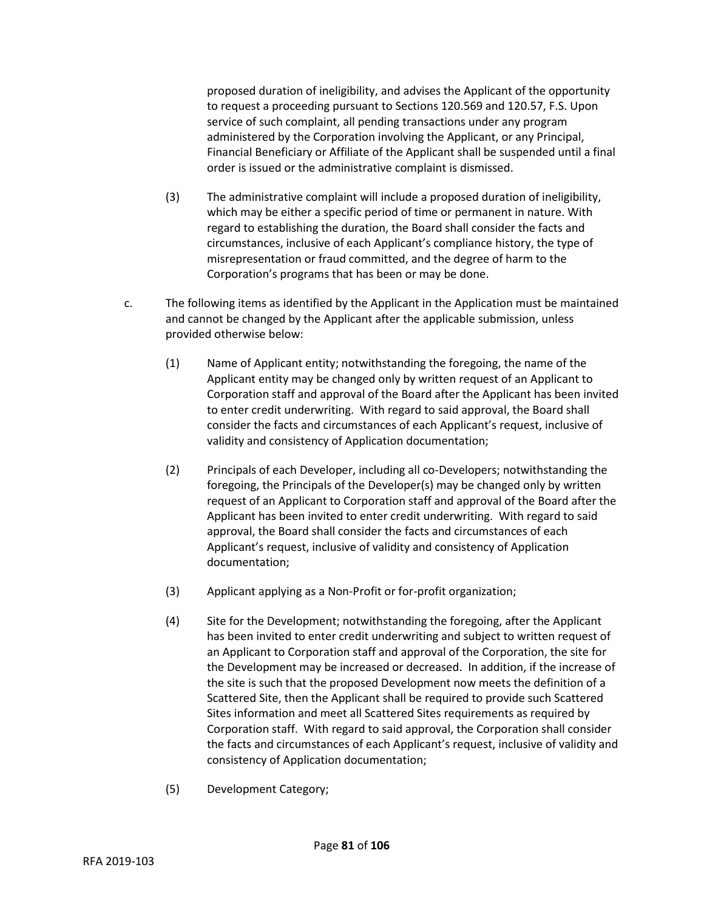proposed duration of ineligibility, and advises the Applicant of the opportunity to request a proceeding pursuant to Sections 120.569 and 120.57, F.S. Upon service of such complaint, all pending transactions under any program administered by the Corporation involving the Applicant, or any Principal, Financial Beneficiary or Affiliate of the Applicant shall be suspended until a final order is issued or the administrative complaint is dismissed.

(3) The administrative complaint will include a proposed duration of ineligibility, which may be either a specific period of time or permanent in nature. With regard to establishing the duration, the Board shall consider the facts and circumstances, inclusive of each Applicant's compliance history, the type of misrepresentation or fraud committed, and the degree of harm to the Corporation's programs that has been or may be done.

c. The following items as identified by the Applicant in the Application must be maintained and cannot be changed by the Applicant after the applicable submission, unless provided otherwise below:

(1) Name of Applicant entity; notwithstanding the foregoing, the name of the Applicant entity may be changed only by written request of an Applicant to Corporation staff and approval of the Board after the Applicant has been invited to enter credit underwriting. With regard to said approval, the Board shall consider the facts and circumstances of each Applicant's request, inclusive of validity and consistency of Application documentation;

(2) Principals of each Developer, including all co-Developers; notwithstanding the foregoing, the Principals of the Developer(s) may be changed only by written request of an Applicant to Corporation staff and approval of the Board after the Applicant has been invited to enter credit underwriting. With regard to said approval, the Board shall consider the facts and circumstances of each Applicant's request, inclusive of validity and consistency of Application documentation;

(3) Applicant applying as a Non-Profit or for-profit organization;

(4) Site for the Development; notwithstanding the foregoing, after the Applicant has been invited to enter credit underwriting and subject to written request of an Applicant to Corporation staff and approval of the Corporation, the site for the Development may be increased or decreased. In addition, if the increase of the site is such that the proposed Development now meets the definition of a Scattered Site, then the Applicant shall be required to provide such Scattered Sites information and meet all Scattered Sites requirements as required by Corporation staff. With regard to said approval, the Corporation shall consider the facts and circumstances of each Applicant's request, inclusive of validity and consistency of Application documentation;

(5) Development Category;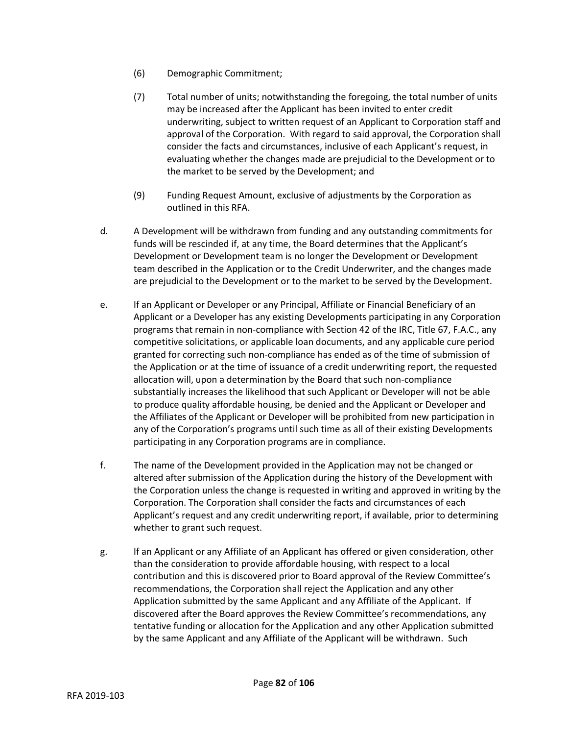(6) Demographic Commitment;

(7) Total number of units; notwithstanding the foregoing, the total number of units may be increased after the Applicant has been invited to enter credit underwriting, subject to written request of an Applicant to Corporation staff and approval of the Corporation. With regard to said approval, the Corporation shall consider the facts and circumstances, inclusive of each Applicant's request, in evaluating whether the changes made are prejudicial to the Development or to the market to be served by the Development; and

(9) Funding Request Amount, exclusive of adjustments by the Corporation as outlined in this RFA.

d. A Development will be withdrawn from funding and any outstanding commitments for funds will be rescinded if, at any time, the Board determines that the Applicant's Development or Development team is no longer the Development or Development team described in the Application or to the Credit Underwriter, and the changes made are prejudicial to the Development or to the market to be served by the Development.

e. If an Applicant or Developer or any Principal, Affiliate or Financial Beneficiary of an Applicant or a Developer has any existing Developments participating in any Corporation programs that remain in non-compliance with Section 42 of the IRC, Title 67, F.A.C., any competitive solicitations, or applicable loan documents, and any applicable cure period granted for correcting such non-compliance has ended as of the time of submission of the Application or at the time of issuance of a credit underwriting report, the requested allocation will, upon a determination by the Board that such non-compliance substantially increases the likelihood that such Applicant or Developer will not be able to produce quality affordable housing, be denied and the Applicant or Developer and the Affiliates of the Applicant or Developer will be prohibited from new participation in any of the Corporation's programs until such time as all of their existing Developments participating in any Corporation programs are in compliance.

f. The name of the Development provided in the Application may not be changed or altered after submission of the Application during the history of the Development with the Corporation unless the change is requested in writing and approved in writing by the Corporation. The Corporation shall consider the facts and circumstances of each Applicant's request and any credit underwriting report, if available, prior to determining whether to grant such request.

g. If an Applicant or any Affiliate of an Applicant has offered or given consideration, other than the consideration to provide affordable housing, with respect to a local contribution and this is discovered prior to Board approval of the Review Committee's recommendations, the Corporation shall reject the Application and any other Application submitted by the same Applicant and any Affiliate of the Applicant. If discovered after the Board approves the Review Committee's recommendations, any tentative funding or allocation for the Application and any other Application submitted by the same Applicant and any Affiliate of the Applicant will be withdrawn. Such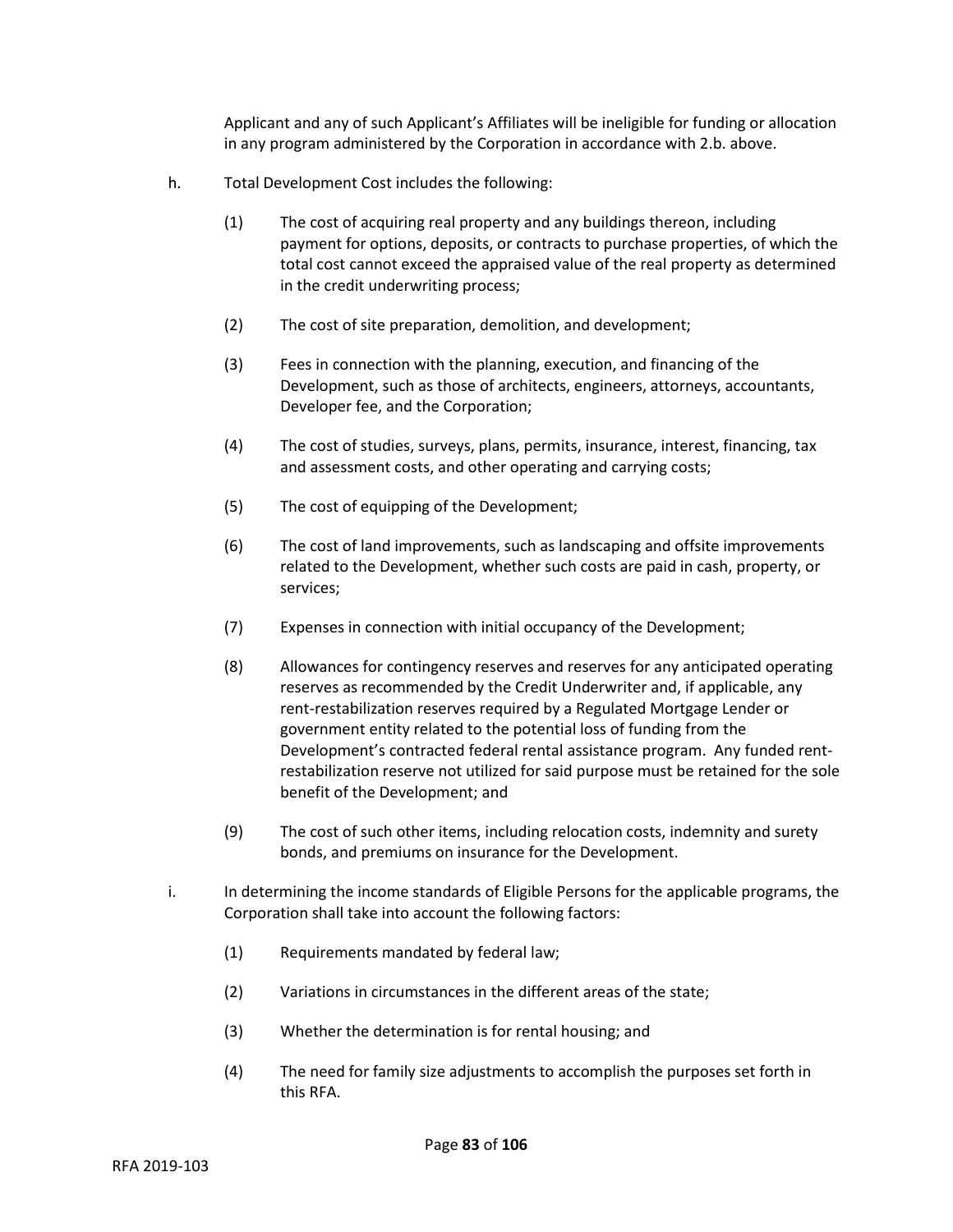Applicant and any of such Applicant's Affiliates will be ineligible for funding or allocation in any program administered by the Corporation in accordance with 2.b. above.

h. Total Development Cost includes the following:

   (1) The cost of acquiring real property and any buildings thereon, including payment for options, deposits, or contracts to purchase properties, of which the total cost cannot exceed the appraised value of the real property as determined in the credit underwriting process;

   (2) The cost of site preparation, demolition, and development;

   (3) Fees in connection with the planning, execution, and financing of the Development, such as those of architects, engineers, attorneys, accountants, Developer fee, and the Corporation;

   (4) The cost of studies, surveys, plans, permits, insurance, interest, financing, tax and assessment costs, and other operating and carrying costs;

   (5) The cost of equipping of the Development;

   (6) The cost of land improvements, such as landscaping and offsite improvements related to the Development, whether such costs are paid in cash, property, or services;

   (7) Expenses in connection with initial occupancy of the Development;

   (8) Allowances for contingency reserves and reserves for any anticipated operating reserves as recommended by the Credit Underwriter and, if applicable, any rent-restabilization reserves required by a Regulated Mortgage Lender or government entity related to the potential loss of funding from the Development's contracted federal rental assistance program. Any funded rent-restabilization reserve not utilized for said purpose must be retained for the sole benefit of the Development; and

   (9) The cost of such other items, including relocation costs, indemnity and surety bonds, and premiums on insurance for the Development.

i. In determining the income standards of Eligible Persons for the applicable programs, the Corporation shall take into account the following factors:

   (1) Requirements mandated by federal law;

   (2) Variations in circumstances in the different areas of the state;

   (3) Whether the determination is for rental housing; and

   (4) The need for family size adjustments to accomplish the purposes set forth in this RFA.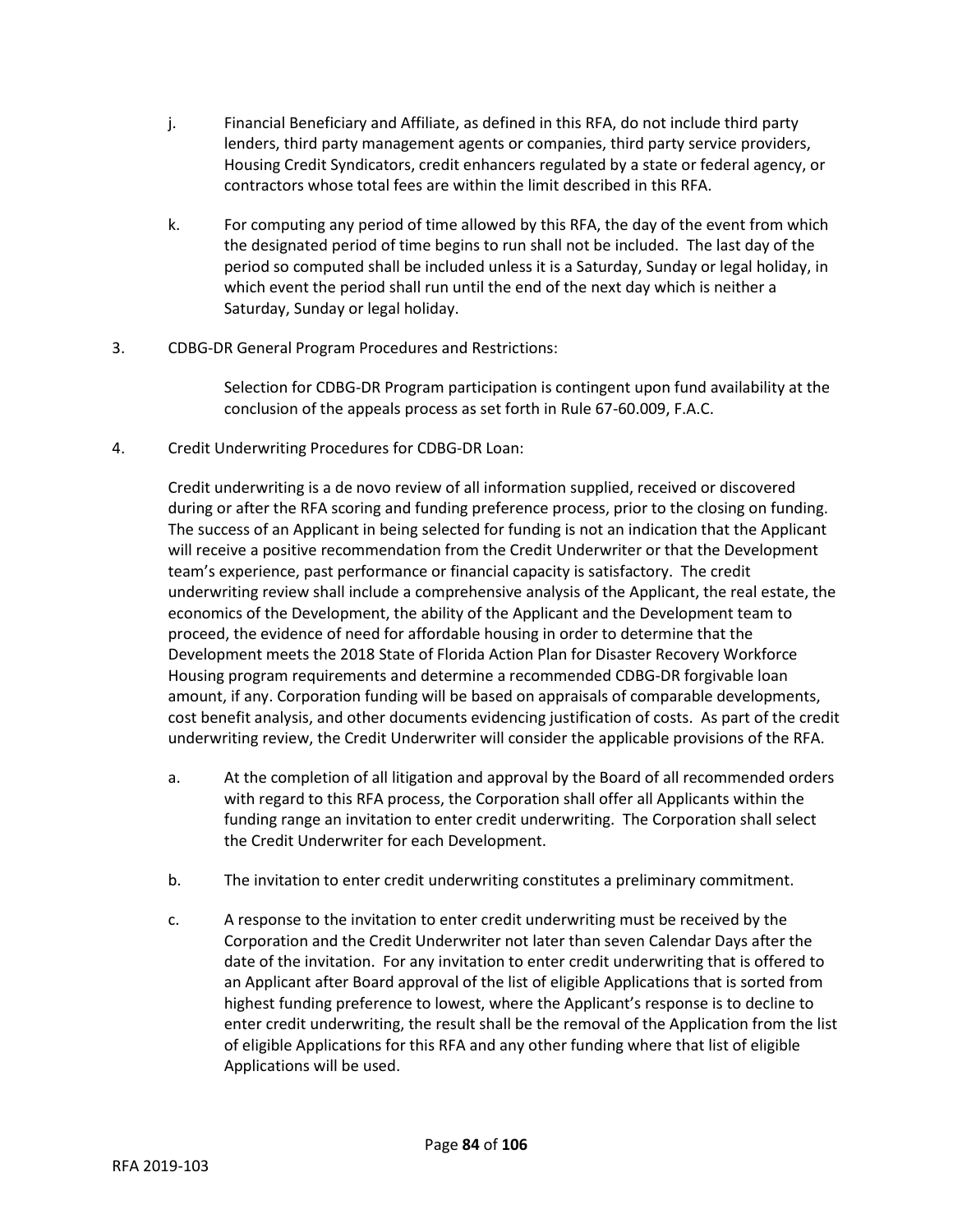j. Financial Beneficiary and Affiliate, as defined in this RFA, do not include third party lenders, third party management agents or companies, third party service providers, Housing Credit Syndicators, credit enhancers regulated by a state or federal agency, or contractors whose total fees are within the limit described in this RFA.

k. For computing any period of time allowed by this RFA, the day of the event from which the designated period of time begins to run shall not be included. The last day of the period so computed shall be included unless it is a Saturday, Sunday or legal holiday, in which event the period shall run until the end of the next day which is neither a Saturday, Sunday or legal holiday.

3. CDBG-DR General Program Procedures and Restrictions:

   Selection for CDBG-DR Program participation is contingent upon fund availability at the conclusion of the appeals process as set forth in Rule 67-60.009, F.A.C.

4. Credit Underwriting Procedures for CDBG-DR Loan:

   Credit underwriting is a de novo review of all information supplied, received or discovered during or after the RFA scoring and funding preference process, prior to the closing on funding. The success of an Applicant in being selected for funding is not an indication that the Applicant will receive a positive recommendation from the Credit Underwriter or that the Development team's experience, past performance or financial capacity is satisfactory. The credit underwriting review shall include a comprehensive analysis of the Applicant, the real estate, the economics of the Development, the ability of the Applicant and the Development team to proceed, the evidence of need for affordable housing in order to determine that the Development meets the 2018 State of Florida Action Plan for Disaster Recovery Workforce Housing program requirements and determine a recommended CDBG-DR forgivable loan amount, if any. Corporation funding will be based on appraisals of comparable developments, cost benefit analysis, and other documents evidencing justification of costs. As part of the credit underwriting review, the Credit Underwriter will consider the applicable provisions of the RFA.

   a. At the completion of all litigation and approval by the Board of all recommended orders with regard to this RFA process, the Corporation shall offer all Applicants within the funding range an invitation to enter credit underwriting. The Corporation shall select the Credit Underwriter for each Development.

   b. The invitation to enter credit underwriting constitutes a preliminary commitment.

   c. A response to the invitation to enter credit underwriting must be received by the Corporation and the Credit Underwriter not later than seven Calendar Days after the date of the invitation. For any invitation to enter credit underwriting that is offered to an Applicant after Board approval of the list of eligible Applications that is sorted from highest funding preference to lowest, where the Applicant's response is to decline to enter credit underwriting, the result shall be the removal of the Application from the list of eligible Applications for this RFA and any other funding where that list of eligible Applications will be used.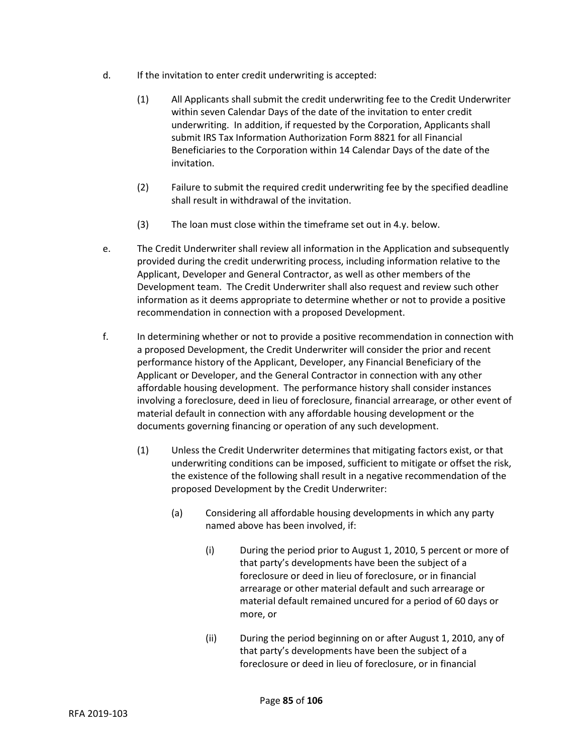d. If the invitation to enter credit underwriting is accepted:

  (1) All Applicants shall submit the credit underwriting fee to the Credit Underwriter within seven Calendar Days of the date of the invitation to enter credit underwriting. In addition, if requested by the Corporation, Applicants shall submit IRS Tax Information Authorization Form 8821 for all Financial Beneficiaries to the Corporation within 14 Calendar Days of the date of the invitation.

  (2) Failure to submit the required credit underwriting fee by the specified deadline shall result in withdrawal of the invitation.

  (3) The loan must close within the timeframe set out in 4.y. below.

e. The Credit Underwriter shall review all information in the Application and subsequently provided during the credit underwriting process, including information relative to the Applicant, Developer and General Contractor, as well as other members of the Development team. The Credit Underwriter shall also request and review such other information as it deems appropriate to determine whether or not to provide a positive recommendation in connection with a proposed Development.

f. In determining whether or not to provide a positive recommendation in connection with a proposed Development, the Credit Underwriter will consider the prior and recent performance history of the Applicant, Developer, any Financial Beneficiary of the Applicant or Developer, and the General Contractor in connection with any other affordable housing development. The performance history shall consider instances involving a foreclosure, deed in lieu of foreclosure, financial arrearage, or other event of material default in connection with any affordable housing development or the documents governing financing or operation of any such development.

  (1) Unless the Credit Underwriter determines that mitigating factors exist, or that underwriting conditions can be imposed, sufficient to mitigate or offset the risk, the existence of the following shall result in a negative recommendation of the proposed Development by the Credit Underwriter:

    (a) Considering all affordable housing developments in which any party named above has been involved, if:

      (i) During the period prior to August 1, 2010, 5 percent or more of that party's developments have been the subject of a foreclosure or deed in lieu of foreclosure, or in financial arrearage or other material default and such arrearage or material default remained uncured for a period of 60 days or more, or

      (ii) During the period beginning on or after August 1, 2010, any of that party's developments have been the subject of a foreclosure or deed in lieu of foreclosure, or in financial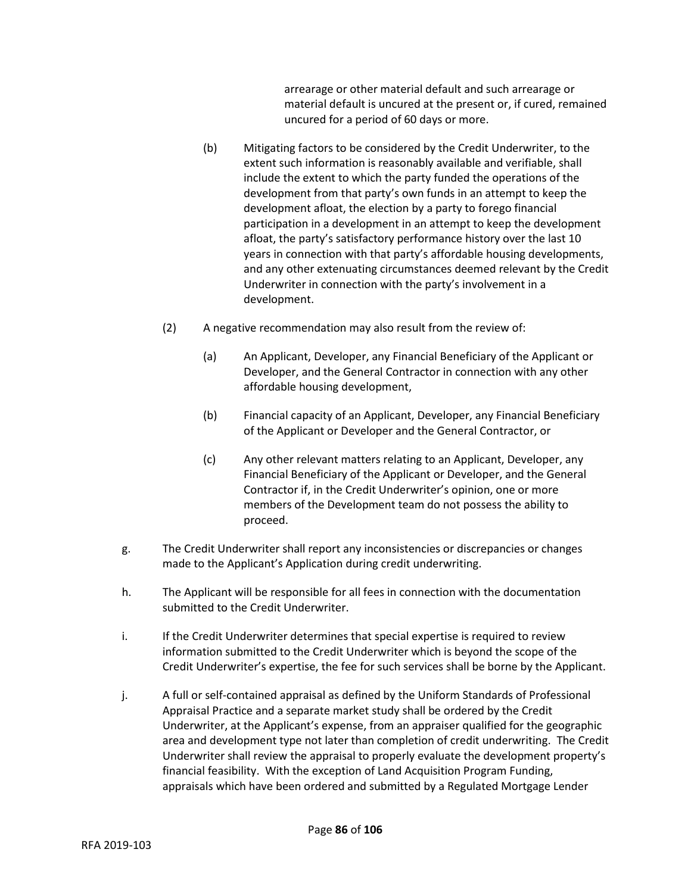arrearage or other material default and such arrearage or material default is uncured at the present or, if cured, remained uncured for a period of 60 days or more.

(b) Mitigating factors to be considered by the Credit Underwriter, to the extent such information is reasonably available and verifiable, shall include the extent to which the party funded the operations of the development from that party's own funds in an attempt to keep the development afloat, the election by a party to forego financial participation in a development in an attempt to keep the development afloat, the party's satisfactory performance history over the last 10 years in connection with that party's affordable housing developments, and any other extenuating circumstances deemed relevant by the Credit Underwriter in connection with the party's involvement in a development.

(2) A negative recommendation may also result from the review of:

(a) An Applicant, Developer, any Financial Beneficiary of the Applicant or Developer, and the General Contractor in connection with any other affordable housing development,

(b) Financial capacity of an Applicant, Developer, any Financial Beneficiary of the Applicant or Developer and the General Contractor, or

(c) Any other relevant matters relating to an Applicant, Developer, any Financial Beneficiary of the Applicant or Developer, and the General Contractor if, in the Credit Underwriter's opinion, one or more members of the Development team do not possess the ability to proceed.

g. The Credit Underwriter shall report any inconsistencies or discrepancies or changes made to the Applicant's Application during credit underwriting.

h. The Applicant will be responsible for all fees in connection with the documentation submitted to the Credit Underwriter.

i. If the Credit Underwriter determines that special expertise is required to review information submitted to the Credit Underwriter which is beyond the scope of the Credit Underwriter's expertise, the fee for such services shall be borne by the Applicant.

j. A full or self-contained appraisal as defined by the Uniform Standards of Professional Appraisal Practice and a separate market study shall be ordered by the Credit Underwriter, at the Applicant's expense, from an appraiser qualified for the geographic area and development type not later than completion of credit underwriting. The Credit Underwriter shall review the appraisal to properly evaluate the development property's financial feasibility. With the exception of Land Acquisition Program Funding, appraisals which have been ordered and submitted by a Regulated Mortgage Lender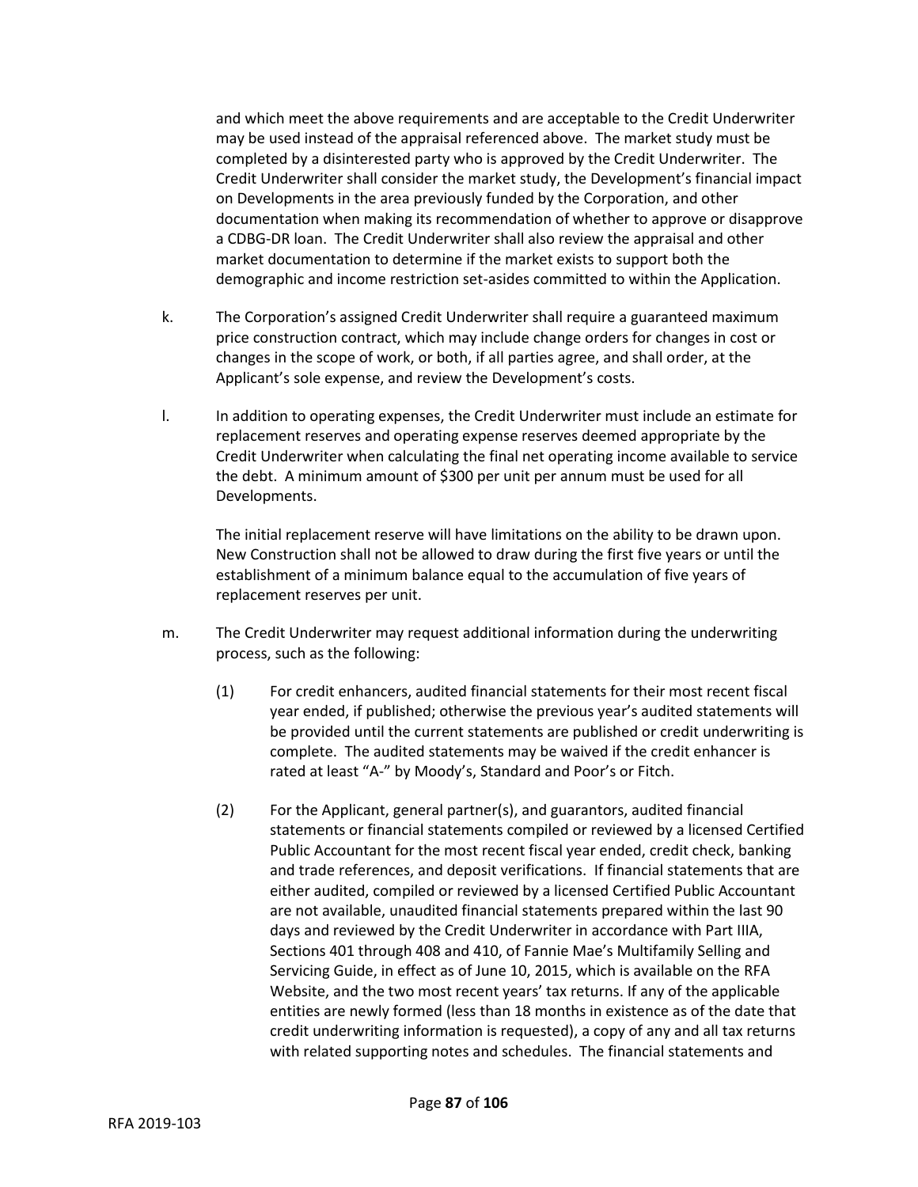and which meet the above requirements and are acceptable to the Credit Underwriter may be used instead of the appraisal referenced above. The market study must be completed by a disinterested party who is approved by the Credit Underwriter. The Credit Underwriter shall consider the market study, the Development's financial impact on Developments in the area previously funded by the Corporation, and other documentation when making its recommendation of whether to approve or disapprove a CDBG-DR loan. The Credit Underwriter shall also review the appraisal and other market documentation to determine if the market exists to support both the demographic and income restriction set-asides committed to within the Application.

k. The Corporation's assigned Credit Underwriter shall require a guaranteed maximum price construction contract, which may include change orders for changes in cost or changes in the scope of work, or both, if all parties agree, and shall order, at the Applicant's sole expense, and review the Development's costs.

l. In addition to operating expenses, the Credit Underwriter must include an estimate for replacement reserves and operating expense reserves deemed appropriate by the Credit Underwriter when calculating the final net operating income available to service the debt. A minimum amount of $300 per unit per annum must be used for all Developments.

   The initial replacement reserve will have limitations on the ability to be drawn upon. New Construction shall not be allowed to draw during the first five years or until the establishment of a minimum balance equal to the accumulation of five years of replacement reserves per unit.

m. The Credit Underwriter may request additional information during the underwriting process, such as the following:

   (1) For credit enhancers, audited financial statements for their most recent fiscal year ended, if published; otherwise the previous year's audited statements will be provided until the current statements are published or credit underwriting is complete. The audited statements may be waived if the credit enhancer is rated at least "A-" by Moody's, Standard and Poor's or Fitch.

   (2) For the Applicant, general partner(s), and guarantors, audited financial statements or financial statements compiled or reviewed by a licensed Certified Public Accountant for the most recent fiscal year ended, credit check, banking and trade references, and deposit verifications. If financial statements that are either audited, compiled or reviewed by a licensed Certified Public Accountant are not available, unaudited financial statements prepared within the last 90 days and reviewed by the Credit Underwriter in accordance with Part IIIA, Sections 401 through 408 and 410, of Fannie Mae's Multifamily Selling and Servicing Guide, in effect as of June 10, 2015, which is available on the RFA Website, and the two most recent years' tax returns. If any of the applicable entities are newly formed (less than 18 months in existence as of the date that credit underwriting information is requested), a copy of any and all tax returns with related supporting notes and schedules. The financial statements and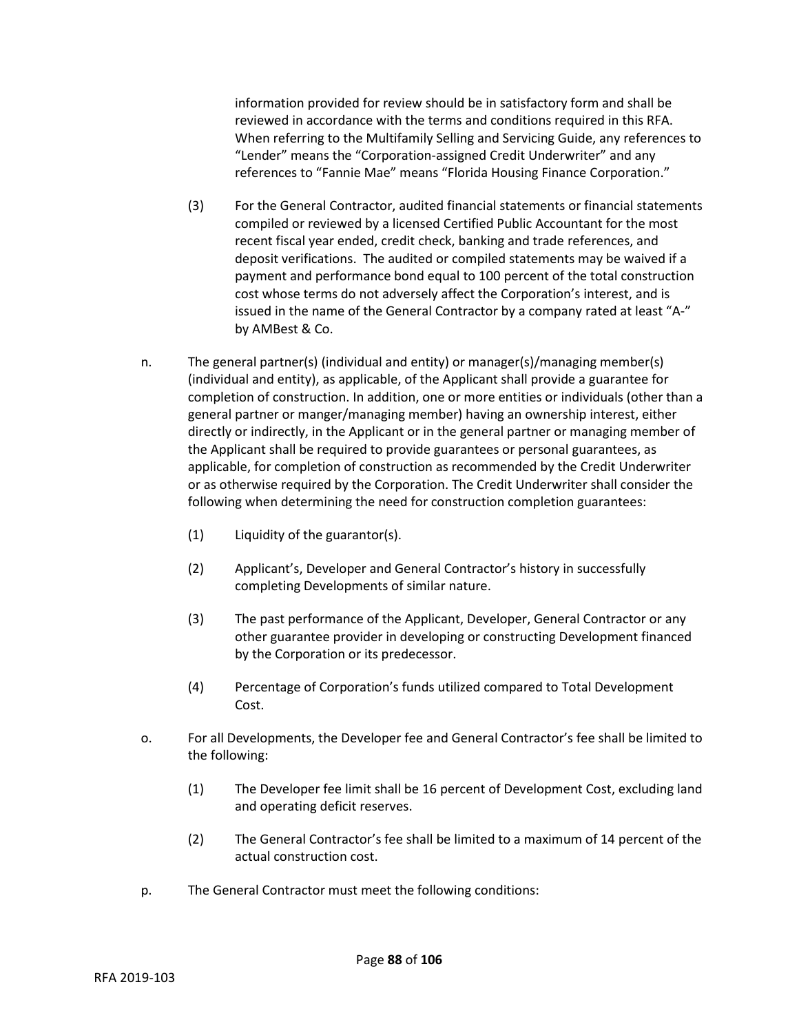information provided for review should be in satisfactory form and shall be reviewed in accordance with the terms and conditions required in this RFA. When referring to the Multifamily Selling and Servicing Guide, any references to "Lender" means the "Corporation-assigned Credit Underwriter" and any references to "Fannie Mae" means "Florida Housing Finance Corporation."

(3) For the General Contractor, audited financial statements or financial statements compiled or reviewed by a licensed Certified Public Accountant for the most recent fiscal year ended, credit check, banking and trade references, and deposit verifications. The audited or compiled statements may be waived if a payment and performance bond equal to 100 percent of the total construction cost whose terms do not adversely affect the Corporation's interest, and is issued in the name of the General Contractor by a company rated at least "A-" by AMBest & Co.

n. The general partner(s) (individual and entity) or manager(s)/managing member(s) (individual and entity), as applicable, of the Applicant shall provide a guarantee for completion of construction. In addition, one or more entities or individuals (other than a general partner or manger/managing member) having an ownership interest, either directly or indirectly, in the Applicant or in the general partner or managing member of the Applicant shall be required to provide guarantees or personal guarantees, as applicable, for completion of construction as recommended by the Credit Underwriter or as otherwise required by the Corporation. The Credit Underwriter shall consider the following when determining the need for construction completion guarantees:

(1) Liquidity of the guarantor(s).

(2) Applicant's, Developer and General Contractor's history in successfully completing Developments of similar nature.

(3) The past performance of the Applicant, Developer, General Contractor or any other guarantee provider in developing or constructing Development financed by the Corporation or its predecessor.

(4) Percentage of Corporation's funds utilized compared to Total Development Cost.

o. For all Developments, the Developer fee and General Contractor's fee shall be limited to the following:

(1) The Developer fee limit shall be 16 percent of Development Cost, excluding land and operating deficit reserves.

(2) The General Contractor's fee shall be limited to a maximum of 14 percent of the actual construction cost.

p. The General Contractor must meet the following conditions: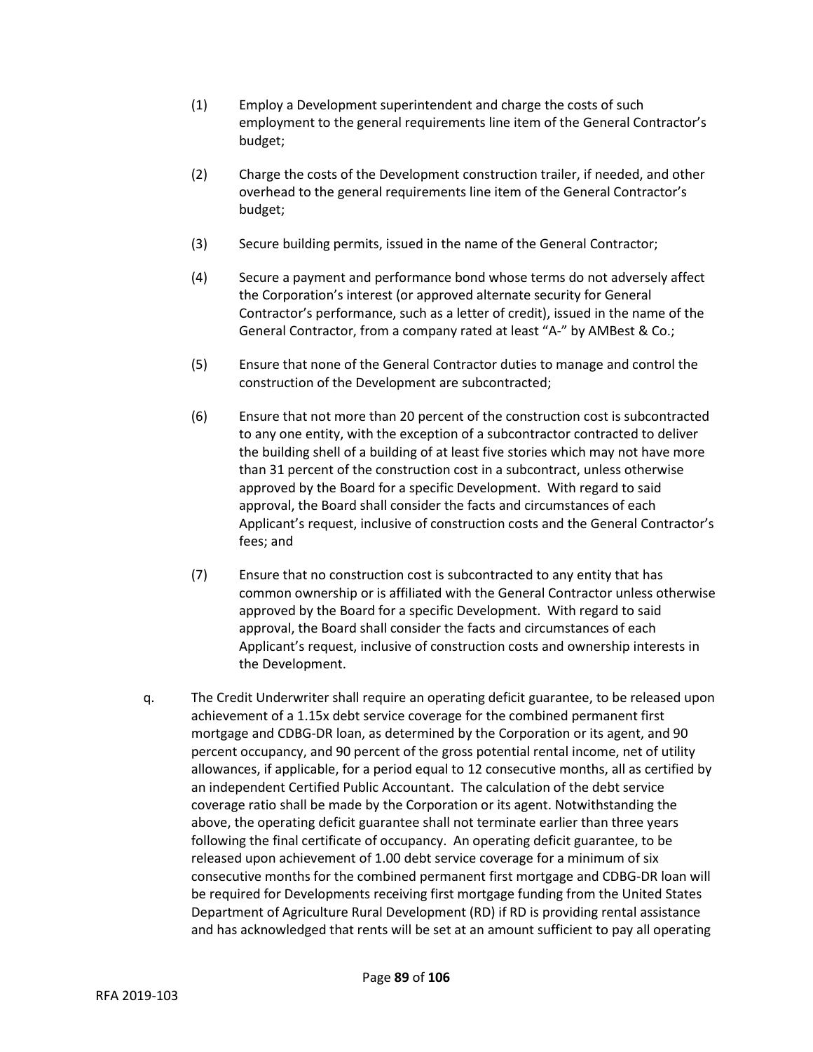(1) Employ a Development superintendent and charge the costs of such employment to the general requirements line item of the General Contractor's budget;

(2) Charge the costs of the Development construction trailer, if needed, and other overhead to the general requirements line item of the General Contractor's budget;

(3) Secure building permits, issued in the name of the General Contractor;

(4) Secure a payment and performance bond whose terms do not adversely affect the Corporation's interest (or approved alternate security for General Contractor's performance, such as a letter of credit), issued in the name of the General Contractor, from a company rated at least "A-" by AMBest & Co.;

(5) Ensure that none of the General Contractor duties to manage and control the construction of the Development are subcontracted;

(6) Ensure that not more than 20 percent of the construction cost is subcontracted to any one entity, with the exception of a subcontractor contracted to deliver the building shell of a building of at least five stories which may not have more than 31 percent of the construction cost in a subcontract, unless otherwise approved by the Board for a specific Development. With regard to said approval, the Board shall consider the facts and circumstances of each Applicant's request, inclusive of construction costs and the General Contractor's fees; and

(7) Ensure that no construction cost is subcontracted to any entity that has common ownership or is affiliated with the General Contractor unless otherwise approved by the Board for a specific Development. With regard to said approval, the Board shall consider the facts and circumstances of each Applicant's request, inclusive of construction costs and ownership interests in the Development.

q. The Credit Underwriter shall require an operating deficit guarantee, to be released upon achievement of a 1.15x debt service coverage for the combined permanent first mortgage and CDBG-DR loan, as determined by the Corporation or its agent, and 90 percent occupancy, and 90 percent of the gross potential rental income, net of utility allowances, if applicable, for a period equal to 12 consecutive months, all as certified by an independent Certified Public Accountant. The calculation of the debt service coverage ratio shall be made by the Corporation or its agent. Notwithstanding the above, the operating deficit guarantee shall not terminate earlier than three years following the final certificate of occupancy. An operating deficit guarantee, to be released upon achievement of 1.00 debt service coverage for a minimum of six consecutive months for the combined permanent first mortgage and CDBG-DR loan will be required for Developments receiving first mortgage funding from the United States Department of Agriculture Rural Development (RD) if RD is providing rental assistance and has acknowledged that rents will be set at an amount sufficient to pay all operating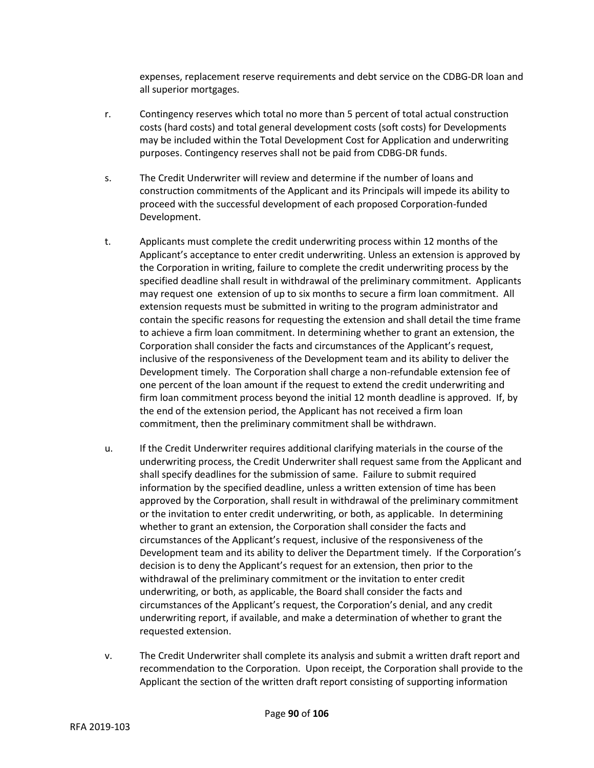expenses, replacement reserve requirements and debt service on the CDBG-DR loan and all superior mortgages.

r. Contingency reserves which total no more than 5 percent of total actual construction costs (hard costs) and total general development costs (soft costs) for Developments may be included within the Total Development Cost for Application and underwriting purposes. Contingency reserves shall not be paid from CDBG-DR funds.

s. The Credit Underwriter will review and determine if the number of loans and construction commitments of the Applicant and its Principals will impede its ability to proceed with the successful development of each proposed Corporation-funded Development.

t. Applicants must complete the credit underwriting process within 12 months of the Applicant's acceptance to enter credit underwriting. Unless an extension is approved by the Corporation in writing, failure to complete the credit underwriting process by the specified deadline shall result in withdrawal of the preliminary commitment. Applicants may request one extension of up to six months to secure a firm loan commitment. All extension requests must be submitted in writing to the program administrator and contain the specific reasons for requesting the extension and shall detail the time frame to achieve a firm loan commitment. In determining whether to grant an extension, the Corporation shall consider the facts and circumstances of the Applicant's request, inclusive of the responsiveness of the Development team and its ability to deliver the Development timely. The Corporation shall charge a non-refundable extension fee of one percent of the loan amount if the request to extend the credit underwriting and firm loan commitment process beyond the initial 12 month deadline is approved. If, by the end of the extension period, the Applicant has not received a firm loan commitment, then the preliminary commitment shall be withdrawn.

u. If the Credit Underwriter requires additional clarifying materials in the course of the underwriting process, the Credit Underwriter shall request same from the Applicant and shall specify deadlines for the submission of same. Failure to submit required information by the specified deadline, unless a written extension of time has been approved by the Corporation, shall result in withdrawal of the preliminary commitment or the invitation to enter credit underwriting, or both, as applicable. In determining whether to grant an extension, the Corporation shall consider the facts and circumstances of the Applicant's request, inclusive of the responsiveness of the Development team and its ability to deliver the Department timely. If the Corporation's decision is to deny the Applicant's request for an extension, then prior to the withdrawal of the preliminary commitment or the invitation to enter credit underwriting, or both, as applicable, the Board shall consider the facts and circumstances of the Applicant's request, the Corporation's denial, and any credit underwriting report, if available, and make a determination of whether to grant the requested extension.

v. The Credit Underwriter shall complete its analysis and submit a written draft report and recommendation to the Corporation. Upon receipt, the Corporation shall provide to the Applicant the section of the written draft report consisting of supporting information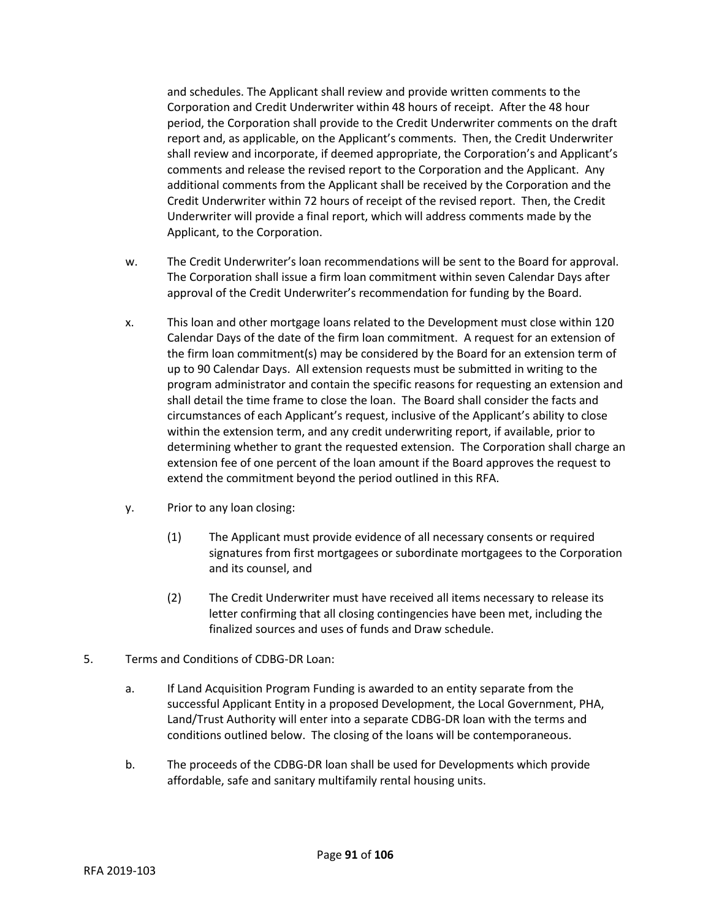and schedules. The Applicant shall review and provide written comments to the Corporation and Credit Underwriter within 48 hours of receipt. After the 48 hour period, the Corporation shall provide to the Credit Underwriter comments on the draft report and, as applicable, on the Applicant's comments. Then, the Credit Underwriter shall review and incorporate, if deemed appropriate, the Corporation's and Applicant's comments and release the revised report to the Corporation and the Applicant. Any additional comments from the Applicant shall be received by the Corporation and the Credit Underwriter within 72 hours of receipt of the revised report. Then, the Credit Underwriter will provide a final report, which will address comments made by the Applicant, to the Corporation.

w. The Credit Underwriter's loan recommendations will be sent to the Board for approval. The Corporation shall issue a firm loan commitment within seven Calendar Days after approval of the Credit Underwriter's recommendation for funding by the Board.

x. This loan and other mortgage loans related to the Development must close within 120 Calendar Days of the date of the firm loan commitment. A request for an extension of the firm loan commitment(s) may be considered by the Board for an extension term of up to 90 Calendar Days. All extension requests must be submitted in writing to the program administrator and contain the specific reasons for requesting an extension and shall detail the time frame to close the loan. The Board shall consider the facts and circumstances of each Applicant's request, inclusive of the Applicant's ability to close within the extension term, and any credit underwriting report, if available, prior to determining whether to grant the requested extension. The Corporation shall charge an extension fee of one percent of the loan amount if the Board approves the request to extend the commitment beyond the period outlined in this RFA.

y. Prior to any loan closing:

   (1) The Applicant must provide evidence of all necessary consents or required signatures from first mortgagees or subordinate mortgagees to the Corporation and its counsel, and

   (2) The Credit Underwriter must have received all items necessary to release its letter confirming that all closing contingencies have been met, including the finalized sources and uses of funds and Draw schedule.

5. Terms and Conditions of CDBG-DR Loan:

   a. If Land Acquisition Program Funding is awarded to an entity separate from the successful Applicant Entity in a proposed Development, the Local Government, PHA, Land/Trust Authority will enter into a separate CDBG-DR loan with the terms and conditions outlined below. The closing of the loans will be contemporaneous.

   b. The proceeds of the CDBG-DR loan shall be used for Developments which provide affordable, safe and sanitary multifamily rental housing units.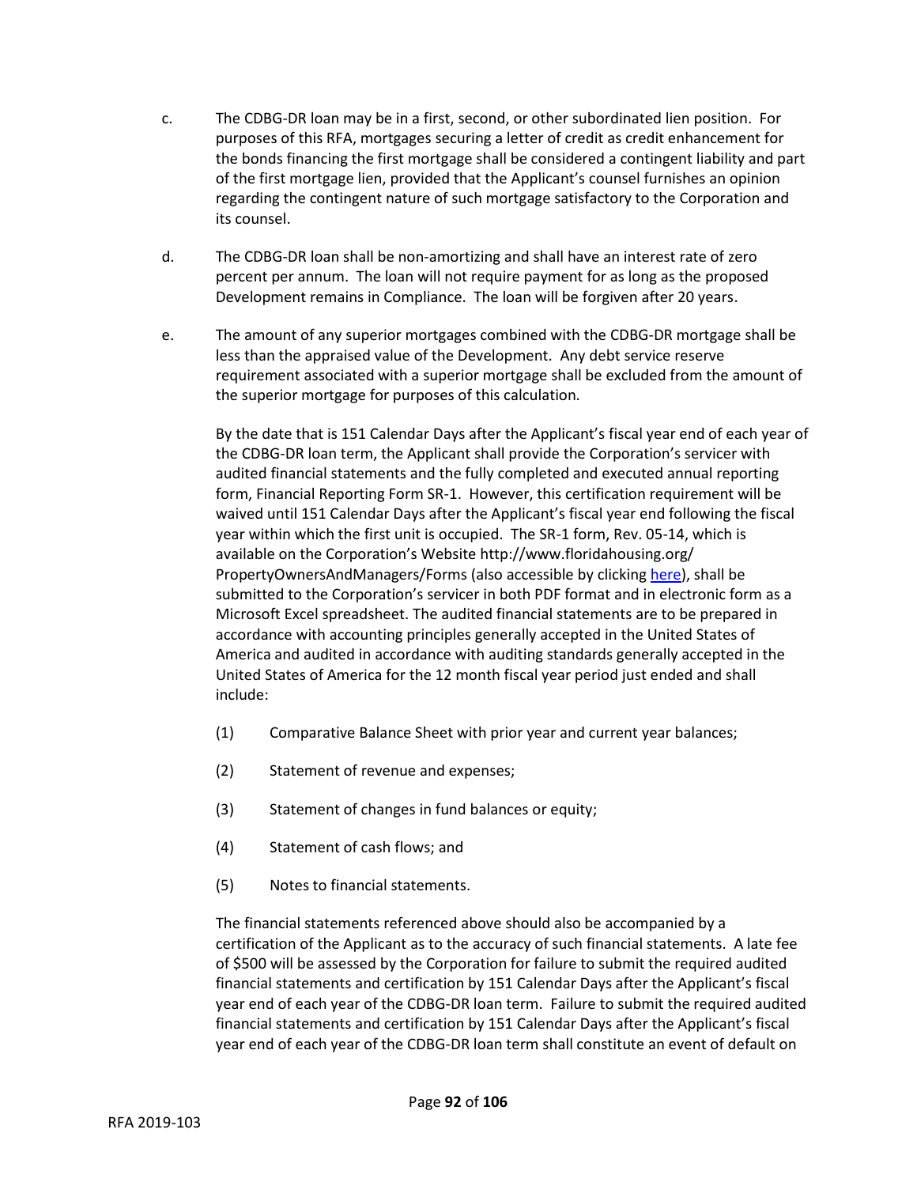c. The CDBG-DR loan may be in a first, second, or other subordinated lien position. For purposes of this RFA, mortgages securing a letter of credit as credit enhancement for the bonds financing the first mortgage shall be considered a contingent liability and part of the first mortgage lien, provided that the Applicant's counsel furnishes an opinion regarding the contingent nature of such mortgage satisfactory to the Corporation and its counsel.

d. The CDBG-DR loan shall be non-amortizing and shall have an interest rate of zero percent per annum. The loan will not require payment for as long as the proposed Development remains in Compliance. The loan will be forgiven after 20 years.

e. The amount of any superior mortgages combined with the CDBG-DR mortgage shall be less than the appraised value of the Development. Any debt service reserve requirement associated with a superior mortgage shall be excluded from the amount of the superior mortgage for purposes of this calculation.

By the date that is 151 Calendar Days after the Applicant's fiscal year end of each year of the CDBG-DR loan term, the Applicant shall provide the Corporation's servicer with audited financial statements and the fully completed and executed annual reporting form, Financial Reporting Form SR-1. However, this certification requirement will be waived until 151 Calendar Days after the Applicant's fiscal year end following the fiscal year within which the first unit is occupied. The SR-1 form, Rev. 05-14, which is available on the Corporation's Website http://www.floridahousing.org/PropertyOwnersAndManagers/Forms (also accessible by clicking here), shall be submitted to the Corporation's servicer in both PDF format and in electronic form as a Microsoft Excel spreadsheet. The audited financial statements are to be prepared in accordance with accounting principles generally accepted in the United States of America and audited in accordance with auditing standards generally accepted in the United States of America for the 12 month fiscal year period just ended and shall include:

(1) Comparative Balance Sheet with prior year and current year balances;

(2) Statement of revenue and expenses;

(3) Statement of changes in fund balances or equity;

(4) Statement of cash flows; and

(5) Notes to financial statements.

The financial statements referenced above should also be accompanied by a certification of the Applicant as to the accuracy of such financial statements. A late fee of $500 will be assessed by the Corporation for failure to submit the required audited financial statements and certification by 151 Calendar Days after the Applicant's fiscal year end of each year of the CDBG-DR loan term. Failure to submit the required audited financial statements and certification by 151 Calendar Days after the Applicant's fiscal year end of each year of the CDBG-DR loan term shall constitute an event of default on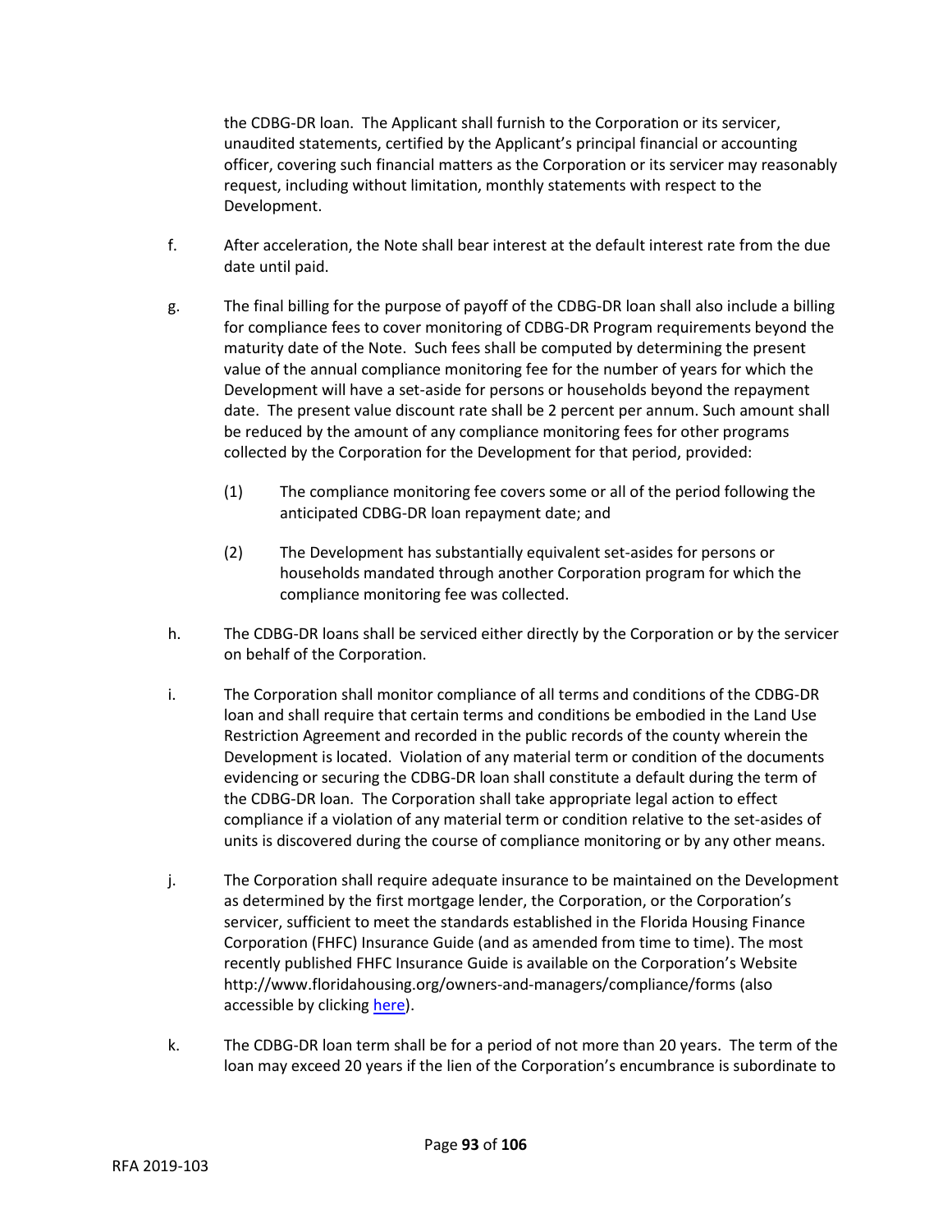the CDBG-DR loan. The Applicant shall furnish to the Corporation or its servicer, unaudited statements, certified by the Applicant's principal financial or accounting officer, covering such financial matters as the Corporation or its servicer may reasonably request, including without limitation, monthly statements with respect to the Development.

f. After acceleration, the Note shall bear interest at the default interest rate from the due date until paid.

g. The final billing for the purpose of payoff of the CDBG-DR loan shall also include a billing for compliance fees to cover monitoring of CDBG-DR Program requirements beyond the maturity date of the Note. Such fees shall be computed by determining the present value of the annual compliance monitoring fee for the number of years for which the Development will have a set-aside for persons or households beyond the repayment date. The present value discount rate shall be 2 percent per annum. Such amount shall be reduced by the amount of any compliance monitoring fees for other programs collected by the Corporation for the Development for that period, provided:

   (1) The compliance monitoring fee covers some or all of the period following the anticipated CDBG-DR loan repayment date; and

   (2) The Development has substantially equivalent set-asides for persons or households mandated through another Corporation program for which the compliance monitoring fee was collected.

h. The CDBG-DR loans shall be serviced either directly by the Corporation or by the servicer on behalf of the Corporation.

i. The Corporation shall monitor compliance of all terms and conditions of the CDBG-DR loan and shall require that certain terms and conditions be embodied in the Land Use Restriction Agreement and recorded in the public records of the county wherein the Development is located. Violation of any material term or condition of the documents evidencing or securing the CDBG-DR loan shall constitute a default during the term of the CDBG-DR loan. The Corporation shall take appropriate legal action to effect compliance if a violation of any material term or condition relative to the set-asides of units is discovered during the course of compliance monitoring or by any other means.

j. The Corporation shall require adequate insurance to be maintained on the Development as determined by the first mortgage lender, the Corporation, or the Corporation's servicer, sufficient to meet the standards established in the Florida Housing Finance Corporation (FHFC) Insurance Guide (and as amended from time to time). The most recently published FHFC Insurance Guide is available on the Corporation's Website http://www.floridahousing.org/owners-and-managers/compliance/forms (also accessible by clicking here).

k. The CDBG-DR loan term shall be for a period of not more than 20 years. The term of the loan may exceed 20 years if the lien of the Corporation's encumbrance is subordinate to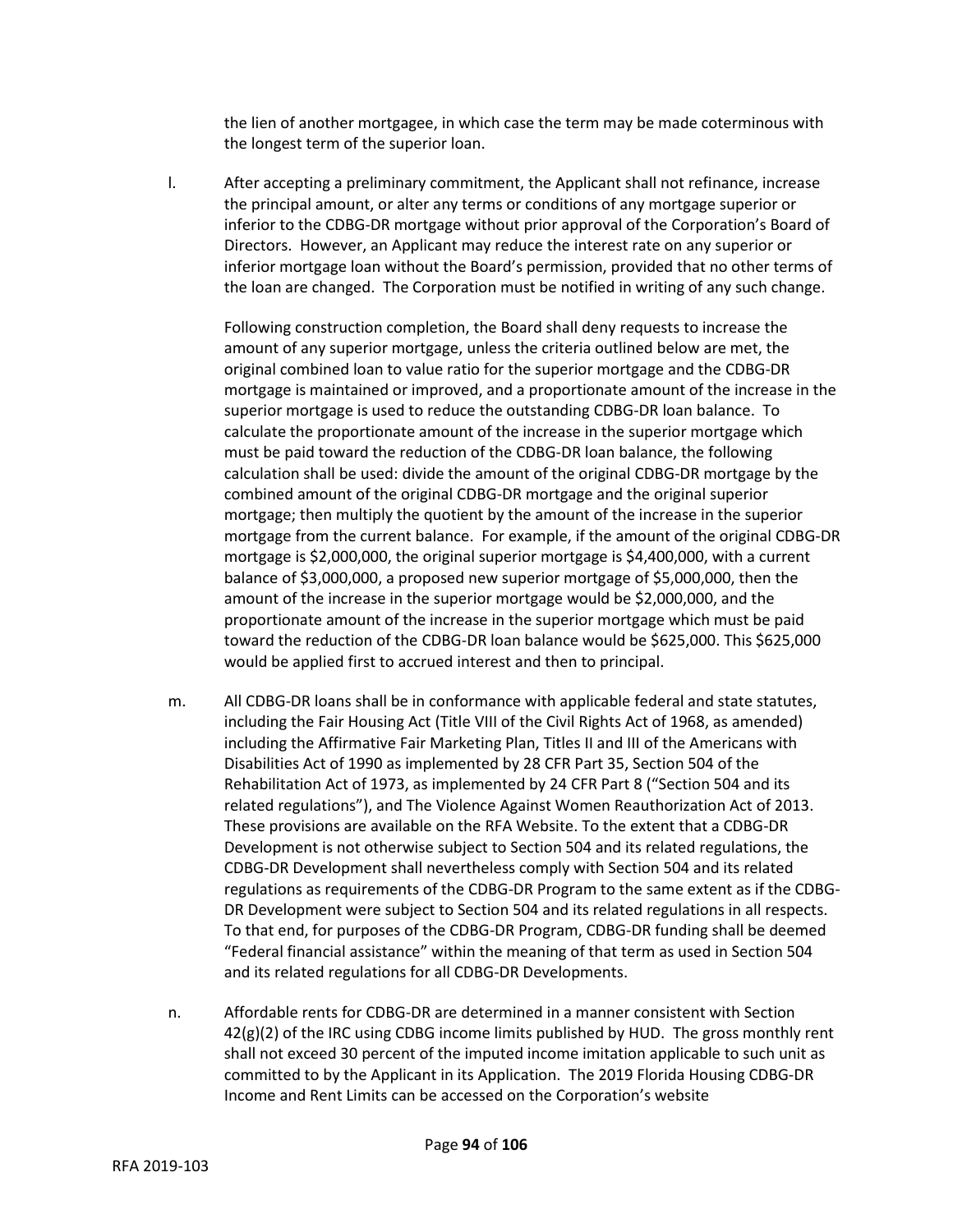the lien of another mortgagee, in which case the term may be made coterminous with the longest term of the superior loan.

l. After accepting a preliminary commitment, the Applicant shall not refinance, increase the principal amount, or alter any terms or conditions of any mortgage superior or inferior to the CDBG-DR mortgage without prior approval of the Corporation's Board of Directors. However, an Applicant may reduce the interest rate on any superior or inferior mortgage loan without the Board's permission, provided that no other terms of the loan are changed. The Corporation must be notified in writing of any such change.

   Following construction completion, the Board shall deny requests to increase the amount of any superior mortgage, unless the criteria outlined below are met, the original combined loan to value ratio for the superior mortgage and the CDBG-DR mortgage is maintained or improved, and a proportionate amount of the increase in the superior mortgage is used to reduce the outstanding CDBG-DR loan balance. To calculate the proportionate amount of the increase in the superior mortgage which must be paid toward the reduction of the CDBG-DR loan balance, the following calculation shall be used: divide the amount of the original CDBG-DR mortgage by the combined amount of the original CDBG-DR mortgage and the original superior mortgage; then multiply the quotient by the amount of the increase in the superior mortgage from the current balance. For example, if the amount of the original CDBG-DR mortgage is $2,000,000, the original superior mortgage is $4,400,000, with a current balance of $3,000,000, a proposed new superior mortgage of $5,000,000, then the amount of the increase in the superior mortgage would be $2,000,000, and the proportionate amount of the increase in the superior mortgage which must be paid toward the reduction of the CDBG-DR loan balance would be $625,000. This $625,000 would be applied first to accrued interest and then to principal.

m. All CDBG-DR loans shall be in conformance with applicable federal and state statutes, including the Fair Housing Act (Title VIII of the Civil Rights Act of 1968, as amended) including the Affirmative Fair Marketing Plan, Titles II and III of the Americans with Disabilities Act of 1990 as implemented by 28 CFR Part 35, Section 504 of the Rehabilitation Act of 1973, as implemented by 24 CFR Part 8 ("Section 504 and its related regulations"), and The Violence Against Women Reauthorization Act of 2013. These provisions are available on the RFA Website. To the extent that a CDBG-DR Development is not otherwise subject to Section 504 and its related regulations, the CDBG-DR Development shall nevertheless comply with Section 504 and its related regulations as requirements of the CDBG-DR Program to the same extent as if the CDBG-DR Development were subject to Section 504 and its related regulations in all respects. To that end, for purposes of the CDBG-DR Program, CDBG-DR funding shall be deemed "Federal financial assistance" within the meaning of that term as used in Section 504 and its related regulations for all CDBG-DR Developments.

n. Affordable rents for CDBG-DR are determined in a manner consistent with Section 42(g)(2) of the IRC using CDBG income limits published by HUD. The gross monthly rent shall not exceed 30 percent of the imputed income imitation applicable to such unit as committed to by the Applicant in its Application. The 2019 Florida Housing CDBG-DR Income and Rent Limits can be accessed on the Corporation's website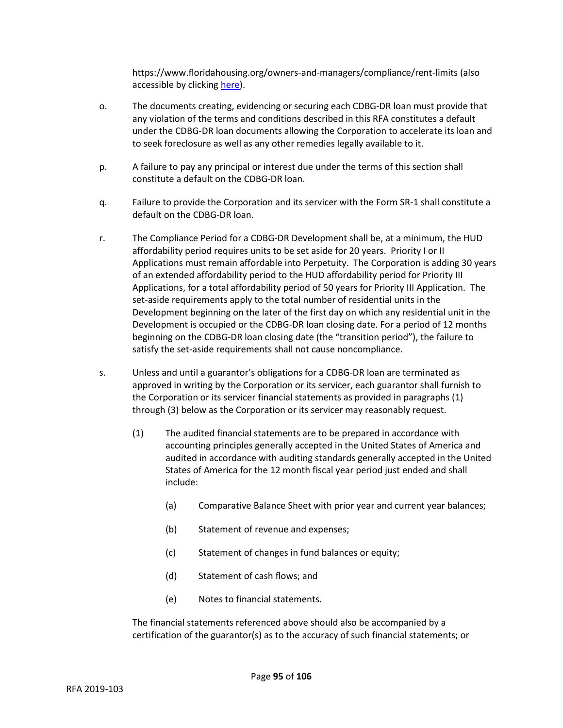https://www.floridahousing.org/owners-and-managers/compliance/rent-limits (also accessible by clicking here).

o. The documents creating, evidencing or securing each CDBG-DR loan must provide that any violation of the terms and conditions described in this RFA constitutes a default under the CDBG-DR loan documents allowing the Corporation to accelerate its loan and to seek foreclosure as well as any other remedies legally available to it.

p. A failure to pay any principal or interest due under the terms of this section shall constitute a default on the CDBG-DR loan.

q. Failure to provide the Corporation and its servicer with the Form SR-1 shall constitute a default on the CDBG-DR loan.

r. The Compliance Period for a CDBG-DR Development shall be, at a minimum, the HUD affordability period requires units to be set aside for 20 years. Priority I or II Applications must remain affordable into Perpetuity. The Corporation is adding 30 years of an extended affordability period to the HUD affordability period for Priority III Applications, for a total affordability period of 50 years for Priority III Application. The set-aside requirements apply to the total number of residential units in the Development beginning on the later of the first day on which any residential unit in the Development is occupied or the CDBG-DR loan closing date. For a period of 12 months beginning on the CDBG-DR loan closing date (the "transition period"), the failure to satisfy the set-aside requirements shall not cause noncompliance.

s. Unless and until a guarantor's obligations for a CDBG-DR loan are terminated as approved in writing by the Corporation or its servicer, each guarantor shall furnish to the Corporation or its servicer financial statements as provided in paragraphs (1) through (3) below as the Corporation or its servicer may reasonably request.

  (1) The audited financial statements are to be prepared in accordance with accounting principles generally accepted in the United States of America and audited in accordance with auditing standards generally accepted in the United States of America for the 12 month fiscal year period just ended and shall include:

    (a) Comparative Balance Sheet with prior year and current year balances;

    (b) Statement of revenue and expenses;

    (c) Statement of changes in fund balances or equity;

    (d) Statement of cash flows; and

    (e) Notes to financial statements.

The financial statements referenced above should also be accompanied by a certification of the guarantor(s) as to the accuracy of such financial statements; or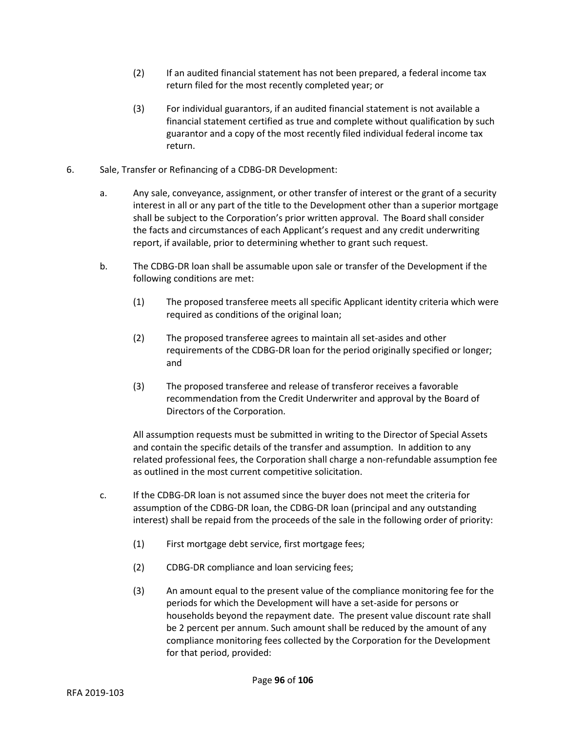(2) If an audited financial statement has not been prepared, a federal income tax return filed for the most recently completed year; or

(3) For individual guarantors, if an audited financial statement is not available a financial statement certified as true and complete without qualification by such guarantor and a copy of the most recently filed individual federal income tax return.

6. Sale, Transfer or Refinancing of a CDBG-DR Development:

a. Any sale, conveyance, assignment, or other transfer of interest or the grant of a security interest in all or any part of the title to the Development other than a superior mortgage shall be subject to the Corporation's prior written approval. The Board shall consider the facts and circumstances of each Applicant's request and any credit underwriting report, if available, prior to determining whether to grant such request.

b. The CDBG-DR loan shall be assumable upon sale or transfer of the Development if the following conditions are met:

(1) The proposed transferee meets all specific Applicant identity criteria which were required as conditions of the original loan;

(2) The proposed transferee agrees to maintain all set-asides and other requirements of the CDBG-DR loan for the period originally specified or longer; and

(3) The proposed transferee and release of transferor receives a favorable recommendation from the Credit Underwriter and approval by the Board of Directors of the Corporation.

All assumption requests must be submitted in writing to the Director of Special Assets and contain the specific details of the transfer and assumption. In addition to any related professional fees, the Corporation shall charge a non-refundable assumption fee as outlined in the most current competitive solicitation.

c. If the CDBG-DR loan is not assumed since the buyer does not meet the criteria for assumption of the CDBG-DR loan, the CDBG-DR loan (principal and any outstanding interest) shall be repaid from the proceeds of the sale in the following order of priority:

(1) First mortgage debt service, first mortgage fees;

(2) CDBG-DR compliance and loan servicing fees;

(3) An amount equal to the present value of the compliance monitoring fee for the periods for which the Development will have a set-aside for persons or households beyond the repayment date. The present value discount rate shall be 2 percent per annum. Such amount shall be reduced by the amount of any compliance monitoring fees collected by the Corporation for the Development for that period, provided: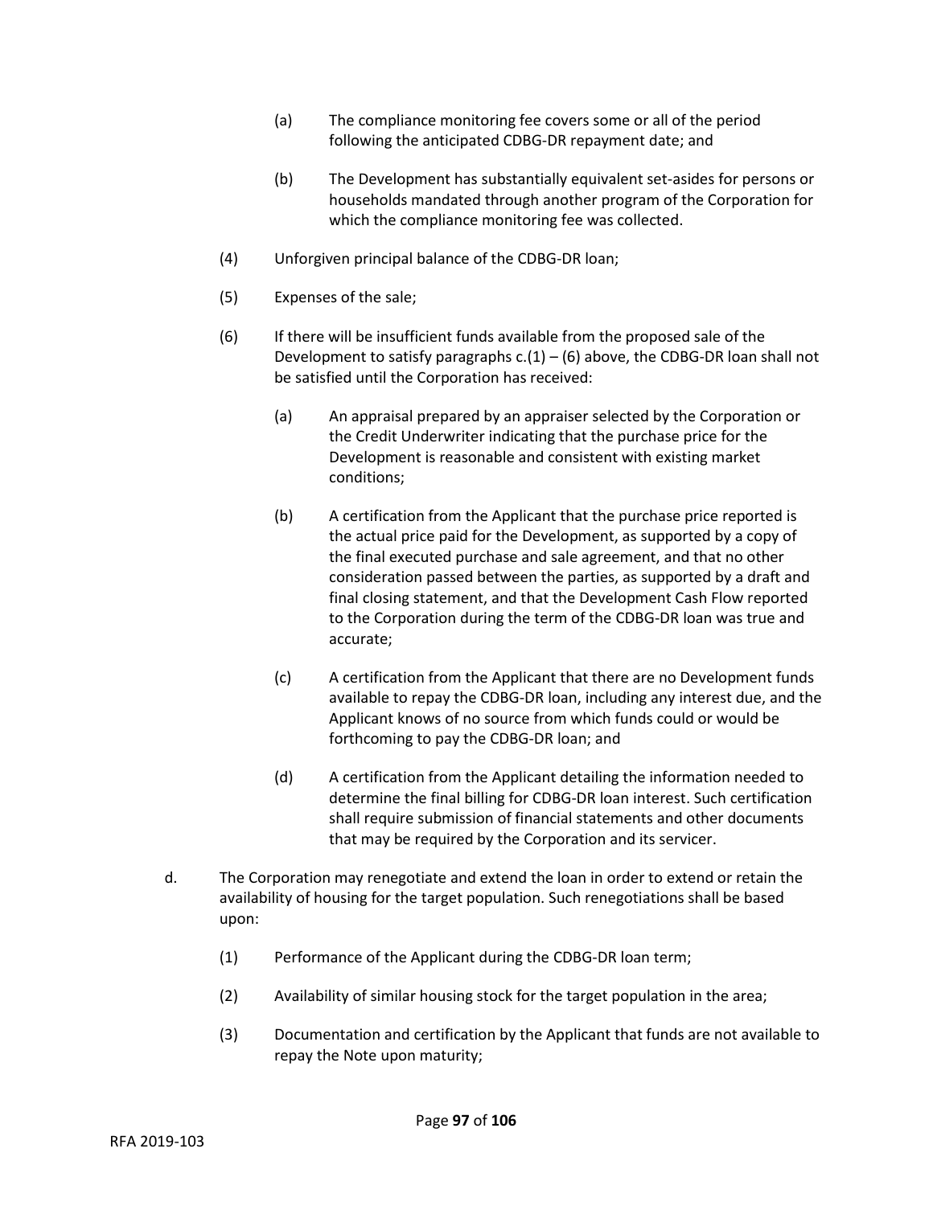(a) The compliance monitoring fee covers some or all of the period following the anticipated CDBG-DR repayment date; and

(b) The Development has substantially equivalent set-asides for persons or households mandated through another program of the Corporation for which the compliance monitoring fee was collected.

(4) Unforgiven principal balance of the CDBG-DR loan;

(5) Expenses of the sale;

(6) If there will be insufficient funds available from the proposed sale of the Development to satisfy paragraphs c.(1) – (6) above, the CDBG-DR loan shall not be satisfied until the Corporation has received:

(a) An appraisal prepared by an appraiser selected by the Corporation or the Credit Underwriter indicating that the purchase price for the Development is reasonable and consistent with existing market conditions;

(b) A certification from the Applicant that the purchase price reported is the actual price paid for the Development, as supported by a copy of the final executed purchase and sale agreement, and that no other consideration passed between the parties, as supported by a draft and final closing statement, and that the Development Cash Flow reported to the Corporation during the term of the CDBG-DR loan was true and accurate;

(c) A certification from the Applicant that there are no Development funds available to repay the CDBG-DR loan, including any interest due, and the Applicant knows of no source from which funds could or would be forthcoming to pay the CDBG-DR loan; and

(d) A certification from the Applicant detailing the information needed to determine the final billing for CDBG-DR loan interest. Such certification shall require submission of financial statements and other documents that may be required by the Corporation and its servicer.

d. The Corporation may renegotiate and extend the loan in order to extend or retain the availability of housing for the target population. Such renegotiations shall be based upon:

(1) Performance of the Applicant during the CDBG-DR loan term;

(2) Availability of similar housing stock for the target population in the area;

(3) Documentation and certification by the Applicant that funds are not available to repay the Note upon maturity;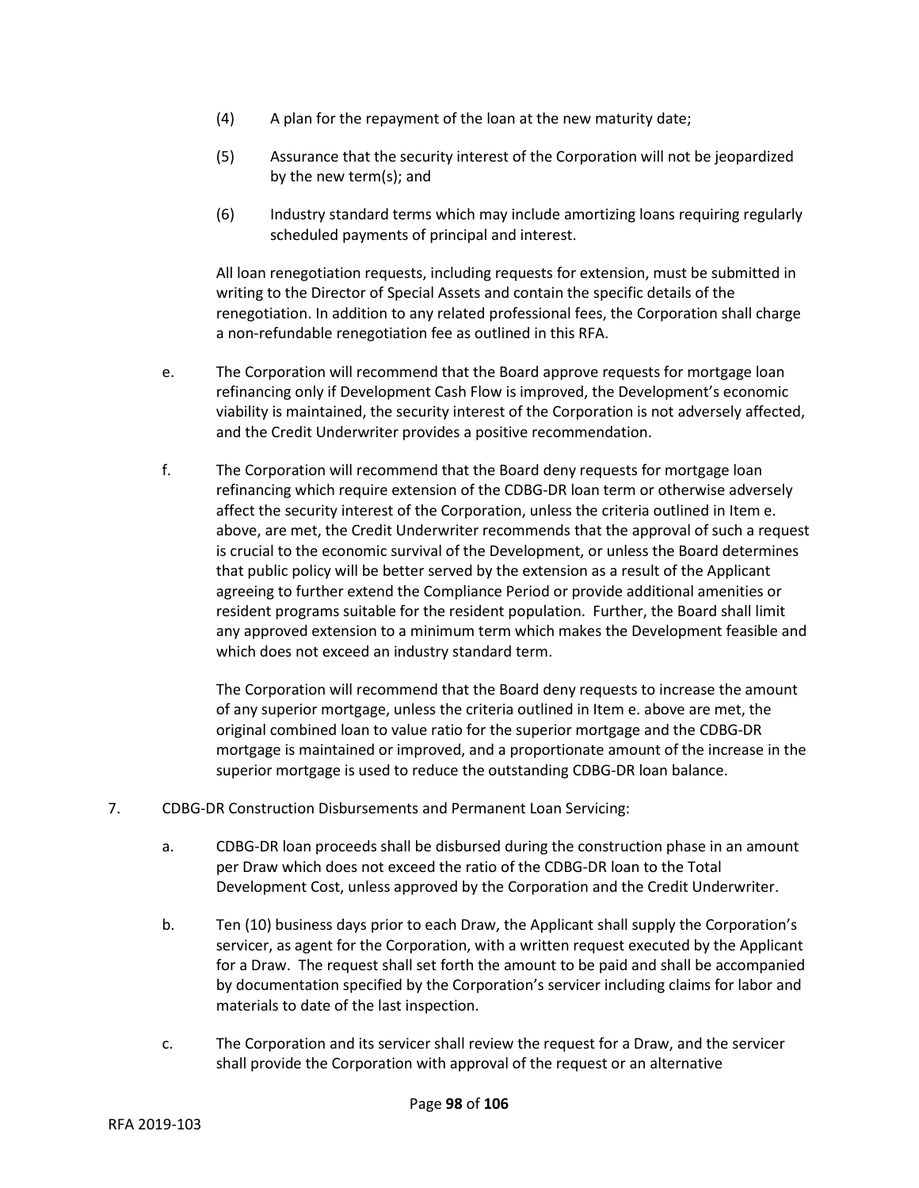(4) A plan for the repayment of the loan at the new maturity date;

(5) Assurance that the security interest of the Corporation will not be jeopardized by the new term(s); and

(6) Industry standard terms which may include amortizing loans requiring regularly scheduled payments of principal and interest.

All loan renegotiation requests, including requests for extension, must be submitted in writing to the Director of Special Assets and contain the specific details of the renegotiation. In addition to any related professional fees, the Corporation shall charge a non-refundable renegotiation fee as outlined in this RFA.

e. The Corporation will recommend that the Board approve requests for mortgage loan refinancing only if Development Cash Flow is improved, the Development's economic viability is maintained, the security interest of the Corporation is not adversely affected, and the Credit Underwriter provides a positive recommendation.

f. The Corporation will recommend that the Board deny requests for mortgage loan refinancing which require extension of the CDBG-DR loan term or otherwise adversely affect the security interest of the Corporation, unless the criteria outlined in Item e. above, are met, the Credit Underwriter recommends that the approval of such a request is crucial to the economic survival of the Development, or unless the Board determines that public policy will be better served by the extension as a result of the Applicant agreeing to further extend the Compliance Period or provide additional amenities or resident programs suitable for the resident population. Further, the Board shall limit any approved extension to a minimum term which makes the Development feasible and which does not exceed an industry standard term.

The Corporation will recommend that the Board deny requests to increase the amount of any superior mortgage, unless the criteria outlined in Item e. above are met, the original combined loan to value ratio for the superior mortgage and the CDBG-DR mortgage is maintained or improved, and a proportionate amount of the increase in the superior mortgage is used to reduce the outstanding CDBG-DR loan balance.

7. CDBG-DR Construction Disbursements and Permanent Loan Servicing:

a. CDBG-DR loan proceeds shall be disbursed during the construction phase in an amount per Draw which does not exceed the ratio of the CDBG-DR loan to the Total Development Cost, unless approved by the Corporation and the Credit Underwriter.

b. Ten (10) business days prior to each Draw, the Applicant shall supply the Corporation's servicer, as agent for the Corporation, with a written request executed by the Applicant for a Draw. The request shall set forth the amount to be paid and shall be accompanied by documentation specified by the Corporation's servicer including claims for labor and materials to date of the last inspection.

c. The Corporation and its servicer shall review the request for a Draw, and the servicer shall provide the Corporation with approval of the request or an alternative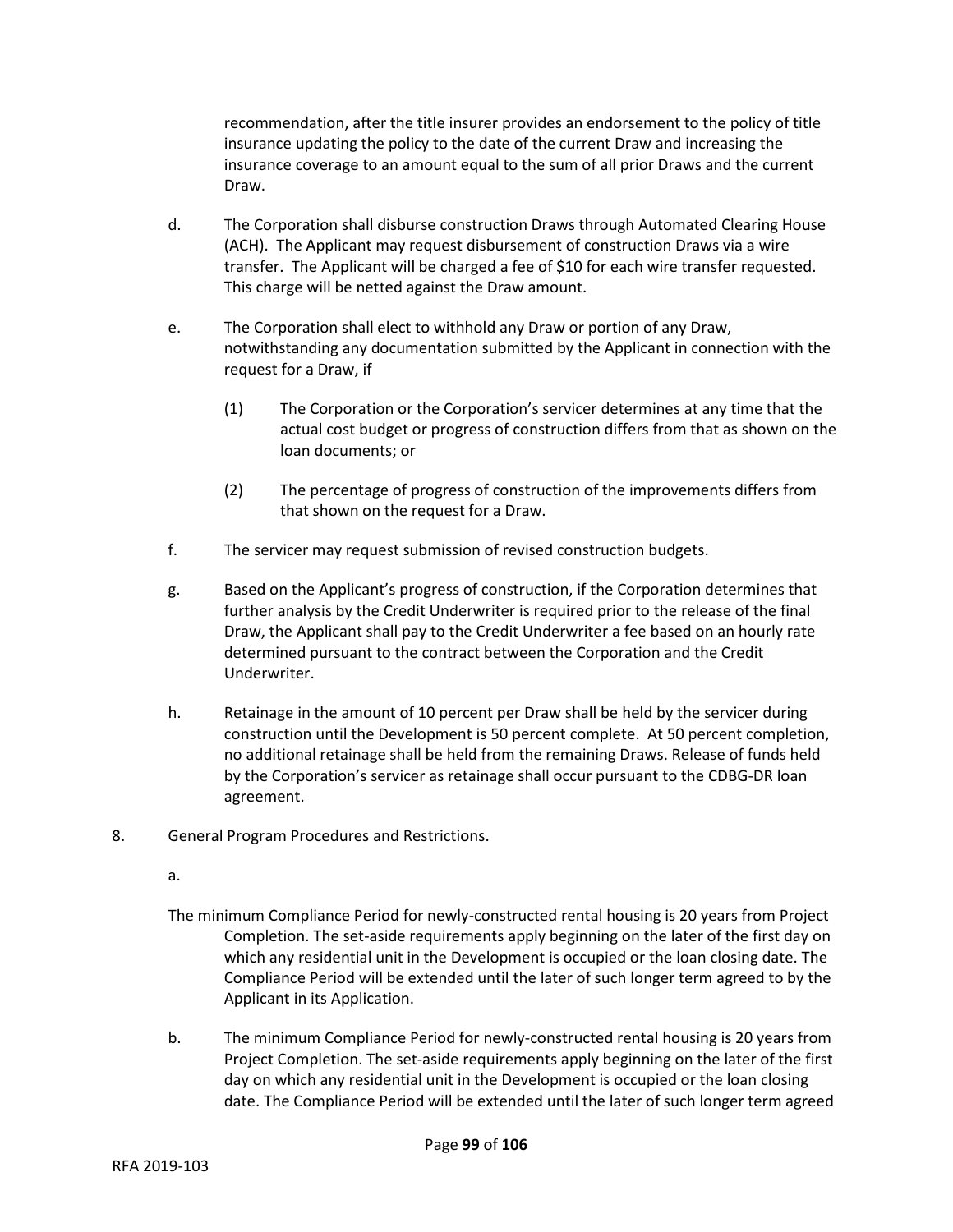recommendation, after the title insurer provides an endorsement to the policy of title insurance updating the policy to the date of the current Draw and increasing the insurance coverage to an amount equal to the sum of all prior Draws and the current Draw.

d. The Corporation shall disburse construction Draws through Automated Clearing House (ACH). The Applicant may request disbursement of construction Draws via a wire transfer. The Applicant will be charged a fee of $10 for each wire transfer requested. This charge will be netted against the Draw amount.

e. The Corporation shall elect to withhold any Draw or portion of any Draw, notwithstanding any documentation submitted by the Applicant in connection with the request for a Draw, if

   (1) The Corporation or the Corporation's servicer determines at any time that the actual cost budget or progress of construction differs from that as shown on the loan documents; or

   (2) The percentage of progress of construction of the improvements differs from that shown on the request for a Draw.

f. The servicer may request submission of revised construction budgets.

g. Based on the Applicant's progress of construction, if the Corporation determines that further analysis by the Credit Underwriter is required prior to the release of the final Draw, the Applicant shall pay to the Credit Underwriter a fee based on an hourly rate determined pursuant to the contract between the Corporation and the Credit Underwriter.

h. Retainage in the amount of 10 percent per Draw shall be held by the servicer during construction until the Development is 50 percent complete. At 50 percent completion, no additional retainage shall be held from the remaining Draws. Release of funds held by the Corporation's servicer as retainage shall occur pursuant to the CDBG-DR loan agreement.

8. General Program Procedures and Restrictions.

a.

The minimum Compliance Period for newly-constructed rental housing is 20 years from Project Completion. The set-aside requirements apply beginning on the later of the first day on which any residential unit in the Development is occupied or the loan closing date. The Compliance Period will be extended until the later of such longer term agreed to by the Applicant in its Application.

b. The minimum Compliance Period for newly-constructed rental housing is 20 years from Project Completion. The set-aside requirements apply beginning on the later of the first day on which any residential unit in the Development is occupied or the loan closing date. The Compliance Period will be extended until the later of such longer term agreed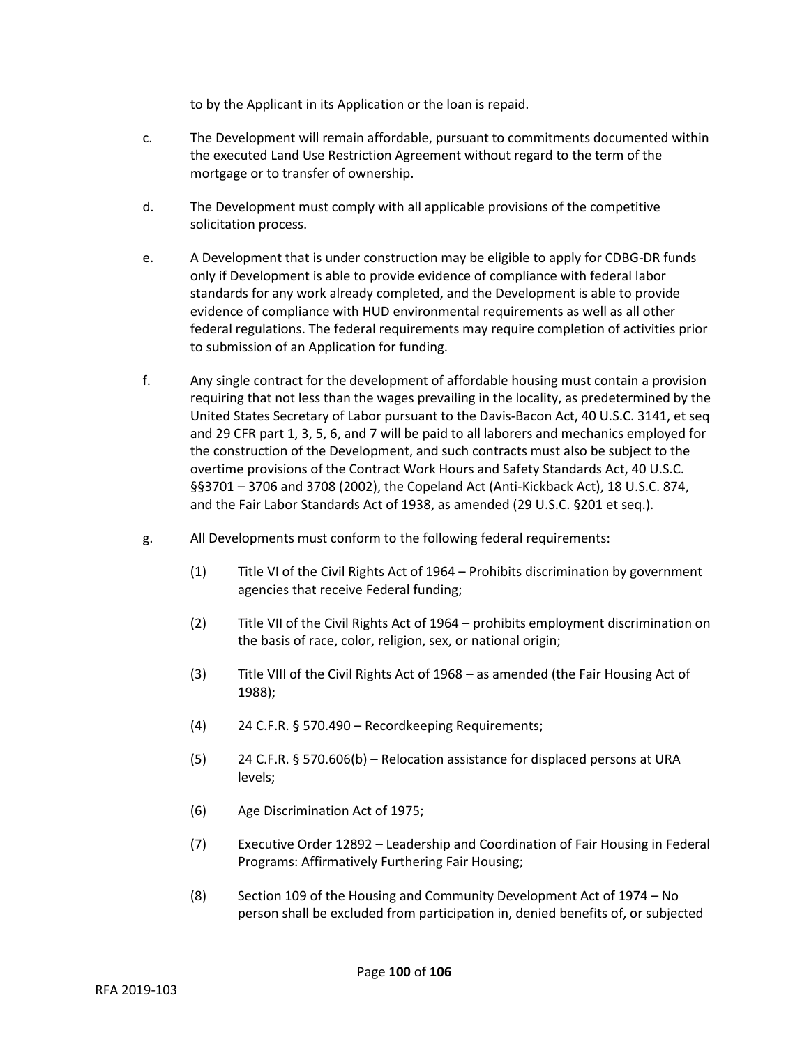to by the Applicant in its Application or the loan is repaid.

c. The Development will remain affordable, pursuant to commitments documented within the executed Land Use Restriction Agreement without regard to the term of the mortgage or to transfer of ownership.

d. The Development must comply with all applicable provisions of the competitive solicitation process.

e. A Development that is under construction may be eligible to apply for CDBG-DR funds only if Development is able to provide evidence of compliance with federal labor standards for any work already completed, and the Development is able to provide evidence of compliance with HUD environmental requirements as well as all other federal regulations. The federal requirements may require completion of activities prior to submission of an Application for funding.

f. Any single contract for the development of affordable housing must contain a provision requiring that not less than the wages prevailing in the locality, as predetermined by the United States Secretary of Labor pursuant to the Davis-Bacon Act, 40 U.S.C. 3141, et seq and 29 CFR part 1, 3, 5, 6, and 7 will be paid to all laborers and mechanics employed for the construction of the Development, and such contracts must also be subject to the overtime provisions of the Contract Work Hours and Safety Standards Act, 40 U.S.C. §§3701 – 3706 and 3708 (2002), the Copeland Act (Anti-Kickback Act), 18 U.S.C. 874, and the Fair Labor Standards Act of 1938, as amended (29 U.S.C. §201 et seq.).

g. All Developments must conform to the following federal requirements:

(1) Title VI of the Civil Rights Act of 1964 – Prohibits discrimination by government agencies that receive Federal funding;

(2) Title VII of the Civil Rights Act of 1964 – prohibits employment discrimination on the basis of race, color, religion, sex, or national origin;

(3) Title VIII of the Civil Rights Act of 1968 – as amended (the Fair Housing Act of 1988);

(4) 24 C.F.R. § 570.490 – Recordkeeping Requirements;

(5) 24 C.F.R. § 570.606(b) – Relocation assistance for displaced persons at URA levels;

(6) Age Discrimination Act of 1975;

(7) Executive Order 12892 – Leadership and Coordination of Fair Housing in Federal Programs: Affirmatively Furthering Fair Housing;

(8) Section 109 of the Housing and Community Development Act of 1974 – No person shall be excluded from participation in, denied benefits of, or subjected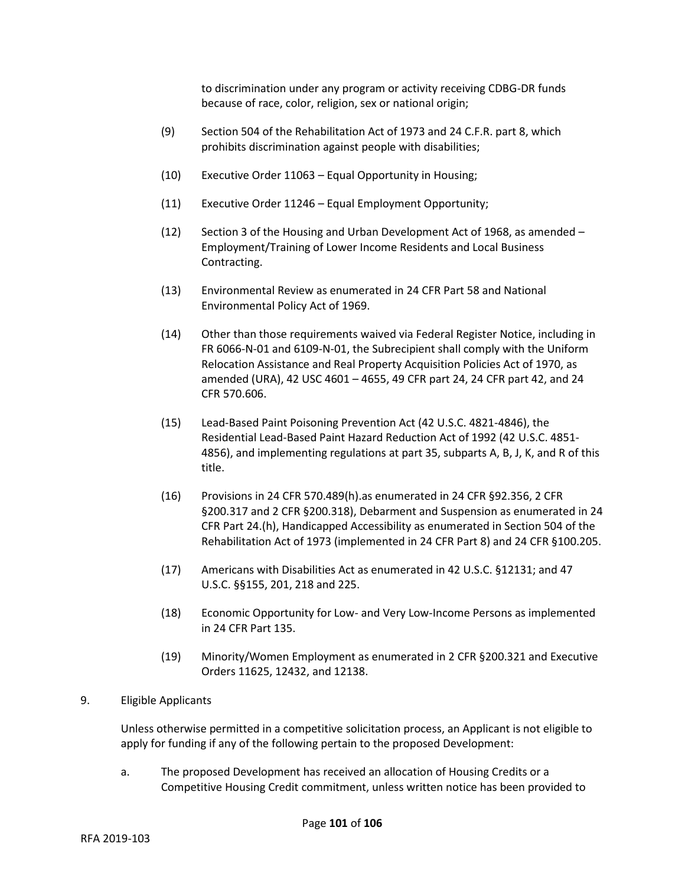to discrimination under any program or activity receiving CDBG-DR funds because of race, color, religion, sex or national origin;

(9) Section 504 of the Rehabilitation Act of 1973 and 24 C.F.R. part 8, which prohibits discrimination against people with disabilities;

(10) Executive Order 11063 – Equal Opportunity in Housing;

(11) Executive Order 11246 – Equal Employment Opportunity;

(12) Section 3 of the Housing and Urban Development Act of 1968, as amended – Employment/Training of Lower Income Residents and Local Business Contracting.

(13) Environmental Review as enumerated in 24 CFR Part 58 and National Environmental Policy Act of 1969.

(14) Other than those requirements waived via Federal Register Notice, including in FR 6066-N-01 and 6109-N-01, the Subrecipient shall comply with the Uniform Relocation Assistance and Real Property Acquisition Policies Act of 1970, as amended (URA), 42 USC 4601 – 4655, 49 CFR part 24, 24 CFR part 42, and 24 CFR 570.606.

(15) Lead-Based Paint Poisoning Prevention Act (42 U.S.C. 4821-4846), the Residential Lead-Based Paint Hazard Reduction Act of 1992 (42 U.S.C. 4851-4856), and implementing regulations at part 35, subparts A, B, J, K, and R of this title.

(16) Provisions in 24 CFR 570.489(h).as enumerated in 24 CFR §92.356, 2 CFR §200.317 and 2 CFR §200.318), Debarment and Suspension as enumerated in 24 CFR Part 24.(h), Handicapped Accessibility as enumerated in Section 504 of the Rehabilitation Act of 1973 (implemented in 24 CFR Part 8) and 24 CFR §100.205.

(17) Americans with Disabilities Act as enumerated in 42 U.S.C. §12131; and 47 U.S.C. §§155, 201, 218 and 225.

(18) Economic Opportunity for Low- and Very Low-Income Persons as implemented in 24 CFR Part 135.

(19) Minority/Women Employment as enumerated in 2 CFR §200.321 and Executive Orders 11625, 12432, and 12138.

9. Eligible Applicants

Unless otherwise permitted in a competitive solicitation process, an Applicant is not eligible to apply for funding if any of the following pertain to the proposed Development:

a. The proposed Development has received an allocation of Housing Credits or a Competitive Housing Credit commitment, unless written notice has been provided to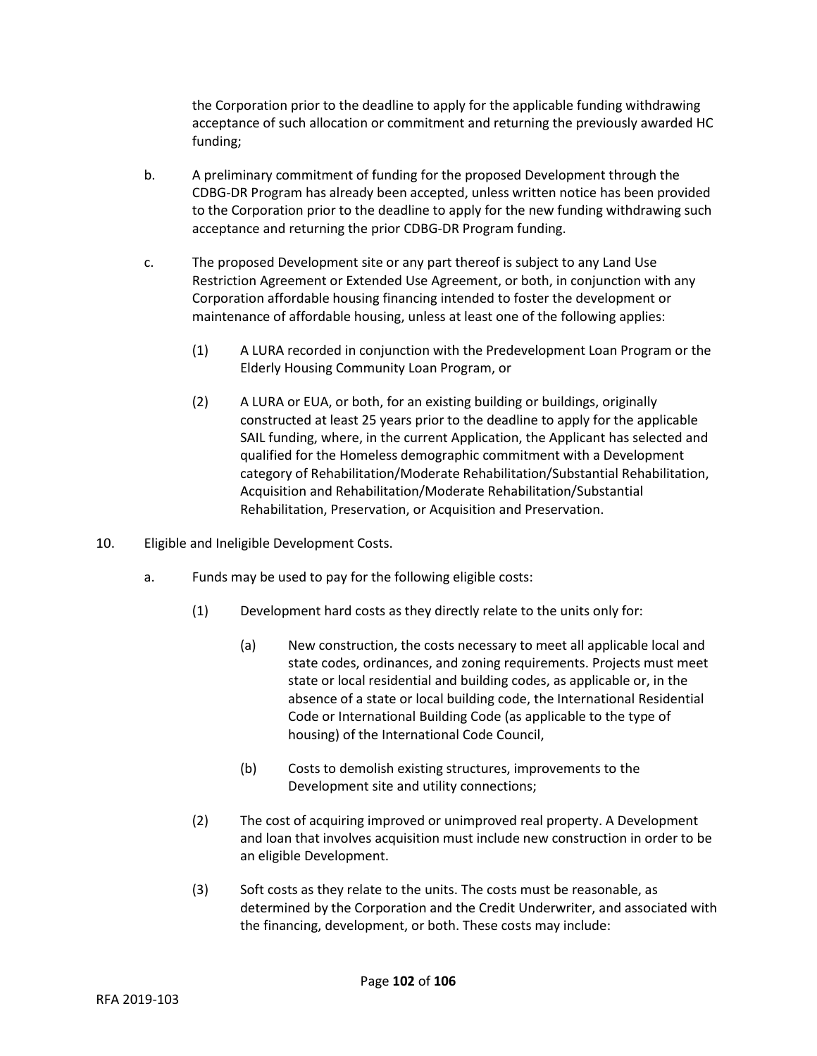the Corporation prior to the deadline to apply for the applicable funding withdrawing acceptance of such allocation or commitment and returning the previously awarded HC funding;

b. A preliminary commitment of funding for the proposed Development through the CDBG-DR Program has already been accepted, unless written notice has been provided to the Corporation prior to the deadline to apply for the new funding withdrawing such acceptance and returning the prior CDBG-DR Program funding.

c. The proposed Development site or any part thereof is subject to any Land Use Restriction Agreement or Extended Use Agreement, or both, in conjunction with any Corporation affordable housing financing intended to foster the development or maintenance of affordable housing, unless at least one of the following applies:

(1) A LURA recorded in conjunction with the Predevelopment Loan Program or the Elderly Housing Community Loan Program, or

(2) A LURA or EUA, or both, for an existing building or buildings, originally constructed at least 25 years prior to the deadline to apply for the applicable SAIL funding, where, in the current Application, the Applicant has selected and qualified for the Homeless demographic commitment with a Development category of Rehabilitation/Moderate Rehabilitation/Substantial Rehabilitation, Acquisition and Rehabilitation/Moderate Rehabilitation/Substantial Rehabilitation, Preservation, or Acquisition and Preservation.

10. Eligible and Ineligible Development Costs.

a. Funds may be used to pay for the following eligible costs:

(1) Development hard costs as they directly relate to the units only for:

(a) New construction, the costs necessary to meet all applicable local and state codes, ordinances, and zoning requirements. Projects must meet state or local residential and building codes, as applicable or, in the absence of a state or local building code, the International Residential Code or International Building Code (as applicable to the type of housing) of the International Code Council,

(b) Costs to demolish existing structures, improvements to the Development site and utility connections;

(2) The cost of acquiring improved or unimproved real property. A Development and loan that involves acquisition must include new construction in order to be an eligible Development.

(3) Soft costs as they relate to the units. The costs must be reasonable, as determined by the Corporation and the Credit Underwriter, and associated with the financing, development, or both. These costs may include: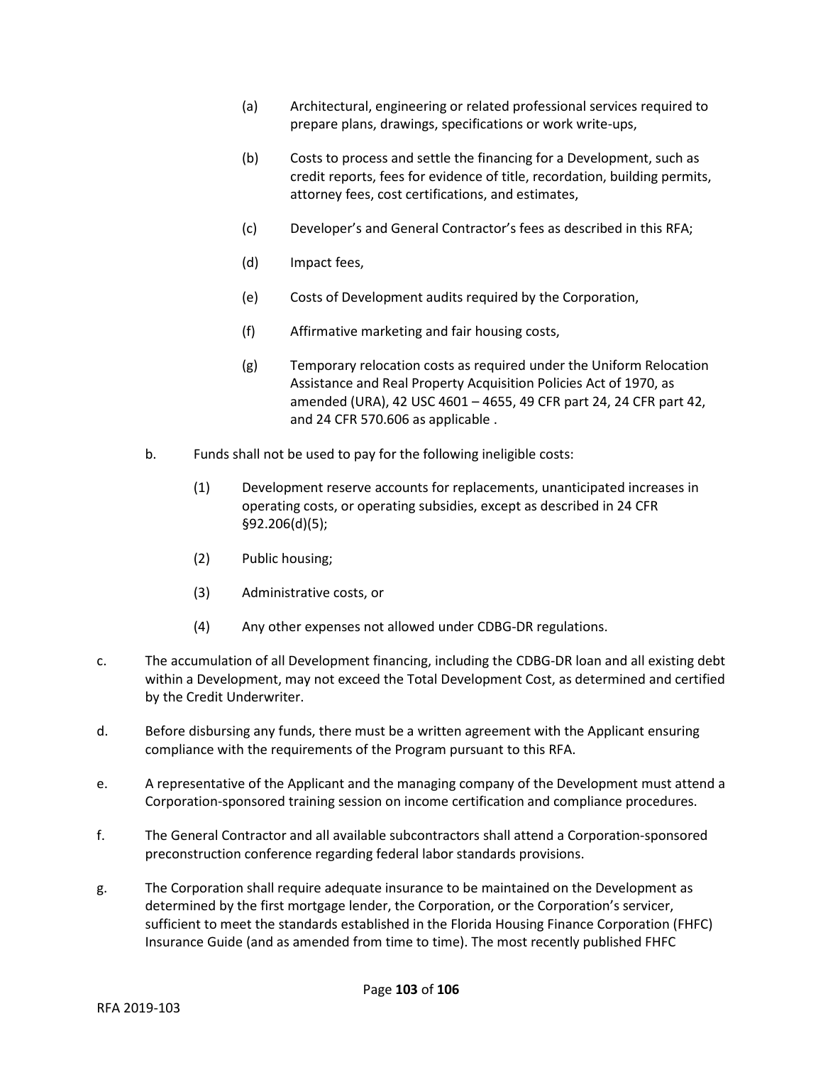(a) Architectural, engineering or related professional services required to prepare plans, drawings, specifications or work write-ups,

(b) Costs to process and settle the financing for a Development, such as credit reports, fees for evidence of title, recordation, building permits, attorney fees, cost certifications, and estimates,

(c) Developer's and General Contractor's fees as described in this RFA;

(d) Impact fees,

(e) Costs of Development audits required by the Corporation,

(f) Affirmative marketing and fair housing costs,

(g) Temporary relocation costs as required under the Uniform Relocation Assistance and Real Property Acquisition Policies Act of 1970, as amended (URA), 42 USC 4601 – 4655, 49 CFR part 24, 24 CFR part 42, and 24 CFR 570.606 as applicable .

b. Funds shall not be used to pay for the following ineligible costs:

(1) Development reserve accounts for replacements, unanticipated increases in operating costs, or operating subsidies, except as described in 24 CFR §92.206(d)(5);

(2) Public housing;

(3) Administrative costs, or

(4) Any other expenses not allowed under CDBG-DR regulations.

c. The accumulation of all Development financing, including the CDBG-DR loan and all existing debt within a Development, may not exceed the Total Development Cost, as determined and certified by the Credit Underwriter.

d. Before disbursing any funds, there must be a written agreement with the Applicant ensuring compliance with the requirements of the Program pursuant to this RFA.

e. A representative of the Applicant and the managing company of the Development must attend a Corporation-sponsored training session on income certification and compliance procedures.

f. The General Contractor and all available subcontractors shall attend a Corporation-sponsored preconstruction conference regarding federal labor standards provisions.

g. The Corporation shall require adequate insurance to be maintained on the Development as determined by the first mortgage lender, the Corporation, or the Corporation's servicer, sufficient to meet the standards established in the Florida Housing Finance Corporation (FHFC) Insurance Guide (and as amended from time to time). The most recently published FHFC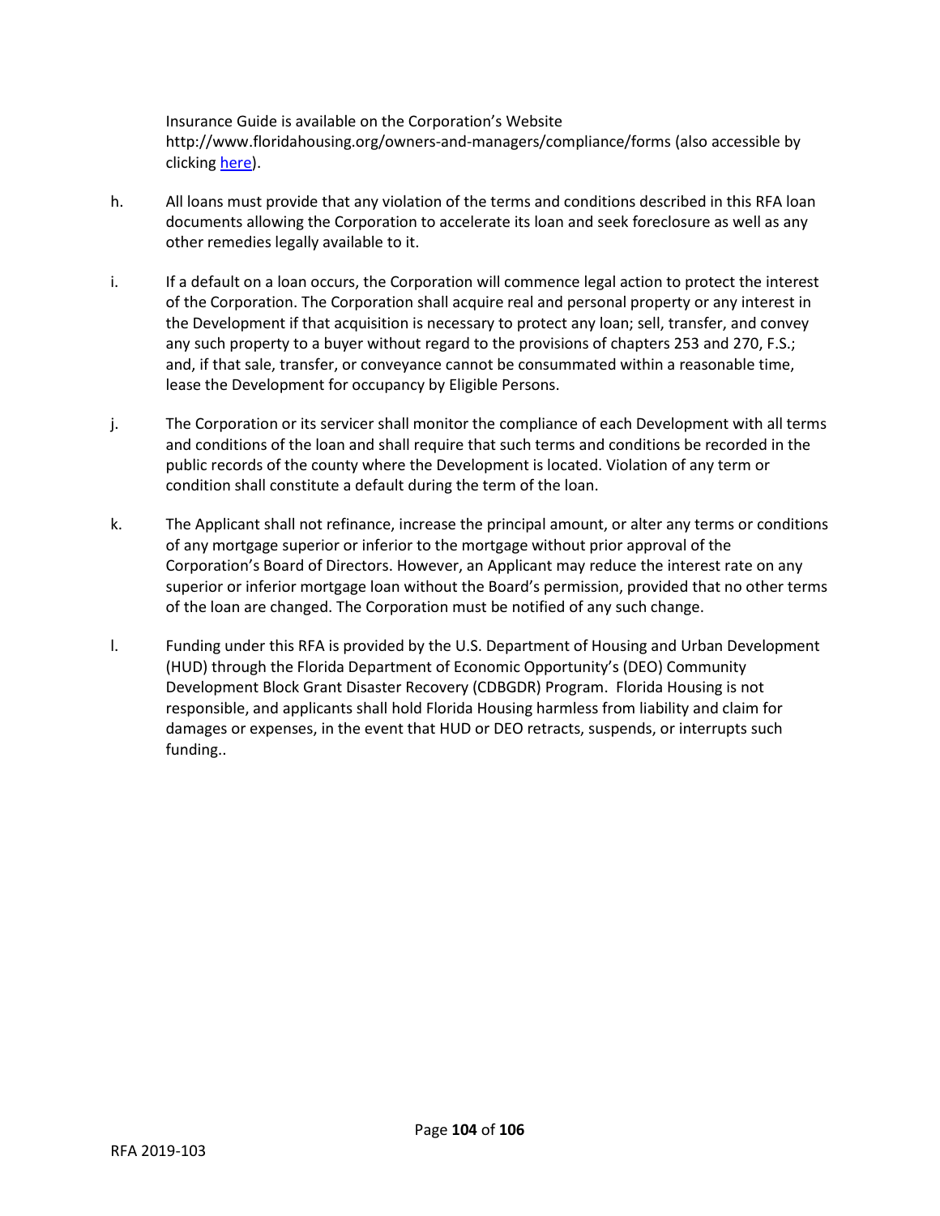Insurance Guide is available on the Corporation's Website http://www.floridahousing.org/owners-and-managers/compliance/forms (also accessible by clicking here).

h. All loans must provide that any violation of the terms and conditions described in this RFA loan documents allowing the Corporation to accelerate its loan and seek foreclosure as well as any other remedies legally available to it.

i. If a default on a loan occurs, the Corporation will commence legal action to protect the interest of the Corporation. The Corporation shall acquire real and personal property or any interest in the Development if that acquisition is necessary to protect any loan; sell, transfer, and convey any such property to a buyer without regard to the provisions of chapters 253 and 270, F.S.; and, if that sale, transfer, or conveyance cannot be consummated within a reasonable time, lease the Development for occupancy by Eligible Persons.

j. The Corporation or its servicer shall monitor the compliance of each Development with all terms and conditions of the loan and shall require that such terms and conditions be recorded in the public records of the county where the Development is located. Violation of any term or condition shall constitute a default during the term of the loan.

k. The Applicant shall not refinance, increase the principal amount, or alter any terms or conditions of any mortgage superior or inferior to the mortgage without prior approval of the Corporation's Board of Directors. However, an Applicant may reduce the interest rate on any superior or inferior mortgage loan without the Board's permission, provided that no other terms of the loan are changed. The Corporation must be notified of any such change.

l. Funding under this RFA is provided by the U.S. Department of Housing and Urban Development (HUD) through the Florida Department of Economic Opportunity's (DEO) Community Development Block Grant Disaster Recovery (CDBGDR) Program. Florida Housing is not responsible, and applicants shall hold Florida Housing harmless from liability and claim for damages or expenses, in the event that HUD or DEO retracts, suspends, or interrupts such funding..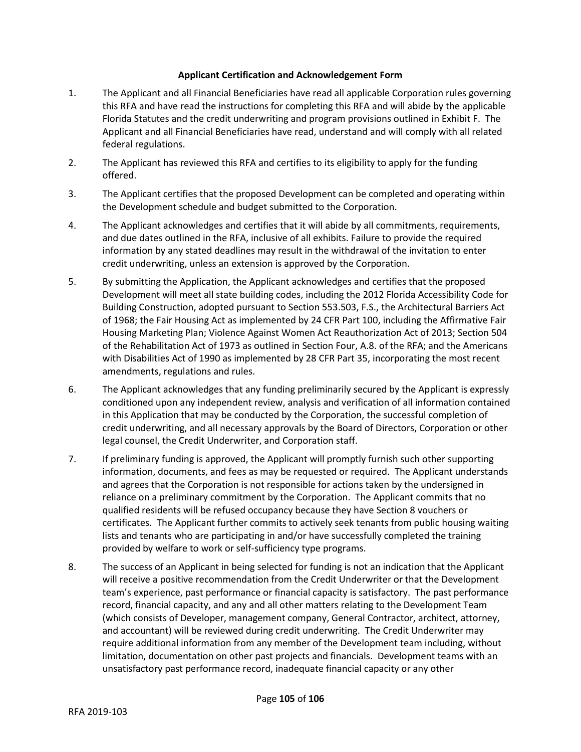**Applicant Certification and Acknowledgement Form**

1. The Applicant and all Financial Beneficiaries have read all applicable Corporation rules governing this RFA and have read the instructions for completing this RFA and will abide by the applicable Florida Statutes and the credit underwriting and program provisions outlined in Exhibit F. The Applicant and all Financial Beneficiaries have read, understand and will comply with all related federal regulations.

2. The Applicant has reviewed this RFA and certifies to its eligibility to apply for the funding offered.

3. The Applicant certifies that the proposed Development can be completed and operating within the Development schedule and budget submitted to the Corporation.

4. The Applicant acknowledges and certifies that it will abide by all commitments, requirements, and due dates outlined in the RFA, inclusive of all exhibits. Failure to provide the required information by any stated deadlines may result in the withdrawal of the invitation to enter credit underwriting, unless an extension is approved by the Corporation.

5. By submitting the Application, the Applicant acknowledges and certifies that the proposed Development will meet all state building codes, including the 2012 Florida Accessibility Code for Building Construction, adopted pursuant to Section 553.503, F.S., the Architectural Barriers Act of 1968; the Fair Housing Act as implemented by 24 CFR Part 100, including the Affirmative Fair Housing Marketing Plan; Violence Against Women Act Reauthorization Act of 2013; Section 504 of the Rehabilitation Act of 1973 as outlined in Section Four, A.8. of the RFA; and the Americans with Disabilities Act of 1990 as implemented by 28 CFR Part 35, incorporating the most recent amendments, regulations and rules.

6. The Applicant acknowledges that any funding preliminarily secured by the Applicant is expressly conditioned upon any independent review, analysis and verification of all information contained in this Application that may be conducted by the Corporation, the successful completion of credit underwriting, and all necessary approvals by the Board of Directors, Corporation or other legal counsel, the Credit Underwriter, and Corporation staff.

7. If preliminary funding is approved, the Applicant will promptly furnish such other supporting information, documents, and fees as may be requested or required. The Applicant understands and agrees that the Corporation is not responsible for actions taken by the undersigned in reliance on a preliminary commitment by the Corporation. The Applicant commits that no qualified residents will be refused occupancy because they have Section 8 vouchers or certificates. The Applicant further commits to actively seek tenants from public housing waiting lists and tenants who are participating in and/or have successfully completed the training provided by welfare to work or self-sufficiency type programs.

8. The success of an Applicant in being selected for funding is not an indication that the Applicant will receive a positive recommendation from the Credit Underwriter or that the Development team's experience, past performance or financial capacity is satisfactory. The past performance record, financial capacity, and any and all other matters relating to the Development Team (which consists of Developer, management company, General Contractor, architect, attorney, and accountant) will be reviewed during credit underwriting. The Credit Underwriter may require additional information from any member of the Development team including, without limitation, documentation on other past projects and financials. Development teams with an unsatisfactory past performance record, inadequate financial capacity or any other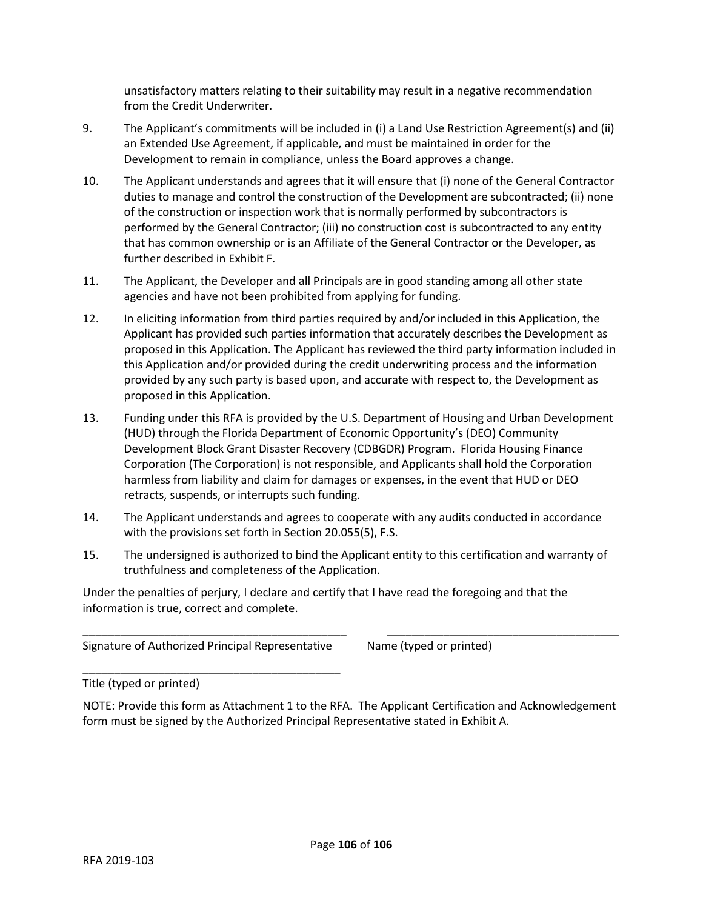unsatisfactory matters relating to their suitability may result in a negative recommendation from the Credit Underwriter.

9. The Applicant's commitments will be included in (i) a Land Use Restriction Agreement(s) and (ii) an Extended Use Agreement, if applicable, and must be maintained in order for the Development to remain in compliance, unless the Board approves a change.

10. The Applicant understands and agrees that it will ensure that (i) none of the General Contractor duties to manage and control the construction of the Development are subcontracted; (ii) none of the construction or inspection work that is normally performed by subcontractors is performed by the General Contractor; (iii) no construction cost is subcontracted to any entity that has common ownership or is an Affiliate of the General Contractor or the Developer, as further described in Exhibit F.

11. The Applicant, the Developer and all Principals are in good standing among all other state agencies and have not been prohibited from applying for funding.

12. In eliciting information from third parties required by and/or included in this Application, the Applicant has provided such parties information that accurately describes the Development as proposed in this Application. The Applicant has reviewed the third party information included in this Application and/or provided during the credit underwriting process and the information provided by any such party is based upon, and accurate with respect to, the Development as proposed in this Application.

13. Funding under this RFA is provided by the U.S. Department of Housing and Urban Development (HUD) through the Florida Department of Economic Opportunity's (DEO) Community Development Block Grant Disaster Recovery (CDBGDR) Program. Florida Housing Finance Corporation (The Corporation) is not responsible, and Applicants shall hold the Corporation harmless from liability and claim for damages or expenses, in the event that HUD or DEO retracts, suspends, or interrupts such funding.

14. The Applicant understands and agrees to cooperate with any audits conducted in accordance with the provisions set forth in Section 20.055(5), F.S.

15. The undersigned is authorized to bind the Applicant entity to this certification and warranty of truthfulness and completeness of the Application.

Under the penalties of perjury, I declare and certify that I have read the foregoing and that the information is true, correct and complete.

\_\_\_\_\_\_\_\_\_\_\_\_\_\_\_\_\_\_\_\_\_\_\_\_\_\_\_\_\_\_\_\_\_\_\_\_\_\_\_\_\_\_ \_\_\_\_\_\_\_\_\_\_\_\_\_\_\_\_\_\_\_\_\_\_\_\_\_\_\_\_\_\_\_\_\_\_\_\_\_\_
Signature of Authorized Principal Representative Name (typed or printed)

\_\_\_\_\_\_\_\_\_\_\_\_\_\_\_\_\_\_\_\_\_\_\_\_\_\_\_\_\_\_\_\_\_\_\_\_\_\_\_\_\_\_
Title (typed or printed)

NOTE: Provide this form as Attachment 1 to the RFA. The Applicant Certification and Acknowledgement form must be signed by the Authorized Principal Representative stated in Exhibit A.

RFA 2019-103